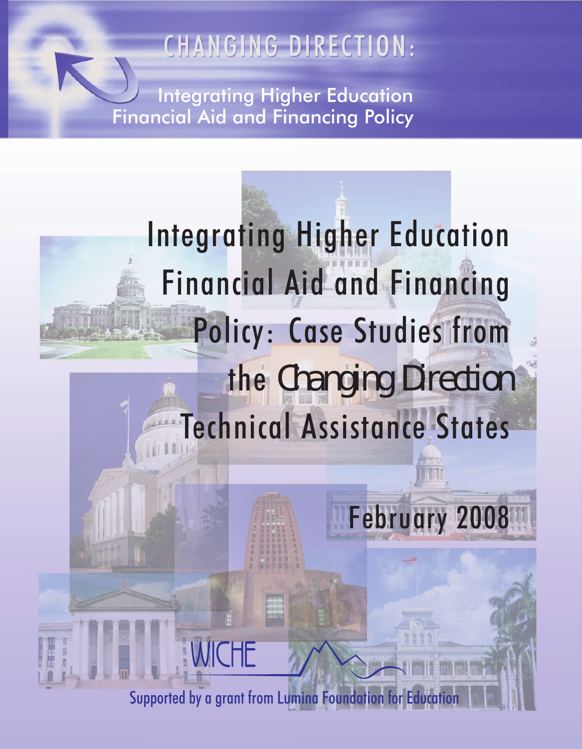CHANGING DIRECTION:

Integrating Higher Education Financial Aid and Financing Policy

# Integrating Higher Education Financial Aid and Financing Policy: Case Studies from the *Changing Direction* Technical Assistance States

February 2008

WICHE

Supported by a grant from Lumina Foundation for Education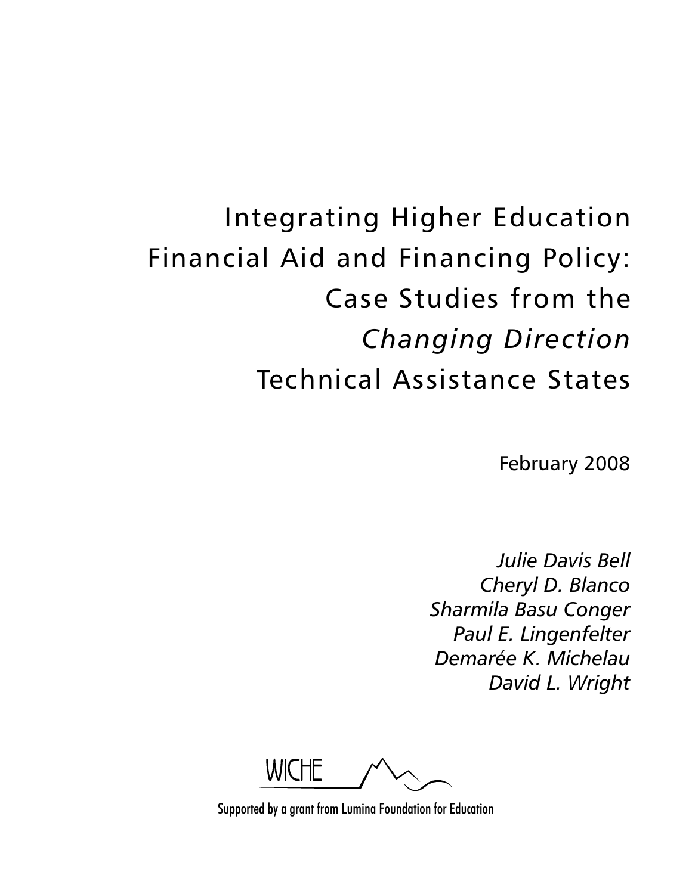# Integrating Higher Education Financial Aid and Financing Policy: Case Studies from the *Changing Direction* Technical Assistance States

February 2008

*Julie Davis Bell*
*Cheryl D. Blanco*
*Sharmila Basu Conger*
*Paul E. Lingenfelter*
*Demarée K. Michelau*
*David L. Wright*

WICHE

Supported by a grant from Lumina Foundation for Education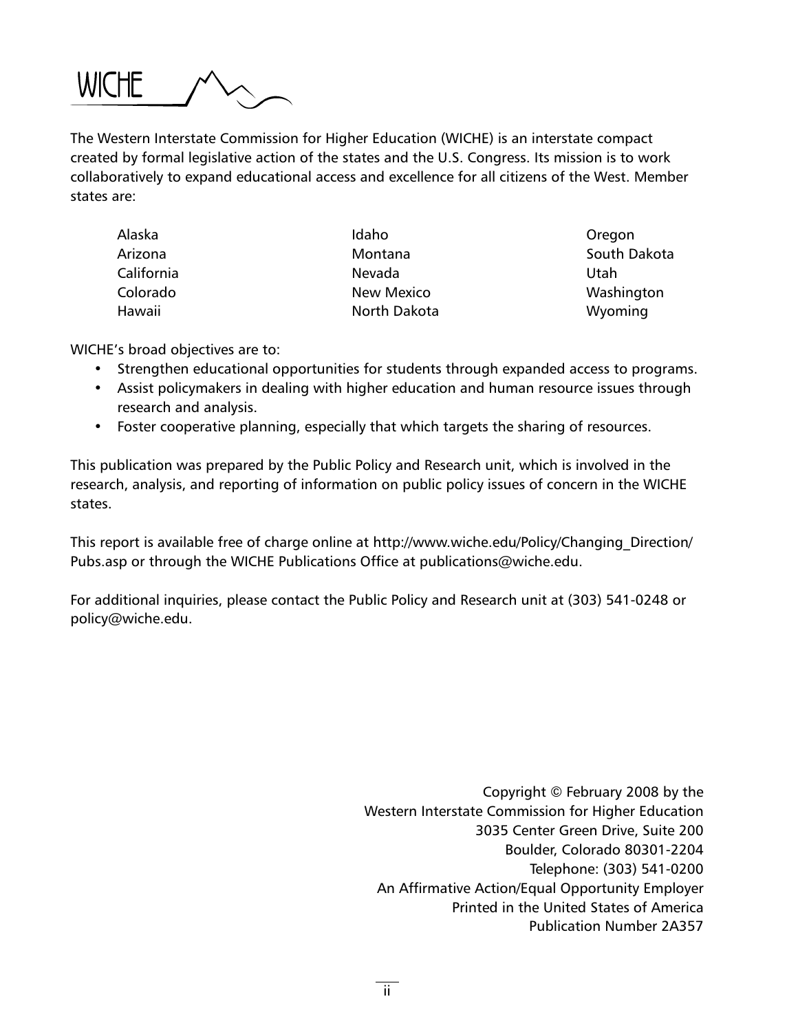WICHE

The Western Interstate Commission for Higher Education (WICHE) is an interstate compact created by formal legislative action of the states and the U.S. Congress. Its mission is to work collaboratively to expand educational access and excellence for all citizens of the West. Member states are:

Alaska
Arizona
California
Colorado
Hawaii
Idaho
Montana
Nevada
New Mexico
North Dakota
Oregon
South Dakota
Utah
Washington
Wyoming

WICHE's broad objectives are to:

- Strengthen educational opportunities for students through expanded access to programs.
- Assist policymakers in dealing with higher education and human resource issues through research and analysis.
- Foster cooperative planning, especially that which targets the sharing of resources.

This publication was prepared by the Public Policy and Research unit, which is involved in the research, analysis, and reporting of information on public policy issues of concern in the WICHE states.

This report is available free of charge online at http://www.wiche.edu/Policy/Changing_Direction/Pubs.asp or through the WICHE Publications Office at publications@wiche.edu.

For additional inquiries, please contact the Public Policy and Research unit at (303) 541-0248 or policy@wiche.edu.

Copyright © February 2008 by the
Western Interstate Commission for Higher Education
3035 Center Green Drive, Suite 200
Boulder, Colorado 80301-2204
Telephone: (303) 541-0200
An Affirmative Action/Equal Opportunity Employer
Printed in the United States of America
Publication Number 2A357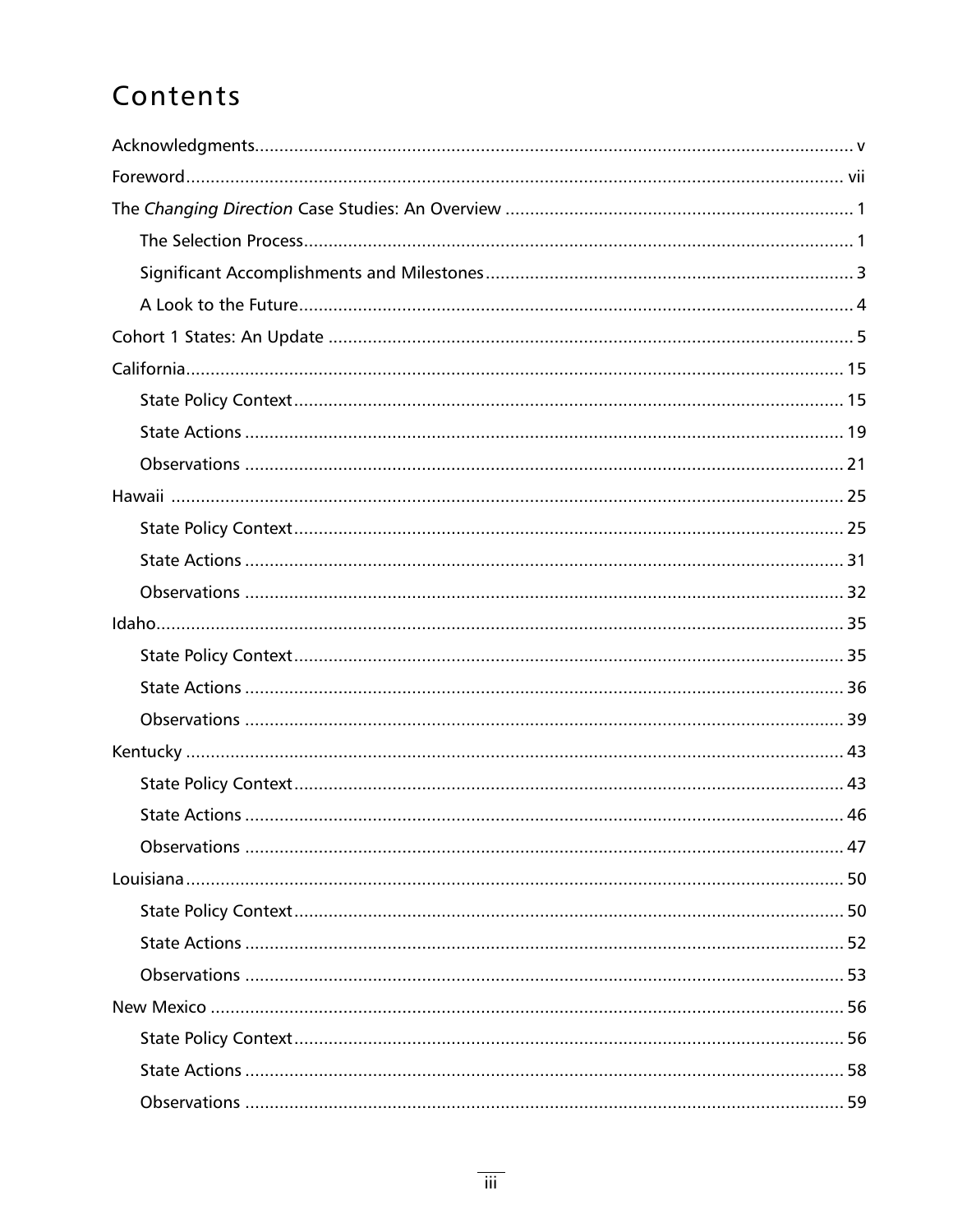# Contents

- Acknowledgments ........ v
- Foreword ........ vii
- The *Changing Direction* Case Studies: An Overview ........ 1
  - The Selection Process ........ 1
  - Significant Accomplishments and Milestones ........ 3
  - A Look to the Future ........ 4
- Cohort 1 States: An Update ........ 5
- California ........ 15
  - State Policy Context ........ 15
  - State Actions ........ 19
  - Observations ........ 21
- Hawaii ........ 25
  - State Policy Context ........ 25
  - State Actions ........ 31
  - Observations ........ 32
- Idaho ........ 35
  - State Policy Context ........ 35
  - State Actions ........ 36
  - Observations ........ 39
- Kentucky ........ 43
  - State Policy Context ........ 43
  - State Actions ........ 46
  - Observations ........ 47
- Louisiana ........ 50
  - State Policy Context ........ 50
  - State Actions ........ 52
  - Observations ........ 53
- New Mexico ........ 56
  - State Policy Context ........ 56
  - State Actions ........ 58
  - Observations ........ 59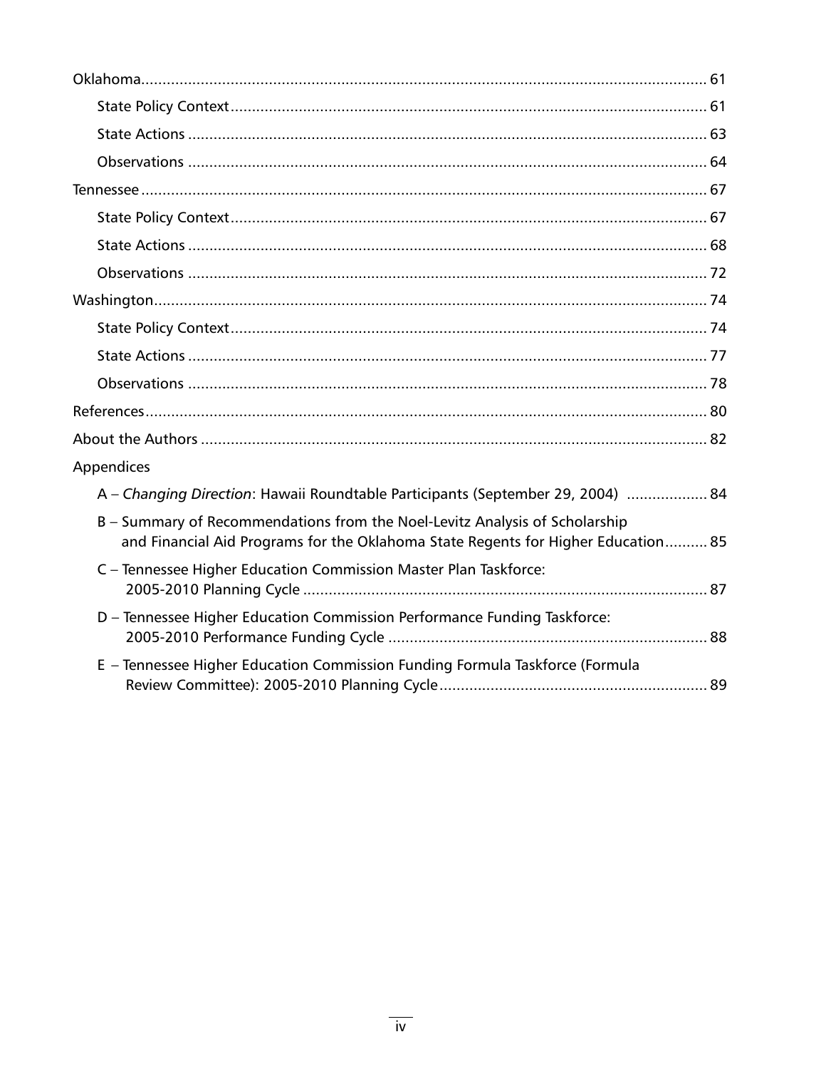Oklahoma ........................................................................................................................................ 61

State Policy Context ................................................................................................................ 61

State Actions ........................................................................................................................... 63

Observations ........................................................................................................................... 64

Tennessee ....................................................................................................................................... 67

State Policy Context ................................................................................................................ 67

State Actions ........................................................................................................................... 68

Observations ........................................................................................................................... 72

Washington ..................................................................................................................................... 74

State Policy Context ................................................................................................................ 74

State Actions ........................................................................................................................... 77

Observations ........................................................................................................................... 78

References ...................................................................................................................................... 80

About the Authors ......................................................................................................................... 82

Appendices

A – *Changing Direction*: Hawaii Roundtable Participants (September 29, 2004) .................. 84

B – Summary of Recommendations from the Noel-Levitz Analysis of Scholarship and Financial Aid Programs for the Oklahoma State Regents for Higher Education .......... 85

C – Tennessee Higher Education Commission Master Plan Taskforce: 2005-2010 Planning Cycle .............................................................................................. 87

D – Tennessee Higher Education Commission Performance Funding Taskforce: 2005-2010 Performance Funding Cycle .......................................................................... 88

E – Tennessee Higher Education Commission Funding Formula Taskforce (Formula Review Committee): 2005-2010 Planning Cycle .............................................................. 89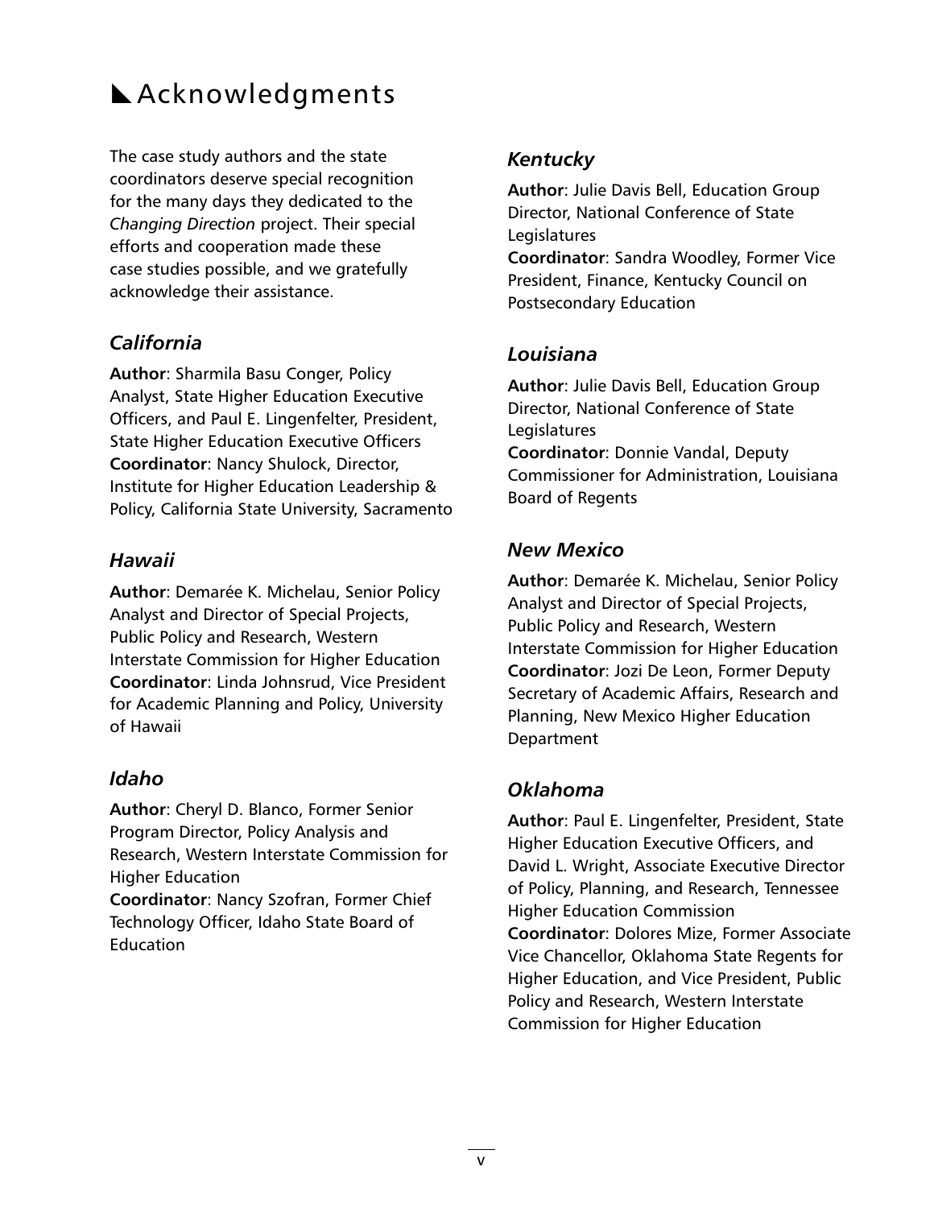# Acknowledgments

The case study authors and the state coordinators deserve special recognition for the many days they dedicated to the *Changing Direction* project. Their special efforts and cooperation made these case studies possible, and we gratefully acknowledge their assistance.

## *California*

**Author**: Sharmila Basu Conger, Policy Analyst, State Higher Education Executive Officers, and Paul E. Lingenfelter, President, State Higher Education Executive Officers
**Coordinator**: Nancy Shulock, Director, Institute for Higher Education Leadership & Policy, California State University, Sacramento

## *Hawaii*

**Author**: Demarée K. Michelau, Senior Policy Analyst and Director of Special Projects, Public Policy and Research, Western Interstate Commission for Higher Education
**Coordinator**: Linda Johnsrud, Vice President for Academic Planning and Policy, University of Hawaii

## *Idaho*

**Author**: Cheryl D. Blanco, Former Senior Program Director, Policy Analysis and Research, Western Interstate Commission for Higher Education
**Coordinator**: Nancy Szofran, Former Chief Technology Officer, Idaho State Board of Education

## *Kentucky*

**Author**: Julie Davis Bell, Education Group Director, National Conference of State Legislatures
**Coordinator**: Sandra Woodley, Former Vice President, Finance, Kentucky Council on Postsecondary Education

## *Louisiana*

**Author**: Julie Davis Bell, Education Group Director, National Conference of State Legislatures
**Coordinator**: Donnie Vandal, Deputy Commissioner for Administration, Louisiana Board of Regents

## *New Mexico*

**Author**: Demarée K. Michelau, Senior Policy Analyst and Director of Special Projects, Public Policy and Research, Western Interstate Commission for Higher Education
**Coordinator**: Jozi De Leon, Former Deputy Secretary of Academic Affairs, Research and Planning, New Mexico Higher Education Department

## *Oklahoma*

**Author**: Paul E. Lingenfelter, President, State Higher Education Executive Officers, and David L. Wright, Associate Executive Director of Policy, Planning, and Research, Tennessee Higher Education Commission
**Coordinator**: Dolores Mize, Former Associate Vice Chancellor, Oklahoma State Regents for Higher Education, and Vice President, Public Policy and Research, Western Interstate Commission for Higher Education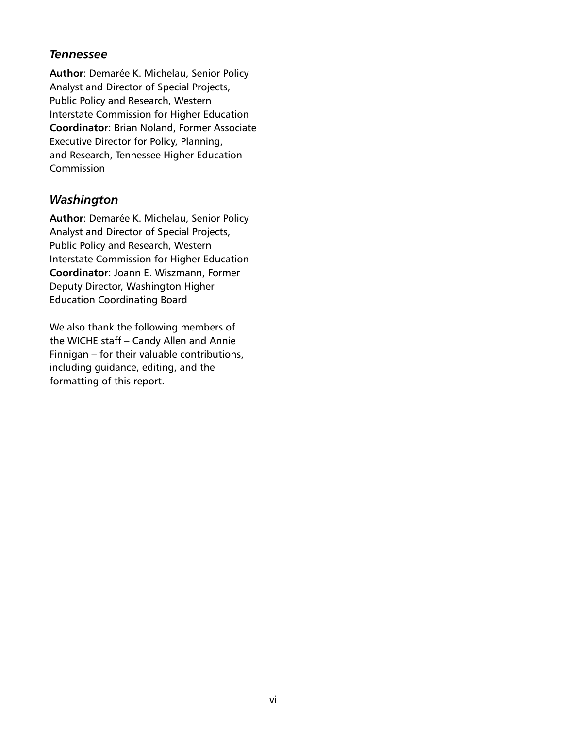### *Tennessee*

**Author**: Demarée K. Michelau, Senior Policy Analyst and Director of Special Projects, Public Policy and Research, Western Interstate Commission for Higher Education
**Coordinator**: Brian Noland, Former Associate Executive Director for Policy, Planning, and Research, Tennessee Higher Education Commission

### *Washington*

**Author**: Demarée K. Michelau, Senior Policy Analyst and Director of Special Projects, Public Policy and Research, Western Interstate Commission for Higher Education
**Coordinator**: Joann E. Wiszmann, Former Deputy Director, Washington Higher Education Coordinating Board

We also thank the following members of the WICHE staff – Candy Allen and Annie Finnigan – for their valuable contributions, including guidance, editing, and the formatting of this report.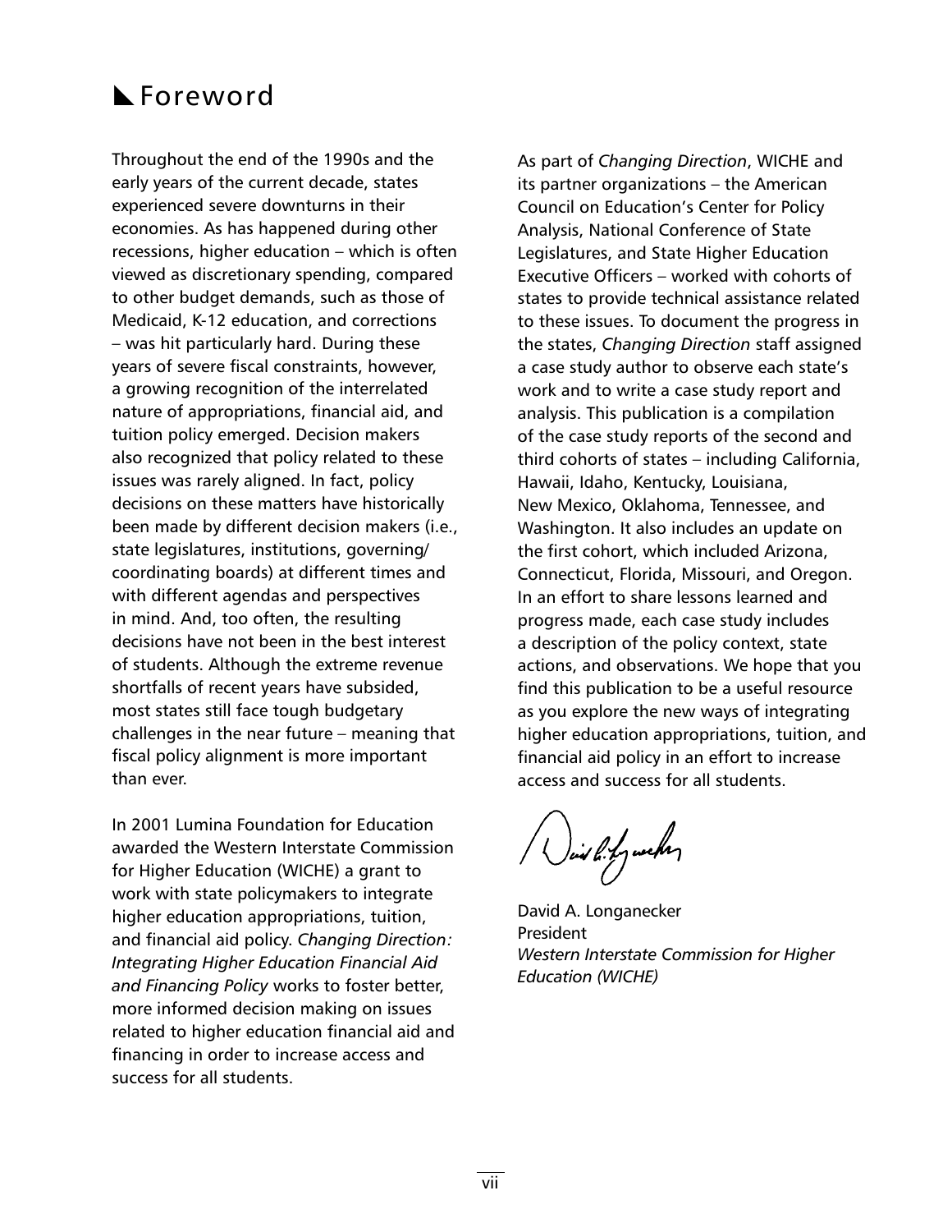# Foreword

Throughout the end of the 1990s and the early years of the current decade, states experienced severe downturns in their economies. As has happened during other recessions, higher education – which is often viewed as discretionary spending, compared to other budget demands, such as those of Medicaid, K-12 education, and corrections – was hit particularly hard. During these years of severe fiscal constraints, however, a growing recognition of the interrelated nature of appropriations, financial aid, and tuition policy emerged. Decision makers also recognized that policy related to these issues was rarely aligned. In fact, policy decisions on these matters have historically been made by different decision makers (i.e., state legislatures, institutions, governing/coordinating boards) at different times and with different agendas and perspectives in mind. And, too often, the resulting decisions have not been in the best interest of students. Although the extreme revenue shortfalls of recent years have subsided, most states still face tough budgetary challenges in the near future – meaning that fiscal policy alignment is more important than ever.

In 2001 Lumina Foundation for Education awarded the Western Interstate Commission for Higher Education (WICHE) a grant to work with state policymakers to integrate higher education appropriations, tuition, and financial aid policy. *Changing Direction: Integrating Higher Education Financial Aid and Financing Policy* works to foster better, more informed decision making on issues related to higher education financial aid and financing in order to increase access and success for all students.

As part of *Changing Direction*, WICHE and its partner organizations – the American Council on Education's Center for Policy Analysis, National Conference of State Legislatures, and State Higher Education Executive Officers – worked with cohorts of states to provide technical assistance related to these issues. To document the progress in the states, *Changing Direction* staff assigned a case study author to observe each state's work and to write a case study report and analysis. This publication is a compilation of the case study reports of the second and third cohorts of states – including California, Hawaii, Idaho, Kentucky, Louisiana, New Mexico, Oklahoma, Tennessee, and Washington. It also includes an update on the first cohort, which included Arizona, Connecticut, Florida, Missouri, and Oregon. In an effort to share lessons learned and progress made, each case study includes a description of the policy context, state actions, and observations. We hope that you find this publication to be a useful resource as you explore the new ways of integrating higher education appropriations, tuition, and financial aid policy in an effort to increase access and success for all students.

David A. Longanecker
President
*Western Interstate Commission for Higher Education (WICHE)*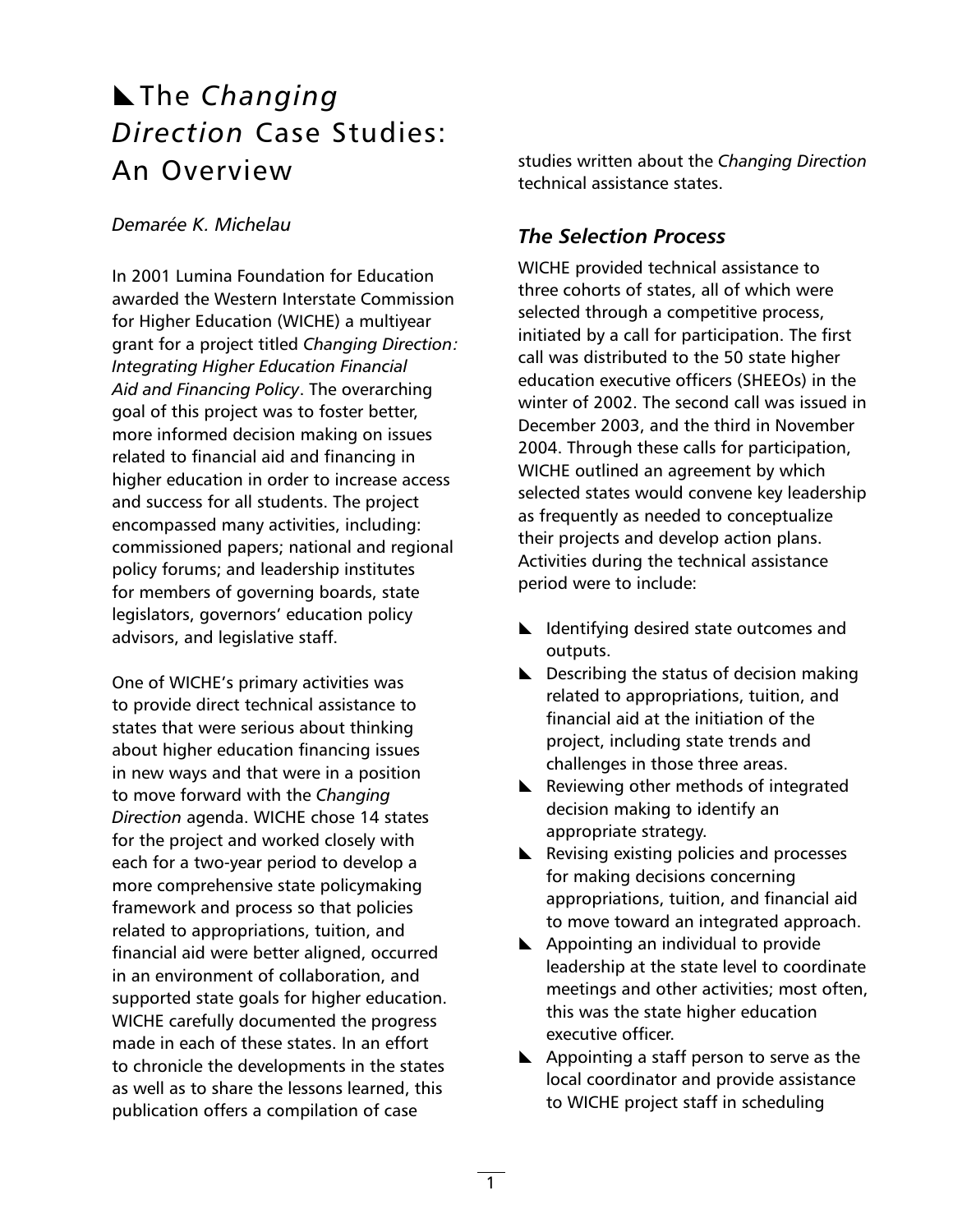# The *Changing Direction* Case Studies: An Overview

*Demarée K. Michelau*

In 2001 Lumina Foundation for Education awarded the Western Interstate Commission for Higher Education (WICHE) a multiyear grant for a project titled *Changing Direction: Integrating Higher Education Financial Aid and Financing Policy*. The overarching goal of this project was to foster better, more informed decision making on issues related to financial aid and financing in higher education in order to increase access and success for all students. The project encompassed many activities, including: commissioned papers; national and regional policy forums; and leadership institutes for members of governing boards, state legislators, governors' education policy advisors, and legislative staff.

One of WICHE's primary activities was to provide direct technical assistance to states that were serious about thinking about higher education financing issues in new ways and that were in a position to move forward with the *Changing Direction* agenda. WICHE chose 14 states for the project and worked closely with each for a two-year period to develop a more comprehensive state policymaking framework and process so that policies related to appropriations, tuition, and financial aid were better aligned, occurred in an environment of collaboration, and supported state goals for higher education. WICHE carefully documented the progress made in each of these states. In an effort to chronicle the developments in the states as well as to share the lessons learned, this publication offers a compilation of case studies written about the *Changing Direction* technical assistance states.

## *The Selection Process*

WICHE provided technical assistance to three cohorts of states, all of which were selected through a competitive process, initiated by a call for participation. The first call was distributed to the 50 state higher education executive officers (SHEEOs) in the winter of 2002. The second call was issued in December 2003, and the third in November 2004. Through these calls for participation, WICHE outlined an agreement by which selected states would convene key leadership as frequently as needed to conceptualize their projects and develop action plans. Activities during the technical assistance period were to include:

- Identifying desired state outcomes and outputs.
- Describing the status of decision making related to appropriations, tuition, and financial aid at the initiation of the project, including state trends and challenges in those three areas.
- Reviewing other methods of integrated decision making to identify an appropriate strategy.
- Revising existing policies and processes for making decisions concerning appropriations, tuition, and financial aid to move toward an integrated approach.
- Appointing an individual to provide leadership at the state level to coordinate meetings and other activities; most often, this was the state higher education executive officer.
- Appointing a staff person to serve as the local coordinator and provide assistance to WICHE project staff in scheduling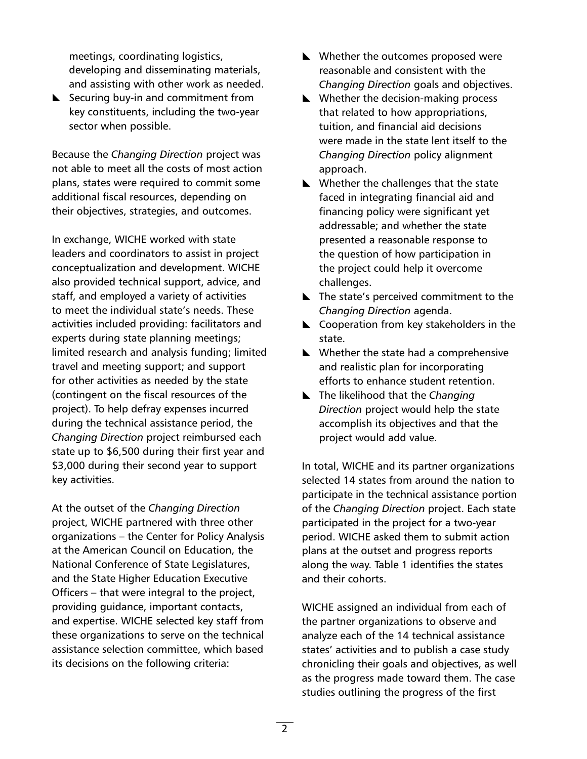meetings, coordinating logistics, developing and disseminating materials, and assisting with other work as needed.
- Securing buy-in and commitment from key constituents, including the two-year sector when possible.

Because the *Changing Direction* project was not able to meet all the costs of most action plans, states were required to commit some additional fiscal resources, depending on their objectives, strategies, and outcomes.

In exchange, WICHE worked with state leaders and coordinators to assist in project conceptualization and development. WICHE also provided technical support, advice, and staff, and employed a variety of activities to meet the individual state's needs. These activities included providing: facilitators and experts during state planning meetings; limited research and analysis funding; limited travel and meeting support; and support for other activities as needed by the state (contingent on the fiscal resources of the project). To help defray expenses incurred during the technical assistance period, the *Changing Direction* project reimbursed each state up to $6,500 during their first year and $3,000 during their second year to support key activities.

At the outset of the *Changing Direction* project, WICHE partnered with three other organizations – the Center for Policy Analysis at the American Council on Education, the National Conference of State Legislatures, and the State Higher Education Executive Officers – that were integral to the project, providing guidance, important contacts, and expertise. WICHE selected key staff from these organizations to serve on the technical assistance selection committee, which based its decisions on the following criteria:

- Whether the outcomes proposed were reasonable and consistent with the *Changing Direction* goals and objectives.
- Whether the decision-making process that related to how appropriations, tuition, and financial aid decisions were made in the state lent itself to the *Changing Direction* policy alignment approach.
- Whether the challenges that the state faced in integrating financial aid and financing policy were significant yet addressable; and whether the state presented a reasonable response to the question of how participation in the project could help it overcome challenges.
- The state's perceived commitment to the *Changing Direction* agenda.
- Cooperation from key stakeholders in the state.
- Whether the state had a comprehensive and realistic plan for incorporating efforts to enhance student retention.
- The likelihood that the *Changing Direction* project would help the state accomplish its objectives and that the project would add value.

In total, WICHE and its partner organizations selected 14 states from around the nation to participate in the technical assistance portion of the *Changing Direction* project. Each state participated in the project for a two-year period. WICHE asked them to submit action plans at the outset and progress reports along the way. Table 1 identifies the states and their cohorts.

WICHE assigned an individual from each of the partner organizations to observe and analyze each of the 14 technical assistance states' activities and to publish a case study chronicling their goals and objectives, as well as the progress made toward them. The case studies outlining the progress of the first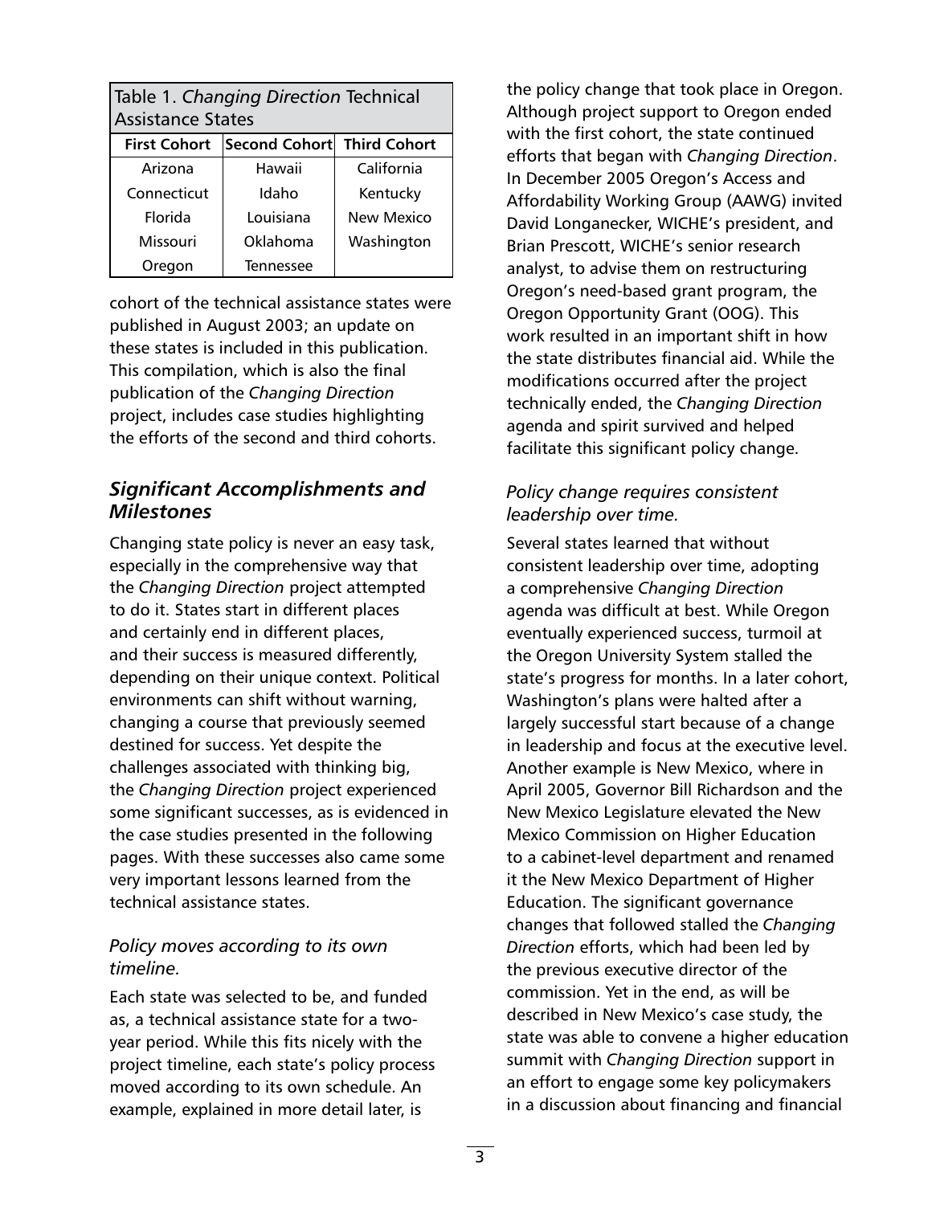Table 1. *Changing Direction* Technical Assistance States

| First Cohort | Second Cohort | Third Cohort |
|---|---|---|
| Arizona | Hawaii | California |
| Connecticut | Idaho | Kentucky |
| Florida | Louisiana | New Mexico |
| Missouri | Oklahoma | Washington |
| Oregon | Tennessee | |

cohort of the technical assistance states were published in August 2003; an update on these states is included in this publication. This compilation, which is also the final publication of the *Changing Direction* project, includes case studies highlighting the efforts of the second and third cohorts.

## *Significant Accomplishments and Milestones*

Changing state policy is never an easy task, especially in the comprehensive way that the *Changing Direction* project attempted to do it. States start in different places and certainly end in different places, and their success is measured differently, depending on their unique context. Political environments can shift without warning, changing a course that previously seemed destined for success. Yet despite the challenges associated with thinking big, the *Changing Direction* project experienced some significant successes, as is evidenced in the case studies presented in the following pages. With these successes also came some very important lessons learned from the technical assistance states.

### *Policy moves according to its own timeline.*

Each state was selected to be, and funded as, a technical assistance state for a two-year period. While this fits nicely with the project timeline, each state's policy process moved according to its own schedule. An example, explained in more detail later, is the policy change that took place in Oregon. Although project support to Oregon ended with the first cohort, the state continued efforts that began with *Changing Direction*. In December 2005 Oregon's Access and Affordability Working Group (AAWG) invited David Longanecker, WICHE's president, and Brian Prescott, WICHE's senior research analyst, to advise them on restructuring Oregon's need-based grant program, the Oregon Opportunity Grant (OOG). This work resulted in an important shift in how the state distributes financial aid. While the modifications occurred after the project technically ended, the *Changing Direction* agenda and spirit survived and helped facilitate this significant policy change.

### *Policy change requires consistent leadership over time.*

Several states learned that without consistent leadership over time, adopting a comprehensive *Changing Direction* agenda was difficult at best. While Oregon eventually experienced success, turmoil at the Oregon University System stalled the state's progress for months. In a later cohort, Washington's plans were halted after a largely successful start because of a change in leadership and focus at the executive level. Another example is New Mexico, where in April 2005, Governor Bill Richardson and the New Mexico Legislature elevated the New Mexico Commission on Higher Education to a cabinet-level department and renamed it the New Mexico Department of Higher Education. The significant governance changes that followed stalled the *Changing Direction* efforts, which had been led by the previous executive director of the commission. Yet in the end, as will be described in New Mexico's case study, the state was able to convene a higher education summit with *Changing Direction* support in an effort to engage some key policymakers in a discussion about financing and financial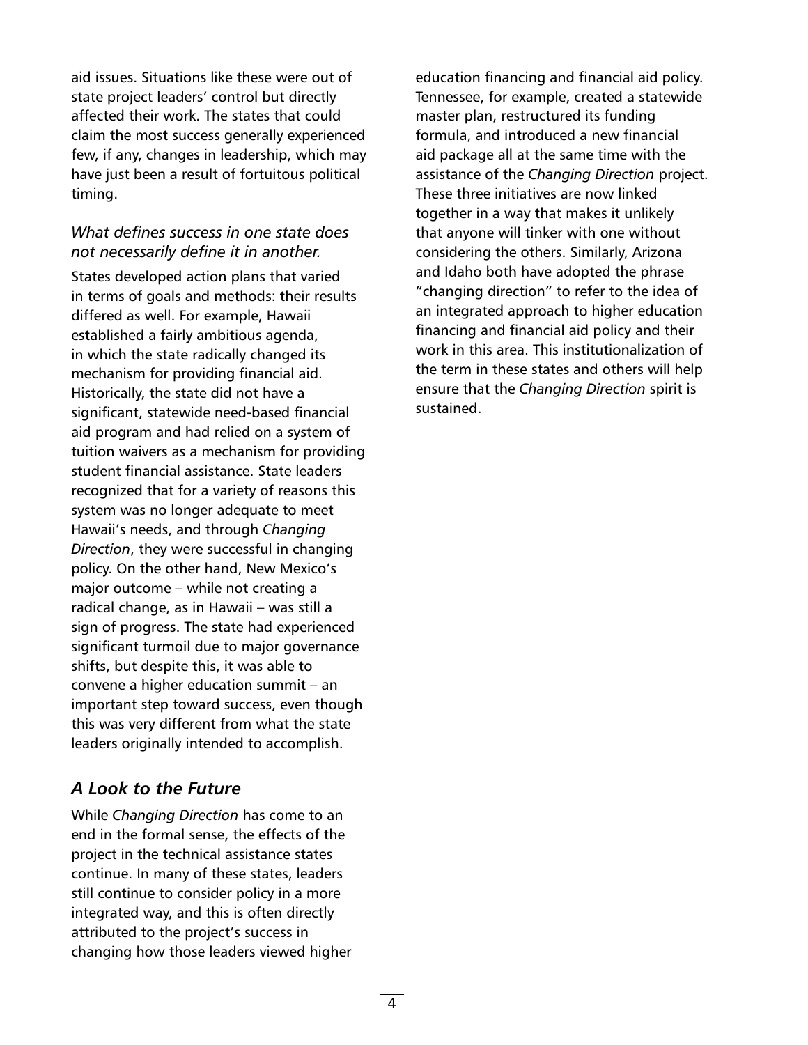aid issues. Situations like these were out of state project leaders' control but directly affected their work. The states that could claim the most success generally experienced few, if any, changes in leadership, which may have just been a result of fortuitous political timing.

*What defines success in one state does not necessarily define it in another.*

States developed action plans that varied in terms of goals and methods: their results differed as well. For example, Hawaii established a fairly ambitious agenda, in which the state radically changed its mechanism for providing financial aid. Historically, the state did not have a significant, statewide need-based financial aid program and had relied on a system of tuition waivers as a mechanism for providing student financial assistance. State leaders recognized that for a variety of reasons this system was no longer adequate to meet Hawaii's needs, and through *Changing Direction*, they were successful in changing policy. On the other hand, New Mexico's major outcome – while not creating a radical change, as in Hawaii – was still a sign of progress. The state had experienced significant turmoil due to major governance shifts, but despite this, it was able to convene a higher education summit – an important step toward success, even though this was very different from what the state leaders originally intended to accomplish.

## *A Look to the Future*

While *Changing Direction* has come to an end in the formal sense, the effects of the project in the technical assistance states continue. In many of these states, leaders still continue to consider policy in a more integrated way, and this is often directly attributed to the project's success in changing how those leaders viewed higher education financing and financial aid policy. Tennessee, for example, created a statewide master plan, restructured its funding formula, and introduced a new financial aid package all at the same time with the assistance of the *Changing Direction* project. These three initiatives are now linked together in a way that makes it unlikely that anyone will tinker with one without considering the others. Similarly, Arizona and Idaho both have adopted the phrase "changing direction" to refer to the idea of an integrated approach to higher education financing and financial aid policy and their work in this area. This institutionalization of the term in these states and others will help ensure that the *Changing Direction* spirit is sustained.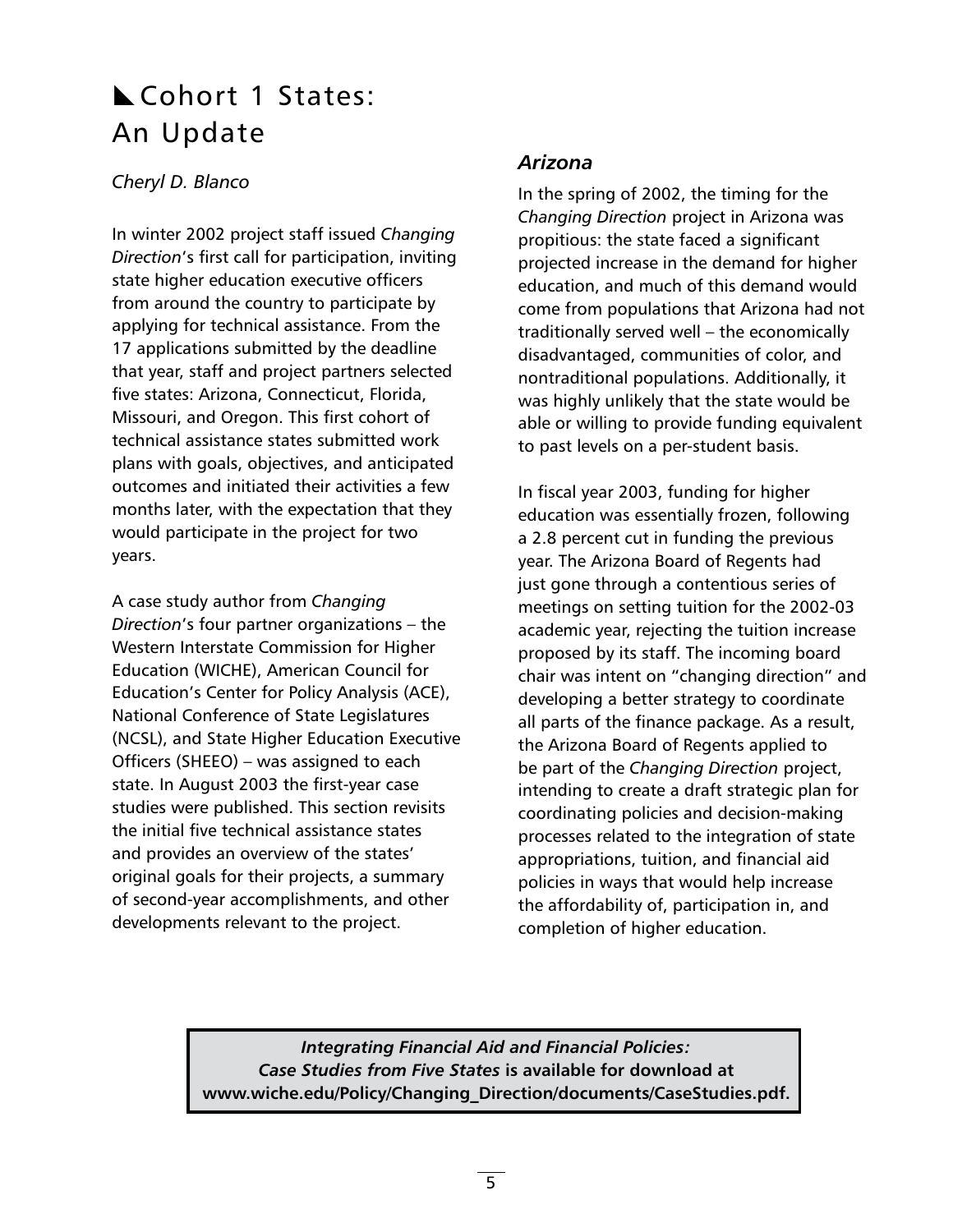# Cohort 1 States: An Update

*Cheryl D. Blanco*

In winter 2002 project staff issued *Changing Direction*'s first call for participation, inviting state higher education executive officers from around the country to participate by applying for technical assistance. From the 17 applications submitted by the deadline that year, staff and project partners selected five states: Arizona, Connecticut, Florida, Missouri, and Oregon. This first cohort of technical assistance states submitted work plans with goals, objectives, and anticipated outcomes and initiated their activities a few months later, with the expectation that they would participate in the project for two years.

A case study author from *Changing Direction*'s four partner organizations – the Western Interstate Commission for Higher Education (WICHE), American Council for Education's Center for Policy Analysis (ACE), National Conference of State Legislatures (NCSL), and State Higher Education Executive Officers (SHEEO) – was assigned to each state. In August 2003 the first-year case studies were published. This section revisits the initial five technical assistance states and provides an overview of the states' original goals for their projects, a summary of second-year accomplishments, and other developments relevant to the project.

## *Arizona*

In the spring of 2002, the timing for the *Changing Direction* project in Arizona was propitious: the state faced a significant projected increase in the demand for higher education, and much of this demand would come from populations that Arizona had not traditionally served well – the economically disadvantaged, communities of color, and nontraditional populations. Additionally, it was highly unlikely that the state would be able or willing to provide funding equivalent to past levels on a per-student basis.

In fiscal year 2003, funding for higher education was essentially frozen, following a 2.8 percent cut in funding the previous year. The Arizona Board of Regents had just gone through a contentious series of meetings on setting tuition for the 2002-03 academic year, rejecting the tuition increase proposed by its staff. The incoming board chair was intent on "changing direction" and developing a better strategy to coordinate all parts of the finance package. As a result, the Arizona Board of Regents applied to be part of the *Changing Direction* project, intending to create a draft strategic plan for coordinating policies and decision-making processes related to the integration of state appropriations, tuition, and financial aid policies in ways that would help increase the affordability of, participation in, and completion of higher education.

***Integrating Financial Aid and Financial Policies: Case Studies from Five States*** **is available for download at www.wiche.edu/Policy/Changing_Direction/documents/CaseStudies.pdf.**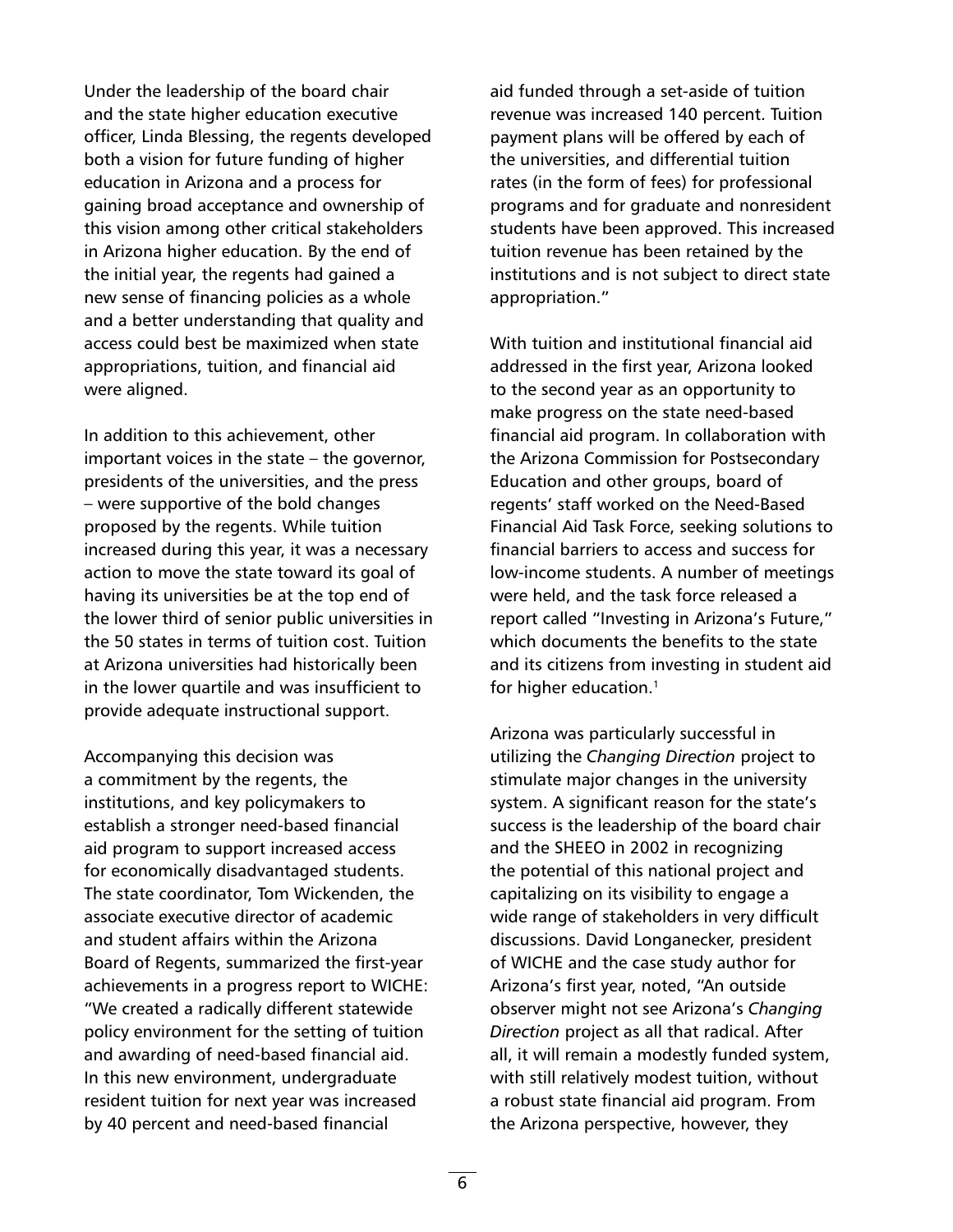Under the leadership of the board chair and the state higher education executive officer, Linda Blessing, the regents developed both a vision for future funding of higher education in Arizona and a process for gaining broad acceptance and ownership of this vision among other critical stakeholders in Arizona higher education. By the end of the initial year, the regents had gained a new sense of financing policies as a whole and a better understanding that quality and access could best be maximized when state appropriations, tuition, and financial aid were aligned.

In addition to this achievement, other important voices in the state – the governor, presidents of the universities, and the press – were supportive of the bold changes proposed by the regents. While tuition increased during this year, it was a necessary action to move the state toward its goal of having its universities be at the top end of the lower third of senior public universities in the 50 states in terms of tuition cost. Tuition at Arizona universities had historically been in the lower quartile and was insufficient to provide adequate instructional support.

Accompanying this decision was a commitment by the regents, the institutions, and key policymakers to establish a stronger need-based financial aid program to support increased access for economically disadvantaged students. The state coordinator, Tom Wickenden, the associate executive director of academic and student affairs within the Arizona Board of Regents, summarized the first-year achievements in a progress report to WICHE: "We created a radically different statewide policy environment for the setting of tuition and awarding of need-based financial aid. In this new environment, undergraduate resident tuition for next year was increased by 40 percent and need-based financial aid funded through a set-aside of tuition revenue was increased 140 percent. Tuition payment plans will be offered by each of the universities, and differential tuition rates (in the form of fees) for professional programs and for graduate and nonresident students have been approved. This increased tuition revenue has been retained by the institutions and is not subject to direct state appropriation."

With tuition and institutional financial aid addressed in the first year, Arizona looked to the second year as an opportunity to make progress on the state need-based financial aid program. In collaboration with the Arizona Commission for Postsecondary Education and other groups, board of regents' staff worked on the Need-Based Financial Aid Task Force, seeking solutions to financial barriers to access and success for low-income students. A number of meetings were held, and the task force released a report called "Investing in Arizona's Future," which documents the benefits to the state and its citizens from investing in student aid for higher education.[1]

Arizona was particularly successful in utilizing the *Changing Direction* project to stimulate major changes in the university system. A significant reason for the state's success is the leadership of the board chair and the SHEEO in 2002 in recognizing the potential of this national project and capitalizing on its visibility to engage a wide range of stakeholders in very difficult discussions. David Longanecker, president of WICHE and the case study author for Arizona's first year, noted, "An outside observer might not see Arizona's *Changing Direction* project as all that radical. After all, it will remain a modestly funded system, with still relatively modest tuition, without a robust state financial aid program. From the Arizona perspective, however, they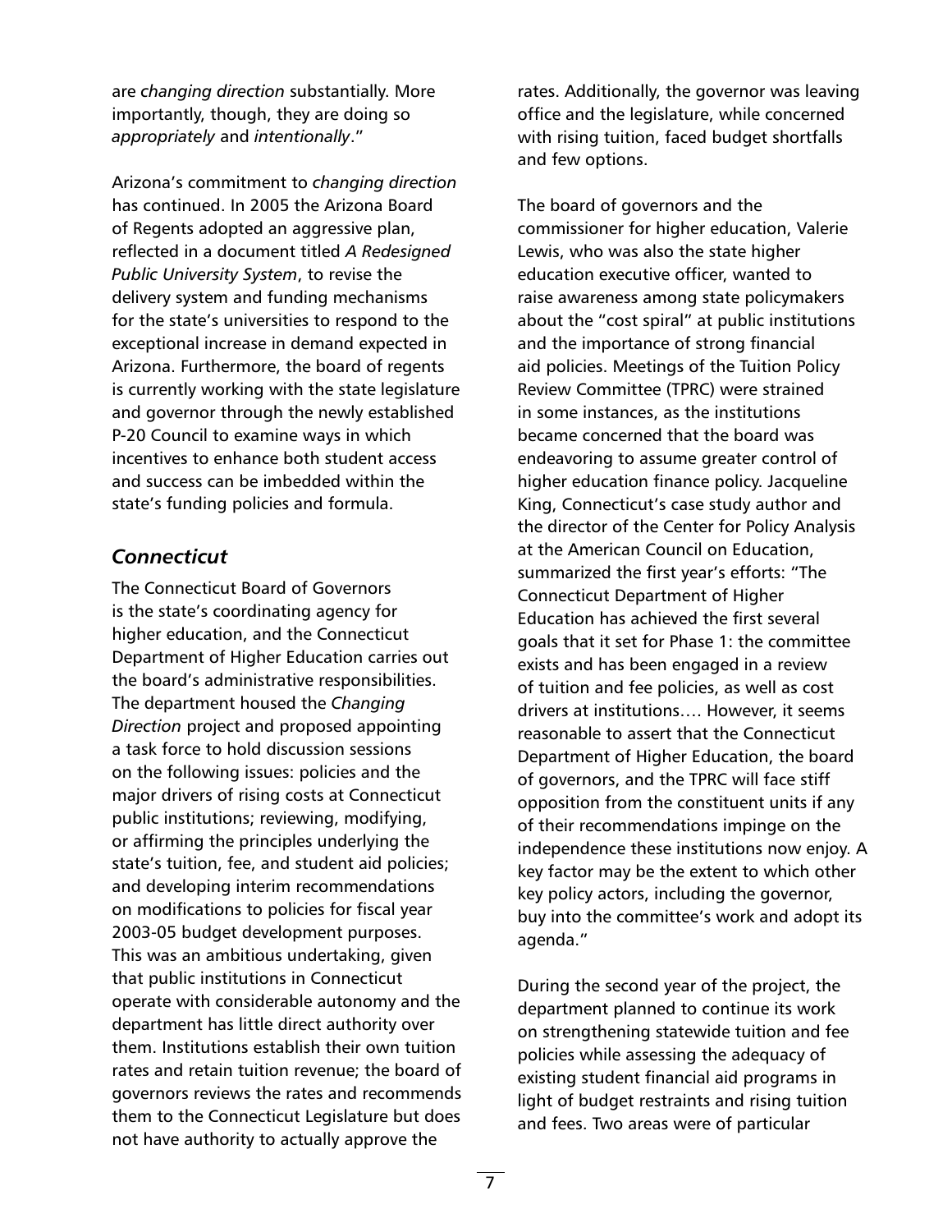are *changing direction* substantially. More importantly, though, they are doing so *appropriately* and *intentionally*."

Arizona's commitment to *changing direction* has continued. In 2005 the Arizona Board of Regents adopted an aggressive plan, reflected in a document titled *A Redesigned Public University System*, to revise the delivery system and funding mechanisms for the state's universities to respond to the exceptional increase in demand expected in Arizona. Furthermore, the board of regents is currently working with the state legislature and governor through the newly established P-20 Council to examine ways in which incentives to enhance both student access and success can be imbedded within the state's funding policies and formula.

## *Connecticut*

The Connecticut Board of Governors is the state's coordinating agency for higher education, and the Connecticut Department of Higher Education carries out the board's administrative responsibilities. The department housed the *Changing Direction* project and proposed appointing a task force to hold discussion sessions on the following issues: policies and the major drivers of rising costs at Connecticut public institutions; reviewing, modifying, or affirming the principles underlying the state's tuition, fee, and student aid policies; and developing interim recommendations on modifications to policies for fiscal year 2003-05 budget development purposes. This was an ambitious undertaking, given that public institutions in Connecticut operate with considerable autonomy and the department has little direct authority over them. Institutions establish their own tuition rates and retain tuition revenue; the board of governors reviews the rates and recommends them to the Connecticut Legislature but does not have authority to actually approve the rates. Additionally, the governor was leaving office and the legislature, while concerned with rising tuition, faced budget shortfalls and few options.

The board of governors and the commissioner for higher education, Valerie Lewis, who was also the state higher education executive officer, wanted to raise awareness among state policymakers about the "cost spiral" at public institutions and the importance of strong financial aid policies. Meetings of the Tuition Policy Review Committee (TPRC) were strained in some instances, as the institutions became concerned that the board was endeavoring to assume greater control of higher education finance policy. Jacqueline King, Connecticut's case study author and the director of the Center for Policy Analysis at the American Council on Education, summarized the first year's efforts: "The Connecticut Department of Higher Education has achieved the first several goals that it set for Phase 1: the committee exists and has been engaged in a review of tuition and fee policies, as well as cost drivers at institutions…. However, it seems reasonable to assert that the Connecticut Department of Higher Education, the board of governors, and the TPRC will face stiff opposition from the constituent units if any of their recommendations impinge on the independence these institutions now enjoy. A key factor may be the extent to which other key policy actors, including the governor, buy into the committee's work and adopt its agenda."

During the second year of the project, the department planned to continue its work on strengthening statewide tuition and fee policies while assessing the adequacy of existing student financial aid programs in light of budget restraints and rising tuition and fees. Two areas were of particular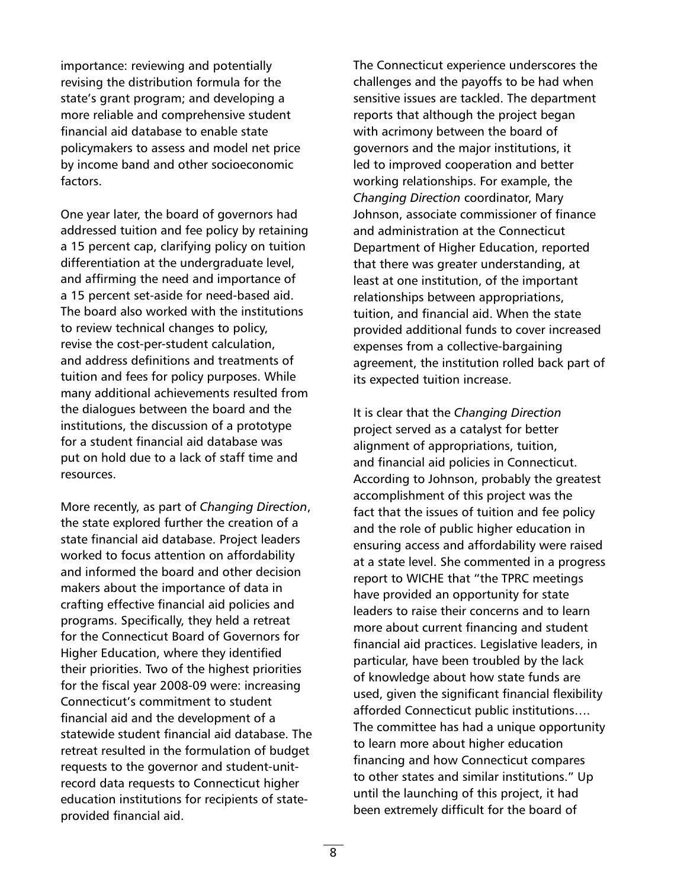importance: reviewing and potentially revising the distribution formula for the state's grant program; and developing a more reliable and comprehensive student financial aid database to enable state policymakers to assess and model net price by income band and other socioeconomic factors.

One year later, the board of governors had addressed tuition and fee policy by retaining a 15 percent cap, clarifying policy on tuition differentiation at the undergraduate level, and affirming the need and importance of a 15 percent set-aside for need-based aid. The board also worked with the institutions to review technical changes to policy, revise the cost-per-student calculation, and address definitions and treatments of tuition and fees for policy purposes. While many additional achievements resulted from the dialogues between the board and the institutions, the discussion of a prototype for a student financial aid database was put on hold due to a lack of staff time and resources.

More recently, as part of *Changing Direction*, the state explored further the creation of a state financial aid database. Project leaders worked to focus attention on affordability and informed the board and other decision makers about the importance of data in crafting effective financial aid policies and programs. Specifically, they held a retreat for the Connecticut Board of Governors for Higher Education, where they identified their priorities. Two of the highest priorities for the fiscal year 2008-09 were: increasing Connecticut's commitment to student financial aid and the development of a statewide student financial aid database. The retreat resulted in the formulation of budget requests to the governor and student-unit-record data requests to Connecticut higher education institutions for recipients of state-provided financial aid.

The Connecticut experience underscores the challenges and the payoffs to be had when sensitive issues are tackled. The department reports that although the project began with acrimony between the board of governors and the major institutions, it led to improved cooperation and better working relationships. For example, the *Changing Direction* coordinator, Mary Johnson, associate commissioner of finance and administration at the Connecticut Department of Higher Education, reported that there was greater understanding, at least at one institution, of the important relationships between appropriations, tuition, and financial aid. When the state provided additional funds to cover increased expenses from a collective-bargaining agreement, the institution rolled back part of its expected tuition increase.

It is clear that the *Changing Direction* project served as a catalyst for better alignment of appropriations, tuition, and financial aid policies in Connecticut. According to Johnson, probably the greatest accomplishment of this project was the fact that the issues of tuition and fee policy and the role of public higher education in ensuring access and affordability were raised at a state level. She commented in a progress report to WICHE that "the TPRC meetings have provided an opportunity for state leaders to raise their concerns and to learn more about current financing and student financial aid practices. Legislative leaders, in particular, have been troubled by the lack of knowledge about how state funds are used, given the significant financial flexibility afforded Connecticut public institutions…. The committee has had a unique opportunity to learn more about higher education financing and how Connecticut compares to other states and similar institutions." Up until the launching of this project, it had been extremely difficult for the board of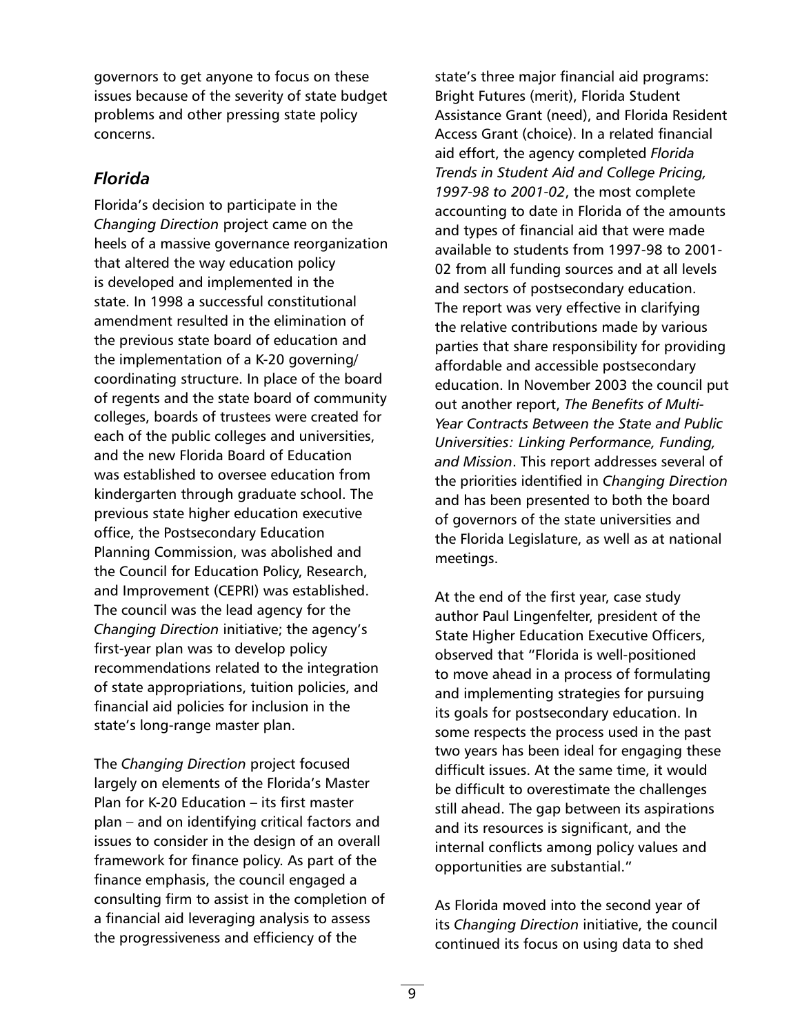governors to get anyone to focus on these issues because of the severity of state budget problems and other pressing state policy concerns.

## *Florida*

Florida's decision to participate in the *Changing Direction* project came on the heels of a massive governance reorganization that altered the way education policy is developed and implemented in the state. In 1998 a successful constitutional amendment resulted in the elimination of the previous state board of education and the implementation of a K-20 governing/coordinating structure. In place of the board of regents and the state board of community colleges, boards of trustees were created for each of the public colleges and universities, and the new Florida Board of Education was established to oversee education from kindergarten through graduate school. The previous state higher education executive office, the Postsecondary Education Planning Commission, was abolished and the Council for Education Policy, Research, and Improvement (CEPRI) was established. The council was the lead agency for the *Changing Direction* initiative; the agency's first-year plan was to develop policy recommendations related to the integration of state appropriations, tuition policies, and financial aid policies for inclusion in the state's long-range master plan.

The *Changing Direction* project focused largely on elements of the Florida's Master Plan for K-20 Education – its first master plan – and on identifying critical factors and issues to consider in the design of an overall framework for finance policy. As part of the finance emphasis, the council engaged a consulting firm to assist in the completion of a financial aid leveraging analysis to assess the progressiveness and efficiency of the state's three major financial aid programs: Bright Futures (merit), Florida Student Assistance Grant (need), and Florida Resident Access Grant (choice). In a related financial aid effort, the agency completed *Florida Trends in Student Aid and College Pricing, 1997-98 to 2001-02*, the most complete accounting to date in Florida of the amounts and types of financial aid that were made available to students from 1997-98 to 2001-02 from all funding sources and at all levels and sectors of postsecondary education. The report was very effective in clarifying the relative contributions made by various parties that share responsibility for providing affordable and accessible postsecondary education. In November 2003 the council put out another report, *The Benefits of Multi-Year Contracts Between the State and Public Universities: Linking Performance, Funding, and Mission*. This report addresses several of the priorities identified in *Changing Direction* and has been presented to both the board of governors of the state universities and the Florida Legislature, as well as at national meetings.

At the end of the first year, case study author Paul Lingenfelter, president of the State Higher Education Executive Officers, observed that "Florida is well-positioned to move ahead in a process of formulating and implementing strategies for pursuing its goals for postsecondary education. In some respects the process used in the past two years has been ideal for engaging these difficult issues. At the same time, it would be difficult to overestimate the challenges still ahead. The gap between its aspirations and its resources is significant, and the internal conflicts among policy values and opportunities are substantial."

As Florida moved into the second year of its *Changing Direction* initiative, the council continued its focus on using data to shed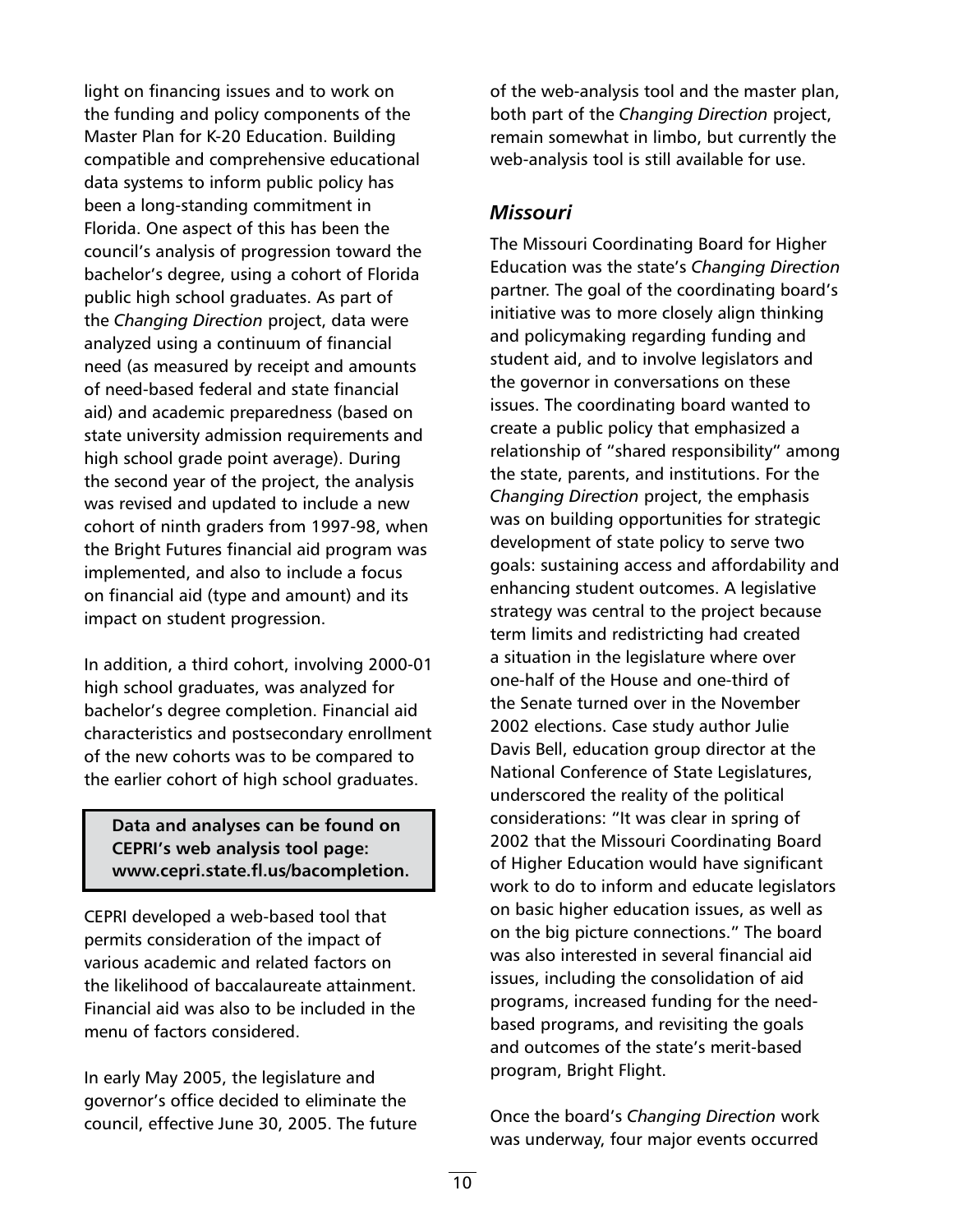light on financing issues and to work on the funding and policy components of the Master Plan for K-20 Education. Building compatible and comprehensive educational data systems to inform public policy has been a long-standing commitment in Florida. One aspect of this has been the council's analysis of progression toward the bachelor's degree, using a cohort of Florida public high school graduates. As part of the *Changing Direction* project, data were analyzed using a continuum of financial need (as measured by receipt and amounts of need-based federal and state financial aid) and academic preparedness (based on state university admission requirements and high school grade point average). During the second year of the project, the analysis was revised and updated to include a new cohort of ninth graders from 1997-98, when the Bright Futures financial aid program was implemented, and also to include a focus on financial aid (type and amount) and its impact on student progression.

In addition, a third cohort, involving 2000-01 high school graduates, was analyzed for bachelor's degree completion. Financial aid characteristics and postsecondary enrollment of the new cohorts was to be compared to the earlier cohort of high school graduates.

**Data and analyses can be found on CEPRI's web analysis tool page: www.cepri.state.fl.us/bacompletion.**

CEPRI developed a web-based tool that permits consideration of the impact of various academic and related factors on the likelihood of baccalaureate attainment. Financial aid was also to be included in the menu of factors considered.

In early May 2005, the legislature and governor's office decided to eliminate the council, effective June 30, 2005. The future of the web-analysis tool and the master plan, both part of the *Changing Direction* project, remain somewhat in limbo, but currently the web-analysis tool is still available for use.

### *Missouri*

The Missouri Coordinating Board for Higher Education was the state's *Changing Direction* partner. The goal of the coordinating board's initiative was to more closely align thinking and policymaking regarding funding and student aid, and to involve legislators and the governor in conversations on these issues. The coordinating board wanted to create a public policy that emphasized a relationship of "shared responsibility" among the state, parents, and institutions. For the *Changing Direction* project, the emphasis was on building opportunities for strategic development of state policy to serve two goals: sustaining access and affordability and enhancing student outcomes. A legislative strategy was central to the project because term limits and redistricting had created a situation in the legislature where over one-half of the House and one-third of the Senate turned over in the November 2002 elections. Case study author Julie Davis Bell, education group director at the National Conference of State Legislatures, underscored the reality of the political considerations: "It was clear in spring of 2002 that the Missouri Coordinating Board of Higher Education would have significant work to do to inform and educate legislators on basic higher education issues, as well as on the big picture connections." The board was also interested in several financial aid issues, including the consolidation of aid programs, increased funding for the need-based programs, and revisiting the goals and outcomes of the state's merit-based program, Bright Flight.

Once the board's *Changing Direction* work was underway, four major events occurred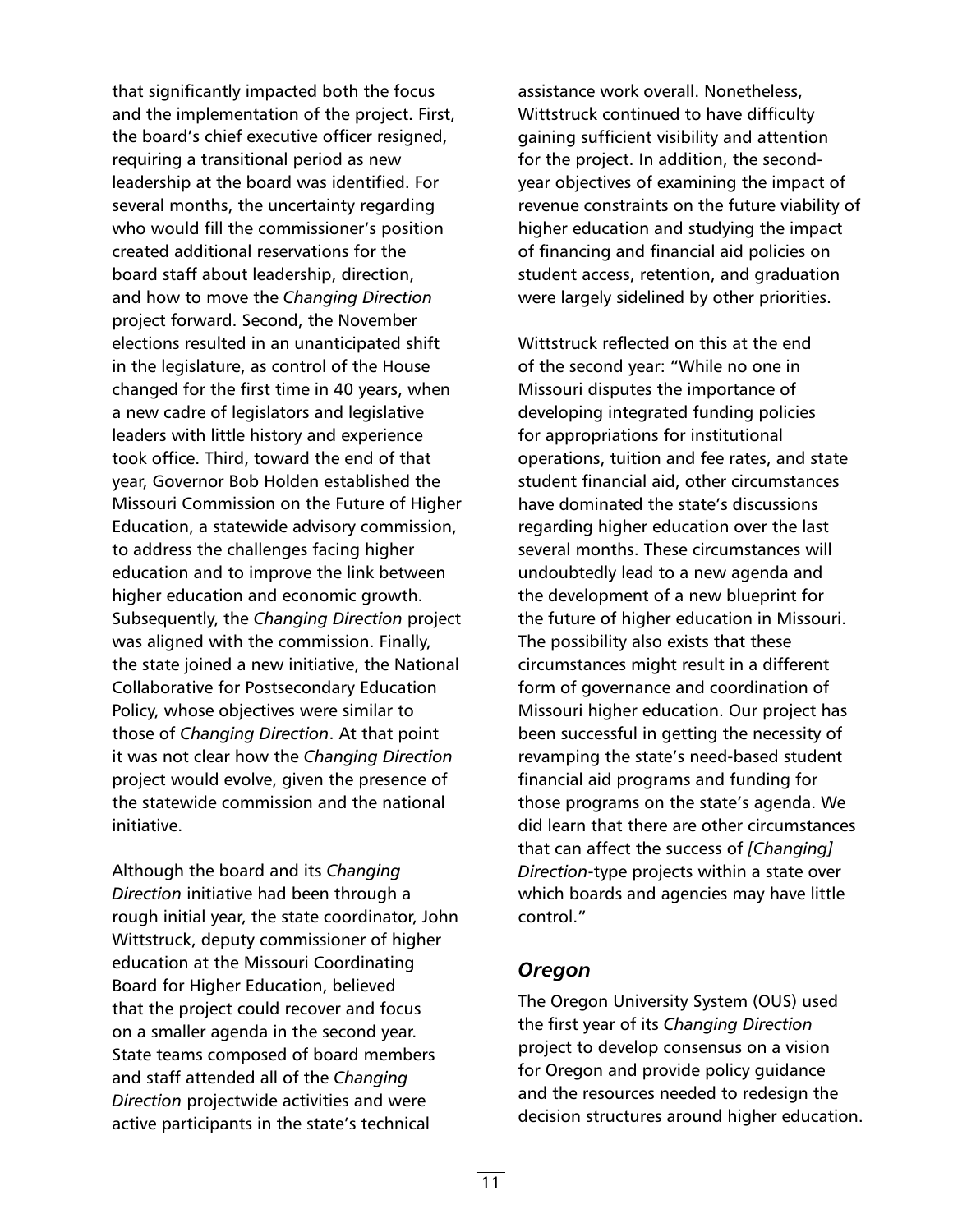that significantly impacted both the focus and the implementation of the project. First, the board's chief executive officer resigned, requiring a transitional period as new leadership at the board was identified. For several months, the uncertainty regarding who would fill the commissioner's position created additional reservations for the board staff about leadership, direction, and how to move the *Changing Direction* project forward. Second, the November elections resulted in an unanticipated shift in the legislature, as control of the House changed for the first time in 40 years, when a new cadre of legislators and legislative leaders with little history and experience took office. Third, toward the end of that year, Governor Bob Holden established the Missouri Commission on the Future of Higher Education, a statewide advisory commission, to address the challenges facing higher education and to improve the link between higher education and economic growth. Subsequently, the *Changing Direction* project was aligned with the commission. Finally, the state joined a new initiative, the National Collaborative for Postsecondary Education Policy, whose objectives were similar to those of *Changing Direction*. At that point it was not clear how the *Changing Direction* project would evolve, given the presence of the statewide commission and the national initiative.

Although the board and its *Changing Direction* initiative had been through a rough initial year, the state coordinator, John Wittstruck, deputy commissioner of higher education at the Missouri Coordinating Board for Higher Education, believed that the project could recover and focus on a smaller agenda in the second year. State teams composed of board members and staff attended all of the *Changing Direction* projectwide activities and were active participants in the state's technical assistance work overall. Nonetheless, Wittstruck continued to have difficulty gaining sufficient visibility and attention for the project. In addition, the second-year objectives of examining the impact of revenue constraints on the future viability of higher education and studying the impact of financing and financial aid policies on student access, retention, and graduation were largely sidelined by other priorities.

Wittstruck reflected on this at the end of the second year: "While no one in Missouri disputes the importance of developing integrated funding policies for appropriations for institutional operations, tuition and fee rates, and state student financial aid, other circumstances have dominated the state's discussions regarding higher education over the last several months. These circumstances will undoubtedly lead to a new agenda and the development of a new blueprint for the future of higher education in Missouri. The possibility also exists that these circumstances might result in a different form of governance and coordination of Missouri higher education. Our project has been successful in getting the necessity of revamping the state's need-based student financial aid programs and funding for those programs on the state's agenda. We did learn that there are other circumstances that can affect the success of *[Changing] Direction*-type projects within a state over which boards and agencies may have little control."

## *Oregon*

The Oregon University System (OUS) used the first year of its *Changing Direction* project to develop consensus on a vision for Oregon and provide policy guidance and the resources needed to redesign the decision structures around higher education.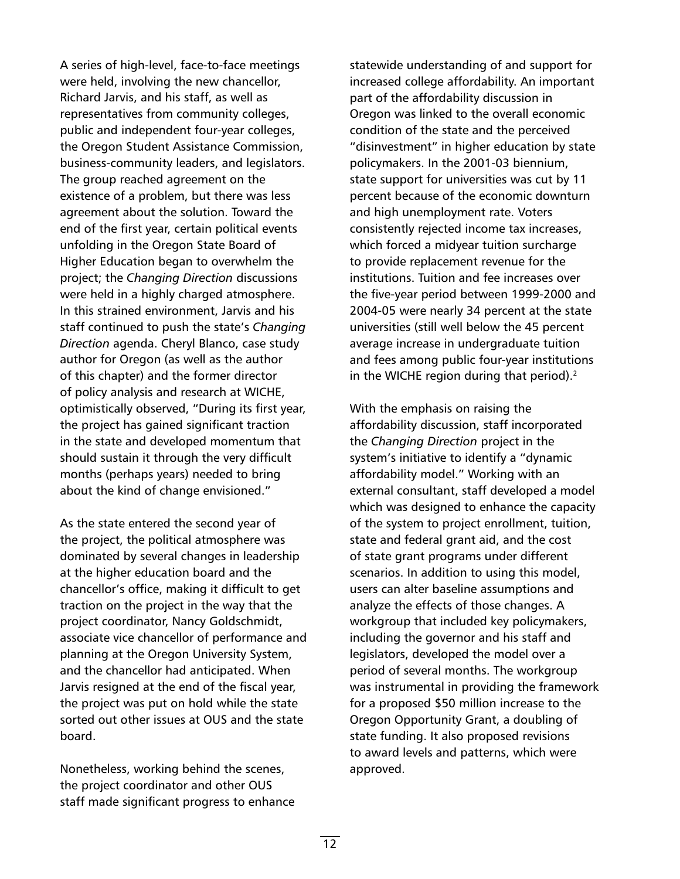A series of high-level, face-to-face meetings were held, involving the new chancellor, Richard Jarvis, and his staff, as well as representatives from community colleges, public and independent four-year colleges, the Oregon Student Assistance Commission, business-community leaders, and legislators. The group reached agreement on the existence of a problem, but there was less agreement about the solution. Toward the end of the first year, certain political events unfolding in the Oregon State Board of Higher Education began to overwhelm the project; the *Changing Direction* discussions were held in a highly charged atmosphere. In this strained environment, Jarvis and his staff continued to push the state's *Changing Direction* agenda. Cheryl Blanco, case study author for Oregon (as well as the author of this chapter) and the former director of policy analysis and research at WICHE, optimistically observed, "During its first year, the project has gained significant traction in the state and developed momentum that should sustain it through the very difficult months (perhaps years) needed to bring about the kind of change envisioned."

As the state entered the second year of the project, the political atmosphere was dominated by several changes in leadership at the higher education board and the chancellor's office, making it difficult to get traction on the project in the way that the project coordinator, Nancy Goldschmidt, associate vice chancellor of performance and planning at the Oregon University System, and the chancellor had anticipated. When Jarvis resigned at the end of the fiscal year, the project was put on hold while the state sorted out other issues at OUS and the state board.

Nonetheless, working behind the scenes, the project coordinator and other OUS staff made significant progress to enhance statewide understanding of and support for increased college affordability. An important part of the affordability discussion in Oregon was linked to the overall economic condition of the state and the perceived "disinvestment" in higher education by state policymakers. In the 2001-03 biennium, state support for universities was cut by 11 percent because of the economic downturn and high unemployment rate. Voters consistently rejected income tax increases, which forced a midyear tuition surcharge to provide replacement revenue for the institutions. Tuition and fee increases over the five-year period between 1999-2000 and 2004-05 were nearly 34 percent at the state universities (still well below the 45 percent average increase in undergraduate tuition and fees among public four-year institutions in the WICHE region during that period).[2]

With the emphasis on raising the affordability discussion, staff incorporated the *Changing Direction* project in the system's initiative to identify a "dynamic affordability model." Working with an external consultant, staff developed a model which was designed to enhance the capacity of the system to project enrollment, tuition, state and federal grant aid, and the cost of state grant programs under different scenarios. In addition to using this model, users can alter baseline assumptions and analyze the effects of those changes. A workgroup that included key policymakers, including the governor and his staff and legislators, developed the model over a period of several months. The workgroup was instrumental in providing the framework for a proposed $50 million increase to the Oregon Opportunity Grant, a doubling of state funding. It also proposed revisions to award levels and patterns, which were approved.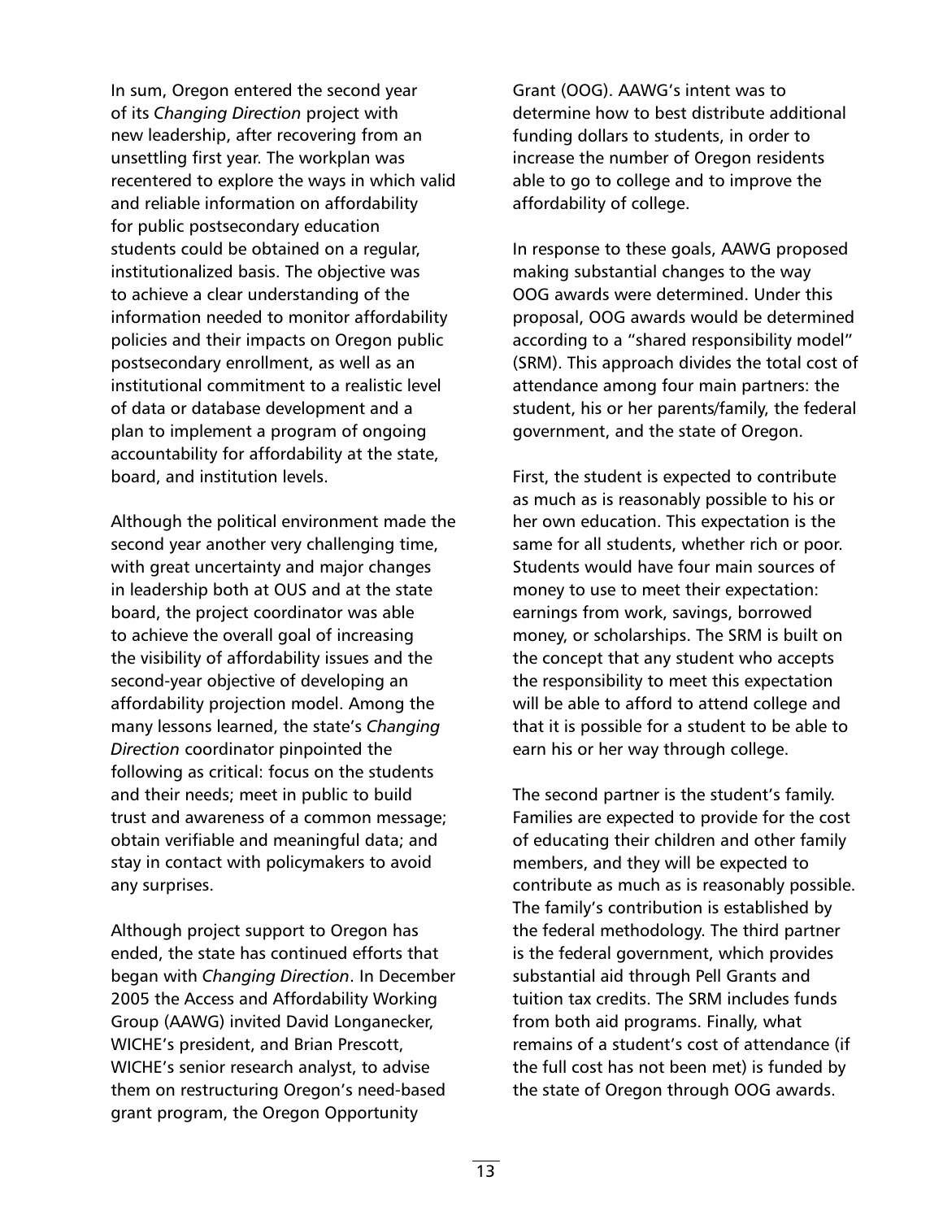In sum, Oregon entered the second year of its *Changing Direction* project with new leadership, after recovering from an unsettling first year. The workplan was recentered to explore the ways in which valid and reliable information on affordability for public postsecondary education students could be obtained on a regular, institutionalized basis. The objective was to achieve a clear understanding of the information needed to monitor affordability policies and their impacts on Oregon public postsecondary enrollment, as well as an institutional commitment to a realistic level of data or database development and a plan to implement a program of ongoing accountability for affordability at the state, board, and institution levels.

Although the political environment made the second year another very challenging time, with great uncertainty and major changes in leadership both at OUS and at the state board, the project coordinator was able to achieve the overall goal of increasing the visibility of affordability issues and the second-year objective of developing an affordability projection model. Among the many lessons learned, the state's *Changing Direction* coordinator pinpointed the following as critical: focus on the students and their needs; meet in public to build trust and awareness of a common message; obtain verifiable and meaningful data; and stay in contact with policymakers to avoid any surprises.

Although project support to Oregon has ended, the state has continued efforts that began with *Changing Direction*. In December 2005 the Access and Affordability Working Group (AAWG) invited David Longanecker, WICHE's president, and Brian Prescott, WICHE's senior research analyst, to advise them on restructuring Oregon's need-based grant program, the Oregon Opportunity Grant (OOG). AAWG's intent was to determine how to best distribute additional funding dollars to students, in order to increase the number of Oregon residents able to go to college and to improve the affordability of college.

In response to these goals, AAWG proposed making substantial changes to the way OOG awards were determined. Under this proposal, OOG awards would be determined according to a "shared responsibility model" (SRM). This approach divides the total cost of attendance among four main partners: the student, his or her parents/family, the federal government, and the state of Oregon.

First, the student is expected to contribute as much as is reasonably possible to his or her own education. This expectation is the same for all students, whether rich or poor. Students would have four main sources of money to use to meet their expectation: earnings from work, savings, borrowed money, or scholarships. The SRM is built on the concept that any student who accepts the responsibility to meet this expectation will be able to afford to attend college and that it is possible for a student to be able to earn his or her way through college.

The second partner is the student's family. Families are expected to provide for the cost of educating their children and other family members, and they will be expected to contribute as much as is reasonably possible. The family's contribution is established by the federal methodology. The third partner is the federal government, which provides substantial aid through Pell Grants and tuition tax credits. The SRM includes funds from both aid programs. Finally, what remains of a student's cost of attendance (if the full cost has not been met) is funded by the state of Oregon through OOG awards.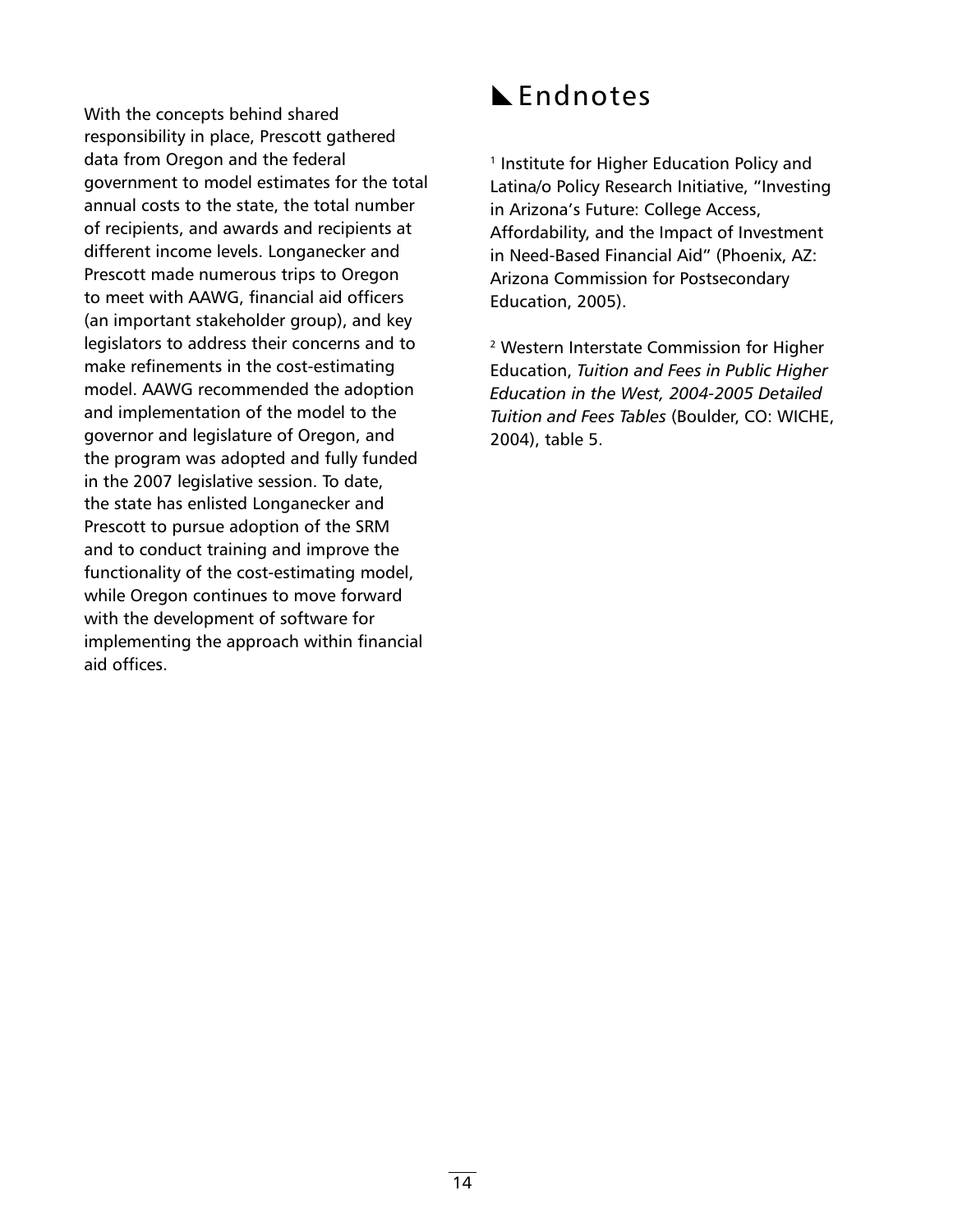With the concepts behind shared responsibility in place, Prescott gathered data from Oregon and the federal government to model estimates for the total annual costs to the state, the total number of recipients, and awards and recipients at different income levels. Longanecker and Prescott made numerous trips to Oregon to meet with AAWG, financial aid officers (an important stakeholder group), and key legislators to address their concerns and to make refinements in the cost-estimating model. AAWG recommended the adoption and implementation of the model to the governor and legislature of Oregon, and the program was adopted and fully funded in the 2007 legislative session. To date, the state has enlisted Longanecker and Prescott to pursue adoption of the SRM and to conduct training and improve the functionality of the cost-estimating model, while Oregon continues to move forward with the development of software for implementing the approach within financial aid offices.

## Endnotes

[1] Institute for Higher Education Policy and Latina/o Policy Research Initiative, "Investing in Arizona's Future: College Access, Affordability, and the Impact of Investment in Need-Based Financial Aid" (Phoenix, AZ: Arizona Commission for Postsecondary Education, 2005).

[2] Western Interstate Commission for Higher Education, *Tuition and Fees in Public Higher Education in the West, 2004-2005 Detailed Tuition and Fees Tables* (Boulder, CO: WICHE, 2004), table 5.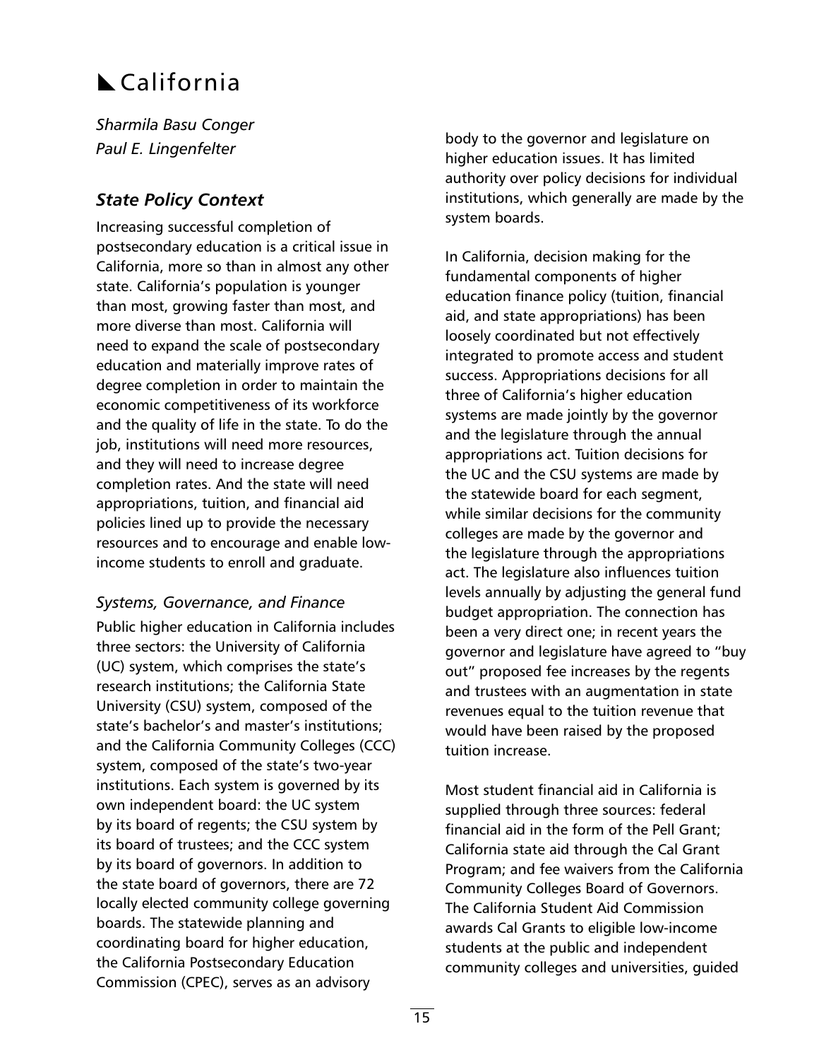# ◣ California

*Sharmila Basu Conger*
*Paul E. Lingenfelter*

## *State Policy Context*

Increasing successful completion of postsecondary education is a critical issue in California, more so than in almost any other state. California's population is younger than most, growing faster than most, and more diverse than most. California will need to expand the scale of postsecondary education and materially improve rates of degree completion in order to maintain the economic competitiveness of its workforce and the quality of life in the state. To do the job, institutions will need more resources, and they will need to increase degree completion rates. And the state will need appropriations, tuition, and financial aid policies lined up to provide the necessary resources and to encourage and enable low-income students to enroll and graduate.

### *Systems, Governance, and Finance*

Public higher education in California includes three sectors: the University of California (UC) system, which comprises the state's research institutions; the California State University (CSU) system, composed of the state's bachelor's and master's institutions; and the California Community Colleges (CCC) system, composed of the state's two-year institutions. Each system is governed by its own independent board: the UC system by its board of regents; the CSU system by its board of trustees; and the CCC system by its board of governors. In addition to the state board of governors, there are 72 locally elected community college governing boards. The statewide planning and coordinating board for higher education, the California Postsecondary Education Commission (CPEC), serves as an advisory body to the governor and legislature on higher education issues. It has limited authority over policy decisions for individual institutions, which generally are made by the system boards.

In California, decision making for the fundamental components of higher education finance policy (tuition, financial aid, and state appropriations) has been loosely coordinated but not effectively integrated to promote access and student success. Appropriations decisions for all three of California's higher education systems are made jointly by the governor and the legislature through the annual appropriations act. Tuition decisions for the UC and the CSU systems are made by the statewide board for each segment, while similar decisions for the community colleges are made by the governor and the legislature through the appropriations act. The legislature also influences tuition levels annually by adjusting the general fund budget appropriation. The connection has been a very direct one; in recent years the governor and legislature have agreed to "buy out" proposed fee increases by the regents and trustees with an augmentation in state revenues equal to the tuition revenue that would have been raised by the proposed tuition increase.

Most student financial aid in California is supplied through three sources: federal financial aid in the form of the Pell Grant; California state aid through the Cal Grant Program; and fee waivers from the California Community Colleges Board of Governors. The California Student Aid Commission awards Cal Grants to eligible low-income students at the public and independent community colleges and universities, guided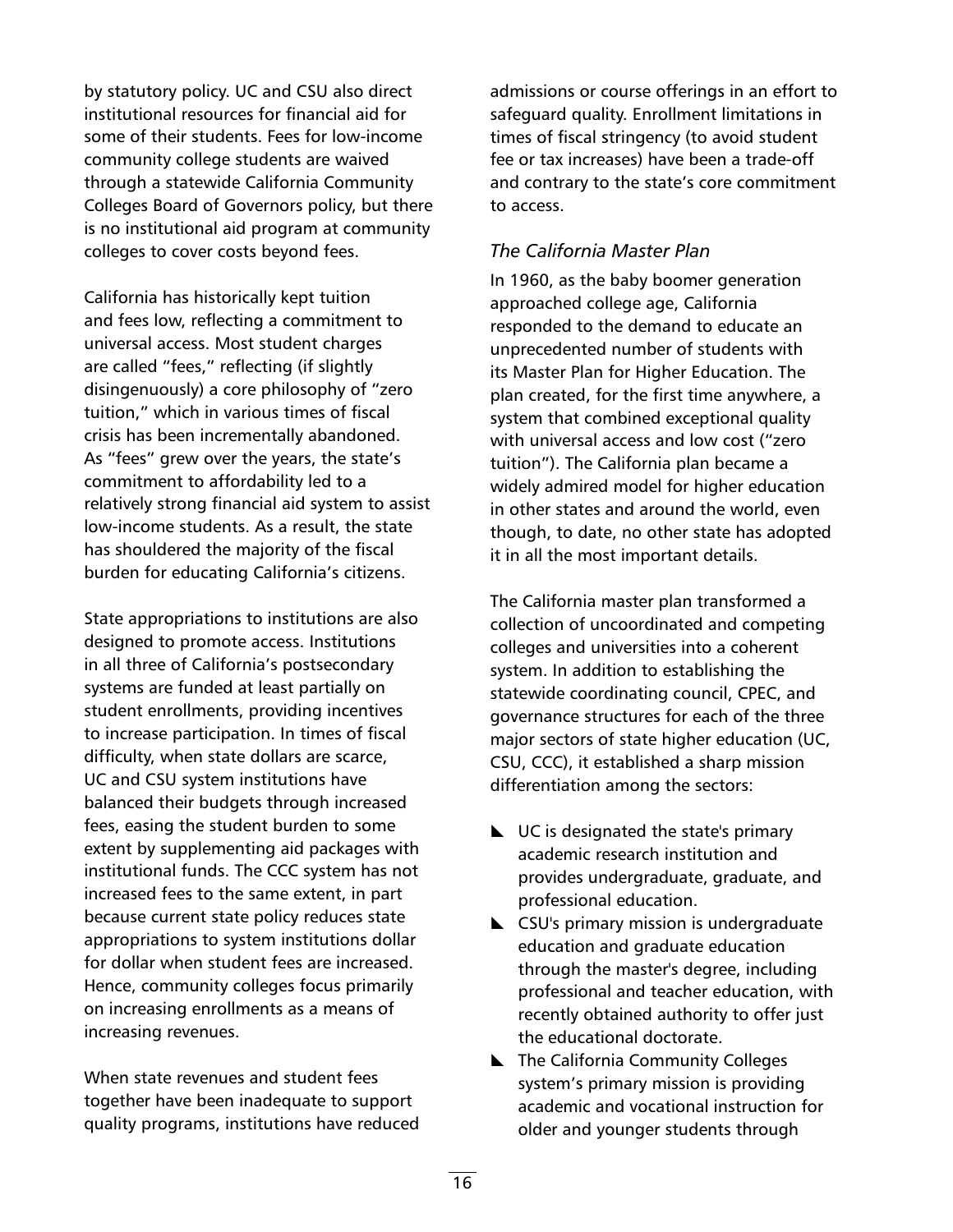by statutory policy. UC and CSU also direct institutional resources for financial aid for some of their students. Fees for low-income community college students are waived through a statewide California Community Colleges Board of Governors policy, but there is no institutional aid program at community colleges to cover costs beyond fees.

California has historically kept tuition and fees low, reflecting a commitment to universal access. Most student charges are called "fees," reflecting (if slightly disingenuously) a core philosophy of "zero tuition," which in various times of fiscal crisis has been incrementally abandoned. As "fees" grew over the years, the state's commitment to affordability led to a relatively strong financial aid system to assist low-income students. As a result, the state has shouldered the majority of the fiscal burden for educating California's citizens.

State appropriations to institutions are also designed to promote access. Institutions in all three of California's postsecondary systems are funded at least partially on student enrollments, providing incentives to increase participation. In times of fiscal difficulty, when state dollars are scarce, UC and CSU system institutions have balanced their budgets through increased fees, easing the student burden to some extent by supplementing aid packages with institutional funds. The CCC system has not increased fees to the same extent, in part because current state policy reduces state appropriations to system institutions dollar for dollar when student fees are increased. Hence, community colleges focus primarily on increasing enrollments as a means of increasing revenues.

When state revenues and student fees together have been inadequate to support quality programs, institutions have reduced admissions or course offerings in an effort to safeguard quality. Enrollment limitations in times of fiscal stringency (to avoid student fee or tax increases) have been a trade-off and contrary to the state's core commitment to access.

### *The California Master Plan*

In 1960, as the baby boomer generation approached college age, California responded to the demand to educate an unprecedented number of students with its Master Plan for Higher Education. The plan created, for the first time anywhere, a system that combined exceptional quality with universal access and low cost ("zero tuition"). The California plan became a widely admired model for higher education in other states and around the world, even though, to date, no other state has adopted it in all the most important details.

The California master plan transformed a collection of uncoordinated and competing colleges and universities into a coherent system. In addition to establishing the statewide coordinating council, CPEC, and governance structures for each of the three major sectors of state higher education (UC, CSU, CCC), it established a sharp mission differentiation among the sectors:

- UC is designated the state's primary academic research institution and provides undergraduate, graduate, and professional education.
- CSU's primary mission is undergraduate education and graduate education through the master's degree, including professional and teacher education, with recently obtained authority to offer just the educational doctorate.
- The California Community Colleges system's primary mission is providing academic and vocational instruction for older and younger students through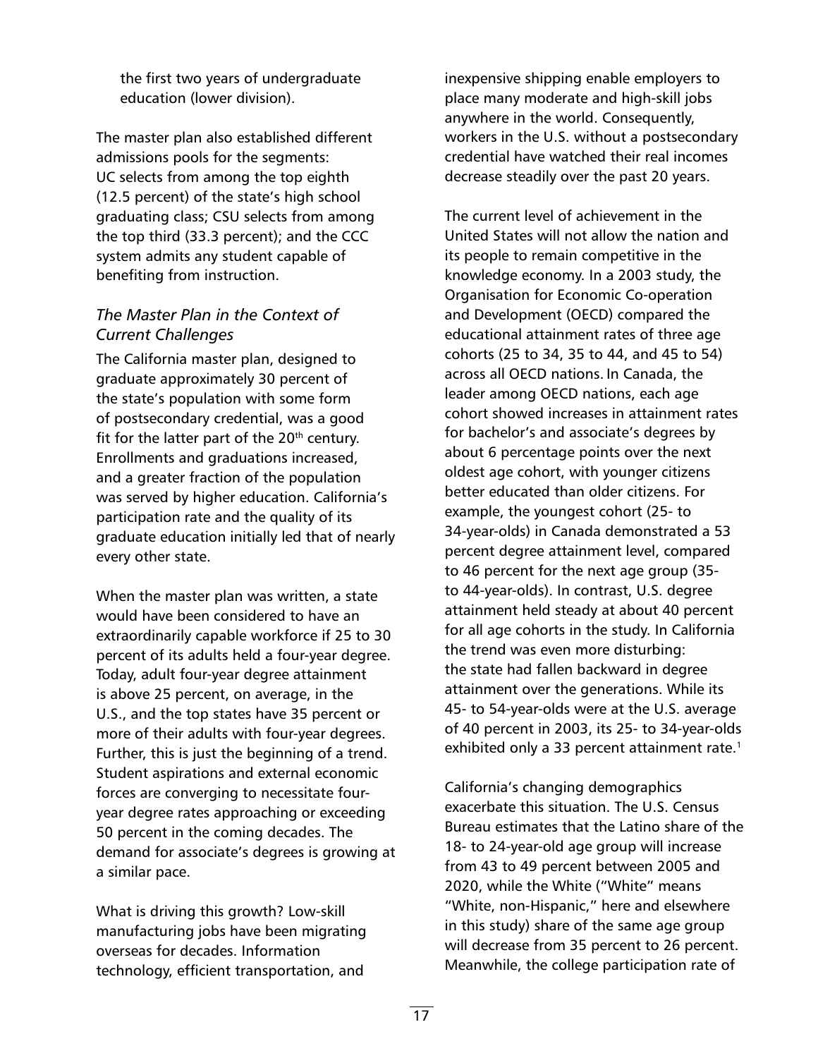the first two years of undergraduate education (lower division).

The master plan also established different admissions pools for the segments: UC selects from among the top eighth (12.5 percent) of the state's high school graduating class; CSU selects from among the top third (33.3 percent); and the CCC system admits any student capable of benefiting from instruction.

### *The Master Plan in the Context of Current Challenges*

The California master plan, designed to graduate approximately 30 percent of the state's population with some form of postsecondary credential, was a good fit for the latter part of the 20th century. Enrollments and graduations increased, and a greater fraction of the population was served by higher education. California's participation rate and the quality of its graduate education initially led that of nearly every other state.

When the master plan was written, a state would have been considered to have an extraordinarily capable workforce if 25 to 30 percent of its adults held a four-year degree. Today, adult four-year degree attainment is above 25 percent, on average, in the U.S., and the top states have 35 percent or more of their adults with four-year degrees. Further, this is just the beginning of a trend. Student aspirations and external economic forces are converging to necessitate four-year degree rates approaching or exceeding 50 percent in the coming decades. The demand for associate's degrees is growing at a similar pace.

What is driving this growth? Low-skill manufacturing jobs have been migrating overseas for decades. Information technology, efficient transportation, and inexpensive shipping enable employers to place many moderate and high-skill jobs anywhere in the world. Consequently, workers in the U.S. without a postsecondary credential have watched their real incomes decrease steadily over the past 20 years.

The current level of achievement in the United States will not allow the nation and its people to remain competitive in the knowledge economy. In a 2003 study, the Organisation for Economic Co-operation and Development (OECD) compared the educational attainment rates of three age cohorts (25 to 34, 35 to 44, and 45 to 54) across all OECD nations. In Canada, the leader among OECD nations, each age cohort showed increases in attainment rates for bachelor's and associate's degrees by about 6 percentage points over the next oldest age cohort, with younger citizens better educated than older citizens. For example, the youngest cohort (25- to 34-year-olds) in Canada demonstrated a 53 percent degree attainment level, compared to 46 percent for the next age group (35- to 44-year-olds). In contrast, U.S. degree attainment held steady at about 40 percent for all age cohorts in the study. In California the trend was even more disturbing: the state had fallen backward in degree attainment over the generations. While its 45- to 54-year-olds were at the U.S. average of 40 percent in 2003, its 25- to 34-year-olds exhibited only a 33 percent attainment rate.[1]

California's changing demographics exacerbate this situation. The U.S. Census Bureau estimates that the Latino share of the 18- to 24-year-old age group will increase from 43 to 49 percent between 2005 and 2020, while the White ("White" means "White, non-Hispanic," here and elsewhere in this study) share of the same age group will decrease from 35 percent to 26 percent. Meanwhile, the college participation rate of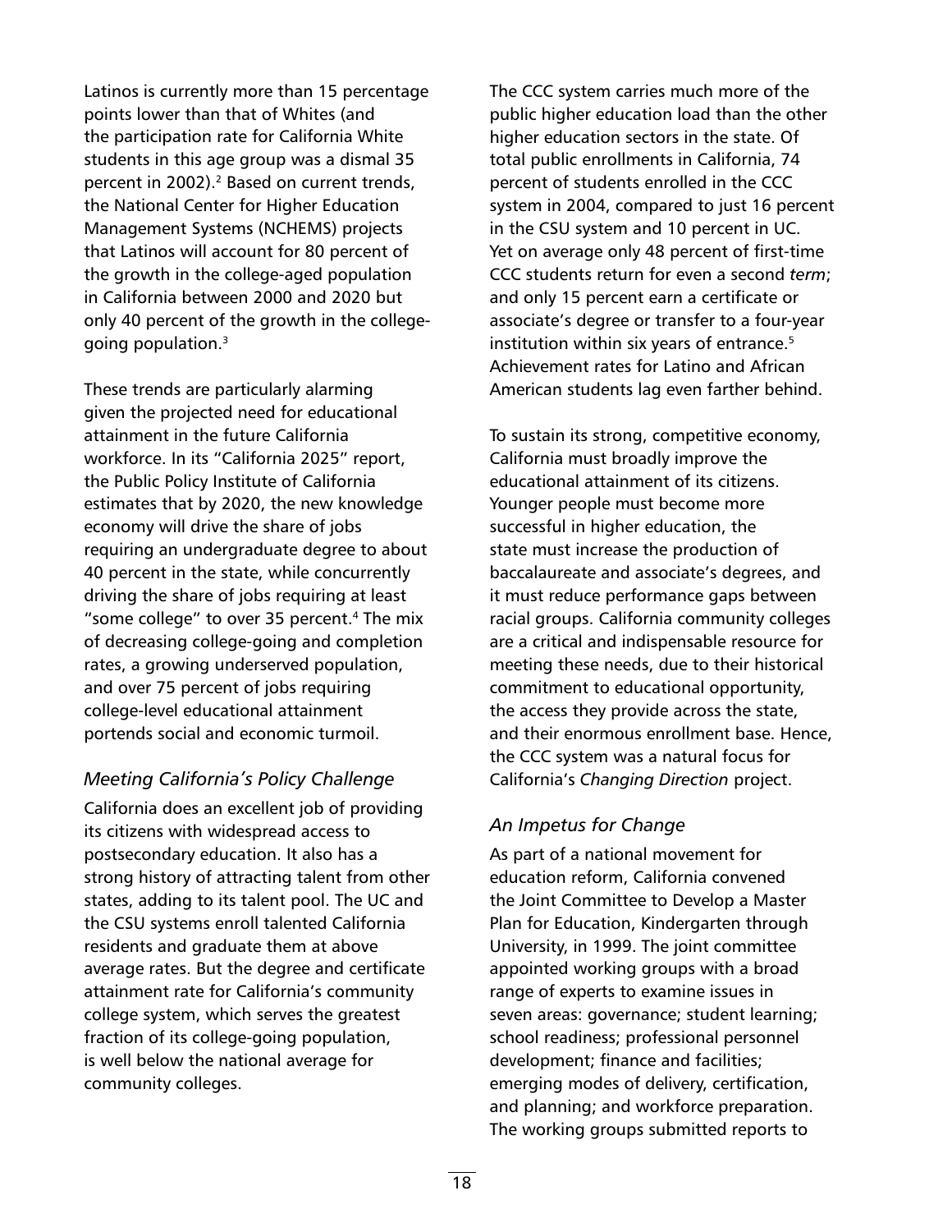Latinos is currently more than 15 percentage points lower than that of Whites (and the participation rate for California White students in this age group was a dismal 35 percent in 2002).[2] Based on current trends, the National Center for Higher Education Management Systems (NCHEMS) projects that Latinos will account for 80 percent of the growth in the college-aged population in California between 2000 and 2020 but only 40 percent of the growth in the college-going population.[3]

These trends are particularly alarming given the projected need for educational attainment in the future California workforce. In its "California 2025" report, the Public Policy Institute of California estimates that by 2020, the new knowledge economy will drive the share of jobs requiring an undergraduate degree to about 40 percent in the state, while concurrently driving the share of jobs requiring at least "some college" to over 35 percent.[4] The mix of decreasing college-going and completion rates, a growing underserved population, and over 75 percent of jobs requiring college-level educational attainment portends social and economic turmoil.

### *Meeting California's Policy Challenge*

California does an excellent job of providing its citizens with widespread access to postsecondary education. It also has a strong history of attracting talent from other states, adding to its talent pool. The UC and the CSU systems enroll talented California residents and graduate them at above average rates. But the degree and certificate attainment rate for California's community college system, which serves the greatest fraction of its college-going population, is well below the national average for community colleges.

The CCC system carries much more of the public higher education load than the other higher education sectors in the state. Of total public enrollments in California, 74 percent of students enrolled in the CCC system in 2004, compared to just 16 percent in the CSU system and 10 percent in UC. Yet on average only 48 percent of first-time CCC students return for even a second *term*; and only 15 percent earn a certificate or associate's degree or transfer to a four-year institution within six years of entrance.[5] Achievement rates for Latino and African American students lag even farther behind.

To sustain its strong, competitive economy, California must broadly improve the educational attainment of its citizens. Younger people must become more successful in higher education, the state must increase the production of baccalaureate and associate's degrees, and it must reduce performance gaps between racial groups. California community colleges are a critical and indispensable resource for meeting these needs, due to their historical commitment to educational opportunity, the access they provide across the state, and their enormous enrollment base. Hence, the CCC system was a natural focus for California's *Changing Direction* project.

### *An Impetus for Change*

As part of a national movement for education reform, California convened the Joint Committee to Develop a Master Plan for Education, Kindergarten through University, in 1999. The joint committee appointed working groups with a broad range of experts to examine issues in seven areas: governance; student learning; school readiness; professional personnel development; finance and facilities; emerging modes of delivery, certification, and planning; and workforce preparation. The working groups submitted reports to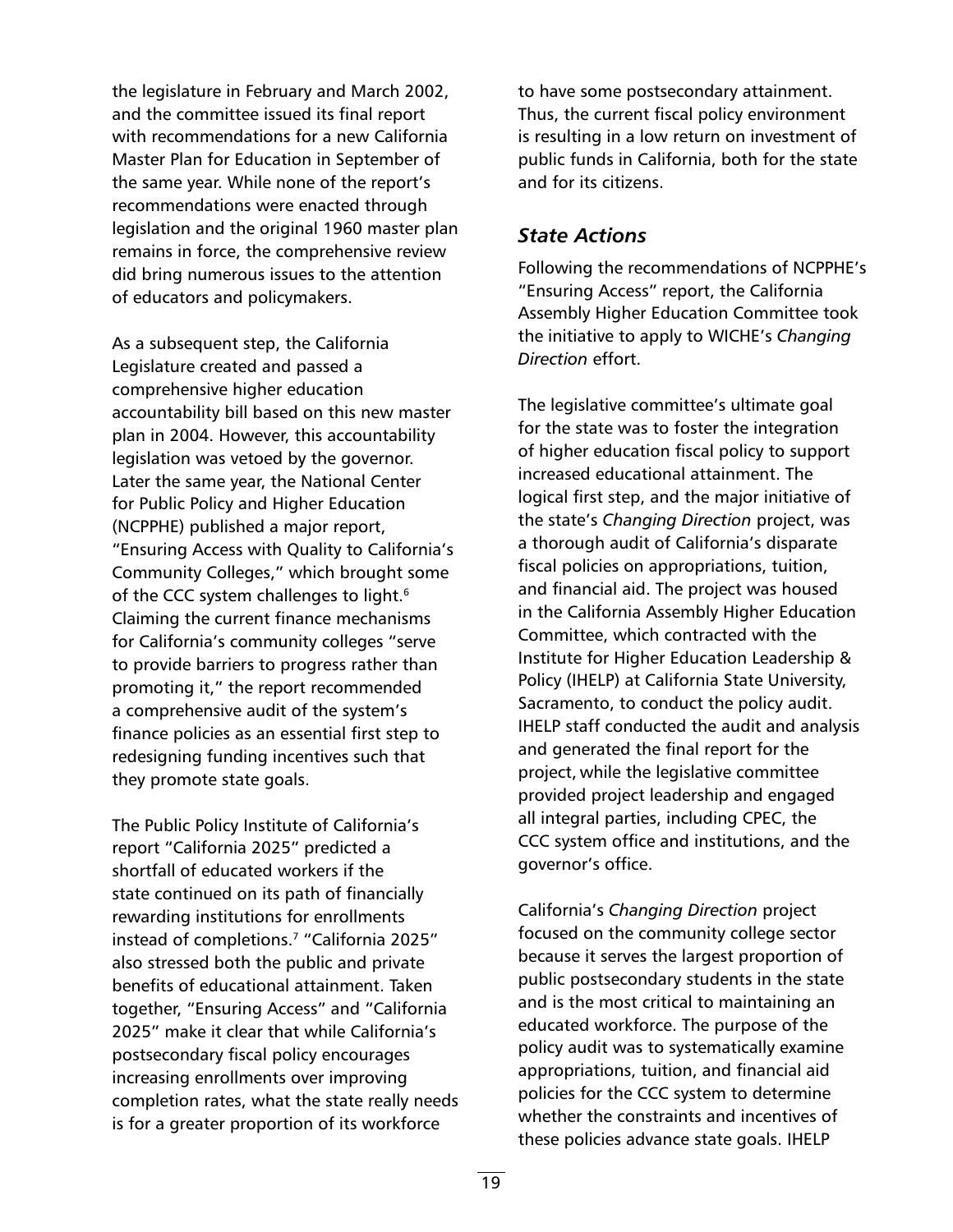the legislature in February and March 2002, and the committee issued its final report with recommendations for a new California Master Plan for Education in September of the same year. While none of the report's recommendations were enacted through legislation and the original 1960 master plan remains in force, the comprehensive review did bring numerous issues to the attention of educators and policymakers.

As a subsequent step, the California Legislature created and passed a comprehensive higher education accountability bill based on this new master plan in 2004. However, this accountability legislation was vetoed by the governor. Later the same year, the National Center for Public Policy and Higher Education (NCPPHE) published a major report, "Ensuring Access with Quality to California's Community Colleges," which brought some of the CCC system challenges to light.[6] Claiming the current finance mechanisms for California's community colleges "serve to provide barriers to progress rather than promoting it," the report recommended a comprehensive audit of the system's finance policies as an essential first step to redesigning funding incentives such that they promote state goals.

The Public Policy Institute of California's report "California 2025" predicted a shortfall of educated workers if the state continued on its path of financially rewarding institutions for enrollments instead of completions.[7] "California 2025" also stressed both the public and private benefits of educational attainment. Taken together, "Ensuring Access" and "California 2025" make it clear that while California's postsecondary fiscal policy encourages increasing enrollments over improving completion rates, what the state really needs is for a greater proportion of its workforce to have some postsecondary attainment. Thus, the current fiscal policy environment is resulting in a low return on investment of public funds in California, both for the state and for its citizens.

## *State Actions*

Following the recommendations of NCPPHE's "Ensuring Access" report, the California Assembly Higher Education Committee took the initiative to apply to WICHE's *Changing Direction* effort.

The legislative committee's ultimate goal for the state was to foster the integration of higher education fiscal policy to support increased educational attainment. The logical first step, and the major initiative of the state's *Changing Direction* project, was a thorough audit of California's disparate fiscal policies on appropriations, tuition, and financial aid. The project was housed in the California Assembly Higher Education Committee, which contracted with the Institute for Higher Education Leadership & Policy (IHELP) at California State University, Sacramento, to conduct the policy audit. IHELP staff conducted the audit and analysis and generated the final report for the project, while the legislative committee provided project leadership and engaged all integral parties, including CPEC, the CCC system office and institutions, and the governor's office.

California's *Changing Direction* project focused on the community college sector because it serves the largest proportion of public postsecondary students in the state and is the most critical to maintaining an educated workforce. The purpose of the policy audit was to systematically examine appropriations, tuition, and financial aid policies for the CCC system to determine whether the constraints and incentives of these policies advance state goals. IHELP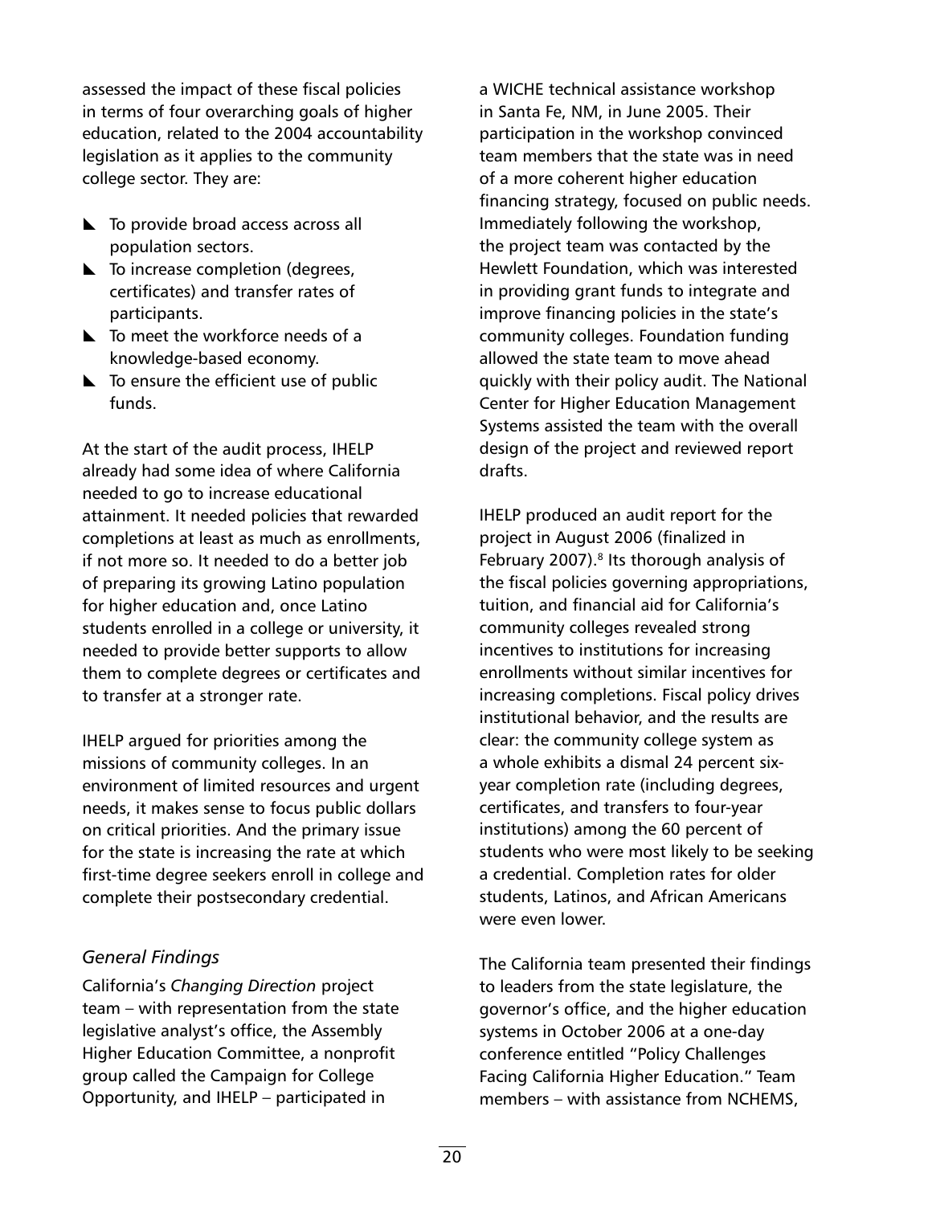assessed the impact of these fiscal policies in terms of four overarching goals of higher education, related to the 2004 accountability legislation as it applies to the community college sector. They are:

- To provide broad access across all population sectors.
- To increase completion (degrees, certificates) and transfer rates of participants.
- To meet the workforce needs of a knowledge-based economy.
- To ensure the efficient use of public funds.

At the start of the audit process, IHELP already had some idea of where California needed to go to increase educational attainment. It needed policies that rewarded completions at least as much as enrollments, if not more so. It needed to do a better job of preparing its growing Latino population for higher education and, once Latino students enrolled in a college or university, it needed to provide better supports to allow them to complete degrees or certificates and to transfer at a stronger rate.

IHELP argued for priorities among the missions of community colleges. In an environment of limited resources and urgent needs, it makes sense to focus public dollars on critical priorities. And the primary issue for the state is increasing the rate at which first-time degree seekers enroll in college and complete their postsecondary credential.

### *General Findings*

California's *Changing Direction* project team – with representation from the state legislative analyst's office, the Assembly Higher Education Committee, a nonprofit group called the Campaign for College Opportunity, and IHELP – participated in a WICHE technical assistance workshop in Santa Fe, NM, in June 2005. Their participation in the workshop convinced team members that the state was in need of a more coherent higher education financing strategy, focused on public needs. Immediately following the workshop, the project team was contacted by the Hewlett Foundation, which was interested in providing grant funds to integrate and improve financing policies in the state's community colleges. Foundation funding allowed the state team to move ahead quickly with their policy audit. The National Center for Higher Education Management Systems assisted the team with the overall design of the project and reviewed report drafts.

IHELP produced an audit report for the project in August 2006 (finalized in February 2007).[8] Its thorough analysis of the fiscal policies governing appropriations, tuition, and financial aid for California's community colleges revealed strong incentives to institutions for increasing enrollments without similar incentives for increasing completions. Fiscal policy drives institutional behavior, and the results are clear: the community college system as a whole exhibits a dismal 24 percent six-year completion rate (including degrees, certificates, and transfers to four-year institutions) among the 60 percent of students who were most likely to be seeking a credential. Completion rates for older students, Latinos, and African Americans were even lower.

The California team presented their findings to leaders from the state legislature, the governor's office, and the higher education systems in October 2006 at a one-day conference entitled "Policy Challenges Facing California Higher Education." Team members – with assistance from NCHEMS,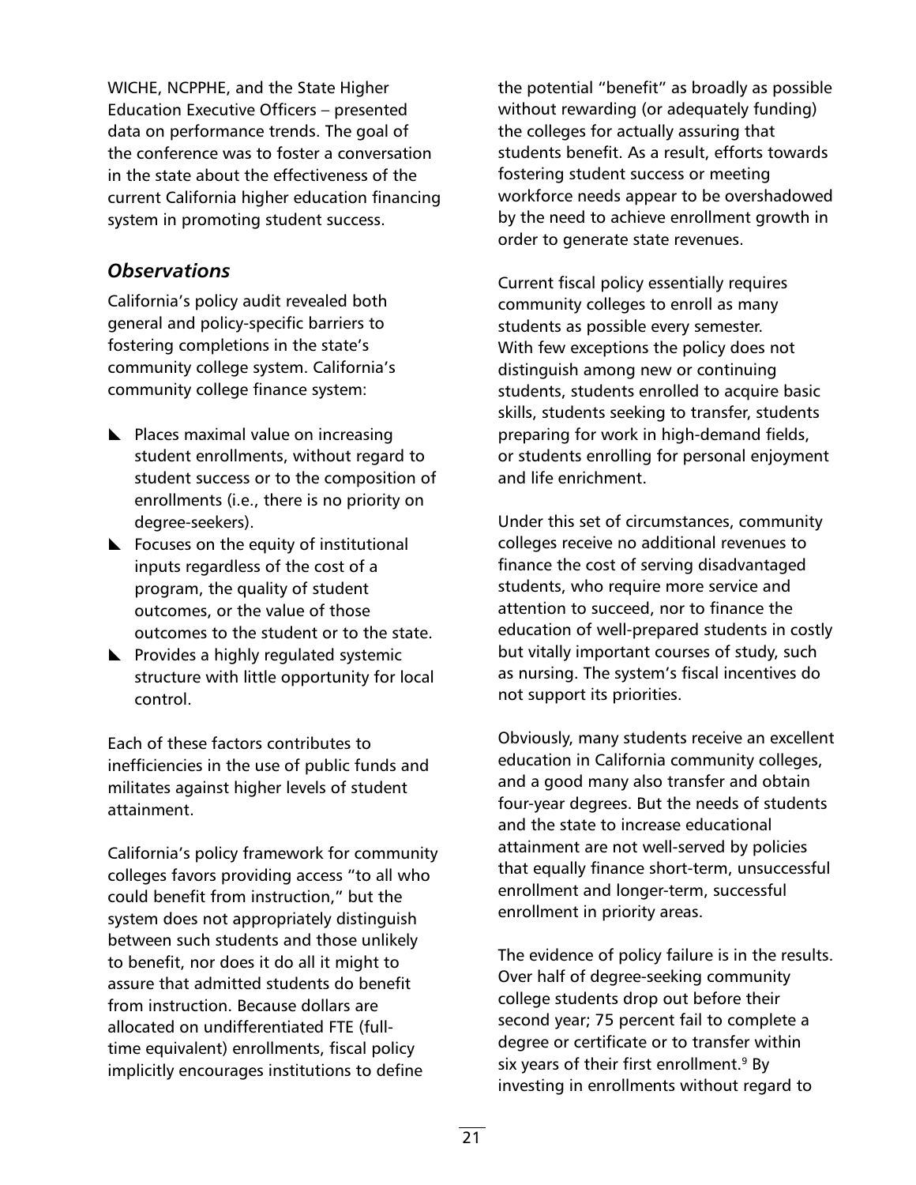WICHE, NCPPHE, and the State Higher Education Executive Officers – presented data on performance trends. The goal of the conference was to foster a conversation in the state about the effectiveness of the current California higher education financing system in promoting student success.

### *Observations*

California's policy audit revealed both general and policy-specific barriers to fostering completions in the state's community college system. California's community college finance system:

- Places maximal value on increasing student enrollments, without regard to student success or to the composition of enrollments (i.e., there is no priority on degree-seekers).
- Focuses on the equity of institutional inputs regardless of the cost of a program, the quality of student outcomes, or the value of those outcomes to the student or to the state.
- Provides a highly regulated systemic structure with little opportunity for local control.

Each of these factors contributes to inefficiencies in the use of public funds and militates against higher levels of student attainment.

California's policy framework for community colleges favors providing access "to all who could benefit from instruction," but the system does not appropriately distinguish between such students and those unlikely to benefit, nor does it do all it might to assure that admitted students do benefit from instruction. Because dollars are allocated on undifferentiated FTE (full-time equivalent) enrollments, fiscal policy implicitly encourages institutions to define the potential "benefit" as broadly as possible without rewarding (or adequately funding) the colleges for actually assuring that students benefit. As a result, efforts towards fostering student success or meeting workforce needs appear to be overshadowed by the need to achieve enrollment growth in order to generate state revenues.

Current fiscal policy essentially requires community colleges to enroll as many students as possible every semester. With few exceptions the policy does not distinguish among new or continuing students, students enrolled to acquire basic skills, students seeking to transfer, students preparing for work in high-demand fields, or students enrolling for personal enjoyment and life enrichment.

Under this set of circumstances, community colleges receive no additional revenues to finance the cost of serving disadvantaged students, who require more service and attention to succeed, nor to finance the education of well-prepared students in costly but vitally important courses of study, such as nursing. The system's fiscal incentives do not support its priorities.

Obviously, many students receive an excellent education in California community colleges, and a good many also transfer and obtain four-year degrees. But the needs of students and the state to increase educational attainment are not well-served by policies that equally finance short-term, unsuccessful enrollment and longer-term, successful enrollment in priority areas.

The evidence of policy failure is in the results. Over half of degree-seeking community college students drop out before their second year; 75 percent fail to complete a degree or certificate or to transfer within six years of their first enrollment.[9] By investing in enrollments without regard to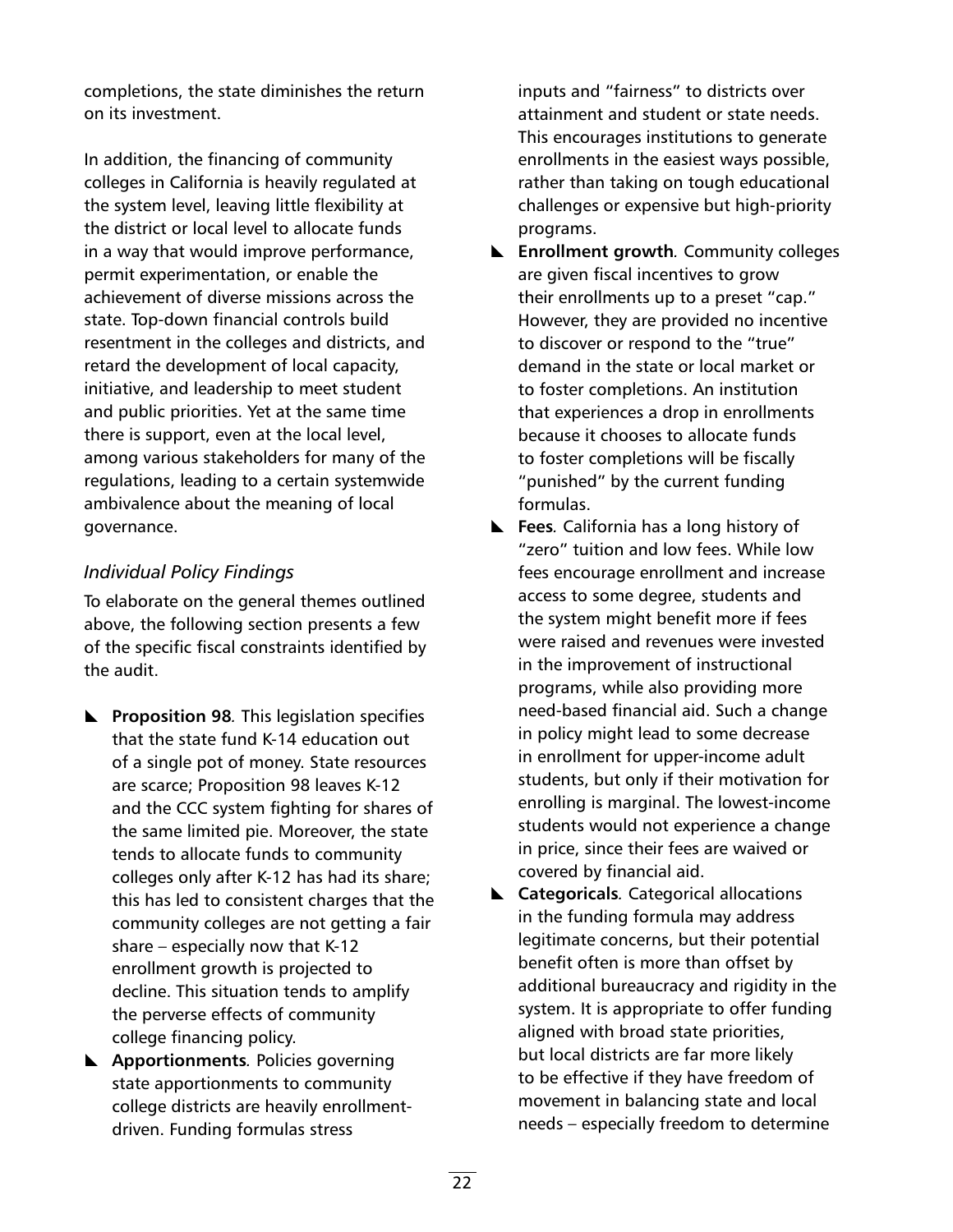completions, the state diminishes the return on its investment.

In addition, the financing of community colleges in California is heavily regulated at the system level, leaving little flexibility at the district or local level to allocate funds in a way that would improve performance, permit experimentation, or enable the achievement of diverse missions across the state. Top-down financial controls build resentment in the colleges and districts, and retard the development of local capacity, initiative, and leadership to meet student and public priorities. Yet at the same time there is support, even at the local level, among various stakeholders for many of the regulations, leading to a certain systemwide ambivalence about the meaning of local governance.

### *Individual Policy Findings*

To elaborate on the general themes outlined above, the following section presents a few of the specific fiscal constraints identified by the audit.

- **Proposition 98***.* This legislation specifies that the state fund K-14 education out of a single pot of money. State resources are scarce; Proposition 98 leaves K-12 and the CCC system fighting for shares of the same limited pie. Moreover, the state tends to allocate funds to community colleges only after K-12 has had its share; this has led to consistent charges that the community colleges are not getting a fair share – especially now that K-12 enrollment growth is projected to decline. This situation tends to amplify the perverse effects of community college financing policy.
- **Apportionments***.* Policies governing state apportionments to community college districts are heavily enrollment-driven. Funding formulas stress inputs and "fairness" to districts over attainment and student or state needs. This encourages institutions to generate enrollments in the easiest ways possible, rather than taking on tough educational challenges or expensive but high-priority programs.
- **Enrollment growth***.* Community colleges are given fiscal incentives to grow their enrollments up to a preset "cap." However, they are provided no incentive to discover or respond to the "true" demand in the state or local market or to foster completions. An institution that experiences a drop in enrollments because it chooses to allocate funds to foster completions will be fiscally "punished" by the current funding formulas.
- **Fees***.* California has a long history of "zero" tuition and low fees. While low fees encourage enrollment and increase access to some degree, students and the system might benefit more if fees were raised and revenues were invested in the improvement of instructional programs, while also providing more need-based financial aid. Such a change in policy might lead to some decrease in enrollment for upper-income adult students, but only if their motivation for enrolling is marginal. The lowest-income students would not experience a change in price, since their fees are waived or covered by financial aid.
- **Categoricals***.* Categorical allocations in the funding formula may address legitimate concerns, but their potential benefit often is more than offset by additional bureaucracy and rigidity in the system. It is appropriate to offer funding aligned with broad state priorities, but local districts are far more likely to be effective if they have freedom of movement in balancing state and local needs – especially freedom to determine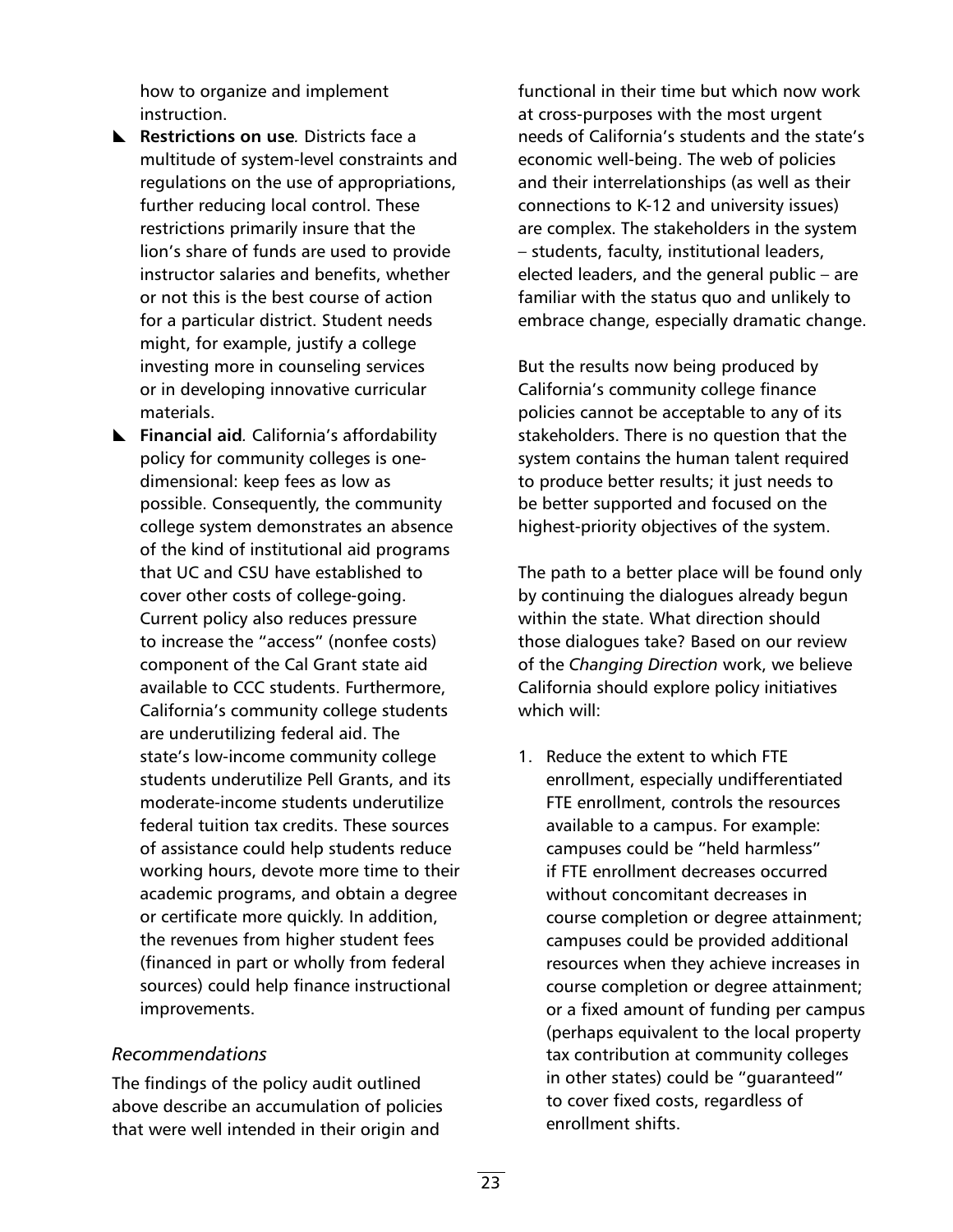how to organize and implement instruction.

- **Restrictions on use**. Districts face a multitude of system-level constraints and regulations on the use of appropriations, further reducing local control. These restrictions primarily insure that the lion's share of funds are used to provide instructor salaries and benefits, whether or not this is the best course of action for a particular district. Student needs might, for example, justify a college investing more in counseling services or in developing innovative curricular materials.
- **Financial aid**. California's affordability policy for community colleges is one-dimensional: keep fees as low as possible. Consequently, the community college system demonstrates an absence of the kind of institutional aid programs that UC and CSU have established to cover other costs of college-going. Current policy also reduces pressure to increase the "access" (nonfee costs) component of the Cal Grant state aid available to CCC students. Furthermore, California's community college students are underutilizing federal aid. The state's low-income community college students underutilize Pell Grants, and its moderate-income students underutilize federal tuition tax credits. These sources of assistance could help students reduce working hours, devote more time to their academic programs, and obtain a degree or certificate more quickly. In addition, the revenues from higher student fees (financed in part or wholly from federal sources) could help finance instructional improvements.

### *Recommendations*

The findings of the policy audit outlined above describe an accumulation of policies that were well intended in their origin and functional in their time but which now work at cross-purposes with the most urgent needs of California's students and the state's economic well-being. The web of policies and their interrelationships (as well as their connections to K-12 and university issues) are complex. The stakeholders in the system – students, faculty, institutional leaders, elected leaders, and the general public – are familiar with the status quo and unlikely to embrace change, especially dramatic change.

But the results now being produced by California's community college finance policies cannot be acceptable to any of its stakeholders. There is no question that the system contains the human talent required to produce better results; it just needs to be better supported and focused on the highest-priority objectives of the system.

The path to a better place will be found only by continuing the dialogues already begun within the state. What direction should those dialogues take? Based on our review of the *Changing Direction* work, we believe California should explore policy initiatives which will:

1. Reduce the extent to which FTE enrollment, especially undifferentiated FTE enrollment, controls the resources available to a campus. For example: campuses could be "held harmless" if FTE enrollment decreases occurred without concomitant decreases in course completion or degree attainment; campuses could be provided additional resources when they achieve increases in course completion or degree attainment; or a fixed amount of funding per campus (perhaps equivalent to the local property tax contribution at community colleges in other states) could be "guaranteed" to cover fixed costs, regardless of enrollment shifts.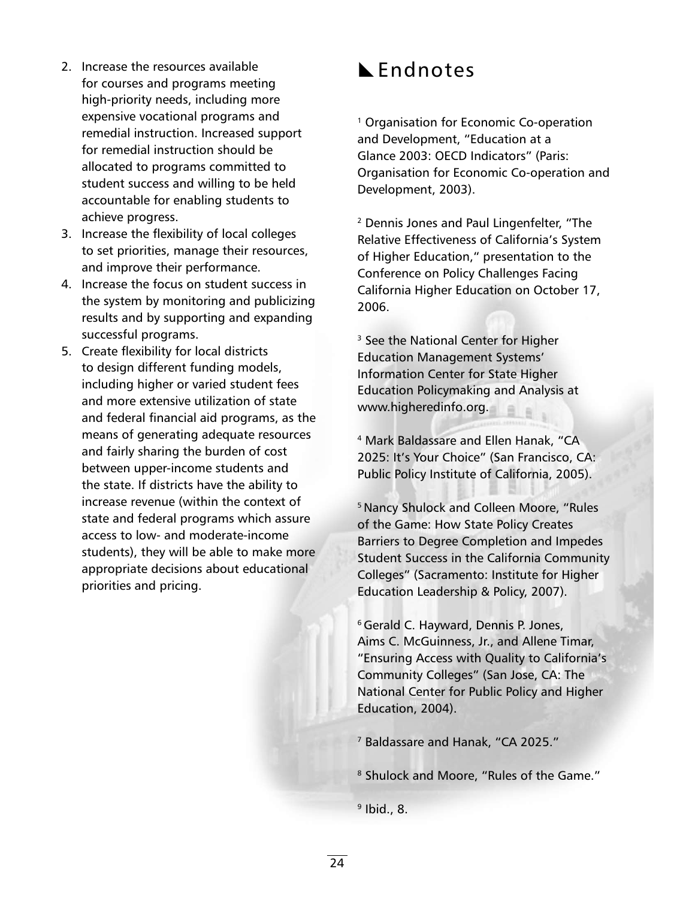2. Increase the resources available for courses and programs meeting high-priority needs, including more expensive vocational programs and remedial instruction. Increased support for remedial instruction should be allocated to programs committed to student success and willing to be held accountable for enabling students to achieve progress.
3. Increase the flexibility of local colleges to set priorities, manage their resources, and improve their performance.
4. Increase the focus on student success in the system by monitoring and publicizing results and by supporting and expanding successful programs.
5. Create flexibility for local districts to design different funding models, including higher or varied student fees and more extensive utilization of state and federal financial aid programs, as the means of generating adequate resources and fairly sharing the burden of cost between upper-income students and the state. If districts have the ability to increase revenue (within the context of state and federal programs which assure access to low- and moderate-income students), they will be able to make more appropriate decisions about educational priorities and pricing.

## Endnotes

[1] Organisation for Economic Co-operation and Development, "Education at a Glance 2003: OECD Indicators" (Paris: Organisation for Economic Co-operation and Development, 2003).

[2] Dennis Jones and Paul Lingenfelter, "The Relative Effectiveness of California's System of Higher Education," presentation to the Conference on Policy Challenges Facing California Higher Education on October 17, 2006.

[3] See the National Center for Higher Education Management Systems' Information Center for State Higher Education Policymaking and Analysis at www.higheredinfo.org.

[4] Mark Baldassare and Ellen Hanak, "CA 2025: It's Your Choice" (San Francisco, CA: Public Policy Institute of California, 2005).

[5] Nancy Shulock and Colleen Moore, "Rules of the Game: How State Policy Creates Barriers to Degree Completion and Impedes Student Success in the California Community Colleges" (Sacramento: Institute for Higher Education Leadership & Policy, 2007).

[6] Gerald C. Hayward, Dennis P. Jones, Aims C. McGuinness, Jr., and Allene Timar, "Ensuring Access with Quality to California's Community Colleges" (San Jose, CA: The National Center for Public Policy and Higher Education, 2004).

[7] Baldassare and Hanak, "CA 2025."

[8] Shulock and Moore, "Rules of the Game."

[9] Ibid., 8.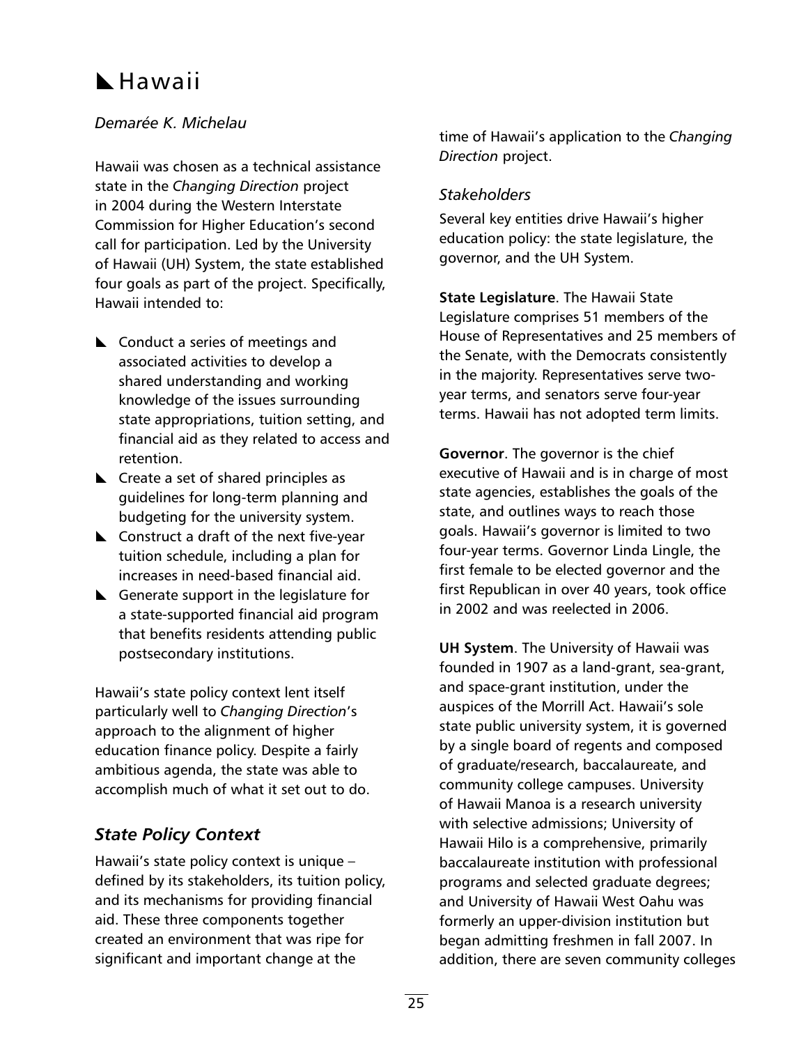# Hawaii

*Demarée K. Michelau*

Hawaii was chosen as a technical assistance state in the *Changing Direction* project in 2004 during the Western Interstate Commission for Higher Education's second call for participation. Led by the University of Hawaii (UH) System, the state established four goals as part of the project. Specifically, Hawaii intended to:

- Conduct a series of meetings and associated activities to develop a shared understanding and working knowledge of the issues surrounding state appropriations, tuition setting, and financial aid as they related to access and retention.
- Create a set of shared principles as guidelines for long-term planning and budgeting for the university system.
- Construct a draft of the next five-year tuition schedule, including a plan for increases in need-based financial aid.
- Generate support in the legislature for a state-supported financial aid program that benefits residents attending public postsecondary institutions.

Hawaii's state policy context lent itself particularly well to *Changing Direction*'s approach to the alignment of higher education finance policy. Despite a fairly ambitious agenda, the state was able to accomplish much of what it set out to do.

## *State Policy Context*

Hawaii's state policy context is unique – defined by its stakeholders, its tuition policy, and its mechanisms for providing financial aid. These three components together created an environment that was ripe for significant and important change at the time of Hawaii's application to the *Changing Direction* project.

### *Stakeholders*

Several key entities drive Hawaii's higher education policy: the state legislature, the governor, and the UH System.

**State Legislature**. The Hawaii State Legislature comprises 51 members of the House of Representatives and 25 members of the Senate, with the Democrats consistently in the majority. Representatives serve two-year terms, and senators serve four-year terms. Hawaii has not adopted term limits.

**Governor**. The governor is the chief executive of Hawaii and is in charge of most state agencies, establishes the goals of the state, and outlines ways to reach those goals. Hawaii's governor is limited to two four-year terms. Governor Linda Lingle, the first female to be elected governor and the first Republican in over 40 years, took office in 2002 and was reelected in 2006.

**UH System**. The University of Hawaii was founded in 1907 as a land-grant, sea-grant, and space-grant institution, under the auspices of the Morrill Act. Hawaii's sole state public university system, it is governed by a single board of regents and composed of graduate/research, baccalaureate, and community college campuses. University of Hawaii Manoa is a research university with selective admissions; University of Hawaii Hilo is a comprehensive, primarily baccalaureate institution with professional programs and selected graduate degrees; and University of Hawaii West Oahu was formerly an upper-division institution but began admitting freshmen in fall 2007. In addition, there are seven community colleges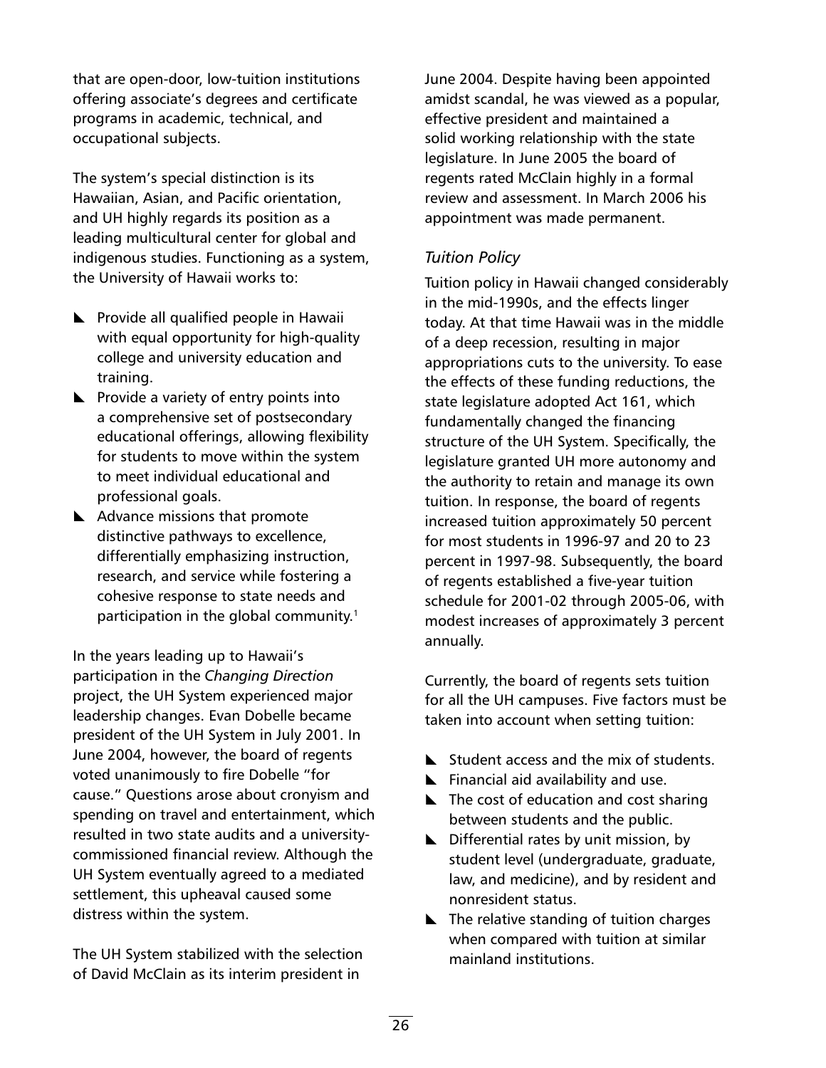that are open-door, low-tuition institutions offering associate's degrees and certificate programs in academic, technical, and occupational subjects.

The system's special distinction is its Hawaiian, Asian, and Pacific orientation, and UH highly regards its position as a leading multicultural center for global and indigenous studies. Functioning as a system, the University of Hawaii works to:

- Provide all qualified people in Hawaii with equal opportunity for high-quality college and university education and training.
- Provide a variety of entry points into a comprehensive set of postsecondary educational offerings, allowing flexibility for students to move within the system to meet individual educational and professional goals.
- Advance missions that promote distinctive pathways to excellence, differentially emphasizing instruction, research, and service while fostering a cohesive response to state needs and participation in the global community.[1]

In the years leading up to Hawaii's participation in the *Changing Direction* project, the UH System experienced major leadership changes. Evan Dobelle became president of the UH System in July 2001. In June 2004, however, the board of regents voted unanimously to fire Dobelle "for cause." Questions arose about cronyism and spending on travel and entertainment, which resulted in two state audits and a university-commissioned financial review. Although the UH System eventually agreed to a mediated settlement, this upheaval caused some distress within the system.

The UH System stabilized with the selection of David McClain as its interim president in June 2004. Despite having been appointed amidst scandal, he was viewed as a popular, effective president and maintained a solid working relationship with the state legislature. In June 2005 the board of regents rated McClain highly in a formal review and assessment. In March 2006 his appointment was made permanent.

### *Tuition Policy*

Tuition policy in Hawaii changed considerably in the mid-1990s, and the effects linger today. At that time Hawaii was in the middle of a deep recession, resulting in major appropriations cuts to the university. To ease the effects of these funding reductions, the state legislature adopted Act 161, which fundamentally changed the financing structure of the UH System. Specifically, the legislature granted UH more autonomy and the authority to retain and manage its own tuition. In response, the board of regents increased tuition approximately 50 percent for most students in 1996-97 and 20 to 23 percent in 1997-98. Subsequently, the board of regents established a five-year tuition schedule for 2001-02 through 2005-06, with modest increases of approximately 3 percent annually.

Currently, the board of regents sets tuition for all the UH campuses. Five factors must be taken into account when setting tuition:

- Student access and the mix of students.
- Financial aid availability and use.
- The cost of education and cost sharing between students and the public.
- Differential rates by unit mission, by student level (undergraduate, graduate, law, and medicine), and by resident and nonresident status.
- The relative standing of tuition charges when compared with tuition at similar mainland institutions.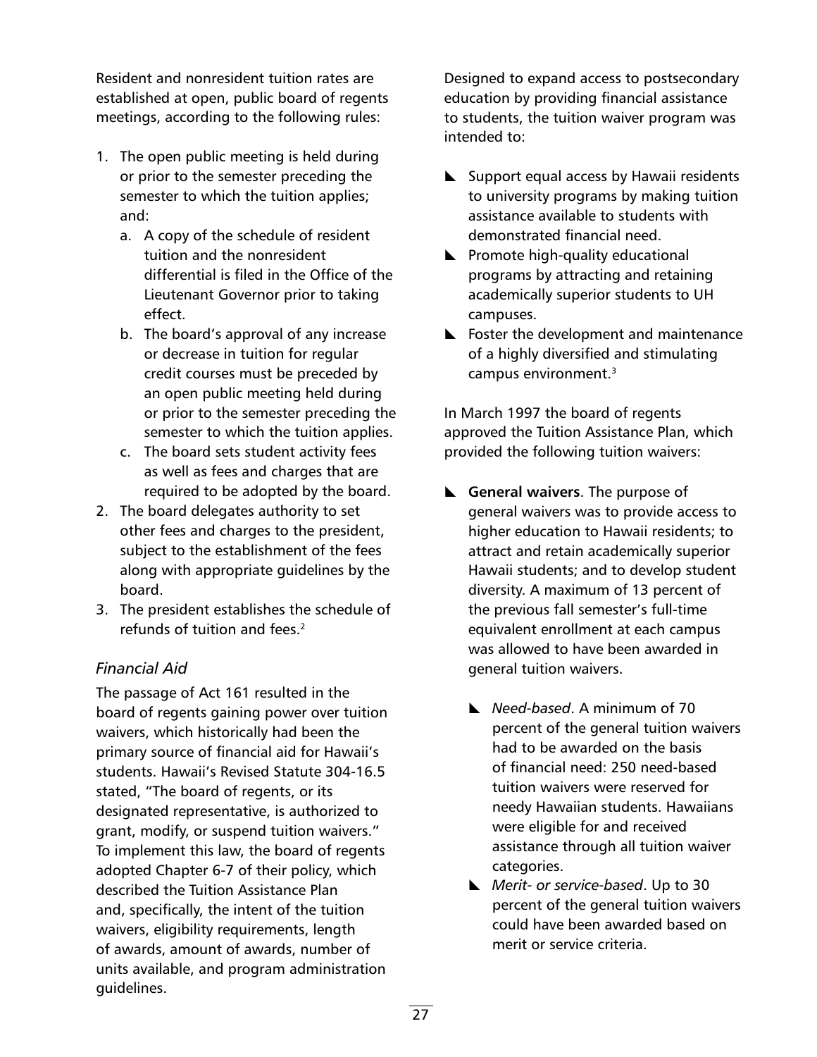Resident and nonresident tuition rates are established at open, public board of regents meetings, according to the following rules:

1. The open public meeting is held during or prior to the semester preceding the semester to which the tuition applies; and:
   a. A copy of the schedule of resident tuition and the nonresident differential is filed in the Office of the Lieutenant Governor prior to taking effect.
   b. The board's approval of any increase or decrease in tuition for regular credit courses must be preceded by an open public meeting held during or prior to the semester preceding the semester to which the tuition applies.
   c. The board sets student activity fees as well as fees and charges that are required to be adopted by the board.
2. The board delegates authority to set other fees and charges to the president, subject to the establishment of the fees along with appropriate guidelines by the board.
3. The president establishes the schedule of refunds of tuition and fees.[2]

### *Financial Aid*

The passage of Act 161 resulted in the board of regents gaining power over tuition waivers, which historically had been the primary source of financial aid for Hawaii's students. Hawaii's Revised Statute 304-16.5 stated, "The board of regents, or its designated representative, is authorized to grant, modify, or suspend tuition waivers." To implement this law, the board of regents adopted Chapter 6-7 of their policy, which described the Tuition Assistance Plan and, specifically, the intent of the tuition waivers, eligibility requirements, length of awards, amount of awards, number of units available, and program administration guidelines.

Designed to expand access to postsecondary education by providing financial assistance to students, the tuition waiver program was intended to:

- Support equal access by Hawaii residents to university programs by making tuition assistance available to students with demonstrated financial need.
- Promote high-quality educational programs by attracting and retaining academically superior students to UH campuses.
- Foster the development and maintenance of a highly diversified and stimulating campus environment.[3]

In March 1997 the board of regents approved the Tuition Assistance Plan, which provided the following tuition waivers:

- **General waivers**. The purpose of general waivers was to provide access to higher education to Hawaii residents; to attract and retain academically superior Hawaii students; and to develop student diversity. A maximum of 13 percent of the previous fall semester's full-time equivalent enrollment at each campus was allowed to have been awarded in general tuition waivers.
  - *Need-based*. A minimum of 70 percent of the general tuition waivers had to be awarded on the basis of financial need: 250 need-based tuition waivers were reserved for needy Hawaiian students. Hawaiians were eligible for and received assistance through all tuition waiver categories.
  - *Merit- or service-based*. Up to 30 percent of the general tuition waivers could have been awarded based on merit or service criteria.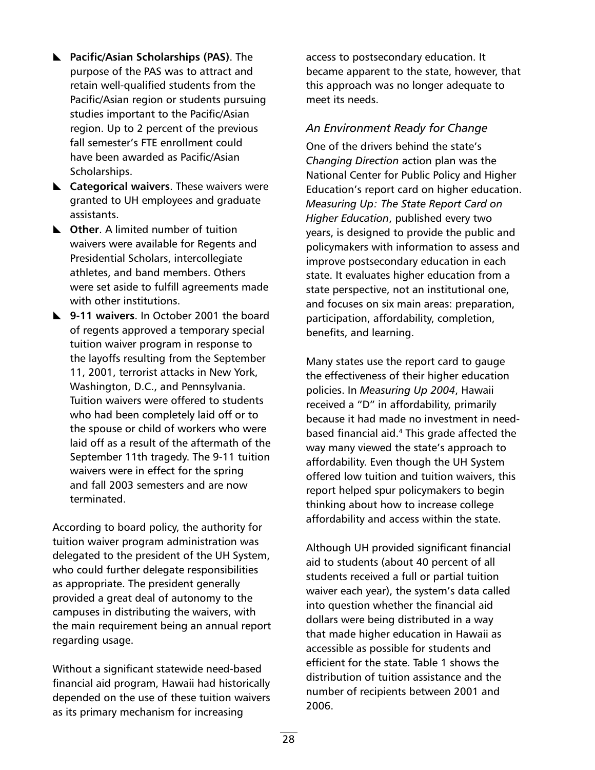- **Pacific/Asian Scholarships (PAS)**. The purpose of the PAS was to attract and retain well-qualified students from the Pacific/Asian region or students pursuing studies important to the Pacific/Asian region. Up to 2 percent of the previous fall semester's FTE enrollment could have been awarded as Pacific/Asian Scholarships.
- **Categorical waivers**. These waivers were granted to UH employees and graduate assistants.
- **Other**. A limited number of tuition waivers were available for Regents and Presidential Scholars, intercollegiate athletes, and band members. Others were set aside to fulfill agreements made with other institutions.
- **9-11 waivers**. In October 2001 the board of regents approved a temporary special tuition waiver program in response to the layoffs resulting from the September 11, 2001, terrorist attacks in New York, Washington, D.C., and Pennsylvania. Tuition waivers were offered to students who had been completely laid off or to the spouse or child of workers who were laid off as a result of the aftermath of the September 11th tragedy. The 9-11 tuition waivers were in effect for the spring and fall 2003 semesters and are now terminated.

According to board policy, the authority for tuition waiver program administration was delegated to the president of the UH System, who could further delegate responsibilities as appropriate. The president generally provided a great deal of autonomy to the campuses in distributing the waivers, with the main requirement being an annual report regarding usage.

Without a significant statewide need-based financial aid program, Hawaii had historically depended on the use of these tuition waivers as its primary mechanism for increasing access to postsecondary education. It became apparent to the state, however, that this approach was no longer adequate to meet its needs.

### *An Environment Ready for Change*

One of the drivers behind the state's *Changing Direction* action plan was the National Center for Public Policy and Higher Education's report card on higher education. *Measuring Up: The State Report Card on Higher Education*, published every two years, is designed to provide the public and policymakers with information to assess and improve postsecondary education in each state. It evaluates higher education from a state perspective, not an institutional one, and focuses on six main areas: preparation, participation, affordability, completion, benefits, and learning.

Many states use the report card to gauge the effectiveness of their higher education policies. In *Measuring Up 2004*, Hawaii received a "D" in affordability, primarily because it had made no investment in need-based financial aid.[4] This grade affected the way many viewed the state's approach to affordability. Even though the UH System offered low tuition and tuition waivers, this report helped spur policymakers to begin thinking about how to increase college affordability and access within the state.

Although UH provided significant financial aid to students (about 40 percent of all students received a full or partial tuition waiver each year), the system's data called into question whether the financial aid dollars were being distributed in a way that made higher education in Hawaii as accessible as possible for students and efficient for the state. Table 1 shows the distribution of tuition assistance and the number of recipients between 2001 and 2006.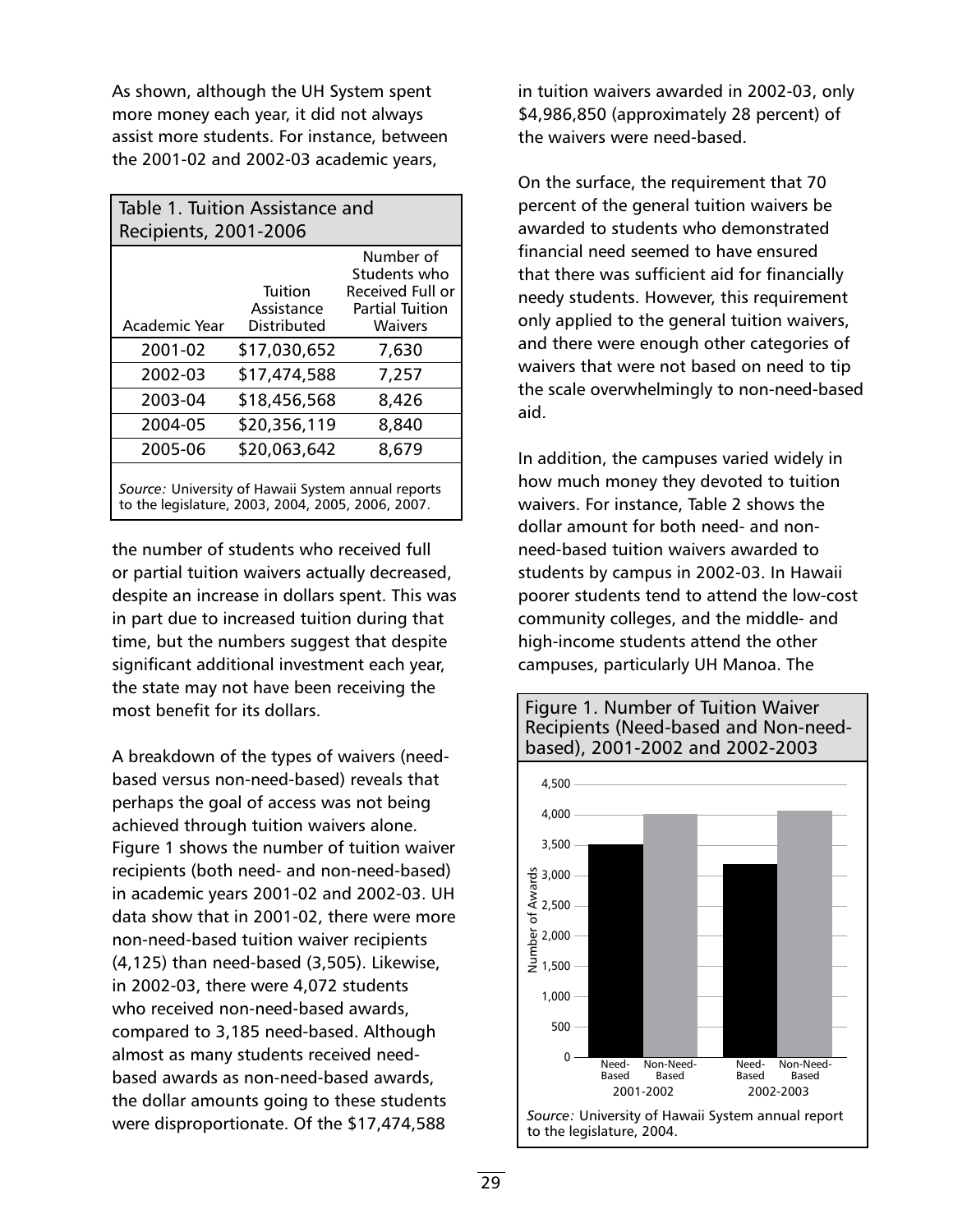As shown, although the UH System spent more money each year, it did not always assist more students. For instance, between the 2001-02 and 2002-03 academic years, the number of students who received full or partial tuition waivers actually decreased, despite an increase in dollars spent. This was in part due to increased tuition during that time, but the numbers suggest that despite significant additional investment each year, the state may not have been receiving the most benefit for its dollars.

Table 1. Tuition Assistance and Recipients, 2001-2006

| Academic Year | Tuition Assistance Distributed | Number of Students who Received Full or Partial Tuition Waivers |
|---|---|---|
| 2001-02 | \$17,030,652 | 7,630 |
| 2002-03 | \$17,474,588 | 7,257 |
| 2003-04 | \$18,456,568 | 8,426 |
| 2004-05 | \$20,356,119 | 8,840 |
| 2005-06 | \$20,063,642 | 8,679 |

*Source:* University of Hawaii System annual reports to the legislature, 2003, 2004, 2005, 2006, 2007.

A breakdown of the types of waivers (need-based versus non-need-based) reveals that perhaps the goal of access was not being achieved through tuition waivers alone. Figure 1 shows the number of tuition waiver recipients (both need- and non-need-based) in academic years 2001-02 and 2002-03. UH data show that in 2001-02, there were more non-need-based tuition waiver recipients (4,125) than need-based (3,505). Likewise, in 2002-03, there were 4,072 students who received non-need-based awards, compared to 3,185 need-based. Although almost as many students received need-based awards as non-need-based awards, the dollar amounts going to these students were disproportionate. Of the \$17,474,588 in tuition waivers awarded in 2002-03, only \$4,986,850 (approximately 28 percent) of the waivers were need-based.

On the surface, the requirement that 70 percent of the general tuition waivers be awarded to students who demonstrated financial need seemed to have ensured that there was sufficient aid for financially needy students. However, this requirement only applied to the general tuition waivers, and there were enough other categories of waivers that were not based on need to tip the scale overwhelmingly to non-need-based aid.

In addition, the campuses varied widely in how much money they devoted to tuition waivers. For instance, Table 2 shows the dollar amount for both need- and non-need-based tuition waivers awarded to students by campus in 2002-03. In Hawaii poorer students tend to attend the low-cost community colleges, and the middle- and high-income students attend the other campuses, particularly UH Manoa. The

Figure 1. Number of Tuition Waiver Recipients (Need-based and Non-need-based), 2001-2002 and 2002-2003

*Source:* University of Hawaii System annual report to the legislature, 2004.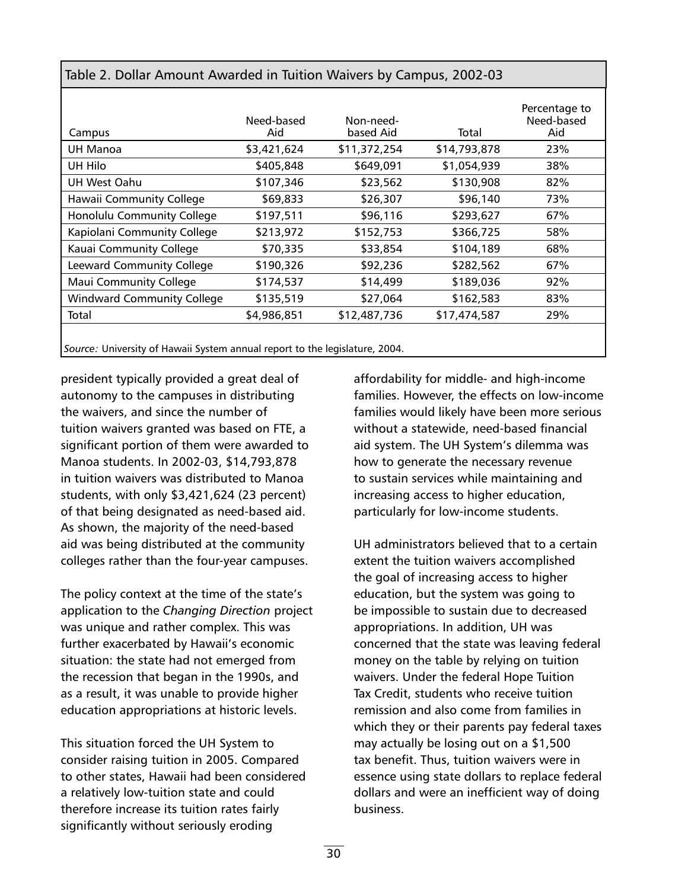Table 2. Dollar Amount Awarded in Tuition Waivers by Campus, 2002-03

| Campus | Need-based Aid | Non-need-based Aid | Total | Percentage to Need-based Aid |
|---|---|---|---|---|
| UH Manoa | $3,421,624 | $11,372,254 | $14,793,878 | 23% |
| UH Hilo | $405,848 | $649,091 | $1,054,939 | 38% |
| UH West Oahu | $107,346 | $23,562 | $130,908 | 82% |
| Hawaii Community College | $69,833 | $26,307 | $96,140 | 73% |
| Honolulu Community College | $197,511 | $96,116 | $293,627 | 67% |
| Kapiolani Community College | $213,972 | $152,753 | $366,725 | 58% |
| Kauai Community College | $70,335 | $33,854 | $104,189 | 68% |
| Leeward Community College | $190,326 | $92,236 | $282,562 | 67% |
| Maui Community College | $174,537 | $14,499 | $189,036 | 92% |
| Windward Community College | $135,519 | $27,064 | $162,583 | 83% |
| Total | $4,986,851 | $12,487,736 | $17,474,587 | 29% |

*Source:* University of Hawaii System annual report to the legislature, 2004.

president typically provided a great deal of autonomy to the campuses in distributing the waivers, and since the number of tuition waivers granted was based on FTE, a significant portion of them were awarded to Manoa students. In 2002-03, $14,793,878 in tuition waivers was distributed to Manoa students, with only $3,421,624 (23 percent) of that being designated as need-based aid. As shown, the majority of the need-based aid was being distributed at the community colleges rather than the four-year campuses.

The policy context at the time of the state's application to the *Changing Direction* project was unique and rather complex. This was further exacerbated by Hawaii's economic situation: the state had not emerged from the recession that began in the 1990s, and as a result, it was unable to provide higher education appropriations at historic levels.

This situation forced the UH System to consider raising tuition in 2005. Compared to other states, Hawaii had been considered a relatively low-tuition state and could therefore increase its tuition rates fairly significantly without seriously eroding affordability for middle- and high-income families. However, the effects on low-income families would likely have been more serious without a statewide, need-based financial aid system. The UH System's dilemma was how to generate the necessary revenue to sustain services while maintaining and increasing access to higher education, particularly for low-income students.

UH administrators believed that to a certain extent the tuition waivers accomplished the goal of increasing access to higher education, but the system was going to be impossible to sustain due to decreased appropriations. In addition, UH was concerned that the state was leaving federal money on the table by relying on tuition waivers. Under the federal Hope Tuition Tax Credit, students who receive tuition remission and also come from families in which they or their parents pay federal taxes may actually be losing out on a $1,500 tax benefit. Thus, tuition waivers were in essence using state dollars to replace federal dollars and were an inefficient way of doing business.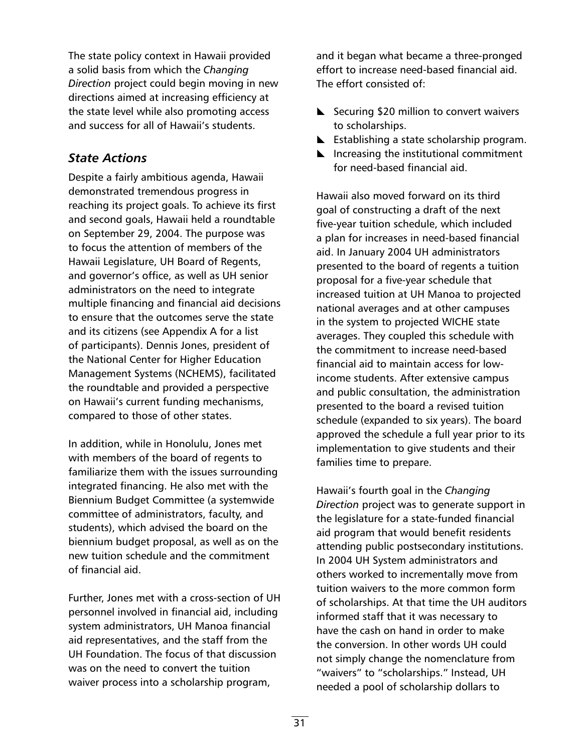The state policy context in Hawaii provided a solid basis from which the *Changing Direction* project could begin moving in new directions aimed at increasing efficiency at the state level while also promoting access and success for all of Hawaii's students.

### *State Actions*

Despite a fairly ambitious agenda, Hawaii demonstrated tremendous progress in reaching its project goals. To achieve its first and second goals, Hawaii held a roundtable on September 29, 2004. The purpose was to focus the attention of members of the Hawaii Legislature, UH Board of Regents, and governor's office, as well as UH senior administrators on the need to integrate multiple financing and financial aid decisions to ensure that the outcomes serve the state and its citizens (see Appendix A for a list of participants). Dennis Jones, president of the National Center for Higher Education Management Systems (NCHEMS), facilitated the roundtable and provided a perspective on Hawaii's current funding mechanisms, compared to those of other states.

In addition, while in Honolulu, Jones met with members of the board of regents to familiarize them with the issues surrounding integrated financing. He also met with the Biennium Budget Committee (a systemwide committee of administrators, faculty, and students), which advised the board on the biennium budget proposal, as well as on the new tuition schedule and the commitment of financial aid.

Further, Jones met with a cross-section of UH personnel involved in financial aid, including system administrators, UH Manoa financial aid representatives, and the staff from the UH Foundation. The focus of that discussion was on the need to convert the tuition waiver process into a scholarship program, and it began what became a three-pronged effort to increase need-based financial aid. The effort consisted of:

- Securing $20 million to convert waivers to scholarships.
- Establishing a state scholarship program.
- Increasing the institutional commitment for need-based financial aid.

Hawaii also moved forward on its third goal of constructing a draft of the next five-year tuition schedule, which included a plan for increases in need-based financial aid. In January 2004 UH administrators presented to the board of regents a tuition proposal for a five-year schedule that increased tuition at UH Manoa to projected national averages and at other campuses in the system to projected WICHE state averages. They coupled this schedule with the commitment to increase need-based financial aid to maintain access for low-income students. After extensive campus and public consultation, the administration presented to the board a revised tuition schedule (expanded to six years). The board approved the schedule a full year prior to its implementation to give students and their families time to prepare.

Hawaii's fourth goal in the *Changing Direction* project was to generate support in the legislature for a state-funded financial aid program that would benefit residents attending public postsecondary institutions. In 2004 UH System administrators and others worked to incrementally move from tuition waivers to the more common form of scholarships. At that time the UH auditors informed staff that it was necessary to have the cash on hand in order to make the conversion. In other words UH could not simply change the nomenclature from "waivers" to "scholarships." Instead, UH needed a pool of scholarship dollars to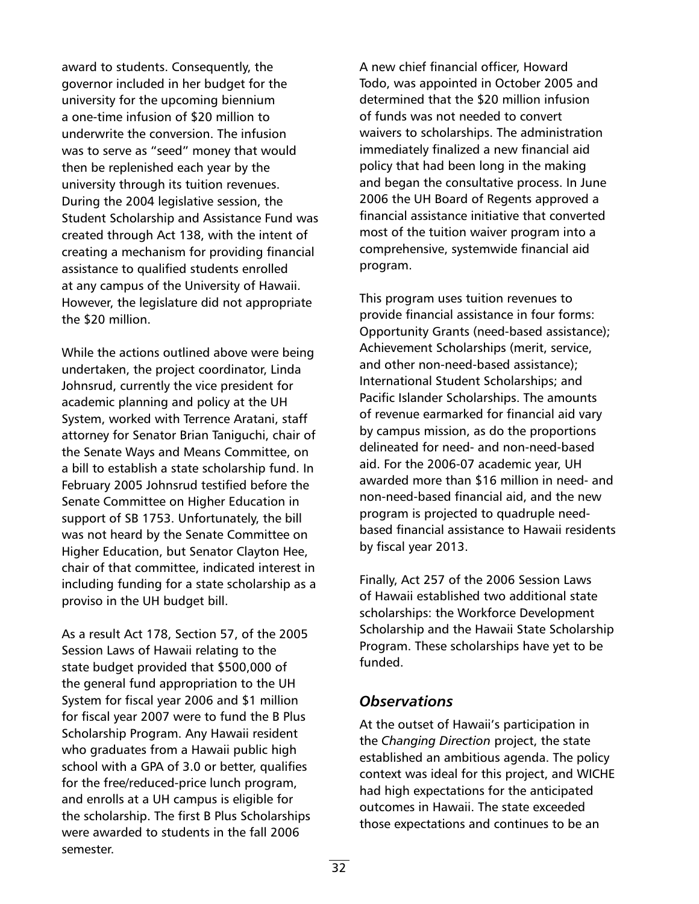award to students. Consequently, the governor included in her budget for the university for the upcoming biennium a one-time infusion of $20 million to underwrite the conversion. The infusion was to serve as "seed" money that would then be replenished each year by the university through its tuition revenues. During the 2004 legislative session, the Student Scholarship and Assistance Fund was created through Act 138, with the intent of creating a mechanism for providing financial assistance to qualified students enrolled at any campus of the University of Hawaii. However, the legislature did not appropriate the $20 million.

While the actions outlined above were being undertaken, the project coordinator, Linda Johnsrud, currently the vice president for academic planning and policy at the UH System, worked with Terrence Aratani, staff attorney for Senator Brian Taniguchi, chair of the Senate Ways and Means Committee, on a bill to establish a state scholarship fund. In February 2005 Johnsrud testified before the Senate Committee on Higher Education in support of SB 1753. Unfortunately, the bill was not heard by the Senate Committee on Higher Education, but Senator Clayton Hee, chair of that committee, indicated interest in including funding for a state scholarship as a proviso in the UH budget bill.

As a result Act 178, Section 57, of the 2005 Session Laws of Hawaii relating to the state budget provided that $500,000 of the general fund appropriation to the UH System for fiscal year 2006 and $1 million for fiscal year 2007 were to fund the B Plus Scholarship Program. Any Hawaii resident who graduates from a Hawaii public high school with a GPA of 3.0 or better, qualifies for the free/reduced-price lunch program, and enrolls at a UH campus is eligible for the scholarship. The first B Plus Scholarships were awarded to students in the fall 2006 semester.

A new chief financial officer, Howard Todo, was appointed in October 2005 and determined that the $20 million infusion of funds was not needed to convert waivers to scholarships. The administration immediately finalized a new financial aid policy that had been long in the making and began the consultative process. In June 2006 the UH Board of Regents approved a financial assistance initiative that converted most of the tuition waiver program into a comprehensive, systemwide financial aid program.

This program uses tuition revenues to provide financial assistance in four forms: Opportunity Grants (need-based assistance); Achievement Scholarships (merit, service, and other non-need-based assistance); International Student Scholarships; and Pacific Islander Scholarships. The amounts of revenue earmarked for financial aid vary by campus mission, as do the proportions delineated for need- and non-need-based aid. For the 2006-07 academic year, UH awarded more than $16 million in need- and non-need-based financial aid, and the new program is projected to quadruple need-based financial assistance to Hawaii residents by fiscal year 2013.

Finally, Act 257 of the 2006 Session Laws of Hawaii established two additional state scholarships: the Workforce Development Scholarship and the Hawaii State Scholarship Program. These scholarships have yet to be funded.

### *Observations*

At the outset of Hawaii's participation in the *Changing Direction* project, the state established an ambitious agenda. The policy context was ideal for this project, and WICHE had high expectations for the anticipated outcomes in Hawaii. The state exceeded those expectations and continues to be an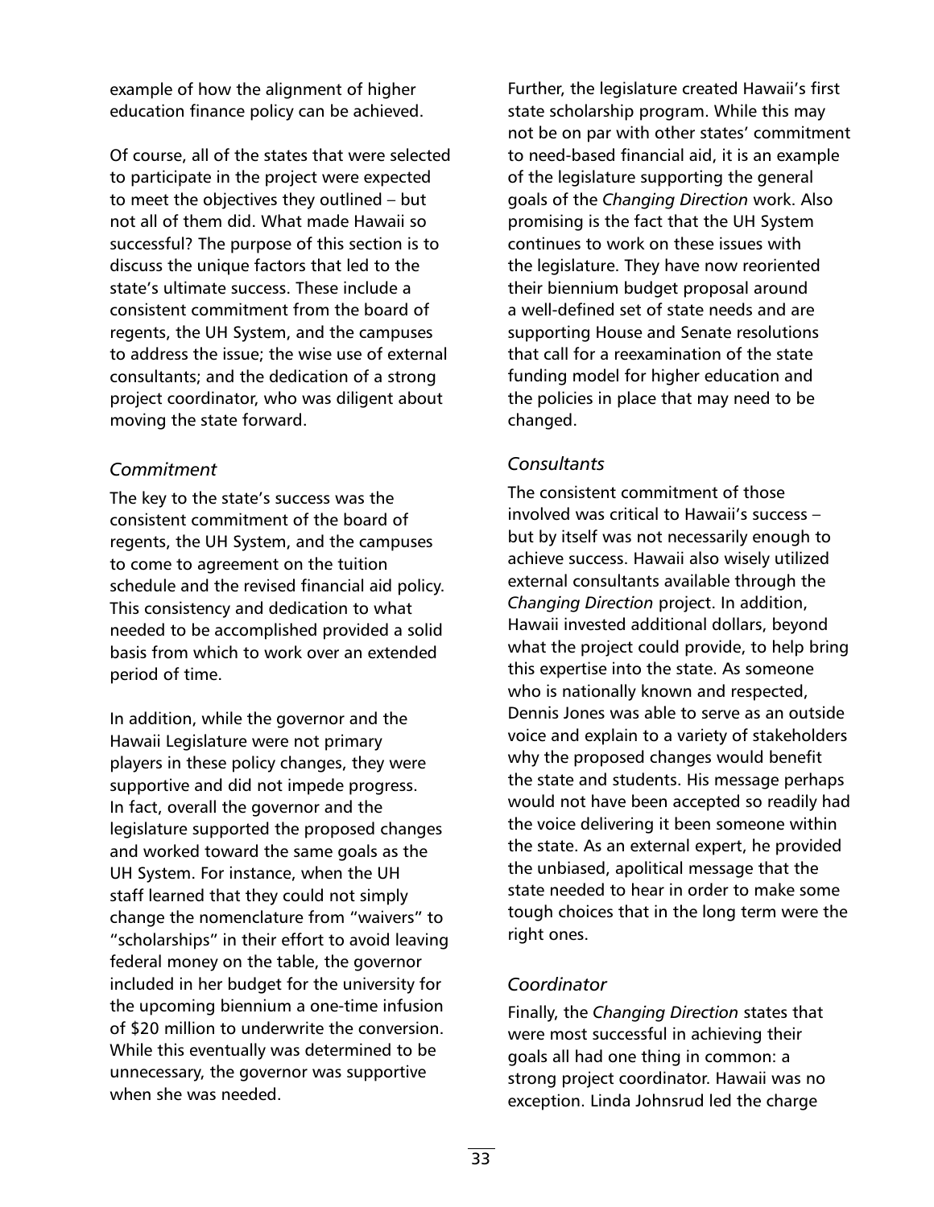example of how the alignment of higher education finance policy can be achieved.

Of course, all of the states that were selected to participate in the project were expected to meet the objectives they outlined – but not all of them did. What made Hawaii so successful? The purpose of this section is to discuss the unique factors that led to the state's ultimate success. These include a consistent commitment from the board of regents, the UH System, and the campuses to address the issue; the wise use of external consultants; and the dedication of a strong project coordinator, who was diligent about moving the state forward.

### *Commitment*

The key to the state's success was the consistent commitment of the board of regents, the UH System, and the campuses to come to agreement on the tuition schedule and the revised financial aid policy. This consistency and dedication to what needed to be accomplished provided a solid basis from which to work over an extended period of time.

In addition, while the governor and the Hawaii Legislature were not primary players in these policy changes, they were supportive and did not impede progress. In fact, overall the governor and the legislature supported the proposed changes and worked toward the same goals as the UH System. For instance, when the UH staff learned that they could not simply change the nomenclature from "waivers" to "scholarships" in their effort to avoid leaving federal money on the table, the governor included in her budget for the university for the upcoming biennium a one-time infusion of $20 million to underwrite the conversion. While this eventually was determined to be unnecessary, the governor was supportive when she was needed.

Further, the legislature created Hawaii's first state scholarship program. While this may not be on par with other states' commitment to need-based financial aid, it is an example of the legislature supporting the general goals of the *Changing Direction* work. Also promising is the fact that the UH System continues to work on these issues with the legislature. They have now reoriented their biennium budget proposal around a well-defined set of state needs and are supporting House and Senate resolutions that call for a reexamination of the state funding model for higher education and the policies in place that may need to be changed.

### *Consultants*

The consistent commitment of those involved was critical to Hawaii's success – but by itself was not necessarily enough to achieve success. Hawaii also wisely utilized external consultants available through the *Changing Direction* project. In addition, Hawaii invested additional dollars, beyond what the project could provide, to help bring this expertise into the state. As someone who is nationally known and respected, Dennis Jones was able to serve as an outside voice and explain to a variety of stakeholders why the proposed changes would benefit the state and students. His message perhaps would not have been accepted so readily had the voice delivering it been someone within the state. As an external expert, he provided the unbiased, apolitical message that the state needed to hear in order to make some tough choices that in the long term were the right ones.

### *Coordinator*

Finally, the *Changing Direction* states that were most successful in achieving their goals all had one thing in common: a strong project coordinator. Hawaii was no exception. Linda Johnsrud led the charge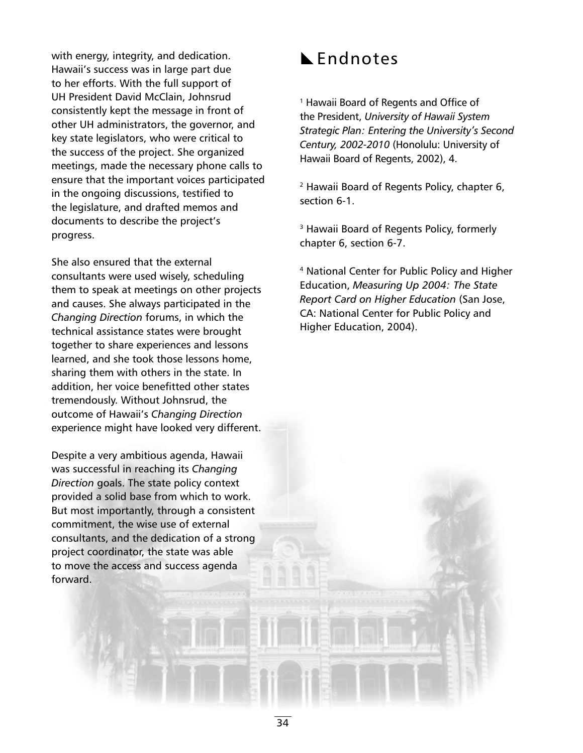with energy, integrity, and dedication. Hawaii's success was in large part due to her efforts. With the full support of UH President David McClain, Johnsrud consistently kept the message in front of other UH administrators, the governor, and key state legislators, who were critical to the success of the project. She organized meetings, made the necessary phone calls to ensure that the important voices participated in the ongoing discussions, testified to the legislature, and drafted memos and documents to describe the project's progress.

She also ensured that the external consultants were used wisely, scheduling them to speak at meetings on other projects and causes. She always participated in the *Changing Direction* forums, in which the technical assistance states were brought together to share experiences and lessons learned, and she took those lessons home, sharing them with others in the state. In addition, her voice benefitted other states tremendously. Without Johnsrud, the outcome of Hawaii's *Changing Direction* experience might have looked very different.

Despite a very ambitious agenda, Hawaii was successful in reaching its *Changing Direction* goals. The state policy context provided a solid base from which to work. But most importantly, through a consistent commitment, the wise use of external consultants, and the dedication of a strong project coordinator, the state was able to move the access and success agenda forward.

## Endnotes

[1] Hawaii Board of Regents and Office of the President, *University of Hawaii System Strategic Plan: Entering the University's Second Century, 2002-2010* (Honolulu: University of Hawaii Board of Regents, 2002), 4.

[2] Hawaii Board of Regents Policy, chapter 6, section 6-1.

[3] Hawaii Board of Regents Policy, formerly chapter 6, section 6-7.

[4] National Center for Public Policy and Higher Education, *Measuring Up 2004: The State Report Card on Higher Education* (San Jose, CA: National Center for Public Policy and Higher Education, 2004).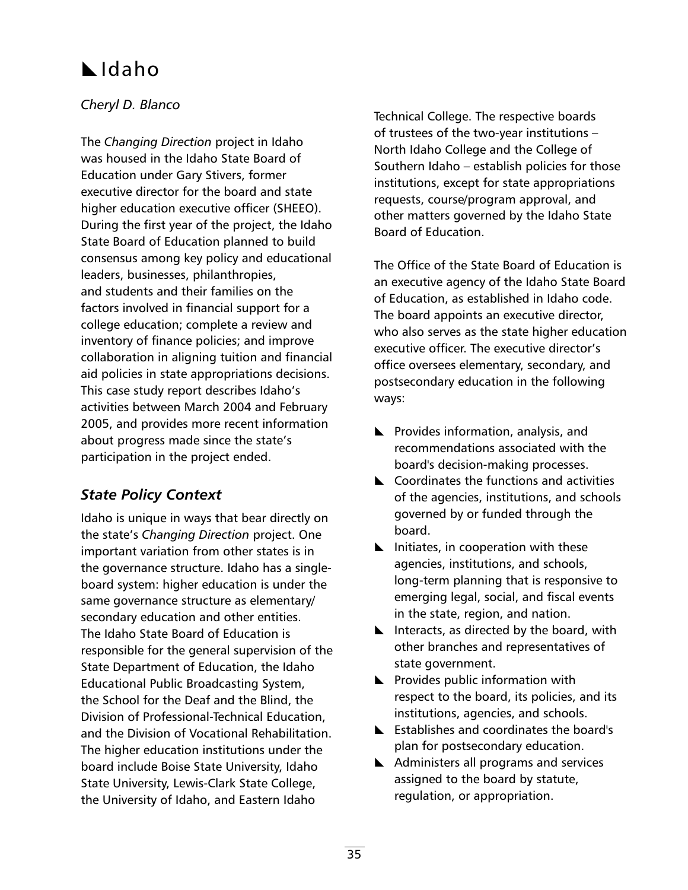# Idaho

*Cheryl D. Blanco*

The *Changing Direction* project in Idaho was housed in the Idaho State Board of Education under Gary Stivers, former executive director for the board and state higher education executive officer (SHEEO). During the first year of the project, the Idaho State Board of Education planned to build consensus among key policy and educational leaders, businesses, philanthropies, and students and their families on the factors involved in financial support for a college education; complete a review and inventory of finance policies; and improve collaboration in aligning tuition and financial aid policies in state appropriations decisions. This case study report describes Idaho's activities between March 2004 and February 2005, and provides more recent information about progress made since the state's participation in the project ended.

## State Policy Context

Idaho is unique in ways that bear directly on the state's *Changing Direction* project. One important variation from other states is in the governance structure. Idaho has a single-board system: higher education is under the same governance structure as elementary/secondary education and other entities. The Idaho State Board of Education is responsible for the general supervision of the State Department of Education, the Idaho Educational Public Broadcasting System, the School for the Deaf and the Blind, the Division of Professional-Technical Education, and the Division of Vocational Rehabilitation. The higher education institutions under the board include Boise State University, Idaho State University, Lewis-Clark State College, the University of Idaho, and Eastern Idaho Technical College. The respective boards of trustees of the two-year institutions – North Idaho College and the College of Southern Idaho – establish policies for those institutions, except for state appropriations requests, course/program approval, and other matters governed by the Idaho State Board of Education.

The Office of the State Board of Education is an executive agency of the Idaho State Board of Education, as established in Idaho code. The board appoints an executive director, who also serves as the state higher education executive officer. The executive director's office oversees elementary, secondary, and postsecondary education in the following ways:

- Provides information, analysis, and recommendations associated with the board's decision-making processes.
- Coordinates the functions and activities of the agencies, institutions, and schools governed by or funded through the board.
- Initiates, in cooperation with these agencies, institutions, and schools, long-term planning that is responsive to emerging legal, social, and fiscal events in the state, region, and nation.
- Interacts, as directed by the board, with other branches and representatives of state government.
- Provides public information with respect to the board, its policies, and its institutions, agencies, and schools.
- Establishes and coordinates the board's plan for postsecondary education.
- Administers all programs and services assigned to the board by statute, regulation, or appropriation.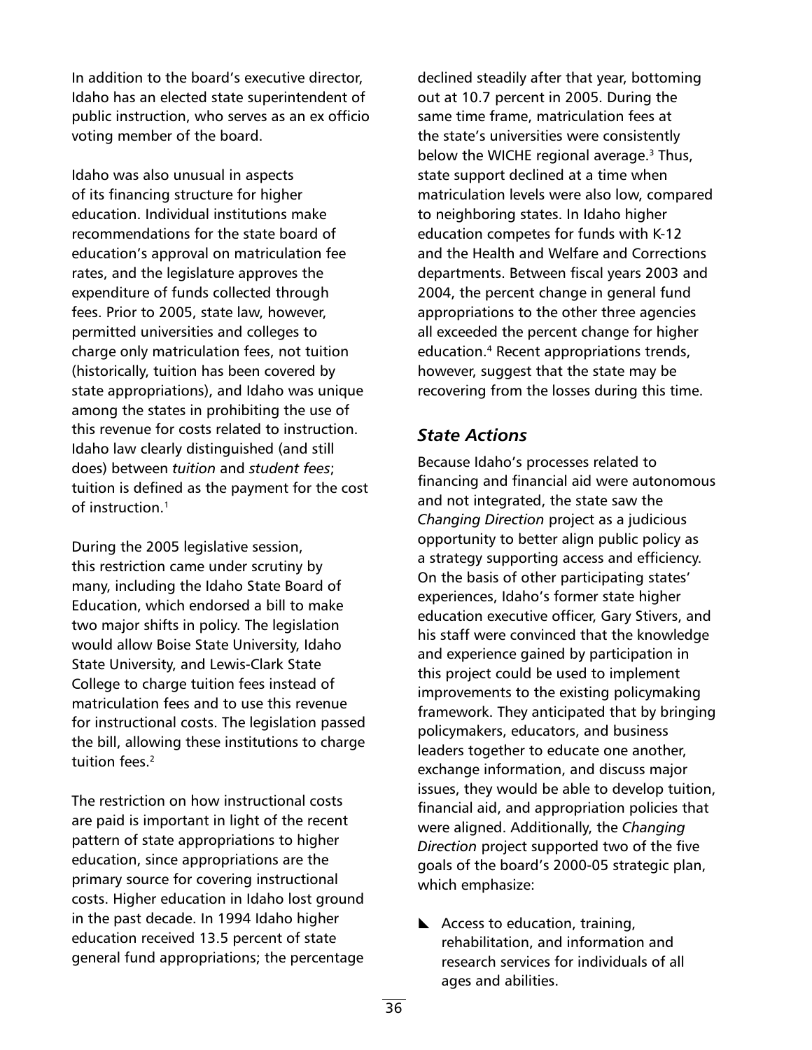In addition to the board's executive director, Idaho has an elected state superintendent of public instruction, who serves as an ex officio voting member of the board.

Idaho was also unusual in aspects of its financing structure for higher education. Individual institutions make recommendations for the state board of education's approval on matriculation fee rates, and the legislature approves the expenditure of funds collected through fees. Prior to 2005, state law, however, permitted universities and colleges to charge only matriculation fees, not tuition (historically, tuition has been covered by state appropriations), and Idaho was unique among the states in prohibiting the use of this revenue for costs related to instruction. Idaho law clearly distinguished (and still does) between *tuition* and *student fees*; tuition is defined as the payment for the cost of instruction.[1]

During the 2005 legislative session, this restriction came under scrutiny by many, including the Idaho State Board of Education, which endorsed a bill to make two major shifts in policy. The legislation would allow Boise State University, Idaho State University, and Lewis-Clark State College to charge tuition fees instead of matriculation fees and to use this revenue for instructional costs. The legislation passed the bill, allowing these institutions to charge tuition fees.[2]

The restriction on how instructional costs are paid is important in light of the recent pattern of state appropriations to higher education, since appropriations are the primary source for covering instructional costs. Higher education in Idaho lost ground in the past decade. In 1994 Idaho higher education received 13.5 percent of state general fund appropriations; the percentage declined steadily after that year, bottoming out at 10.7 percent in 2005. During the same time frame, matriculation fees at the state's universities were consistently below the WICHE regional average.[3] Thus, state support declined at a time when matriculation levels were also low, compared to neighboring states. In Idaho higher education competes for funds with K-12 and the Health and Welfare and Corrections departments. Between fiscal years 2003 and 2004, the percent change in general fund appropriations to the other three agencies all exceeded the percent change for higher education.[4] Recent appropriations trends, however, suggest that the state may be recovering from the losses during this time.

## *State Actions*

Because Idaho's processes related to financing and financial aid were autonomous and not integrated, the state saw the *Changing Direction* project as a judicious opportunity to better align public policy as a strategy supporting access and efficiency. On the basis of other participating states' experiences, Idaho's former state higher education executive officer, Gary Stivers, and his staff were convinced that the knowledge and experience gained by participation in this project could be used to implement improvements to the existing policymaking framework. They anticipated that by bringing policymakers, educators, and business leaders together to educate one another, exchange information, and discuss major issues, they would be able to develop tuition, financial aid, and appropriation policies that were aligned. Additionally, the *Changing Direction* project supported two of the five goals of the board's 2000-05 strategic plan, which emphasize:

- Access to education, training, rehabilitation, and information and research services for individuals of all ages and abilities.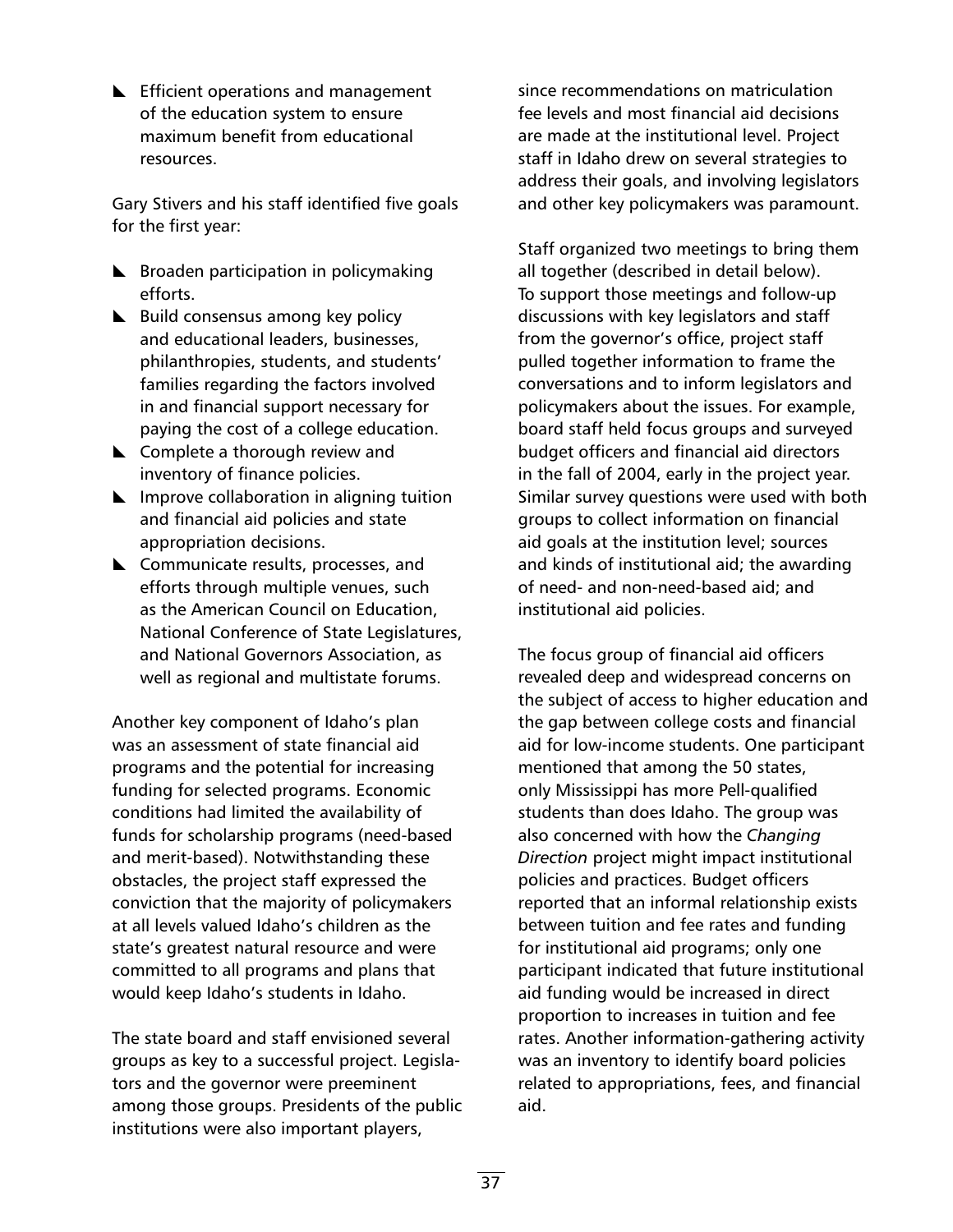- Efficient operations and management of the education system to ensure maximum benefit from educational resources.

Gary Stivers and his staff identified five goals for the first year:

- Broaden participation in policymaking efforts.
- Build consensus among key policy and educational leaders, businesses, philanthropies, students, and students' families regarding the factors involved in and financial support necessary for paying the cost of a college education.
- Complete a thorough review and inventory of finance policies.
- Improve collaboration in aligning tuition and financial aid policies and state appropriation decisions.
- Communicate results, processes, and efforts through multiple venues, such as the American Council on Education, National Conference of State Legislatures, and National Governors Association, as well as regional and multistate forums.

Another key component of Idaho's plan was an assessment of state financial aid programs and the potential for increasing funding for selected programs. Economic conditions had limited the availability of funds for scholarship programs (need-based and merit-based). Notwithstanding these obstacles, the project staff expressed the conviction that the majority of policymakers at all levels valued Idaho's children as the state's greatest natural resource and were committed to all programs and plans that would keep Idaho's students in Idaho.

The state board and staff envisioned several groups as key to a successful project. Legislators and the governor were preeminent among those groups. Presidents of the public institutions were also important players, since recommendations on matriculation fee levels and most financial aid decisions are made at the institutional level. Project staff in Idaho drew on several strategies to address their goals, and involving legislators and other key policymakers was paramount.

Staff organized two meetings to bring them all together (described in detail below). To support those meetings and follow-up discussions with key legislators and staff from the governor's office, project staff pulled together information to frame the conversations and to inform legislators and policymakers about the issues. For example, board staff held focus groups and surveyed budget officers and financial aid directors in the fall of 2004, early in the project year. Similar survey questions were used with both groups to collect information on financial aid goals at the institution level; sources and kinds of institutional aid; the awarding of need- and non-need-based aid; and institutional aid policies.

The focus group of financial aid officers revealed deep and widespread concerns on the subject of access to higher education and the gap between college costs and financial aid for low-income students. One participant mentioned that among the 50 states, only Mississippi has more Pell-qualified students than does Idaho. The group was also concerned with how the *Changing Direction* project might impact institutional policies and practices. Budget officers reported that an informal relationship exists between tuition and fee rates and funding for institutional aid programs; only one participant indicated that future institutional aid funding would be increased in direct proportion to increases in tuition and fee rates. Another information-gathering activity was an inventory to identify board policies related to appropriations, fees, and financial aid.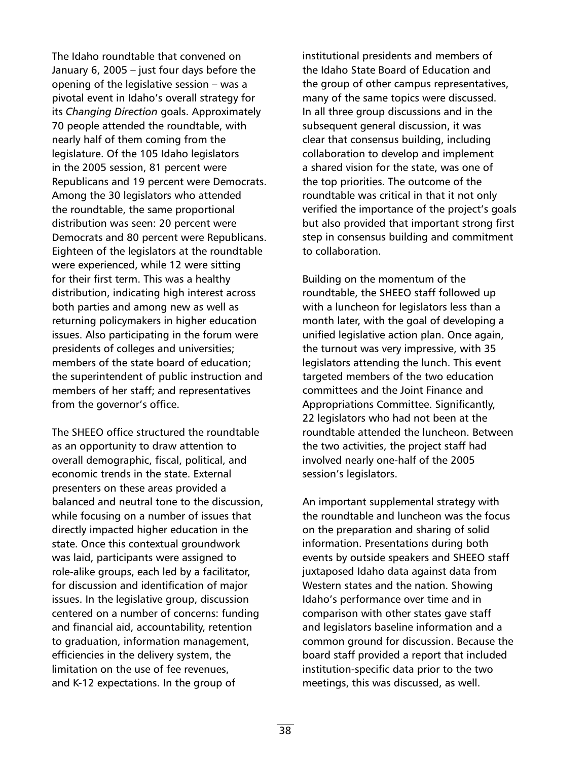The Idaho roundtable that convened on January 6, 2005 – just four days before the opening of the legislative session – was a pivotal event in Idaho's overall strategy for its *Changing Direction* goals. Approximately 70 people attended the roundtable, with nearly half of them coming from the legislature. Of the 105 Idaho legislators in the 2005 session, 81 percent were Republicans and 19 percent were Democrats. Among the 30 legislators who attended the roundtable, the same proportional distribution was seen: 20 percent were Democrats and 80 percent were Republicans. Eighteen of the legislators at the roundtable were experienced, while 12 were sitting for their first term. This was a healthy distribution, indicating high interest across both parties and among new as well as returning policymakers in higher education issues. Also participating in the forum were presidents of colleges and universities; members of the state board of education; the superintendent of public instruction and members of her staff; and representatives from the governor's office.

The SHEEO office structured the roundtable as an opportunity to draw attention to overall demographic, fiscal, political, and economic trends in the state. External presenters on these areas provided a balanced and neutral tone to the discussion, while focusing on a number of issues that directly impacted higher education in the state. Once this contextual groundwork was laid, participants were assigned to role-alike groups, each led by a facilitator, for discussion and identification of major issues. In the legislative group, discussion centered on a number of concerns: funding and financial aid, accountability, retention to graduation, information management, efficiencies in the delivery system, the limitation on the use of fee revenues, and K-12 expectations. In the group of institutional presidents and members of the Idaho State Board of Education and the group of other campus representatives, many of the same topics were discussed. In all three group discussions and in the subsequent general discussion, it was clear that consensus building, including collaboration to develop and implement a shared vision for the state, was one of the top priorities. The outcome of the roundtable was critical in that it not only verified the importance of the project's goals but also provided that important strong first step in consensus building and commitment to collaboration.

Building on the momentum of the roundtable, the SHEEO staff followed up with a luncheon for legislators less than a month later, with the goal of developing a unified legislative action plan. Once again, the turnout was very impressive, with 35 legislators attending the lunch. This event targeted members of the two education committees and the Joint Finance and Appropriations Committee. Significantly, 22 legislators who had not been at the roundtable attended the luncheon. Between the two activities, the project staff had involved nearly one-half of the 2005 session's legislators.

An important supplemental strategy with the roundtable and luncheon was the focus on the preparation and sharing of solid information. Presentations during both events by outside speakers and SHEEO staff juxtaposed Idaho data against data from Western states and the nation. Showing Idaho's performance over time and in comparison with other states gave staff and legislators baseline information and a common ground for discussion. Because the board staff provided a report that included institution-specific data prior to the two meetings, this was discussed, as well.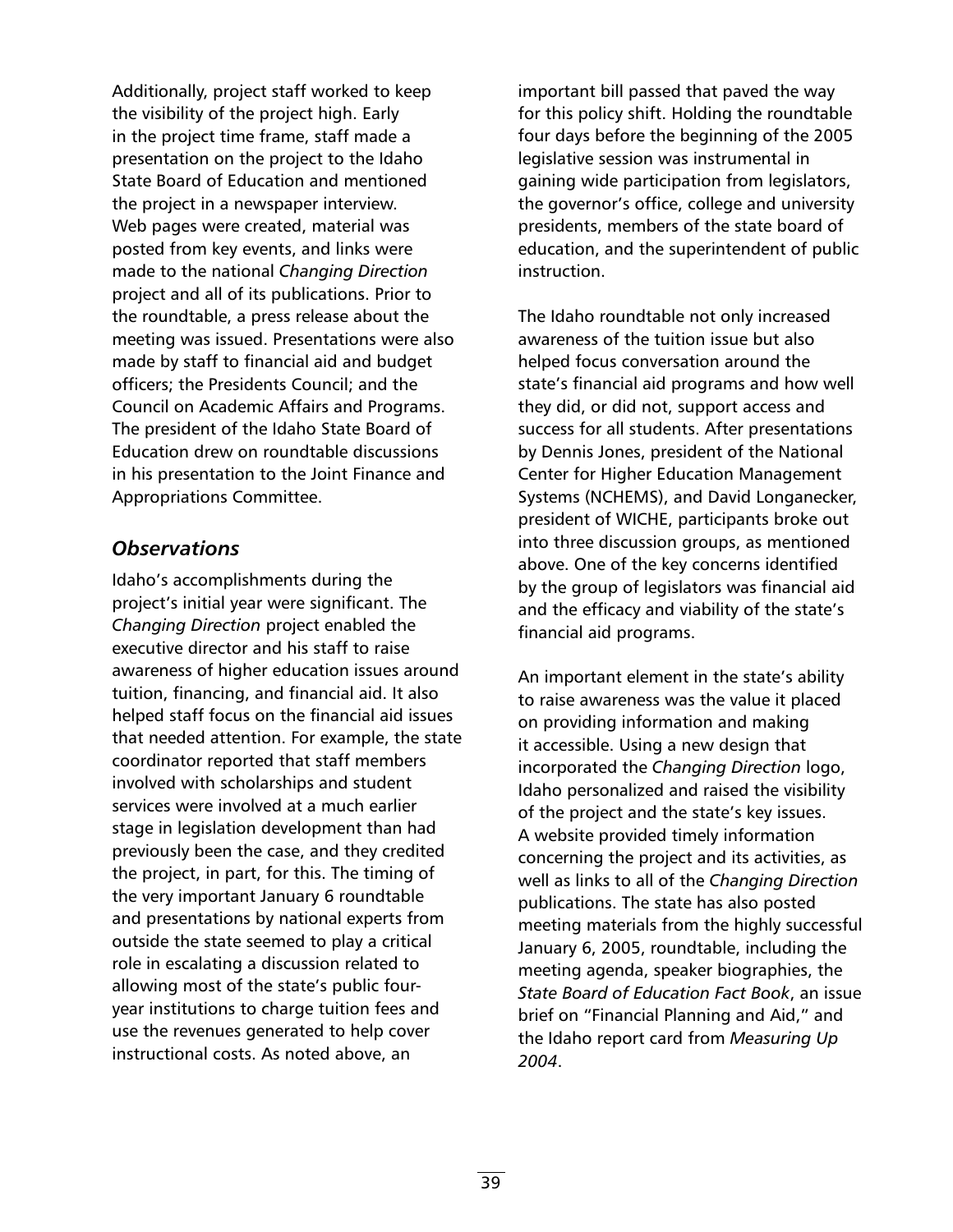Additionally, project staff worked to keep the visibility of the project high. Early in the project time frame, staff made a presentation on the project to the Idaho State Board of Education and mentioned the project in a newspaper interview. Web pages were created, material was posted from key events, and links were made to the national *Changing Direction* project and all of its publications. Prior to the roundtable, a press release about the meeting was issued. Presentations were also made by staff to financial aid and budget officers; the Presidents Council; and the Council on Academic Affairs and Programs. The president of the Idaho State Board of Education drew on roundtable discussions in his presentation to the Joint Finance and Appropriations Committee.

## *Observations*

Idaho's accomplishments during the project's initial year were significant. The *Changing Direction* project enabled the executive director and his staff to raise awareness of higher education issues around tuition, financing, and financial aid. It also helped staff focus on the financial aid issues that needed attention. For example, the state coordinator reported that staff members involved with scholarships and student services were involved at a much earlier stage in legislation development than had previously been the case, and they credited the project, in part, for this. The timing of the very important January 6 roundtable and presentations by national experts from outside the state seemed to play a critical role in escalating a discussion related to allowing most of the state's public four-year institutions to charge tuition fees and use the revenues generated to help cover instructional costs. As noted above, an important bill passed that paved the way for this policy shift. Holding the roundtable four days before the beginning of the 2005 legislative session was instrumental in gaining wide participation from legislators, the governor's office, college and university presidents, members of the state board of education, and the superintendent of public instruction.

The Idaho roundtable not only increased awareness of the tuition issue but also helped focus conversation around the state's financial aid programs and how well they did, or did not, support access and success for all students. After presentations by Dennis Jones, president of the National Center for Higher Education Management Systems (NCHEMS), and David Longanecker, president of WICHE, participants broke out into three discussion groups, as mentioned above. One of the key concerns identified by the group of legislators was financial aid and the efficacy and viability of the state's financial aid programs.

An important element in the state's ability to raise awareness was the value it placed on providing information and making it accessible. Using a new design that incorporated the *Changing Direction* logo, Idaho personalized and raised the visibility of the project and the state's key issues. A website provided timely information concerning the project and its activities, as well as links to all of the *Changing Direction* publications. The state has also posted meeting materials from the highly successful January 6, 2005, roundtable, including the meeting agenda, speaker biographies, the *State Board of Education Fact Book*, an issue brief on "Financial Planning and Aid," and the Idaho report card from *Measuring Up 2004*.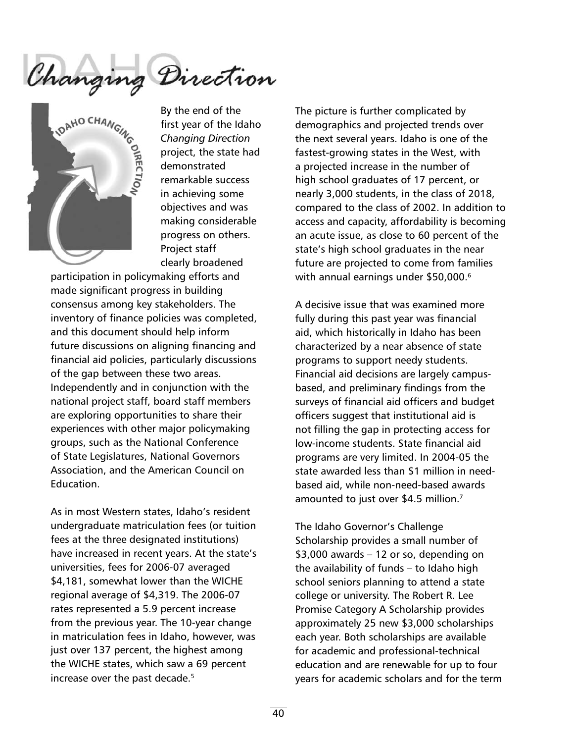# Changing Direction

By the end of the first year of the Idaho *Changing Direction* project, the state had demonstrated remarkable success in achieving some objectives and was making considerable progress on others. Project staff clearly broadened participation in policymaking efforts and made significant progress in building consensus among key stakeholders. The inventory of finance policies was completed, and this document should help inform future discussions on aligning financing and financial aid policies, particularly discussions of the gap between these two areas. Independently and in conjunction with the national project staff, board staff members are exploring opportunities to share their experiences with other major policymaking groups, such as the National Conference of State Legislatures, National Governors Association, and the American Council on Education.

As in most Western states, Idaho's resident undergraduate matriculation fees (or tuition fees at the three designated institutions) have increased in recent years. At the state's universities, fees for 2006-07 averaged \$4,181, somewhat lower than the WICHE regional average of \$4,319. The 2006-07 rates represented a 5.9 percent increase from the previous year. The 10-year change in matriculation fees in Idaho, however, was just over 137 percent, the highest among the WICHE states, which saw a 69 percent increase over the past decade.[5]

The picture is further complicated by demographics and projected trends over the next several years. Idaho is one of the fastest-growing states in the West, with a projected increase in the number of high school graduates of 17 percent, or nearly 3,000 students, in the class of 2018, compared to the class of 2002. In addition to access and capacity, affordability is becoming an acute issue, as close to 60 percent of the state's high school graduates in the near future are projected to come from families with annual earnings under \$50,000.[6]

A decisive issue that was examined more fully during this past year was financial aid, which historically in Idaho has been characterized by a near absence of state programs to support needy students. Financial aid decisions are largely campus-based, and preliminary findings from the surveys of financial aid officers and budget officers suggest that institutional aid is not filling the gap in protecting access for low-income students. State financial aid programs are very limited. In 2004-05 the state awarded less than \$1 million in need-based aid, while non-need-based awards amounted to just over \$4.5 million.[7]

The Idaho Governor's Challenge Scholarship provides a small number of \$3,000 awards – 12 or so, depending on the availability of funds – to Idaho high school seniors planning to attend a state college or university. The Robert R. Lee Promise Category A Scholarship provides approximately 25 new \$3,000 scholarships each year. Both scholarships are available for academic and professional-technical education and are renewable for up to four years for academic scholars and for the term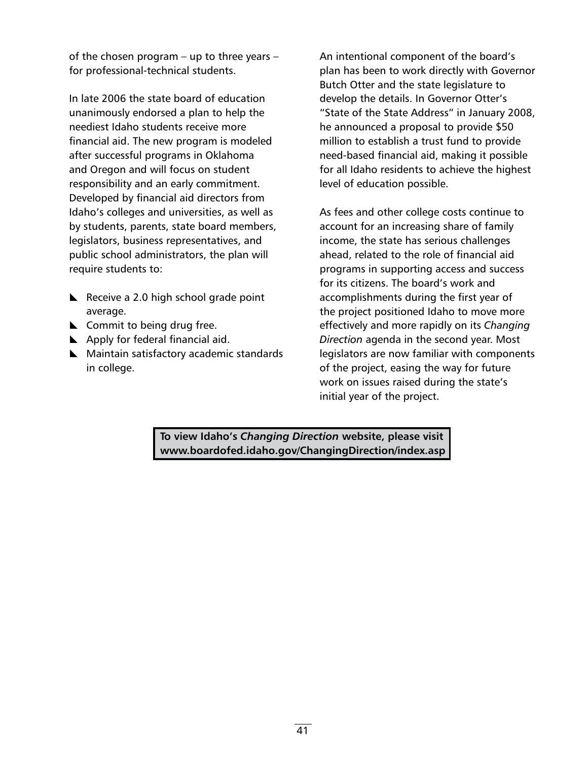of the chosen program – up to three years – for professional-technical students.

In late 2006 the state board of education unanimously endorsed a plan to help the neediest Idaho students receive more financial aid. The new program is modeled after successful programs in Oklahoma and Oregon and will focus on student responsibility and an early commitment. Developed by financial aid directors from Idaho's colleges and universities, as well as by students, parents, state board members, legislators, business representatives, and public school administrators, the plan will require students to:

- Receive a 2.0 high school grade point average.
- Commit to being drug free.
- Apply for federal financial aid.
- Maintain satisfactory academic standards in college.

An intentional component of the board's plan has been to work directly with Governor Butch Otter and the state legislature to develop the details. In Governor Otter's "State of the State Address" in January 2008, he announced a proposal to provide $50 million to establish a trust fund to provide need-based financial aid, making it possible for all Idaho residents to achieve the highest level of education possible.

As fees and other college costs continue to account for an increasing share of family income, the state has serious challenges ahead, related to the role of financial aid programs in supporting access and success for its citizens. The board's work and accomplishments during the first year of the project positioned Idaho to move more effectively and more rapidly on its *Changing Direction* agenda in the second year. Most legislators are now familiar with components of the project, easing the way for future work on issues raised during the state's initial year of the project.

**To view Idaho's *Changing Direction* website, please visit www.boardofed.idaho.gov/ChangingDirection/index.asp**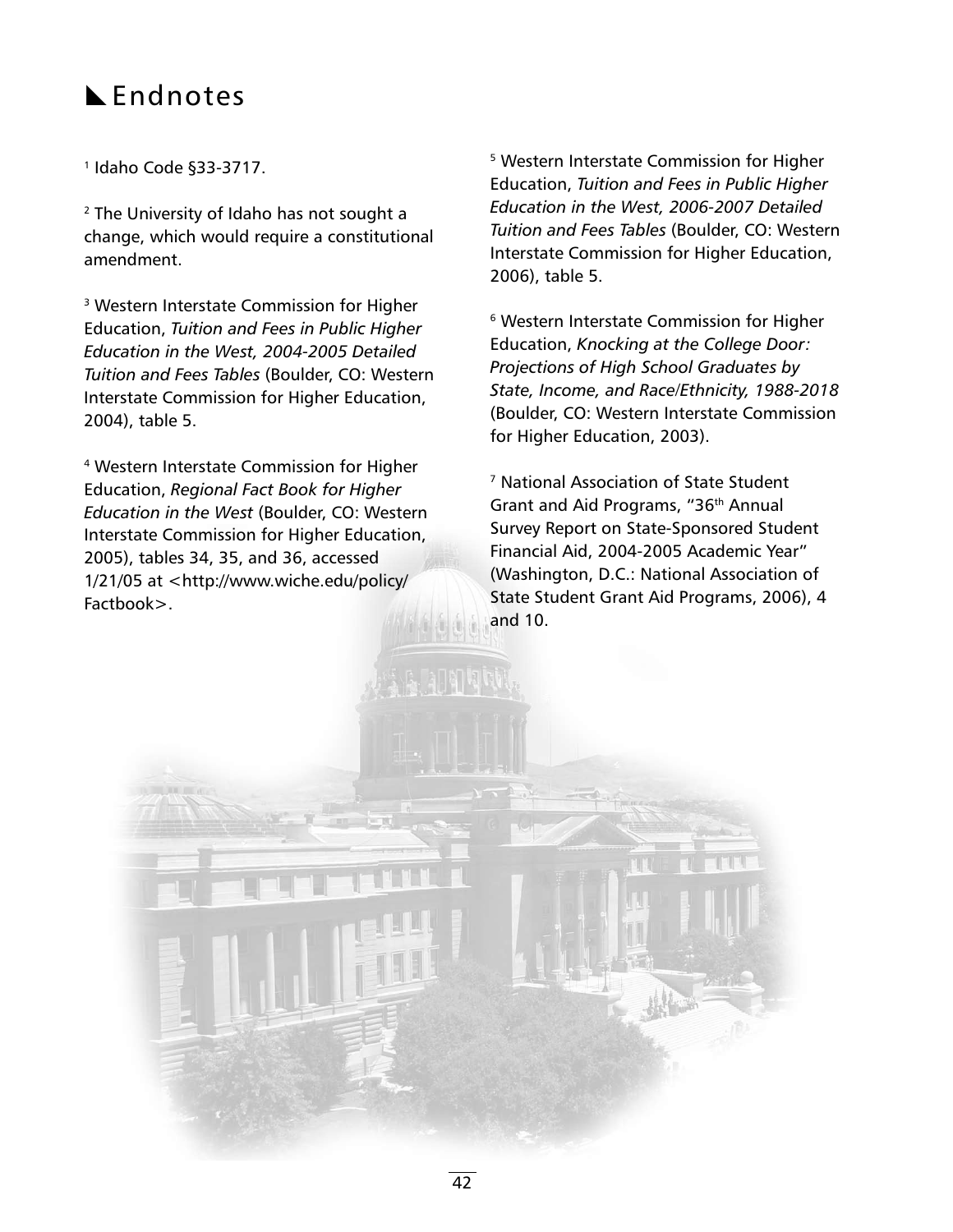# Endnotes

[1] Idaho Code §33-3717.

[2] The University of Idaho has not sought a change, which would require a constitutional amendment.

[3] Western Interstate Commission for Higher Education, *Tuition and Fees in Public Higher Education in the West, 2004-2005 Detailed Tuition and Fees Tables* (Boulder, CO: Western Interstate Commission for Higher Education, 2004), table 5.

[4] Western Interstate Commission for Higher Education, *Regional Fact Book for Higher Education in the West* (Boulder, CO: Western Interstate Commission for Higher Education, 2005), tables 34, 35, and 36, accessed 1/21/05 at <http://www.wiche.edu/policy/Factbook>.

[5] Western Interstate Commission for Higher Education, *Tuition and Fees in Public Higher Education in the West, 2006-2007 Detailed Tuition and Fees Tables* (Boulder, CO: Western Interstate Commission for Higher Education, 2006), table 5.

[6] Western Interstate Commission for Higher Education, *Knocking at the College Door: Projections of High School Graduates by State, Income, and Race/Ethnicity, 1988-2018* (Boulder, CO: Western Interstate Commission for Higher Education, 2003).

[7] National Association of State Student Grant and Aid Programs, "36th Annual Survey Report on State-Sponsored Student Financial Aid, 2004-2005 Academic Year" (Washington, D.C.: National Association of State Student Grant Aid Programs, 2006), 4 and 10.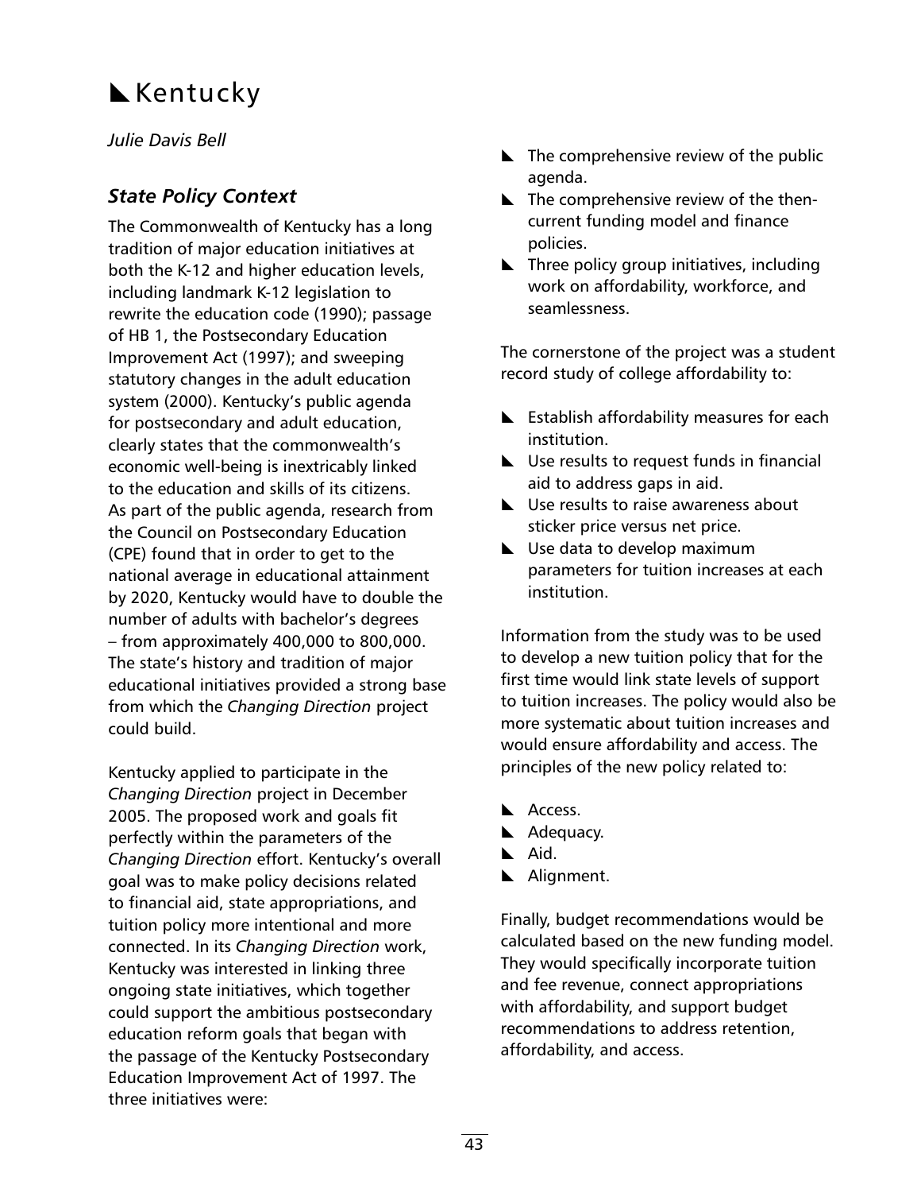# Kentucky

*Julie Davis Bell*

## *State Policy Context*

The Commonwealth of Kentucky has a long tradition of major education initiatives at both the K-12 and higher education levels, including landmark K-12 legislation to rewrite the education code (1990); passage of HB 1, the Postsecondary Education Improvement Act (1997); and sweeping statutory changes in the adult education system (2000). Kentucky's public agenda for postsecondary and adult education, clearly states that the commonwealth's economic well-being is inextricably linked to the education and skills of its citizens. As part of the public agenda, research from the Council on Postsecondary Education (CPE) found that in order to get to the national average in educational attainment by 2020, Kentucky would have to double the number of adults with bachelor's degrees – from approximately 400,000 to 800,000. The state's history and tradition of major educational initiatives provided a strong base from which the *Changing Direction* project could build.

Kentucky applied to participate in the *Changing Direction* project in December 2005. The proposed work and goals fit perfectly within the parameters of the *Changing Direction* effort. Kentucky's overall goal was to make policy decisions related to financial aid, state appropriations, and tuition policy more intentional and more connected. In its *Changing Direction* work, Kentucky was interested in linking three ongoing state initiatives, which together could support the ambitious postsecondary education reform goals that began with the passage of the Kentucky Postsecondary Education Improvement Act of 1997. The three initiatives were:

- The comprehensive review of the public agenda.
- The comprehensive review of the then-current funding model and finance policies.
- Three policy group initiatives, including work on affordability, workforce, and seamlessness.

The cornerstone of the project was a student record study of college affordability to:

- Establish affordability measures for each institution.
- Use results to request funds in financial aid to address gaps in aid.
- Use results to raise awareness about sticker price versus net price.
- Use data to develop maximum parameters for tuition increases at each institution.

Information from the study was to be used to develop a new tuition policy that for the first time would link state levels of support to tuition increases. The policy would also be more systematic about tuition increases and would ensure affordability and access. The principles of the new policy related to:

- Access.
- Adequacy.
- Aid.
- Alignment.

Finally, budget recommendations would be calculated based on the new funding model. They would specifically incorporate tuition and fee revenue, connect appropriations with affordability, and support budget recommendations to address retention, affordability, and access.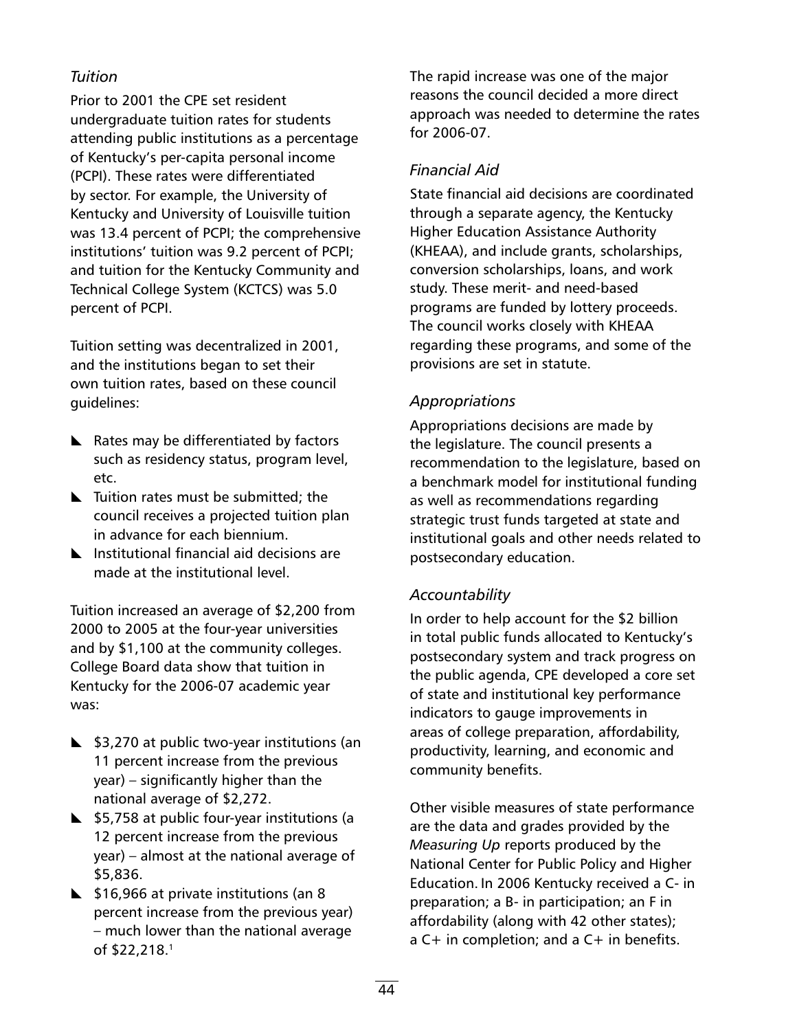### *Tuition*

Prior to 2001 the CPE set resident undergraduate tuition rates for students attending public institutions as a percentage of Kentucky's per-capita personal income (PCPI). These rates were differentiated by sector. For example, the University of Kentucky and University of Louisville tuition was 13.4 percent of PCPI; the comprehensive institutions' tuition was 9.2 percent of PCPI; and tuition for the Kentucky Community and Technical College System (KCTCS) was 5.0 percent of PCPI.

Tuition setting was decentralized in 2001, and the institutions began to set their own tuition rates, based on these council guidelines:

- Rates may be differentiated by factors such as residency status, program level, etc.
- Tuition rates must be submitted; the council receives a projected tuition plan in advance for each biennium.
- Institutional financial aid decisions are made at the institutional level.

Tuition increased an average of $2,200 from 2000 to 2005 at the four-year universities and by $1,100 at the community colleges. College Board data show that tuition in Kentucky for the 2006-07 academic year was:

- $3,270 at public two-year institutions (an 11 percent increase from the previous year) – significantly higher than the national average of $2,272.
- $5,758 at public four-year institutions (a 12 percent increase from the previous year) – almost at the national average of $5,836.
- $16,966 at private institutions (an 8 percent increase from the previous year) – much lower than the national average of $22,218.[1]

The rapid increase was one of the major reasons the council decided a more direct approach was needed to determine the rates for 2006-07.

### *Financial Aid*

State financial aid decisions are coordinated through a separate agency, the Kentucky Higher Education Assistance Authority (KHEAA), and include grants, scholarships, conversion scholarships, loans, and work study. These merit- and need-based programs are funded by lottery proceeds. The council works closely with KHEAA regarding these programs, and some of the provisions are set in statute.

### *Appropriations*

Appropriations decisions are made by the legislature. The council presents a recommendation to the legislature, based on a benchmark model for institutional funding as well as recommendations regarding strategic trust funds targeted at state and institutional goals and other needs related to postsecondary education.

### *Accountability*

In order to help account for the $2 billion in total public funds allocated to Kentucky's postsecondary system and track progress on the public agenda, CPE developed a core set of state and institutional key performance indicators to gauge improvements in areas of college preparation, affordability, productivity, learning, and economic and community benefits.

Other visible measures of state performance are the data and grades provided by the *Measuring Up* reports produced by the National Center for Public Policy and Higher Education. In 2006 Kentucky received a C- in preparation; a B- in participation; an F in affordability (along with 42 other states); a C+ in completion; and a C+ in benefits.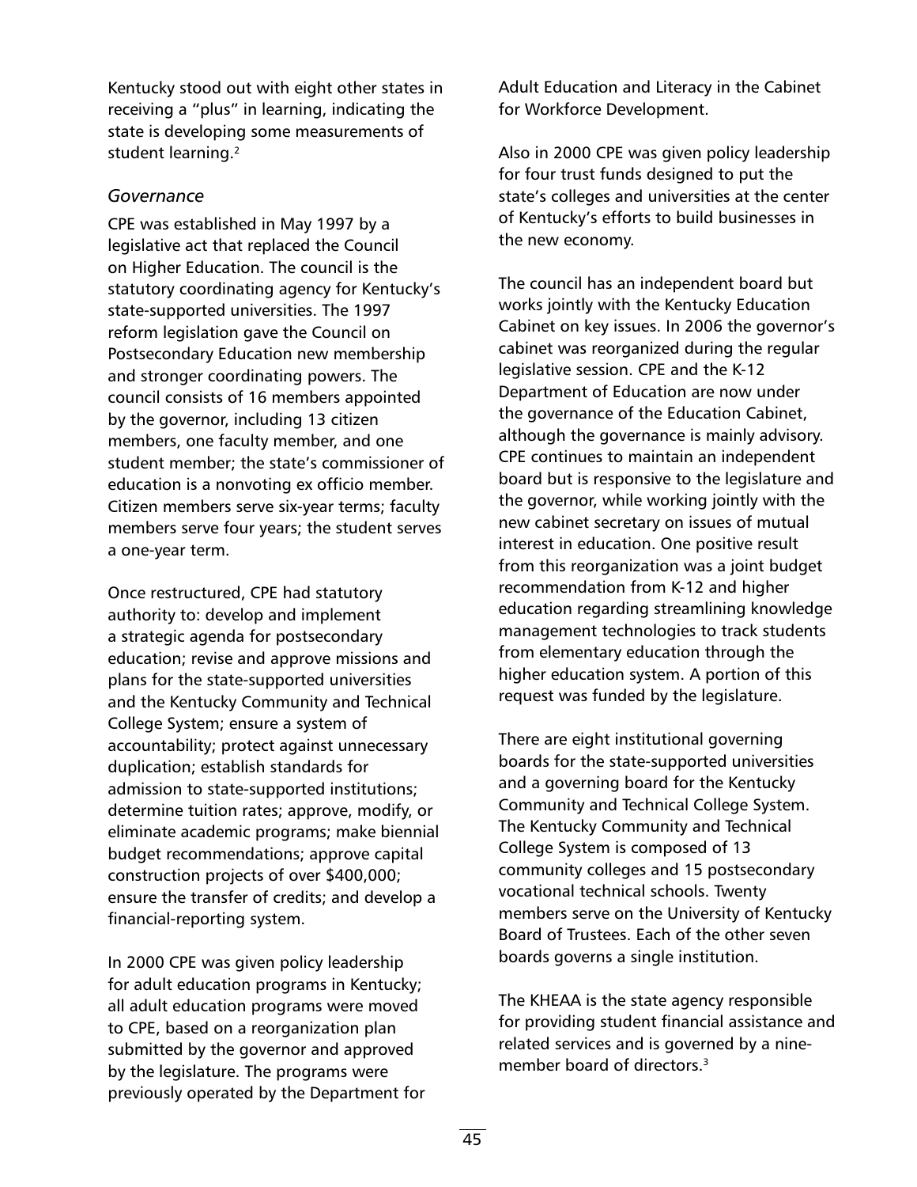Kentucky stood out with eight other states in receiving a "plus" in learning, indicating the state is developing some measurements of student learning.[2]

### *Governance*

CPE was established in May 1997 by a legislative act that replaced the Council on Higher Education. The council is the statutory coordinating agency for Kentucky's state-supported universities. The 1997 reform legislation gave the Council on Postsecondary Education new membership and stronger coordinating powers. The council consists of 16 members appointed by the governor, including 13 citizen members, one faculty member, and one student member; the state's commissioner of education is a nonvoting ex officio member. Citizen members serve six-year terms; faculty members serve four years; the student serves a one-year term.

Once restructured, CPE had statutory authority to: develop and implement a strategic agenda for postsecondary education; revise and approve missions and plans for the state-supported universities and the Kentucky Community and Technical College System; ensure a system of accountability; protect against unnecessary duplication; establish standards for admission to state-supported institutions; determine tuition rates; approve, modify, or eliminate academic programs; make biennial budget recommendations; approve capital construction projects of over $400,000; ensure the transfer of credits; and develop a financial-reporting system.

In 2000 CPE was given policy leadership for adult education programs in Kentucky; all adult education programs were moved to CPE, based on a reorganization plan submitted by the governor and approved by the legislature. The programs were previously operated by the Department for Adult Education and Literacy in the Cabinet for Workforce Development.

Also in 2000 CPE was given policy leadership for four trust funds designed to put the state's colleges and universities at the center of Kentucky's efforts to build businesses in the new economy.

The council has an independent board but works jointly with the Kentucky Education Cabinet on key issues. In 2006 the governor's cabinet was reorganized during the regular legislative session. CPE and the K-12 Department of Education are now under the governance of the Education Cabinet, although the governance is mainly advisory. CPE continues to maintain an independent board but is responsive to the legislature and the governor, while working jointly with the new cabinet secretary on issues of mutual interest in education. One positive result from this reorganization was a joint budget recommendation from K-12 and higher education regarding streamlining knowledge management technologies to track students from elementary education through the higher education system. A portion of this request was funded by the legislature.

There are eight institutional governing boards for the state-supported universities and a governing board for the Kentucky Community and Technical College System. The Kentucky Community and Technical College System is composed of 13 community colleges and 15 postsecondary vocational technical schools. Twenty members serve on the University of Kentucky Board of Trustees. Each of the other seven boards governs a single institution.

The KHEAA is the state agency responsible for providing student financial assistance and related services and is governed by a nine-member board of directors.[3]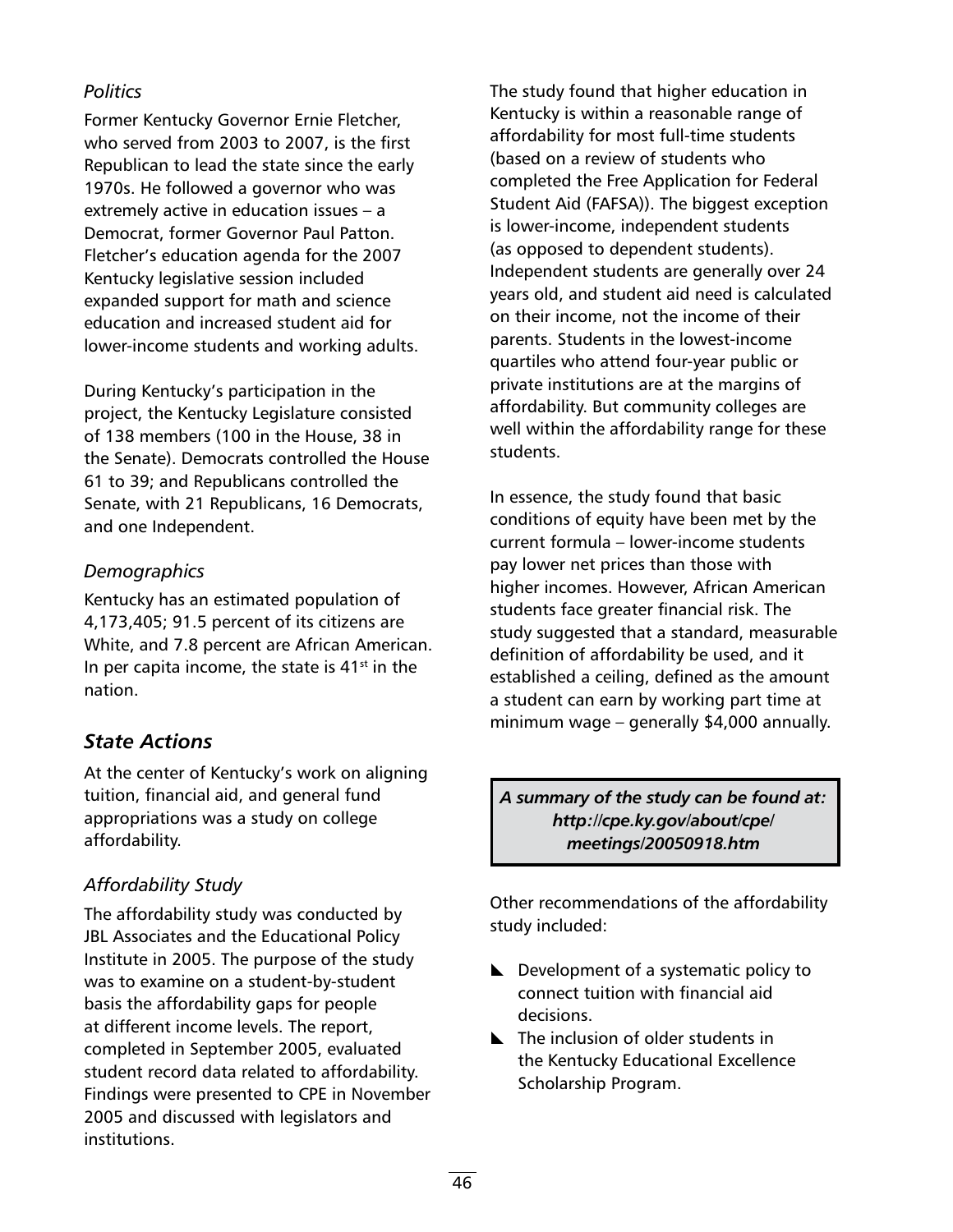### *Politics*

Former Kentucky Governor Ernie Fletcher, who served from 2003 to 2007, is the first Republican to lead the state since the early 1970s. He followed a governor who was extremely active in education issues – a Democrat, former Governor Paul Patton. Fletcher's education agenda for the 2007 Kentucky legislative session included expanded support for math and science education and increased student aid for lower-income students and working adults.

During Kentucky's participation in the project, the Kentucky Legislature consisted of 138 members (100 in the House, 38 in the Senate). Democrats controlled the House 61 to 39; and Republicans controlled the Senate, with 21 Republicans, 16 Democrats, and one Independent.

### *Demographics*

Kentucky has an estimated population of 4,173,405; 91.5 percent of its citizens are White, and 7.8 percent are African American. In per capita income, the state is 41st in the nation.

## *State Actions*

At the center of Kentucky's work on aligning tuition, financial aid, and general fund appropriations was a study on college affordability.

### *Affordability Study*

The affordability study was conducted by JBL Associates and the Educational Policy Institute in 2005. The purpose of the study was to examine on a student-by-student basis the affordability gaps for people at different income levels. The report, completed in September 2005, evaluated student record data related to affordability. Findings were presented to CPE in November 2005 and discussed with legislators and institutions.

The study found that higher education in Kentucky is within a reasonable range of affordability for most full-time students (based on a review of students who completed the Free Application for Federal Student Aid (FAFSA)). The biggest exception is lower-income, independent students (as opposed to dependent students). Independent students are generally over 24 years old, and student aid need is calculated on their income, not the income of their parents. Students in the lowest-income quartiles who attend four-year public or private institutions are at the margins of affordability. But community colleges are well within the affordability range for these students.

In essence, the study found that basic conditions of equity have been met by the current formula – lower-income students pay lower net prices than those with higher incomes. However, African American students face greater financial risk. The study suggested that a standard, measurable definition of affordability be used, and it established a ceiling, defined as the amount a student can earn by working part time at minimum wage – generally $4,000 annually.

***A summary of the study can be found at: http://cpe.ky.gov/about/cpe/meetings/20050918.htm***

Other recommendations of the affordability study included:

- Development of a systematic policy to connect tuition with financial aid decisions.
- The inclusion of older students in the Kentucky Educational Excellence Scholarship Program.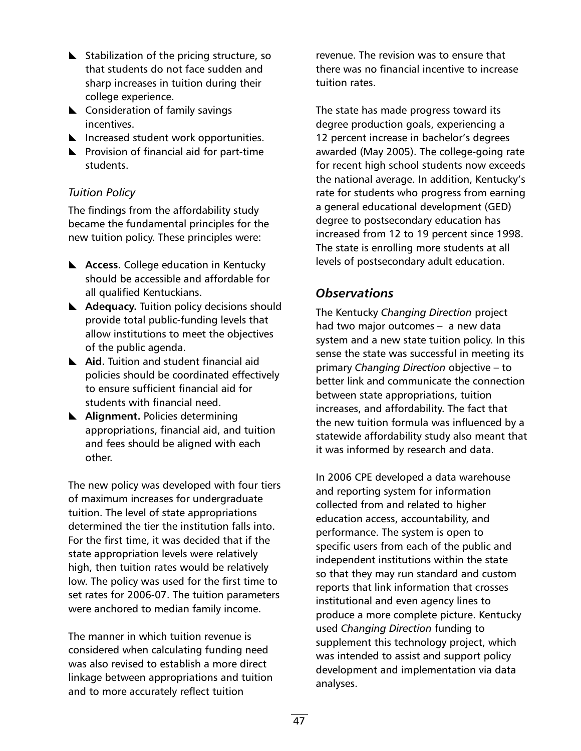- Stabilization of the pricing structure, so that students do not face sudden and sharp increases in tuition during their college experience.
- Consideration of family savings incentives.
- Increased student work opportunities.
- Provision of financial aid for part-time students.

*Tuition Policy*

The findings from the affordability study became the fundamental principles for the new tuition policy. These principles were:

- **Access.** College education in Kentucky should be accessible and affordable for all qualified Kentuckians.
- **Adequacy.** Tuition policy decisions should provide total public-funding levels that allow institutions to meet the objectives of the public agenda.
- **Aid.** Tuition and student financial aid policies should be coordinated effectively to ensure sufficient financial aid for students with financial need.
- **Alignment.** Policies determining appropriations, financial aid, and tuition and fees should be aligned with each other.

The new policy was developed with four tiers of maximum increases for undergraduate tuition. The level of state appropriations determined the tier the institution falls into. For the first time, it was decided that if the state appropriation levels were relatively high, then tuition rates would be relatively low. The policy was used for the first time to set rates for 2006-07. The tuition parameters were anchored to median family income.

The manner in which tuition revenue is considered when calculating funding need was also revised to establish a more direct linkage between appropriations and tuition and to more accurately reflect tuition revenue. The revision was to ensure that there was no financial incentive to increase tuition rates.

The state has made progress toward its degree production goals, experiencing a 12 percent increase in bachelor's degrees awarded (May 2005). The college-going rate for recent high school students now exceeds the national average. In addition, Kentucky's rate for students who progress from earning a general educational development (GED) degree to postsecondary education has increased from 12 to 19 percent since 1998. The state is enrolling more students at all levels of postsecondary adult education.

## *Observations*

The Kentucky *Changing Direction* project had two major outcomes – a new data system and a new state tuition policy. In this sense the state was successful in meeting its primary *Changing Direction* objective – to better link and communicate the connection between state appropriations, tuition increases, and affordability. The fact that the new tuition formula was influenced by a statewide affordability study also meant that it was informed by research and data.

In 2006 CPE developed a data warehouse and reporting system for information collected from and related to higher education access, accountability, and performance. The system is open to specific users from each of the public and independent institutions within the state so that they may run standard and custom reports that link information that crosses institutional and even agency lines to produce a more complete picture. Kentucky used *Changing Direction* funding to supplement this technology project, which was intended to assist and support policy development and implementation via data analyses.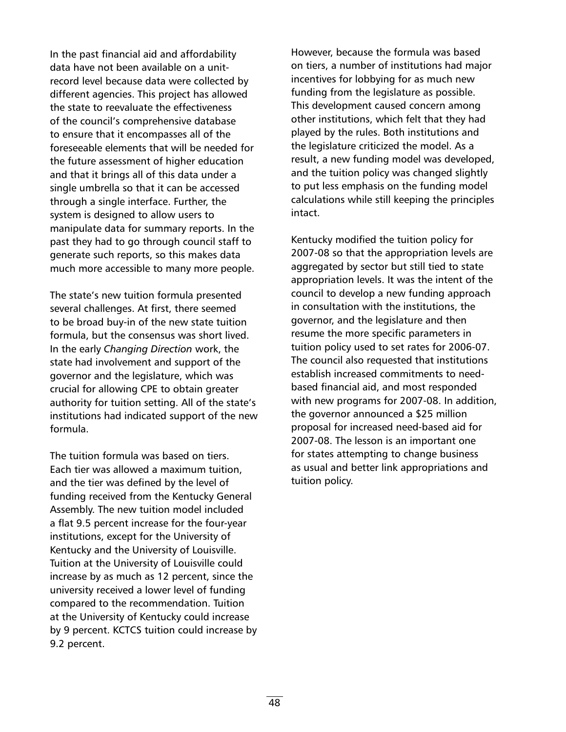In the past financial aid and affordability data have not been available on a unit-record level because data were collected by different agencies. This project has allowed the state to reevaluate the effectiveness of the council's comprehensive database to ensure that it encompasses all of the foreseeable elements that will be needed for the future assessment of higher education and that it brings all of this data under a single umbrella so that it can be accessed through a single interface. Further, the system is designed to allow users to manipulate data for summary reports. In the past they had to go through council staff to generate such reports, so this makes data much more accessible to many more people.

The state's new tuition formula presented several challenges. At first, there seemed to be broad buy-in of the new state tuition formula, but the consensus was short lived. In the early *Changing Direction* work, the state had involvement and support of the governor and the legislature, which was crucial for allowing CPE to obtain greater authority for tuition setting. All of the state's institutions had indicated support of the new formula.

The tuition formula was based on tiers. Each tier was allowed a maximum tuition, and the tier was defined by the level of funding received from the Kentucky General Assembly. The new tuition model included a flat 9.5 percent increase for the four-year institutions, except for the University of Kentucky and the University of Louisville. Tuition at the University of Louisville could increase by as much as 12 percent, since the university received a lower level of funding compared to the recommendation. Tuition at the University of Kentucky could increase by 9 percent. KCTCS tuition could increase by 9.2 percent.

However, because the formula was based on tiers, a number of institutions had major incentives for lobbying for as much new funding from the legislature as possible. This development caused concern among other institutions, which felt that they had played by the rules. Both institutions and the legislature criticized the model. As a result, a new funding model was developed, and the tuition policy was changed slightly to put less emphasis on the funding model calculations while still keeping the principles intact.

Kentucky modified the tuition policy for 2007-08 so that the appropriation levels are aggregated by sector but still tied to state appropriation levels. It was the intent of the council to develop a new funding approach in consultation with the institutions, the governor, and the legislature and then resume the more specific parameters in tuition policy used to set rates for 2006-07. The council also requested that institutions establish increased commitments to need-based financial aid, and most responded with new programs for 2007-08. In addition, the governor announced a $25 million proposal for increased need-based aid for 2007-08. The lesson is an important one for states attempting to change business as usual and better link appropriations and tuition policy.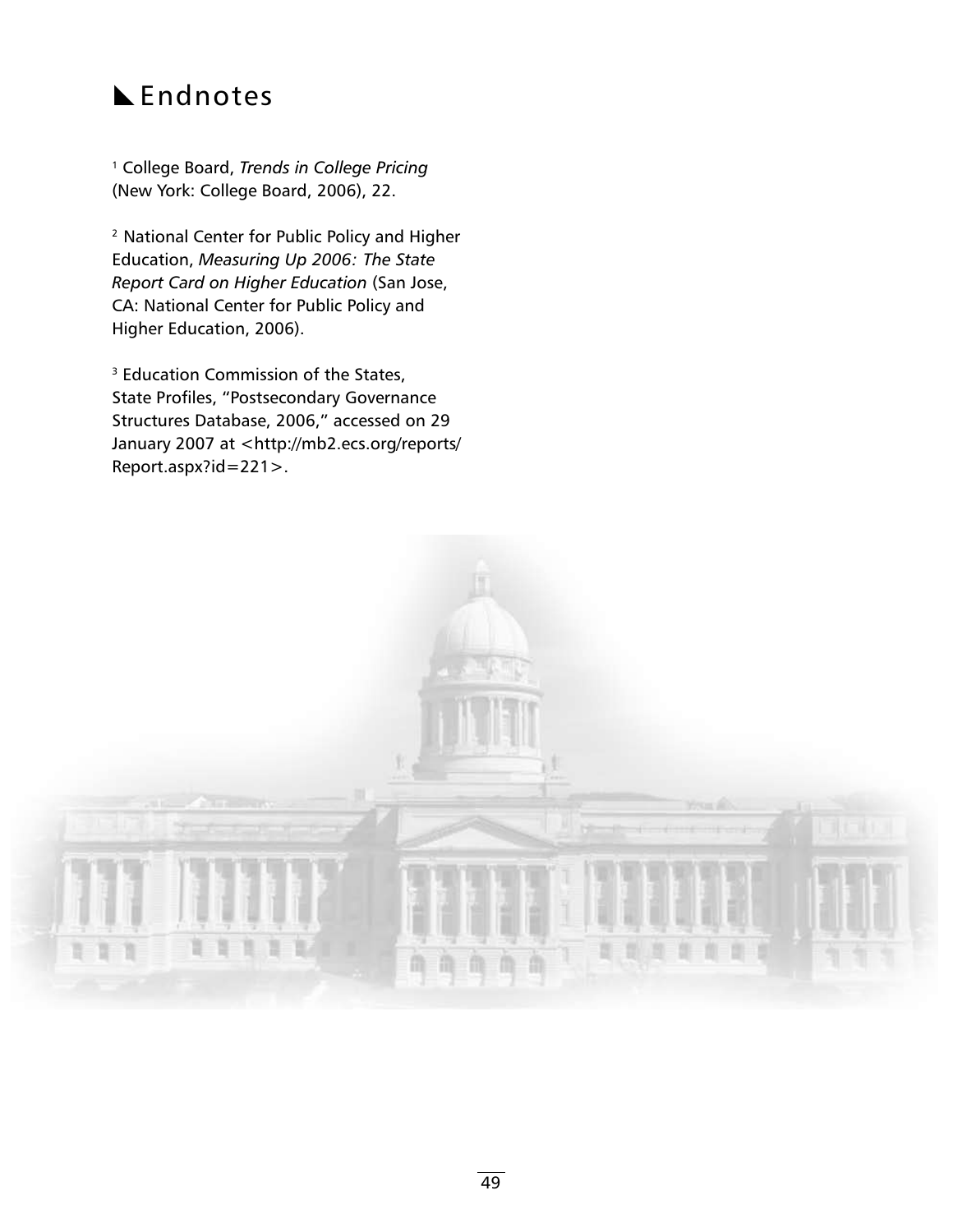# Endnotes

[1] College Board, *Trends in College Pricing* (New York: College Board, 2006), 22.

[2] National Center for Public Policy and Higher Education, *Measuring Up 2006: The State Report Card on Higher Education* (San Jose, CA: National Center for Public Policy and Higher Education, 2006).

[3] Education Commission of the States, State Profiles, "Postsecondary Governance Structures Database, 2006," accessed on 29 January 2007 at <http://mb2.ecs.org/reports/Report.aspx?id=221>.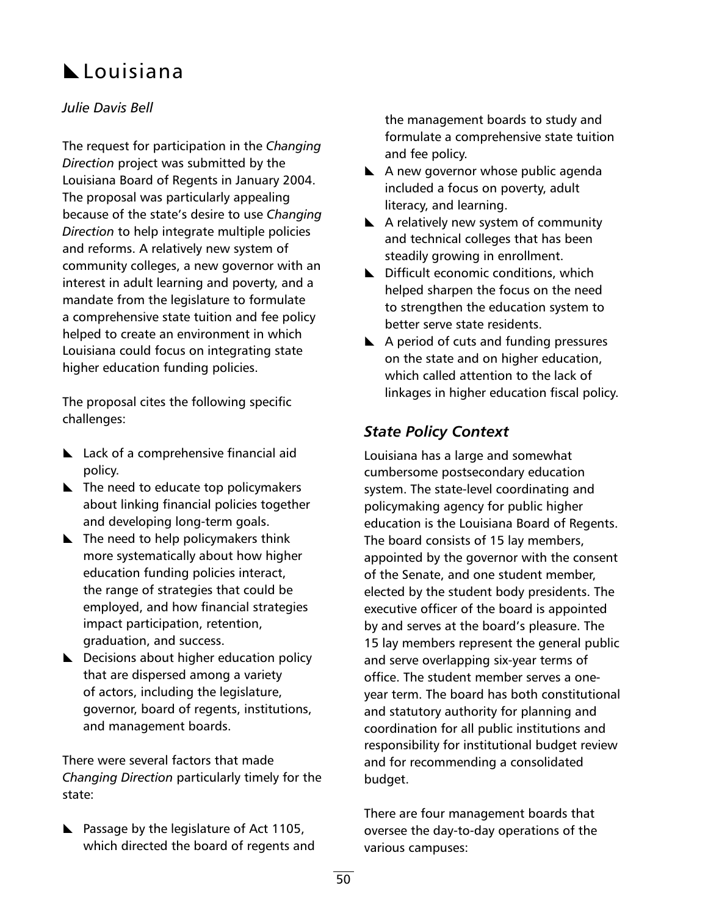# Louisiana

*Julie Davis Bell*

The request for participation in the *Changing Direction* project was submitted by the Louisiana Board of Regents in January 2004. The proposal was particularly appealing because of the state's desire to use *Changing Direction* to help integrate multiple policies and reforms. A relatively new system of community colleges, a new governor with an interest in adult learning and poverty, and a mandate from the legislature to formulate a comprehensive state tuition and fee policy helped to create an environment in which Louisiana could focus on integrating state higher education funding policies.

The proposal cites the following specific challenges:

- Lack of a comprehensive financial aid policy.
- The need to educate top policymakers about linking financial policies together and developing long-term goals.
- The need to help policymakers think more systematically about how higher education funding policies interact, the range of strategies that could be employed, and how financial strategies impact participation, retention, graduation, and success.
- Decisions about higher education policy that are dispersed among a variety of actors, including the legislature, governor, board of regents, institutions, and management boards.

There were several factors that made *Changing Direction* particularly timely for the state:

- Passage by the legislature of Act 1105, which directed the board of regents and the management boards to study and formulate a comprehensive state tuition and fee policy.
- A new governor whose public agenda included a focus on poverty, adult literacy, and learning.
- A relatively new system of community and technical colleges that has been steadily growing in enrollment.
- Difficult economic conditions, which helped sharpen the focus on the need to strengthen the education system to better serve state residents.
- A period of cuts and funding pressures on the state and on higher education, which called attention to the lack of linkages in higher education fiscal policy.

## *State Policy Context*

Louisiana has a large and somewhat cumbersome postsecondary education system. The state-level coordinating and policymaking agency for public higher education is the Louisiana Board of Regents. The board consists of 15 lay members, appointed by the governor with the consent of the Senate, and one student member, elected by the student body presidents. The executive officer of the board is appointed by and serves at the board's pleasure. The 15 lay members represent the general public and serve overlapping six-year terms of office. The student member serves a one-year term. The board has both constitutional and statutory authority for planning and coordination for all public institutions and responsibility for institutional budget review and for recommending a consolidated budget.

There are four management boards that oversee the day-to-day operations of the various campuses: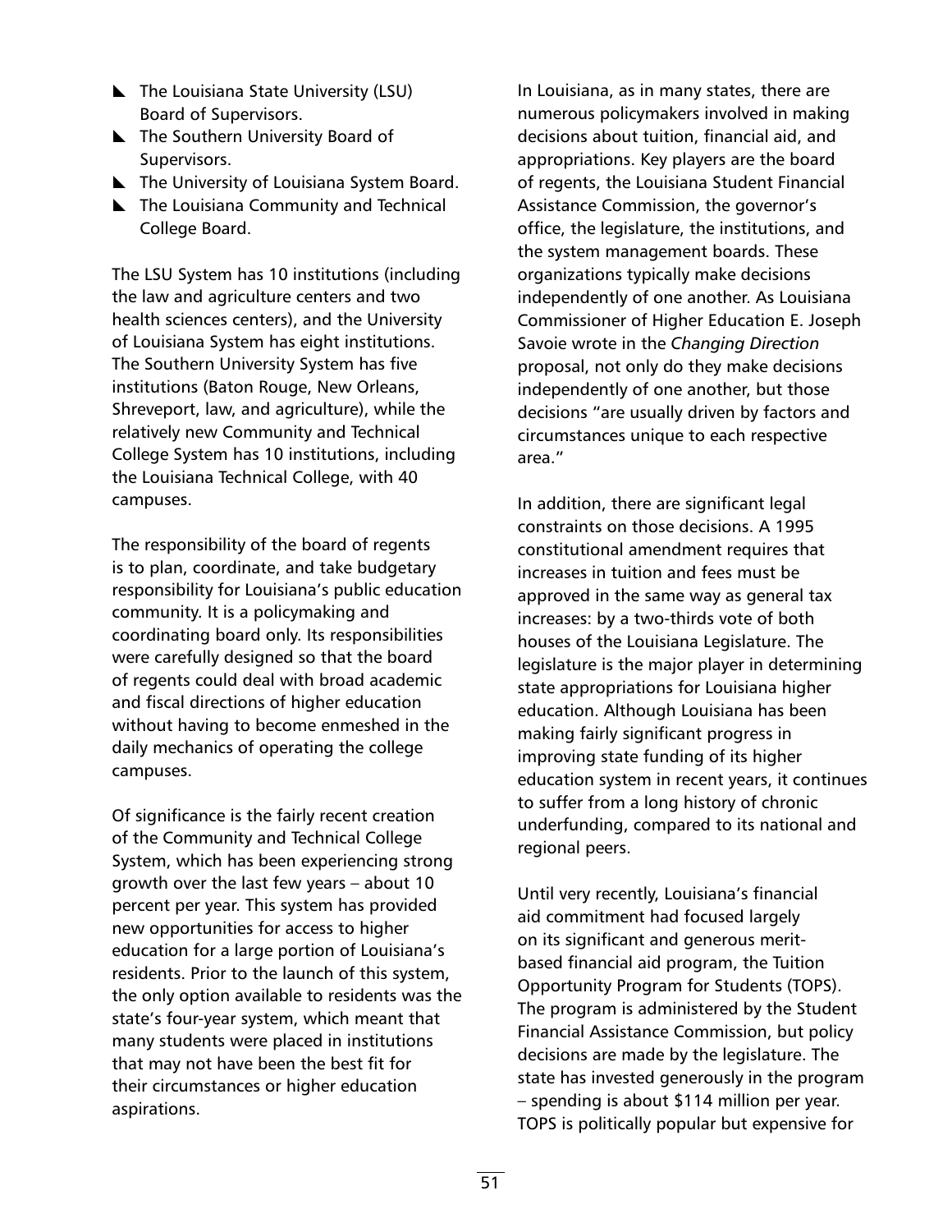- The Louisiana State University (LSU) Board of Supervisors.
- The Southern University Board of Supervisors.
- The University of Louisiana System Board.
- The Louisiana Community and Technical College Board.

The LSU System has 10 institutions (including the law and agriculture centers and two health sciences centers), and the University of Louisiana System has eight institutions. The Southern University System has five institutions (Baton Rouge, New Orleans, Shreveport, law, and agriculture), while the relatively new Community and Technical College System has 10 institutions, including the Louisiana Technical College, with 40 campuses.

The responsibility of the board of regents is to plan, coordinate, and take budgetary responsibility for Louisiana's public education community. It is a policymaking and coordinating board only. Its responsibilities were carefully designed so that the board of regents could deal with broad academic and fiscal directions of higher education without having to become enmeshed in the daily mechanics of operating the college campuses.

Of significance is the fairly recent creation of the Community and Technical College System, which has been experiencing strong growth over the last few years – about 10 percent per year. This system has provided new opportunities for access to higher education for a large portion of Louisiana's residents. Prior to the launch of this system, the only option available to residents was the state's four-year system, which meant that many students were placed in institutions that may not have been the best fit for their circumstances or higher education aspirations.

In Louisiana, as in many states, there are numerous policymakers involved in making decisions about tuition, financial aid, and appropriations. Key players are the board of regents, the Louisiana Student Financial Assistance Commission, the governor's office, the legislature, the institutions, and the system management boards. These organizations typically make decisions independently of one another. As Louisiana Commissioner of Higher Education E. Joseph Savoie wrote in the *Changing Direction* proposal, not only do they make decisions independently of one another, but those decisions "are usually driven by factors and circumstances unique to each respective area."

In addition, there are significant legal constraints on those decisions. A 1995 constitutional amendment requires that increases in tuition and fees must be approved in the same way as general tax increases: by a two-thirds vote of both houses of the Louisiana Legislature. The legislature is the major player in determining state appropriations for Louisiana higher education. Although Louisiana has been making fairly significant progress in improving state funding of its higher education system in recent years, it continues to suffer from a long history of chronic underfunding, compared to its national and regional peers.

Until very recently, Louisiana's financial aid commitment had focused largely on its significant and generous merit-based financial aid program, the Tuition Opportunity Program for Students (TOPS). The program is administered by the Student Financial Assistance Commission, but policy decisions are made by the legislature. The state has invested generously in the program – spending is about $114 million per year. TOPS is politically popular but expensive for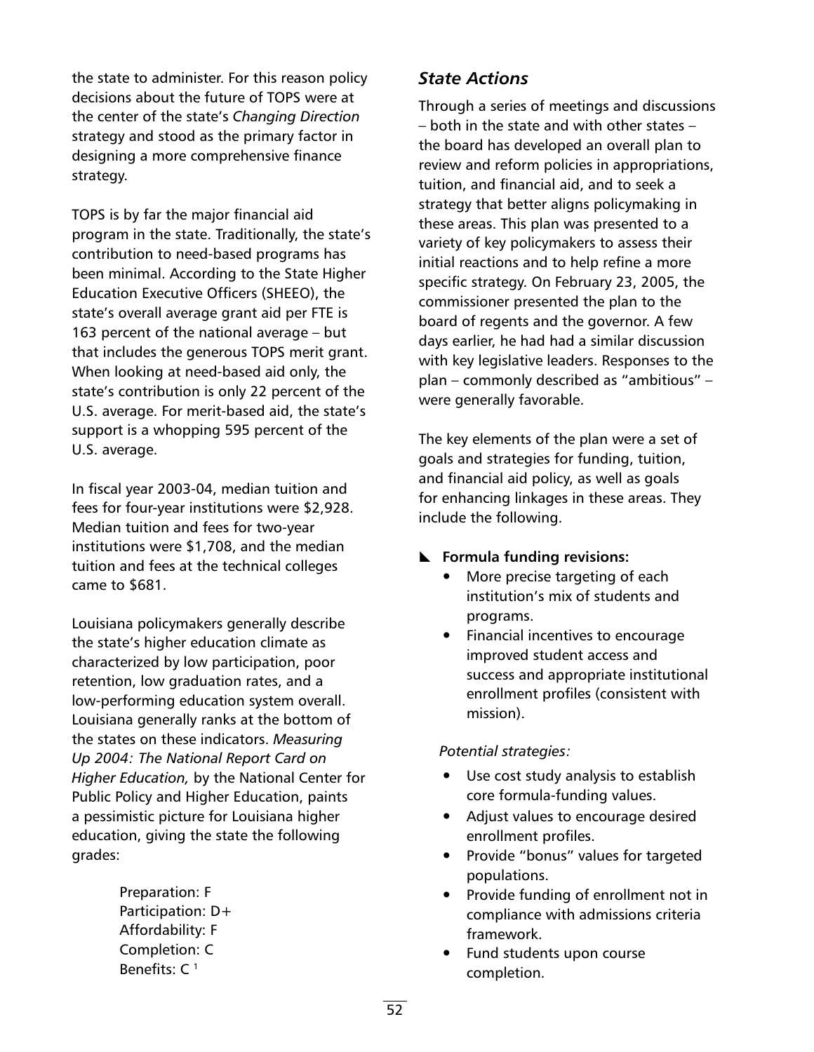the state to administer. For this reason policy decisions about the future of TOPS were at the center of the state's *Changing Direction* strategy and stood as the primary factor in designing a more comprehensive finance strategy.

TOPS is by far the major financial aid program in the state. Traditionally, the state's contribution to need-based programs has been minimal. According to the State Higher Education Executive Officers (SHEEO), the state's overall average grant aid per FTE is 163 percent of the national average – but that includes the generous TOPS merit grant. When looking at need-based aid only, the state's contribution is only 22 percent of the U.S. average. For merit-based aid, the state's support is a whopping 595 percent of the U.S. average.

In fiscal year 2003-04, median tuition and fees for four-year institutions were $2,928. Median tuition and fees for two-year institutions were $1,708, and the median tuition and fees at the technical colleges came to $681.

Louisiana policymakers generally describe the state's higher education climate as characterized by low participation, poor retention, low graduation rates, and a low-performing education system overall. Louisiana generally ranks at the bottom of the states on these indicators. *Measuring Up 2004: The National Report Card on Higher Education,* by the National Center for Public Policy and Higher Education, paints a pessimistic picture for Louisiana higher education, giving the state the following grades:

Preparation: F  
Participation: D+  
Affordability: F  
Completion: C  
Benefits: C [1]

## *State Actions*

Through a series of meetings and discussions – both in the state and with other states – the board has developed an overall plan to review and reform policies in appropriations, tuition, and financial aid, and to seek a strategy that better aligns policymaking in these areas. This plan was presented to a variety of key policymakers to assess their initial reactions and to help refine a more specific strategy. On February 23, 2005, the commissioner presented the plan to the board of regents and the governor. A few days earlier, he had had a similar discussion with key legislative leaders. Responses to the plan – commonly described as "ambitious" – were generally favorable.

The key elements of the plan were a set of goals and strategies for funding, tuition, and financial aid policy, as well as goals for enhancing linkages in these areas. They include the following.

- **Formula funding revisions:**
  - More precise targeting of each institution's mix of students and programs.
  - Financial incentives to encourage improved student access and success and appropriate institutional enrollment profiles (consistent with mission).

  *Potential strategies:*

  - Use cost study analysis to establish core formula-funding values.
  - Adjust values to encourage desired enrollment profiles.
  - Provide "bonus" values for targeted populations.
  - Provide funding of enrollment not in compliance with admissions criteria framework.
  - Fund students upon course completion.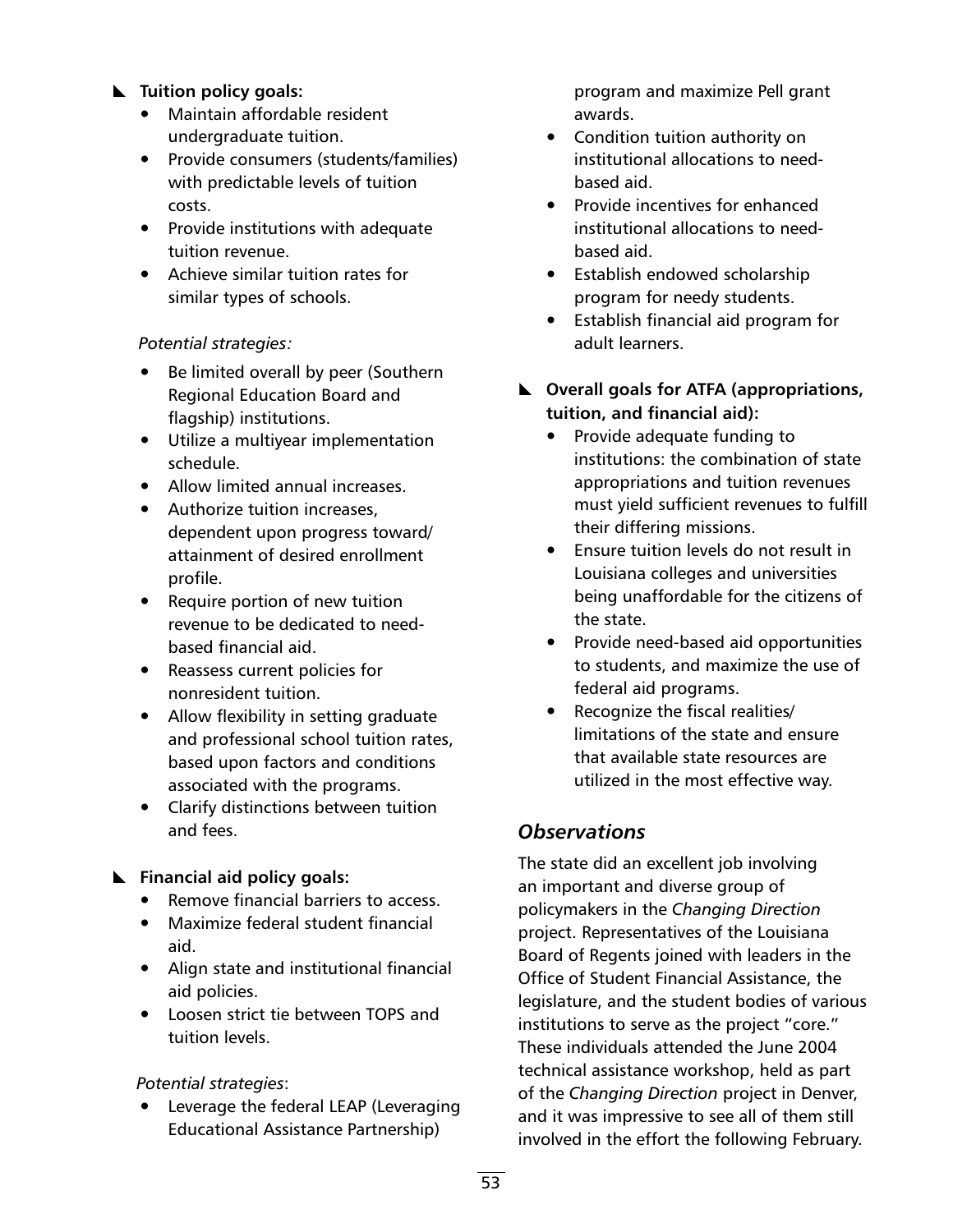- **Tuition policy goals:**
  - Maintain affordable resident undergraduate tuition.
  - Provide consumers (students/families) with predictable levels of tuition costs.
  - Provide institutions with adequate tuition revenue.
  - Achieve similar tuition rates for similar types of schools.

  *Potential strategies:*

  - Be limited overall by peer (Southern Regional Education Board and flagship) institutions.
  - Utilize a multiyear implementation schedule.
  - Allow limited annual increases.
  - Authorize tuition increases, dependent upon progress toward/ attainment of desired enrollment profile.
  - Require portion of new tuition revenue to be dedicated to need-based financial aid.
  - Reassess current policies for nonresident tuition.
  - Allow flexibility in setting graduate and professional school tuition rates, based upon factors and conditions associated with the programs.
  - Clarify distinctions between tuition and fees.

- **Financial aid policy goals:**
  - Remove financial barriers to access.
  - Maximize federal student financial aid.
  - Align state and institutional financial aid policies.
  - Loosen strict tie between TOPS and tuition levels.

  *Potential strategies*:

  - Leverage the federal LEAP (Leveraging Educational Assistance Partnership) program and maximize Pell grant awards.
  - Condition tuition authority on institutional allocations to need-based aid.
  - Provide incentives for enhanced institutional allocations to need-based aid.
  - Establish endowed scholarship program for needy students.
  - Establish financial aid program for adult learners.

- **Overall goals for ATFA (appropriations, tuition, and financial aid):**
  - Provide adequate funding to institutions: the combination of state appropriations and tuition revenues must yield sufficient revenues to fulfill their differing missions.
  - Ensure tuition levels do not result in Louisiana colleges and universities being unaffordable for the citizens of the state.
  - Provide need-based aid opportunities to students, and maximize the use of federal aid programs.
  - Recognize the fiscal realities/ limitations of the state and ensure that available state resources are utilized in the most effective way.

## *Observations*

The state did an excellent job involving an important and diverse group of policymakers in the *Changing Direction* project. Representatives of the Louisiana Board of Regents joined with leaders in the Office of Student Financial Assistance, the legislature, and the student bodies of various institutions to serve as the project "core." These individuals attended the June 2004 technical assistance workshop, held as part of the *Changing Direction* project in Denver, and it was impressive to see all of them still involved in the effort the following February.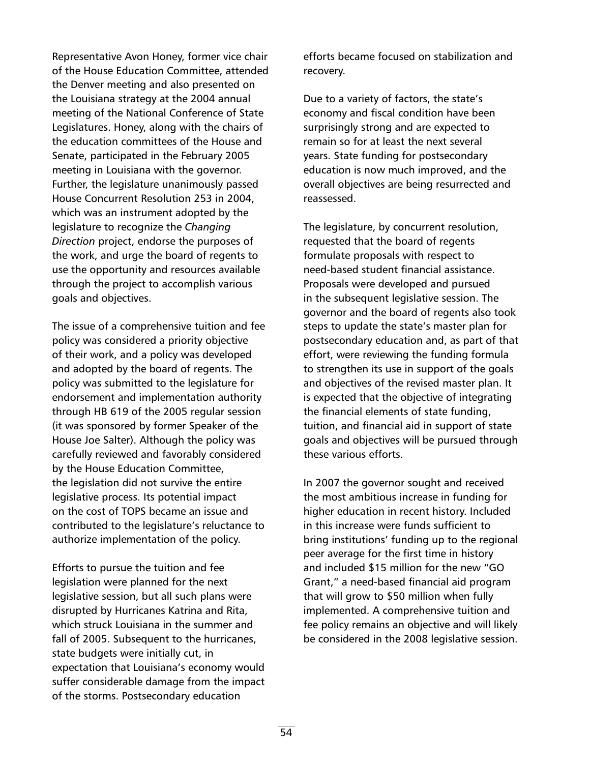Representative Avon Honey, former vice chair of the House Education Committee, attended the Denver meeting and also presented on the Louisiana strategy at the 2004 annual meeting of the National Conference of State Legislatures. Honey, along with the chairs of the education committees of the House and Senate, participated in the February 2005 meeting in Louisiana with the governor. Further, the legislature unanimously passed House Concurrent Resolution 253 in 2004, which was an instrument adopted by the legislature to recognize the *Changing Direction* project, endorse the purposes of the work, and urge the board of regents to use the opportunity and resources available through the project to accomplish various goals and objectives.

The issue of a comprehensive tuition and fee policy was considered a priority objective of their work, and a policy was developed and adopted by the board of regents. The policy was submitted to the legislature for endorsement and implementation authority through HB 619 of the 2005 regular session (it was sponsored by former Speaker of the House Joe Salter). Although the policy was carefully reviewed and favorably considered by the House Education Committee, the legislation did not survive the entire legislative process. Its potential impact on the cost of TOPS became an issue and contributed to the legislature's reluctance to authorize implementation of the policy.

Efforts to pursue the tuition and fee legislation were planned for the next legislative session, but all such plans were disrupted by Hurricanes Katrina and Rita, which struck Louisiana in the summer and fall of 2005. Subsequent to the hurricanes, state budgets were initially cut, in expectation that Louisiana's economy would suffer considerable damage from the impact of the storms. Postsecondary education efforts became focused on stabilization and recovery.

Due to a variety of factors, the state's economy and fiscal condition have been surprisingly strong and are expected to remain so for at least the next several years. State funding for postsecondary education is now much improved, and the overall objectives are being resurrected and reassessed.

The legislature, by concurrent resolution, requested that the board of regents formulate proposals with respect to need-based student financial assistance. Proposals were developed and pursued in the subsequent legislative session. The governor and the board of regents also took steps to update the state's master plan for postsecondary education and, as part of that effort, were reviewing the funding formula to strengthen its use in support of the goals and objectives of the revised master plan. It is expected that the objective of integrating the financial elements of state funding, tuition, and financial aid in support of state goals and objectives will be pursued through these various efforts.

In 2007 the governor sought and received the most ambitious increase in funding for higher education in recent history. Included in this increase were funds sufficient to bring institutions' funding up to the regional peer average for the first time in history and included $15 million for the new "GO Grant," a need-based financial aid program that will grow to $50 million when fully implemented. A comprehensive tuition and fee policy remains an objective and will likely be considered in the 2008 legislative session.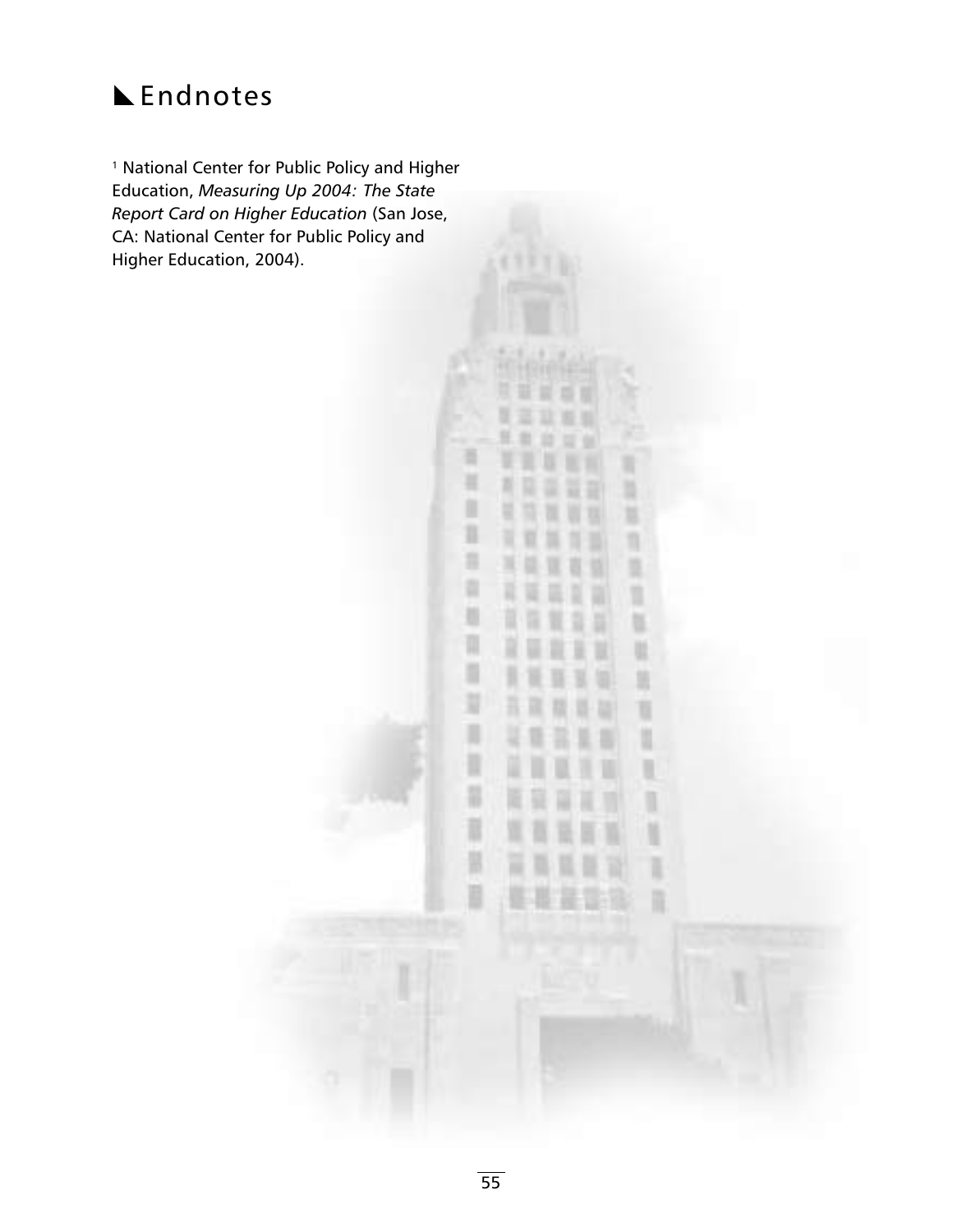# Endnotes

[1] National Center for Public Policy and Higher Education, *Measuring Up 2004: The State Report Card on Higher Education* (San Jose, CA: National Center for Public Policy and Higher Education, 2004).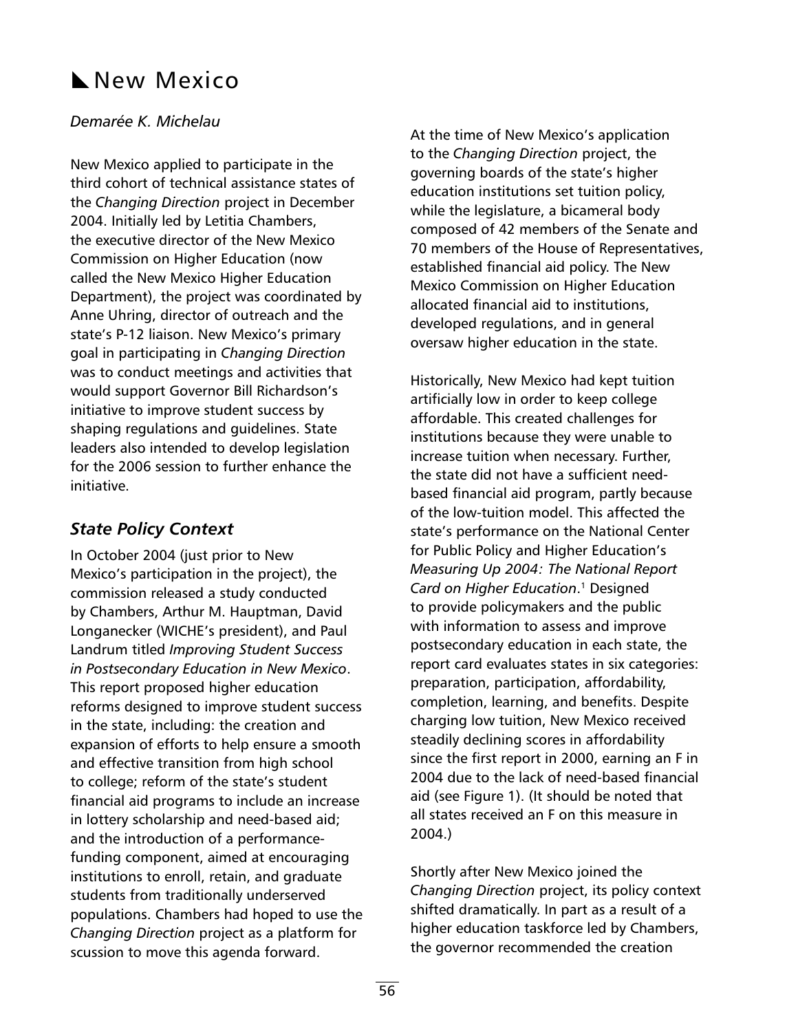# New Mexico

*Demarée K. Michelau*

New Mexico applied to participate in the third cohort of technical assistance states of the *Changing Direction* project in December 2004. Initially led by Letitia Chambers, the executive director of the New Mexico Commission on Higher Education (now called the New Mexico Higher Education Department), the project was coordinated by Anne Uhring, director of outreach and the state's P-12 liaison. New Mexico's primary goal in participating in *Changing Direction* was to conduct meetings and activities that would support Governor Bill Richardson's initiative to improve student success by shaping regulations and guidelines. State leaders also intended to develop legislation for the 2006 session to further enhance the initiative.

## State Policy Context

In October 2004 (just prior to New Mexico's participation in the project), the commission released a study conducted by Chambers, Arthur M. Hauptman, David Longanecker (WICHE's president), and Paul Landrum titled *Improving Student Success in Postsecondary Education in New Mexico*. This report proposed higher education reforms designed to improve student success in the state, including: the creation and expansion of efforts to help ensure a smooth and effective transition from high school to college; reform of the state's student financial aid programs to include an increase in lottery scholarship and need-based aid; and the introduction of a performance-funding component, aimed at encouraging institutions to enroll, retain, and graduate students from traditionally underserved populations. Chambers had hoped to use the *Changing Direction* project as a platform for scussion to move this agenda forward.

At the time of New Mexico's application to the *Changing Direction* project, the governing boards of the state's higher education institutions set tuition policy, while the legislature, a bicameral body composed of 42 members of the Senate and 70 members of the House of Representatives, established financial aid policy. The New Mexico Commission on Higher Education allocated financial aid to institutions, developed regulations, and in general oversaw higher education in the state.

Historically, New Mexico had kept tuition artificially low in order to keep college affordable. This created challenges for institutions because they were unable to increase tuition when necessary. Further, the state did not have a sufficient need-based financial aid program, partly because of the low-tuition model. This affected the state's performance on the National Center for Public Policy and Higher Education's *Measuring Up 2004: The National Report Card on Higher Education*.[1] Designed to provide policymakers and the public with information to assess and improve postsecondary education in each state, the report card evaluates states in six categories: preparation, participation, affordability, completion, learning, and benefits. Despite charging low tuition, New Mexico received steadily declining scores in affordability since the first report in 2000, earning an F in 2004 due to the lack of need-based financial aid (see Figure 1). (It should be noted that all states received an F on this measure in 2004.)

Shortly after New Mexico joined the *Changing Direction* project, its policy context shifted dramatically. In part as a result of a higher education taskforce led by Chambers, the governor recommended the creation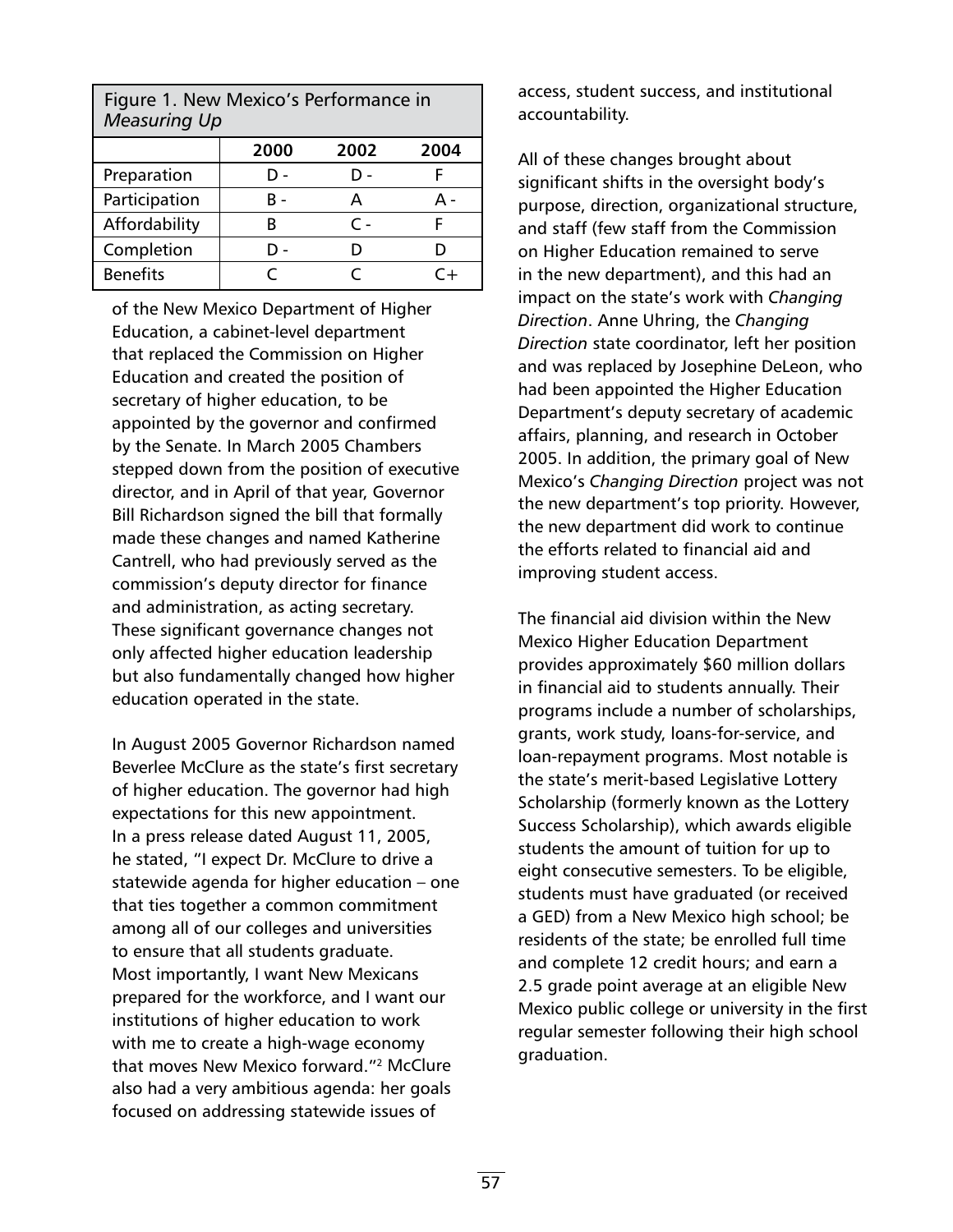Figure 1. New Mexico's Performance in *Measuring Up*

| | 2000 | 2002 | 2004 |
|---|---|---|---|
| Preparation | D - | D - | F |
| Participation | B - | A | A - |
| Affordability | B | C - | F |
| Completion | D - | D | D |
| Benefits | C | C | C+ |

of the New Mexico Department of Higher Education, a cabinet-level department that replaced the Commission on Higher Education and created the position of secretary of higher education, to be appointed by the governor and confirmed by the Senate. In March 2005 Chambers stepped down from the position of executive director, and in April of that year, Governor Bill Richardson signed the bill that formally made these changes and named Katherine Cantrell, who had previously served as the commission's deputy director for finance and administration, as acting secretary. These significant governance changes not only affected higher education leadership but also fundamentally changed how higher education operated in the state.

In August 2005 Governor Richardson named Beverlee McClure as the state's first secretary of higher education. The governor had high expectations for this new appointment. In a press release dated August 11, 2005, he stated, "I expect Dr. McClure to drive a statewide agenda for higher education – one that ties together a common commitment among all of our colleges and universities to ensure that all students graduate. Most importantly, I want New Mexicans prepared for the workforce, and I want our institutions of higher education to work with me to create a high-wage economy that moves New Mexico forward."[2] McClure also had a very ambitious agenda: her goals focused on addressing statewide issues of access, student success, and institutional accountability.

All of these changes brought about significant shifts in the oversight body's purpose, direction, organizational structure, and staff (few staff from the Commission on Higher Education remained to serve in the new department), and this had an impact on the state's work with *Changing Direction*. Anne Uhring, the *Changing Direction* state coordinator, left her position and was replaced by Josephine DeLeon, who had been appointed the Higher Education Department's deputy secretary of academic affairs, planning, and research in October 2005. In addition, the primary goal of New Mexico's *Changing Direction* project was not the new department's top priority. However, the new department did work to continue the efforts related to financial aid and improving student access.

The financial aid division within the New Mexico Higher Education Department provides approximately $60 million dollars in financial aid to students annually. Their programs include a number of scholarships, grants, work study, loans-for-service, and loan-repayment programs. Most notable is the state's merit-based Legislative Lottery Scholarship (formerly known as the Lottery Success Scholarship), which awards eligible students the amount of tuition for up to eight consecutive semesters. To be eligible, students must have graduated (or received a GED) from a New Mexico high school; be residents of the state; be enrolled full time and complete 12 credit hours; and earn a 2.5 grade point average at an eligible New Mexico public college or university in the first regular semester following their high school graduation.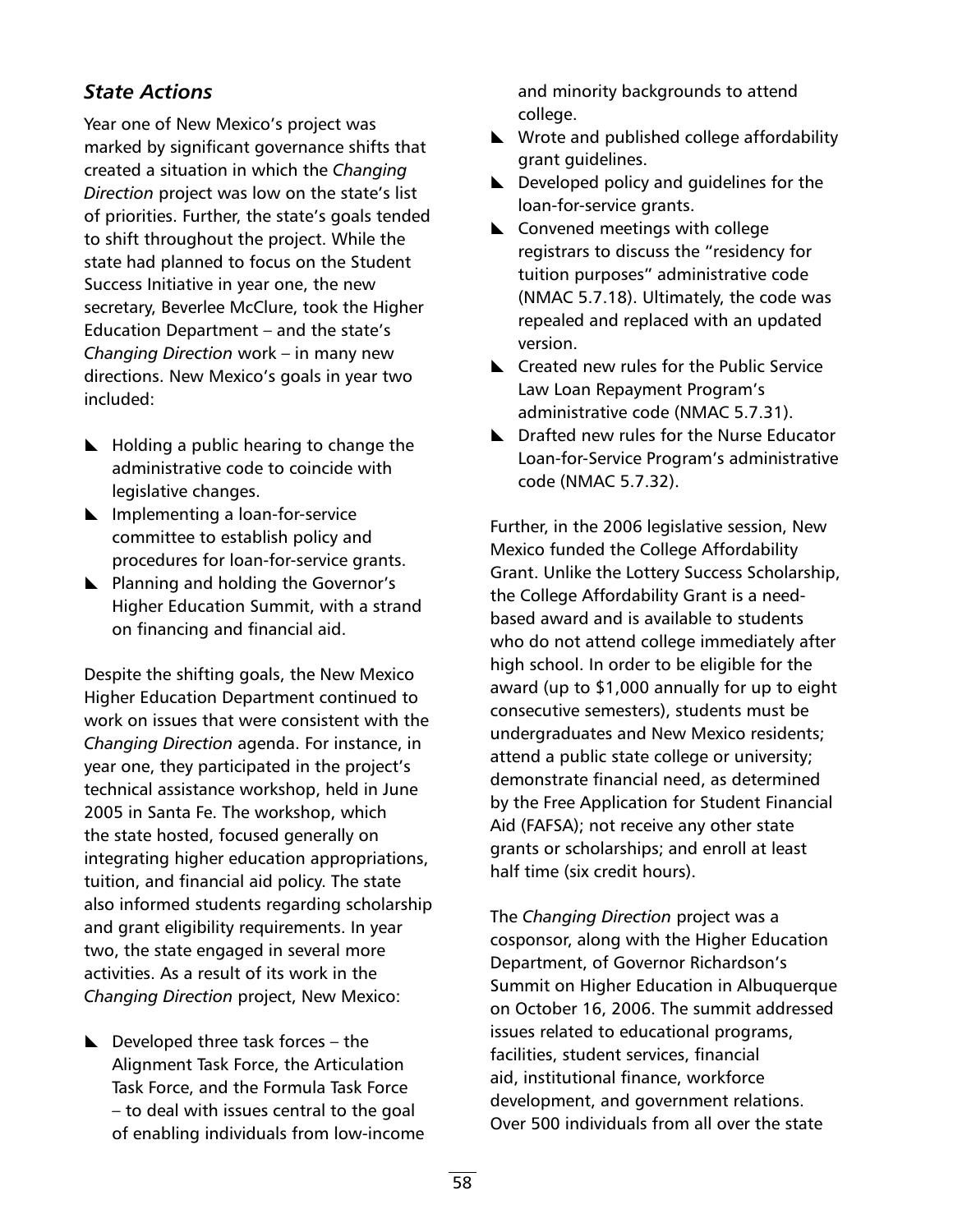## *State Actions*

Year one of New Mexico's project was marked by significant governance shifts that created a situation in which the *Changing Direction* project was low on the state's list of priorities. Further, the state's goals tended to shift throughout the project. While the state had planned to focus on the Student Success Initiative in year one, the new secretary, Beverlee McClure, took the Higher Education Department – and the state's *Changing Direction* work – in many new directions. New Mexico's goals in year two included:

- Holding a public hearing to change the administrative code to coincide with legislative changes.
- Implementing a loan-for-service committee to establish policy and procedures for loan-for-service grants.
- Planning and holding the Governor's Higher Education Summit, with a strand on financing and financial aid.

Despite the shifting goals, the New Mexico Higher Education Department continued to work on issues that were consistent with the *Changing Direction* agenda. For instance, in year one, they participated in the project's technical assistance workshop, held in June 2005 in Santa Fe. The workshop, which the state hosted, focused generally on integrating higher education appropriations, tuition, and financial aid policy. The state also informed students regarding scholarship and grant eligibility requirements. In year two, the state engaged in several more activities. As a result of its work in the *Changing Direction* project, New Mexico:

- Developed three task forces – the Alignment Task Force, the Articulation Task Force, and the Formula Task Force – to deal with issues central to the goal of enabling individuals from low-income and minority backgrounds to attend college.
- Wrote and published college affordability grant guidelines.
- Developed policy and guidelines for the loan-for-service grants.
- Convened meetings with college registrars to discuss the "residency for tuition purposes" administrative code (NMAC 5.7.18). Ultimately, the code was repealed and replaced with an updated version.
- Created new rules for the Public Service Law Loan Repayment Program's administrative code (NMAC 5.7.31).
- Drafted new rules for the Nurse Educator Loan-for-Service Program's administrative code (NMAC 5.7.32).

Further, in the 2006 legislative session, New Mexico funded the College Affordability Grant. Unlike the Lottery Success Scholarship, the College Affordability Grant is a need-based award and is available to students who do not attend college immediately after high school. In order to be eligible for the award (up to $1,000 annually for up to eight consecutive semesters), students must be undergraduates and New Mexico residents; attend a public state college or university; demonstrate financial need, as determined by the Free Application for Student Financial Aid (FAFSA); not receive any other state grants or scholarships; and enroll at least half time (six credit hours).

The *Changing Direction* project was a cosponsor, along with the Higher Education Department, of Governor Richardson's Summit on Higher Education in Albuquerque on October 16, 2006. The summit addressed issues related to educational programs, facilities, student services, financial aid, institutional finance, workforce development, and government relations. Over 500 individuals from all over the state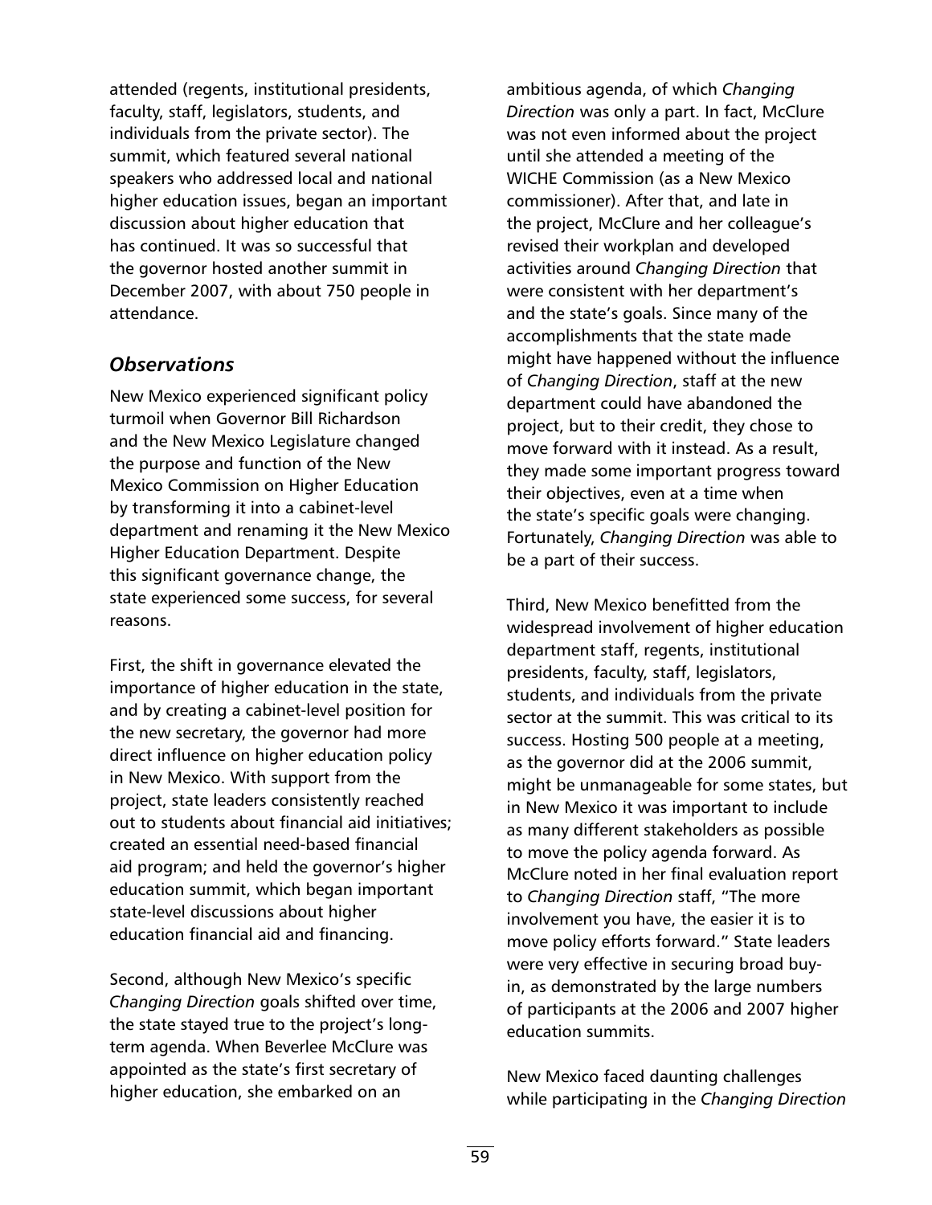attended (regents, institutional presidents, faculty, staff, legislators, students, and individuals from the private sector). The summit, which featured several national speakers who addressed local and national higher education issues, began an important discussion about higher education that has continued. It was so successful that the governor hosted another summit in December 2007, with about 750 people in attendance.

### *Observations*

New Mexico experienced significant policy turmoil when Governor Bill Richardson and the New Mexico Legislature changed the purpose and function of the New Mexico Commission on Higher Education by transforming it into a cabinet-level department and renaming it the New Mexico Higher Education Department. Despite this significant governance change, the state experienced some success, for several reasons.

First, the shift in governance elevated the importance of higher education in the state, and by creating a cabinet-level position for the new secretary, the governor had more direct influence on higher education policy in New Mexico. With support from the project, state leaders consistently reached out to students about financial aid initiatives; created an essential need-based financial aid program; and held the governor's higher education summit, which began important state-level discussions about higher education financial aid and financing.

Second, although New Mexico's specific *Changing Direction* goals shifted over time, the state stayed true to the project's long-term agenda. When Beverlee McClure was appointed as the state's first secretary of higher education, she embarked on an ambitious agenda, of which *Changing Direction* was only a part. In fact, McClure was not even informed about the project until she attended a meeting of the WICHE Commission (as a New Mexico commissioner). After that, and late in the project, McClure and her colleague's revised their workplan and developed activities around *Changing Direction* that were consistent with her department's and the state's goals. Since many of the accomplishments that the state made might have happened without the influence of *Changing Direction*, staff at the new department could have abandoned the project, but to their credit, they chose to move forward with it instead. As a result, they made some important progress toward their objectives, even at a time when the state's specific goals were changing. Fortunately, *Changing Direction* was able to be a part of their success.

Third, New Mexico benefitted from the widespread involvement of higher education department staff, regents, institutional presidents, faculty, staff, legislators, students, and individuals from the private sector at the summit. This was critical to its success. Hosting 500 people at a meeting, as the governor did at the 2006 summit, might be unmanageable for some states, but in New Mexico it was important to include as many different stakeholders as possible to move the policy agenda forward. As McClure noted in her final evaluation report to *Changing Direction* staff, "The more involvement you have, the easier it is to move policy efforts forward." State leaders were very effective in securing broad buy-in, as demonstrated by the large numbers of participants at the 2006 and 2007 higher education summits.

New Mexico faced daunting challenges while participating in the *Changing Direction*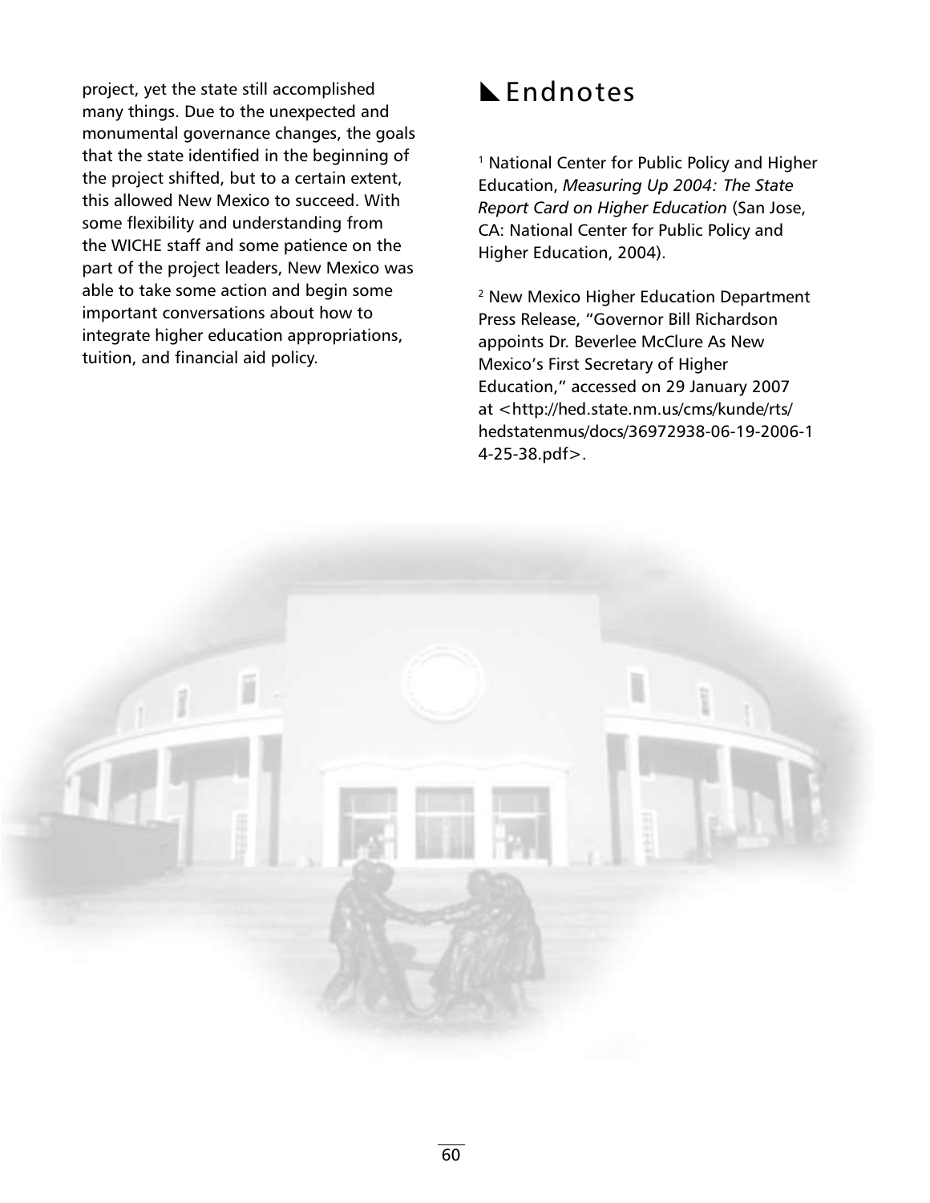project, yet the state still accomplished many things. Due to the unexpected and monumental governance changes, the goals that the state identified in the beginning of the project shifted, but to a certain extent, this allowed New Mexico to succeed. With some flexibility and understanding from the WICHE staff and some patience on the part of the project leaders, New Mexico was able to take some action and begin some important conversations about how to integrate higher education appropriations, tuition, and financial aid policy.

## Endnotes

[1] National Center for Public Policy and Higher Education, *Measuring Up 2004: The State Report Card on Higher Education* (San Jose, CA: National Center for Public Policy and Higher Education, 2004).

[2] New Mexico Higher Education Department Press Release, "Governor Bill Richardson appoints Dr. Beverlee McClure As New Mexico's First Secretary of Higher Education," accessed on 29 January 2007 at <http://hed.state.nm.us/cms/kunde/rts/hedstatenmus/docs/36972938-06-19-2006-14-25-38.pdf>.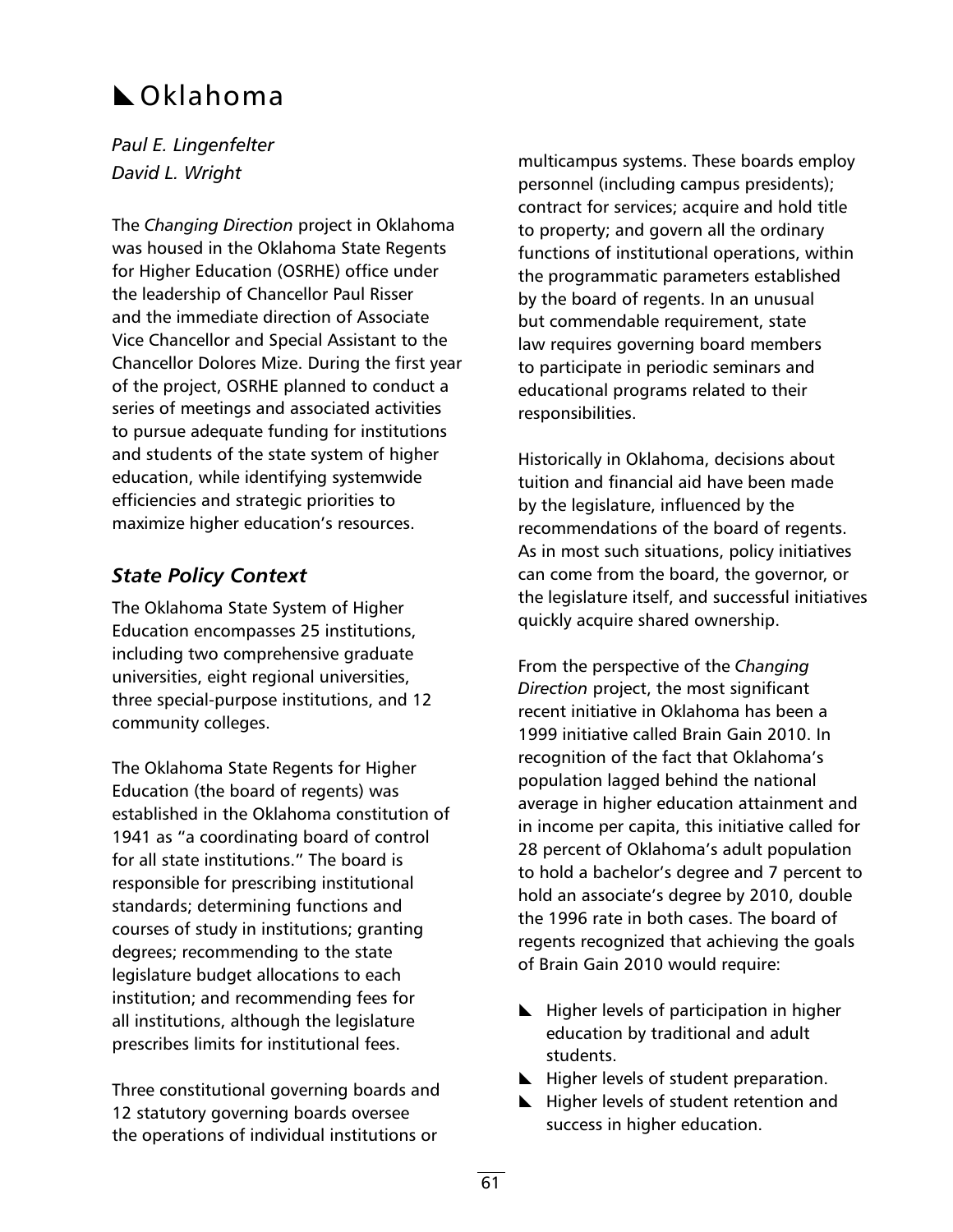# ◣ Oklahoma

*Paul E. Lingenfelter*
*David L. Wright*

The *Changing Direction* project in Oklahoma was housed in the Oklahoma State Regents for Higher Education (OSRHE) office under the leadership of Chancellor Paul Risser and the immediate direction of Associate Vice Chancellor and Special Assistant to the Chancellor Dolores Mize. During the first year of the project, OSRHE planned to conduct a series of meetings and associated activities to pursue adequate funding for institutions and students of the state system of higher education, while identifying systemwide efficiencies and strategic priorities to maximize higher education's resources.

## *State Policy Context*

The Oklahoma State System of Higher Education encompasses 25 institutions, including two comprehensive graduate universities, eight regional universities, three special-purpose institutions, and 12 community colleges.

The Oklahoma State Regents for Higher Education (the board of regents) was established in the Oklahoma constitution of 1941 as "a coordinating board of control for all state institutions." The board is responsible for prescribing institutional standards; determining functions and courses of study in institutions; granting degrees; recommending to the state legislature budget allocations to each institution; and recommending fees for all institutions, although the legislature prescribes limits for institutional fees.

Three constitutional governing boards and 12 statutory governing boards oversee the operations of individual institutions or multicampus systems. These boards employ personnel (including campus presidents); contract for services; acquire and hold title to property; and govern all the ordinary functions of institutional operations, within the programmatic parameters established by the board of regents. In an unusual but commendable requirement, state law requires governing board members to participate in periodic seminars and educational programs related to their responsibilities.

Historically in Oklahoma, decisions about tuition and financial aid have been made by the legislature, influenced by the recommendations of the board of regents. As in most such situations, policy initiatives can come from the board, the governor, or the legislature itself, and successful initiatives quickly acquire shared ownership.

From the perspective of the *Changing Direction* project, the most significant recent initiative in Oklahoma has been a 1999 initiative called Brain Gain 2010. In recognition of the fact that Oklahoma's population lagged behind the national average in higher education attainment and in income per capita, this initiative called for 28 percent of Oklahoma's adult population to hold a bachelor's degree and 7 percent to hold an associate's degree by 2010, double the 1996 rate in both cases. The board of regents recognized that achieving the goals of Brain Gain 2010 would require:

- Higher levels of participation in higher education by traditional and adult students.
- Higher levels of student preparation.
- Higher levels of student retention and success in higher education.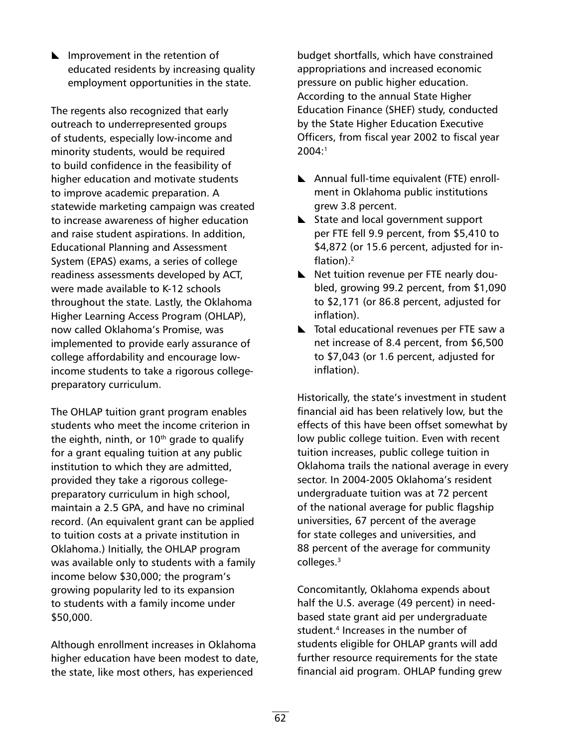- Improvement in the retention of educated residents by increasing quality employment opportunities in the state.

The regents also recognized that early outreach to underrepresented groups of students, especially low-income and minority students, would be required to build confidence in the feasibility of higher education and motivate students to improve academic preparation. A statewide marketing campaign was created to increase awareness of higher education and raise student aspirations. In addition, Educational Planning and Assessment System (EPAS) exams, a series of college readiness assessments developed by ACT, were made available to K-12 schools throughout the state. Lastly, the Oklahoma Higher Learning Access Program (OHLAP), now called Oklahoma's Promise, was implemented to provide early assurance of college affordability and encourage low-income students to take a rigorous college-preparatory curriculum.

The OHLAP tuition grant program enables students who meet the income criterion in the eighth, ninth, or 10th grade to qualify for a grant equaling tuition at any public institution to which they are admitted, provided they take a rigorous college-preparatory curriculum in high school, maintain a 2.5 GPA, and have no criminal record. (An equivalent grant can be applied to tuition costs at a private institution in Oklahoma.) Initially, the OHLAP program was available only to students with a family income below $30,000; the program's growing popularity led to its expansion to students with a family income under $50,000.

Although enrollment increases in Oklahoma higher education have been modest to date, the state, like most others, has experienced budget shortfalls, which have constrained appropriations and increased economic pressure on public higher education. According to the annual State Higher Education Finance (SHEF) study, conducted by the State Higher Education Executive Officers, from fiscal year 2002 to fiscal year 2004:[1]

- Annual full-time equivalent (FTE) enrollment in Oklahoma public institutions grew 3.8 percent.
- State and local government support per FTE fell 9.9 percent, from $5,410 to $4,872 (or 15.6 percent, adjusted for inflation).[2]
- Net tuition revenue per FTE nearly doubled, growing 99.2 percent, from $1,090 to $2,171 (or 86.8 percent, adjusted for inflation).
- Total educational revenues per FTE saw a net increase of 8.4 percent, from $6,500 to $7,043 (or 1.6 percent, adjusted for inflation).

Historically, the state's investment in student financial aid has been relatively low, but the effects of this have been offset somewhat by low public college tuition. Even with recent tuition increases, public college tuition in Oklahoma trails the national average in every sector. In 2004-2005 Oklahoma's resident undergraduate tuition was at 72 percent of the national average for public flagship universities, 67 percent of the average for state colleges and universities, and 88 percent of the average for community colleges.[3]

Concomitantly, Oklahoma expends about half the U.S. average (49 percent) in need-based state grant aid per undergraduate student.[4] Increases in the number of students eligible for OHLAP grants will add further resource requirements for the state financial aid program. OHLAP funding grew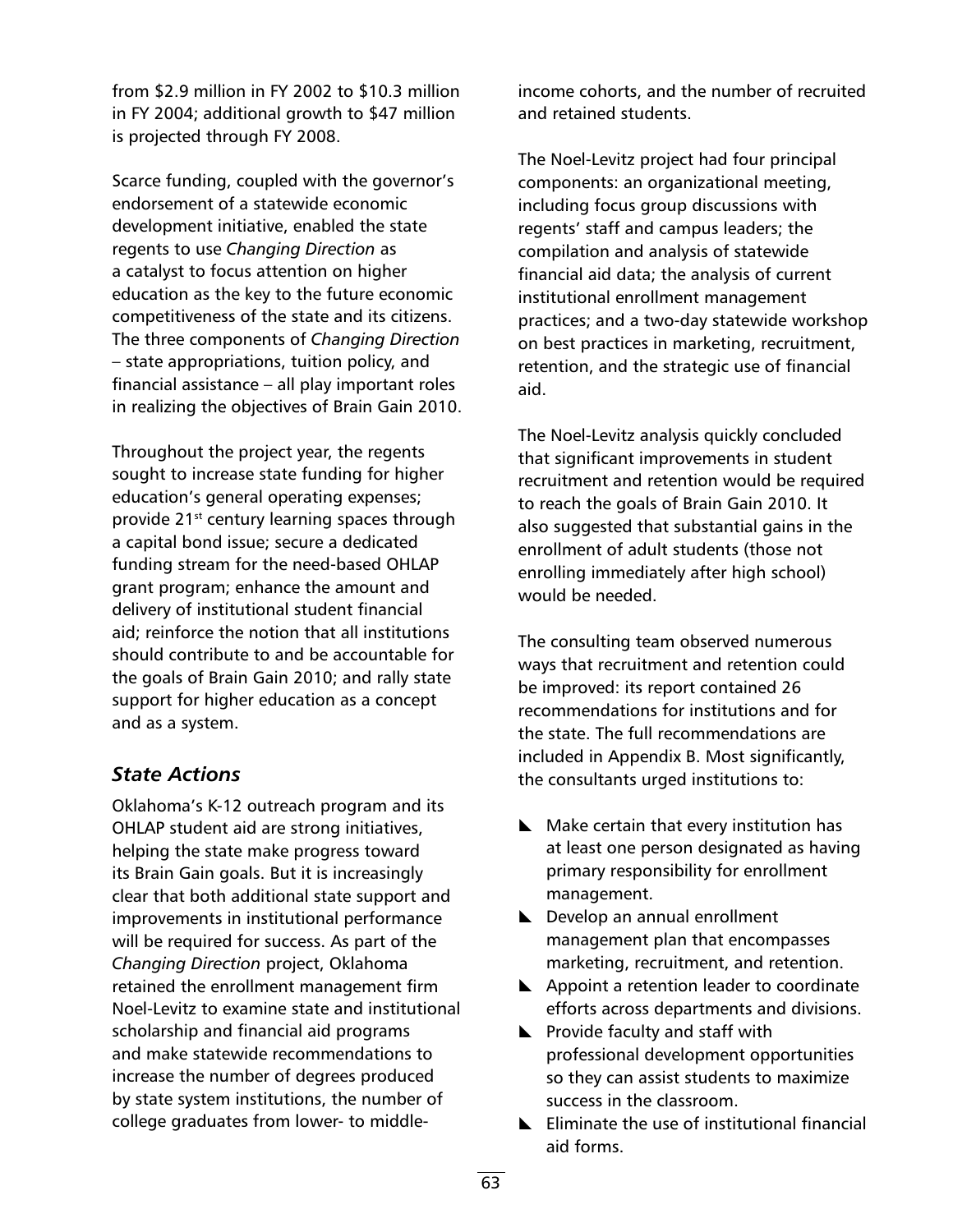from $2.9 million in FY 2002 to $10.3 million in FY 2004; additional growth to $47 million is projected through FY 2008.

Scarce funding, coupled with the governor's endorsement of a statewide economic development initiative, enabled the state regents to use *Changing Direction* as a catalyst to focus attention on higher education as the key to the future economic competitiveness of the state and its citizens. The three components of *Changing Direction* – state appropriations, tuition policy, and financial assistance – all play important roles in realizing the objectives of Brain Gain 2010.

Throughout the project year, the regents sought to increase state funding for higher education's general operating expenses; provide 21st century learning spaces through a capital bond issue; secure a dedicated funding stream for the need-based OHLAP grant program; enhance the amount and delivery of institutional student financial aid; reinforce the notion that all institutions should contribute to and be accountable for the goals of Brain Gain 2010; and rally state support for higher education as a concept and as a system.

## *State Actions*

Oklahoma's K-12 outreach program and its OHLAP student aid are strong initiatives, helping the state make progress toward its Brain Gain goals. But it is increasingly clear that both additional state support and improvements in institutional performance will be required for success. As part of the *Changing Direction* project, Oklahoma retained the enrollment management firm Noel-Levitz to examine state and institutional scholarship and financial aid programs and make statewide recommendations to increase the number of degrees produced by state system institutions, the number of college graduates from lower- to middle-income cohorts, and the number of recruited and retained students.

The Noel-Levitz project had four principal components: an organizational meeting, including focus group discussions with regents' staff and campus leaders; the compilation and analysis of statewide financial aid data; the analysis of current institutional enrollment management practices; and a two-day statewide workshop on best practices in marketing, recruitment, retention, and the strategic use of financial aid.

The Noel-Levitz analysis quickly concluded that significant improvements in student recruitment and retention would be required to reach the goals of Brain Gain 2010. It also suggested that substantial gains in the enrollment of adult students (those not enrolling immediately after high school) would be needed.

The consulting team observed numerous ways that recruitment and retention could be improved: its report contained 26 recommendations for institutions and for the state. The full recommendations are included in Appendix B. Most significantly, the consultants urged institutions to:

- Make certain that every institution has at least one person designated as having primary responsibility for enrollment management.
- Develop an annual enrollment management plan that encompasses marketing, recruitment, and retention.
- Appoint a retention leader to coordinate efforts across departments and divisions.
- Provide faculty and staff with professional development opportunities so they can assist students to maximize success in the classroom.
- Eliminate the use of institutional financial aid forms.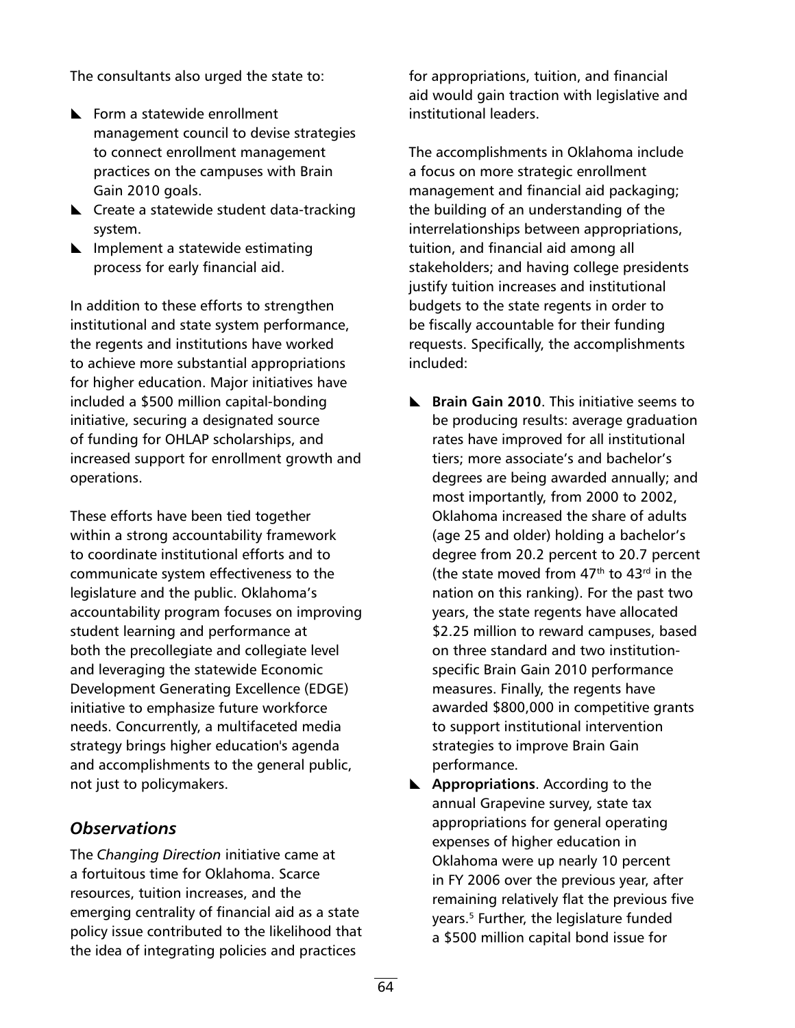The consultants also urged the state to:

- Form a statewide enrollment management council to devise strategies to connect enrollment management practices on the campuses with Brain Gain 2010 goals.
- Create a statewide student data-tracking system.
- Implement a statewide estimating process for early financial aid.

In addition to these efforts to strengthen institutional and state system performance, the regents and institutions have worked to achieve more substantial appropriations for higher education. Major initiatives have included a $500 million capital-bonding initiative, securing a designated source of funding for OHLAP scholarships, and increased support for enrollment growth and operations.

These efforts have been tied together within a strong accountability framework to coordinate institutional efforts and to communicate system effectiveness to the legislature and the public. Oklahoma's accountability program focuses on improving student learning and performance at both the precollegiate and collegiate level and leveraging the statewide Economic Development Generating Excellence (EDGE) initiative to emphasize future workforce needs. Concurrently, a multifaceted media strategy brings higher education's agenda and accomplishments to the general public, not just to policymakers.

## *Observations*

The *Changing Direction* initiative came at a fortuitous time for Oklahoma. Scarce resources, tuition increases, and the emerging centrality of financial aid as a state policy issue contributed to the likelihood that the idea of integrating policies and practices for appropriations, tuition, and financial aid would gain traction with legislative and institutional leaders.

The accomplishments in Oklahoma include a focus on more strategic enrollment management and financial aid packaging; the building of an understanding of the interrelationships between appropriations, tuition, and financial aid among all stakeholders; and having college presidents justify tuition increases and institutional budgets to the state regents in order to be fiscally accountable for their funding requests. Specifically, the accomplishments included:

- **Brain Gain 2010**. This initiative seems to be producing results: average graduation rates have improved for all institutional tiers; more associate's and bachelor's degrees are being awarded annually; and most importantly, from 2000 to 2002, Oklahoma increased the share of adults (age 25 and older) holding a bachelor's degree from 20.2 percent to 20.7 percent (the state moved from 47th to 43rd in the nation on this ranking). For the past two years, the state regents have allocated $2.25 million to reward campuses, based on three standard and two institution-specific Brain Gain 2010 performance measures. Finally, the regents have awarded $800,000 in competitive grants to support institutional intervention strategies to improve Brain Gain performance.
- **Appropriations**. According to the annual Grapevine survey, state tax appropriations for general operating expenses of higher education in Oklahoma were up nearly 10 percent in FY 2006 over the previous year, after remaining relatively flat the previous five years.[5] Further, the legislature funded a $500 million capital bond issue for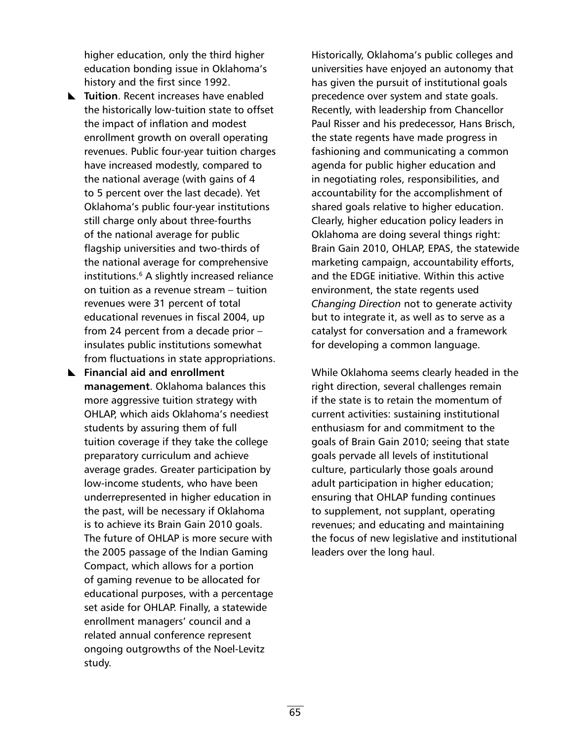higher education, only the third higher education bonding issue in Oklahoma's history and the first since 1992.

- **Tuition**. Recent increases have enabled the historically low-tuition state to offset the impact of inflation and modest enrollment growth on overall operating revenues. Public four-year tuition charges have increased modestly, compared to the national average (with gains of 4 to 5 percent over the last decade). Yet Oklahoma's public four-year institutions still charge only about three-fourths of the national average for public flagship universities and two-thirds of the national average for comprehensive institutions.[6] A slightly increased reliance on tuition as a revenue stream – tuition revenues were 31 percent of total educational revenues in fiscal 2004, up from 24 percent from a decade prior – insulates public institutions somewhat from fluctuations in state appropriations.
- **Financial aid and enrollment management**. Oklahoma balances this more aggressive tuition strategy with OHLAP, which aids Oklahoma's neediest students by assuring them of full tuition coverage if they take the college preparatory curriculum and achieve average grades. Greater participation by low-income students, who have been underrepresented in higher education in the past, will be necessary if Oklahoma is to achieve its Brain Gain 2010 goals. The future of OHLAP is more secure with the 2005 passage of the Indian Gaming Compact, which allows for a portion of gaming revenue to be allocated for educational purposes, with a percentage set aside for OHLAP. Finally, a statewide enrollment managers' council and a related annual conference represent ongoing outgrowths of the Noel-Levitz study.

Historically, Oklahoma's public colleges and universities have enjoyed an autonomy that has given the pursuit of institutional goals precedence over system and state goals. Recently, with leadership from Chancellor Paul Risser and his predecessor, Hans Brisch, the state regents have made progress in fashioning and communicating a common agenda for public higher education and in negotiating roles, responsibilities, and accountability for the accomplishment of shared goals relative to higher education. Clearly, higher education policy leaders in Oklahoma are doing several things right: Brain Gain 2010, OHLAP, EPAS, the statewide marketing campaign, accountability efforts, and the EDGE initiative. Within this active environment, the state regents used *Changing Direction* not to generate activity but to integrate it, as well as to serve as a catalyst for conversation and a framework for developing a common language.

While Oklahoma seems clearly headed in the right direction, several challenges remain if the state is to retain the momentum of current activities: sustaining institutional enthusiasm for and commitment to the goals of Brain Gain 2010; seeing that state goals pervade all levels of institutional culture, particularly those goals around adult participation in higher education; ensuring that OHLAP funding continues to supplement, not supplant, operating revenues; and educating and maintaining the focus of new legislative and institutional leaders over the long haul.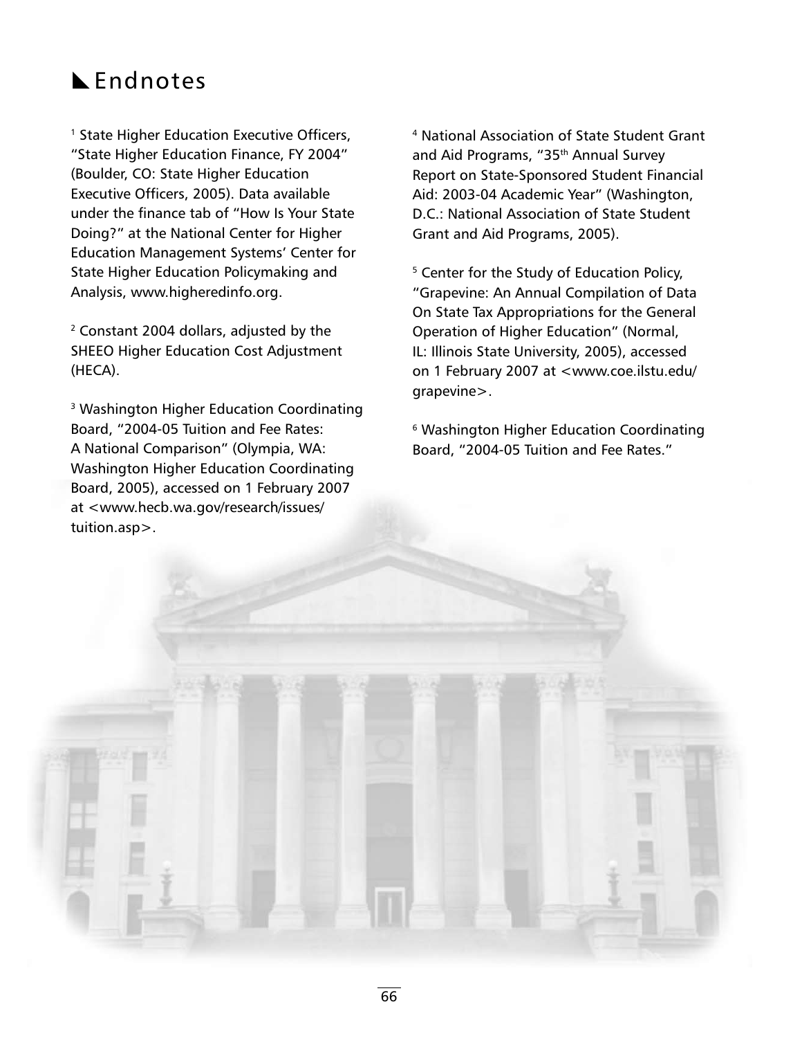# Endnotes

[1] State Higher Education Executive Officers, "State Higher Education Finance, FY 2004" (Boulder, CO: State Higher Education Executive Officers, 2005). Data available under the finance tab of "How Is Your State Doing?" at the National Center for Higher Education Management Systems' Center for State Higher Education Policymaking and Analysis, www.higheredinfo.org.

[2] Constant 2004 dollars, adjusted by the SHEEO Higher Education Cost Adjustment (HECA).

[3] Washington Higher Education Coordinating Board, "2004-05 Tuition and Fee Rates: A National Comparison" (Olympia, WA: Washington Higher Education Coordinating Board, 2005), accessed on 1 February 2007 at <www.hecb.wa.gov/research/issues/tuition.asp>.

[4] National Association of State Student Grant and Aid Programs, "35th Annual Survey Report on State-Sponsored Student Financial Aid: 2003-04 Academic Year" (Washington, D.C.: National Association of State Student Grant and Aid Programs, 2005).

[5] Center for the Study of Education Policy, "Grapevine: An Annual Compilation of Data On State Tax Appropriations for the General Operation of Higher Education" (Normal, IL: Illinois State University, 2005), accessed on 1 February 2007 at <www.coe.ilstu.edu/grapevine>.

[6] Washington Higher Education Coordinating Board, "2004-05 Tuition and Fee Rates."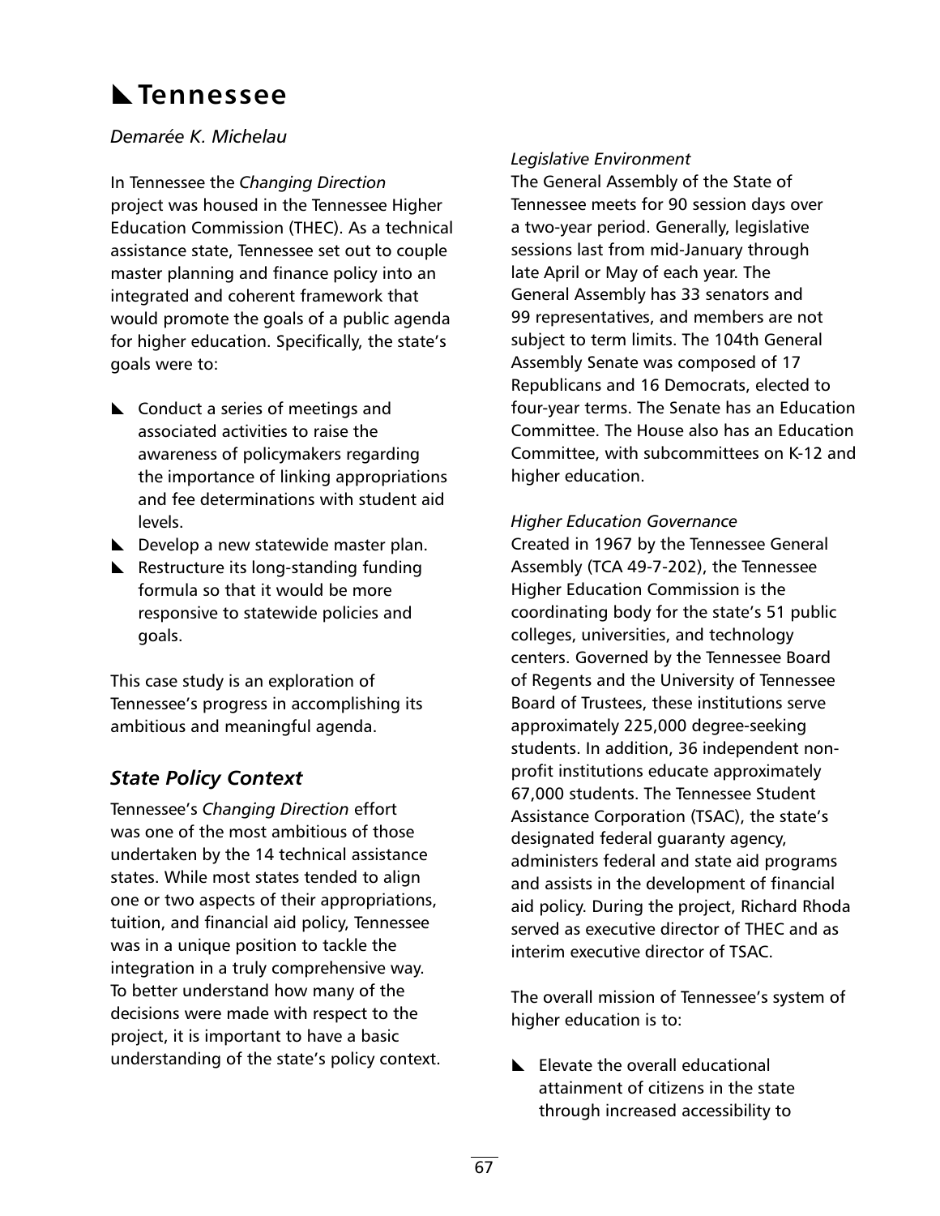# ◣ Tennessee

*Demarée K. Michelau*

In Tennessee the *Changing Direction* project was housed in the Tennessee Higher Education Commission (THEC). As a technical assistance state, Tennessee set out to couple master planning and finance policy into an integrated and coherent framework that would promote the goals of a public agenda for higher education. Specifically, the state's goals were to:

- Conduct a series of meetings and associated activities to raise the awareness of policymakers regarding the importance of linking appropriations and fee determinations with student aid levels.
- Develop a new statewide master plan.
- Restructure its long-standing funding formula so that it would be more responsive to statewide policies and goals.

This case study is an exploration of Tennessee's progress in accomplishing its ambitious and meaningful agenda.

## *State Policy Context*

Tennessee's *Changing Direction* effort was one of the most ambitious of those undertaken by the 14 technical assistance states. While most states tended to align one or two aspects of their appropriations, tuition, and financial aid policy, Tennessee was in a unique position to tackle the integration in a truly comprehensive way. To better understand how many of the decisions were made with respect to the project, it is important to have a basic understanding of the state's policy context.

*Legislative Environment*

The General Assembly of the State of Tennessee meets for 90 session days over a two-year period. Generally, legislative sessions last from mid-January through late April or May of each year. The General Assembly has 33 senators and 99 representatives, and members are not subject to term limits. The 104th General Assembly Senate was composed of 17 Republicans and 16 Democrats, elected to four-year terms. The Senate has an Education Committee. The House also has an Education Committee, with subcommittees on K-12 and higher education.

*Higher Education Governance*

Created in 1967 by the Tennessee General Assembly (TCA 49-7-202), the Tennessee Higher Education Commission is the coordinating body for the state's 51 public colleges, universities, and technology centers. Governed by the Tennessee Board of Regents and the University of Tennessee Board of Trustees, these institutions serve approximately 225,000 degree-seeking students. In addition, 36 independent non-profit institutions educate approximately 67,000 students. The Tennessee Student Assistance Corporation (TSAC), the state's designated federal guaranty agency, administers federal and state aid programs and assists in the development of financial aid policy. During the project, Richard Rhoda served as executive director of THEC and as interim executive director of TSAC.

The overall mission of Tennessee's system of higher education is to:

- Elevate the overall educational attainment of citizens in the state through increased accessibility to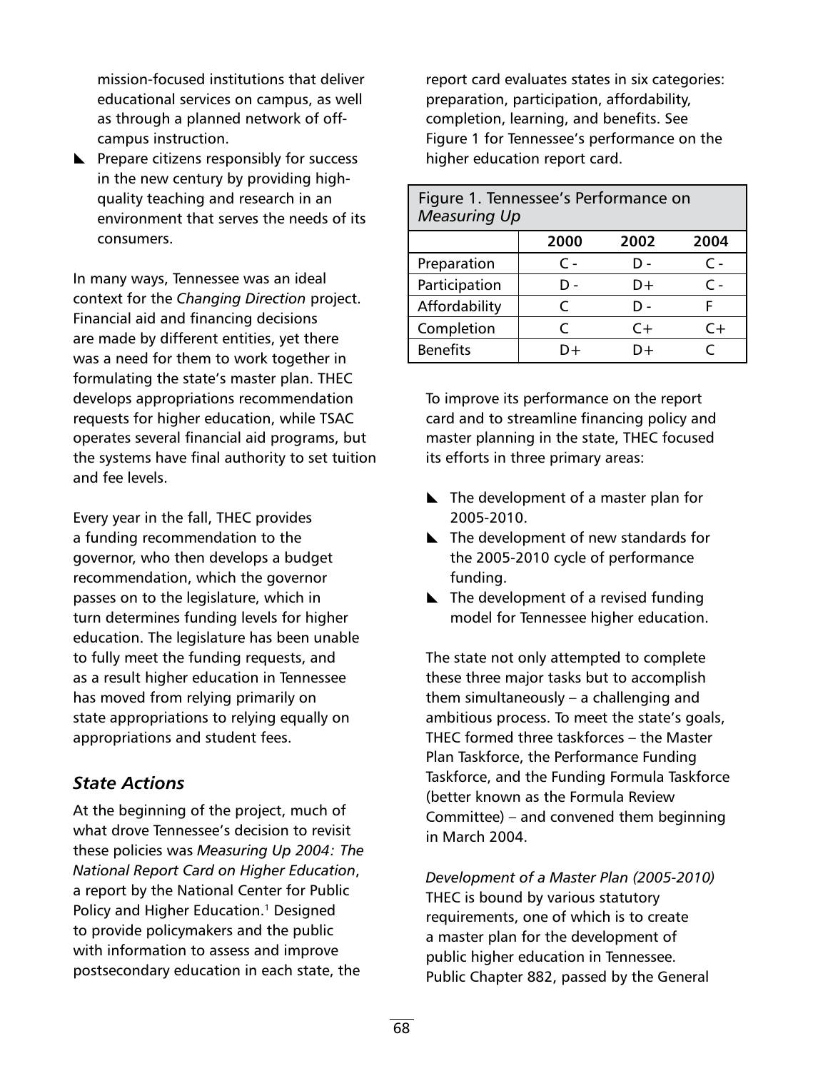mission-focused institutions that deliver educational services on campus, as well as through a planned network of off-campus instruction.

- Prepare citizens responsibly for success in the new century by providing high-quality teaching and research in an environment that serves the needs of its consumers.

In many ways, Tennessee was an ideal context for the *Changing Direction* project. Financial aid and financing decisions are made by different entities, yet there was a need for them to work together in formulating the state's master plan. THEC develops appropriations recommendation requests for higher education, while TSAC operates several financial aid programs, but the systems have final authority to set tuition and fee levels.

Every year in the fall, THEC provides a funding recommendation to the governor, who then develops a budget recommendation, which the governor passes on to the legislature, which in turn determines funding levels for higher education. The legislature has been unable to fully meet the funding requests, and as a result higher education in Tennessee has moved from relying primarily on state appropriations to relying equally on appropriations and student fees.

## *State Actions*

At the beginning of the project, much of what drove Tennessee's decision to revisit these policies was *Measuring Up 2004: The National Report Card on Higher Education*, a report by the National Center for Public Policy and Higher Education.[1] Designed to provide policymakers and the public with information to assess and improve postsecondary education in each state, the report card evaluates states in six categories: preparation, participation, affordability, completion, learning, and benefits. See Figure 1 for Tennessee's performance on the higher education report card.

Figure 1. Tennessee's Performance on *Measuring Up*

| | 2000 | 2002 | 2004 |
|---|---|---|---|
| Preparation | C - | D - | C - |
| Participation | D - | D+ | C - |
| Affordability | C | D - | F |
| Completion | C | C+ | C+ |
| Benefits | D+ | D+ | C |

To improve its performance on the report card and to streamline financing policy and master planning in the state, THEC focused its efforts in three primary areas:

- The development of a master plan for 2005-2010.
- The development of new standards for the 2005-2010 cycle of performance funding.
- The development of a revised funding model for Tennessee higher education.

The state not only attempted to complete these three major tasks but to accomplish them simultaneously – a challenging and ambitious process. To meet the state's goals, THEC formed three taskforces – the Master Plan Taskforce, the Performance Funding Taskforce, and the Funding Formula Taskforce (better known as the Formula Review Committee) – and convened them beginning in March 2004.

*Development of a Master Plan (2005-2010)*
THEC is bound by various statutory requirements, one of which is to create a master plan for the development of public higher education in Tennessee. Public Chapter 882, passed by the General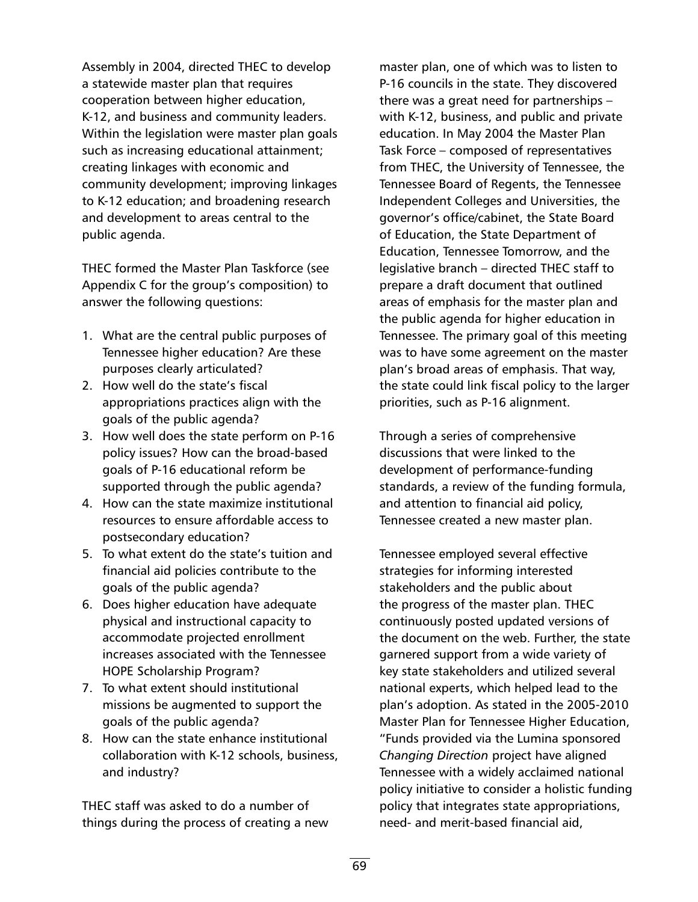Assembly in 2004, directed THEC to develop a statewide master plan that requires cooperation between higher education, K-12, and business and community leaders. Within the legislation were master plan goals such as increasing educational attainment; creating linkages with economic and community development; improving linkages to K-12 education; and broadening research and development to areas central to the public agenda.

THEC formed the Master Plan Taskforce (see Appendix C for the group's composition) to answer the following questions:

1. What are the central public purposes of Tennessee higher education? Are these purposes clearly articulated?
2. How well do the state's fiscal appropriations practices align with the goals of the public agenda?
3. How well does the state perform on P-16 policy issues? How can the broad-based goals of P-16 educational reform be supported through the public agenda?
4. How can the state maximize institutional resources to ensure affordable access to postsecondary education?
5. To what extent do the state's tuition and financial aid policies contribute to the goals of the public agenda?
6. Does higher education have adequate physical and instructional capacity to accommodate projected enrollment increases associated with the Tennessee HOPE Scholarship Program?
7. To what extent should institutional missions be augmented to support the goals of the public agenda?
8. How can the state enhance institutional collaboration with K-12 schools, business, and industry?

THEC staff was asked to do a number of things during the process of creating a new master plan, one of which was to listen to P-16 councils in the state. They discovered there was a great need for partnerships – with K-12, business, and public and private education. In May 2004 the Master Plan Task Force – composed of representatives from THEC, the University of Tennessee, the Tennessee Board of Regents, the Tennessee Independent Colleges and Universities, the governor's office/cabinet, the State Board of Education, the State Department of Education, Tennessee Tomorrow, and the legislative branch – directed THEC staff to prepare a draft document that outlined areas of emphasis for the master plan and the public agenda for higher education in Tennessee. The primary goal of this meeting was to have some agreement on the master plan's broad areas of emphasis. That way, the state could link fiscal policy to the larger priorities, such as P-16 alignment.

Through a series of comprehensive discussions that were linked to the development of performance-funding standards, a review of the funding formula, and attention to financial aid policy, Tennessee created a new master plan.

Tennessee employed several effective strategies for informing interested stakeholders and the public about the progress of the master plan. THEC continuously posted updated versions of the document on the web. Further, the state garnered support from a wide variety of key state stakeholders and utilized several national experts, which helped lead to the plan's adoption. As stated in the 2005-2010 Master Plan for Tennessee Higher Education, "Funds provided via the Lumina sponsored *Changing Direction* project have aligned Tennessee with a widely acclaimed national policy initiative to consider a holistic funding policy that integrates state appropriations, need- and merit-based financial aid,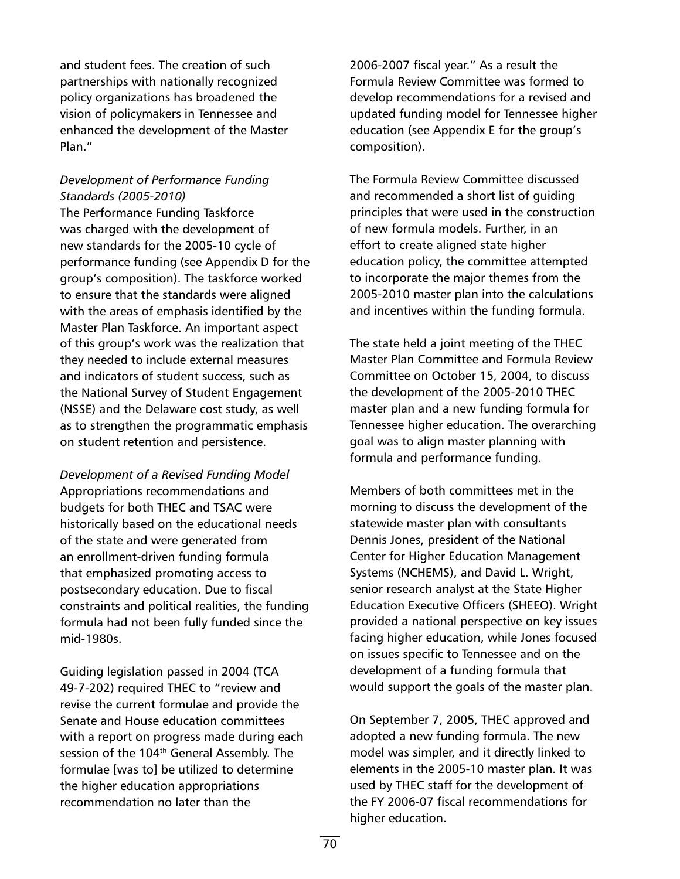and student fees. The creation of such partnerships with nationally recognized policy organizations has broadened the vision of policymakers in Tennessee and enhanced the development of the Master Plan."

*Development of Performance Funding Standards (2005-2010)*

The Performance Funding Taskforce was charged with the development of new standards for the 2005-10 cycle of performance funding (see Appendix D for the group's composition). The taskforce worked to ensure that the standards were aligned with the areas of emphasis identified by the Master Plan Taskforce. An important aspect of this group's work was the realization that they needed to include external measures and indicators of student success, such as the National Survey of Student Engagement (NSSE) and the Delaware cost study, as well as to strengthen the programmatic emphasis on student retention and persistence.

*Development of a Revised Funding Model*

Appropriations recommendations and budgets for both THEC and TSAC were historically based on the educational needs of the state and were generated from an enrollment-driven funding formula that emphasized promoting access to postsecondary education. Due to fiscal constraints and political realities, the funding formula had not been fully funded since the mid-1980s.

Guiding legislation passed in 2004 (TCA 49-7-202) required THEC to "review and revise the current formulae and provide the Senate and House education committees with a report on progress made during each session of the 104th General Assembly. The formulae [was to] be utilized to determine the higher education appropriations recommendation no later than the 2006-2007 fiscal year." As a result the Formula Review Committee was formed to develop recommendations for a revised and updated funding model for Tennessee higher education (see Appendix E for the group's composition).

The Formula Review Committee discussed and recommended a short list of guiding principles that were used in the construction of new formula models. Further, in an effort to create aligned state higher education policy, the committee attempted to incorporate the major themes from the 2005-2010 master plan into the calculations and incentives within the funding formula.

The state held a joint meeting of the THEC Master Plan Committee and Formula Review Committee on October 15, 2004, to discuss the development of the 2005-2010 THEC master plan and a new funding formula for Tennessee higher education. The overarching goal was to align master planning with formula and performance funding.

Members of both committees met in the morning to discuss the development of the statewide master plan with consultants Dennis Jones, president of the National Center for Higher Education Management Systems (NCHEMS), and David L. Wright, senior research analyst at the State Higher Education Executive Officers (SHEEO). Wright provided a national perspective on key issues facing higher education, while Jones focused on issues specific to Tennessee and on the development of a funding formula that would support the goals of the master plan.

On September 7, 2005, THEC approved and adopted a new funding formula. The new model was simpler, and it directly linked to elements in the 2005-10 master plan. It was used by THEC staff for the development of the FY 2006-07 fiscal recommendations for higher education.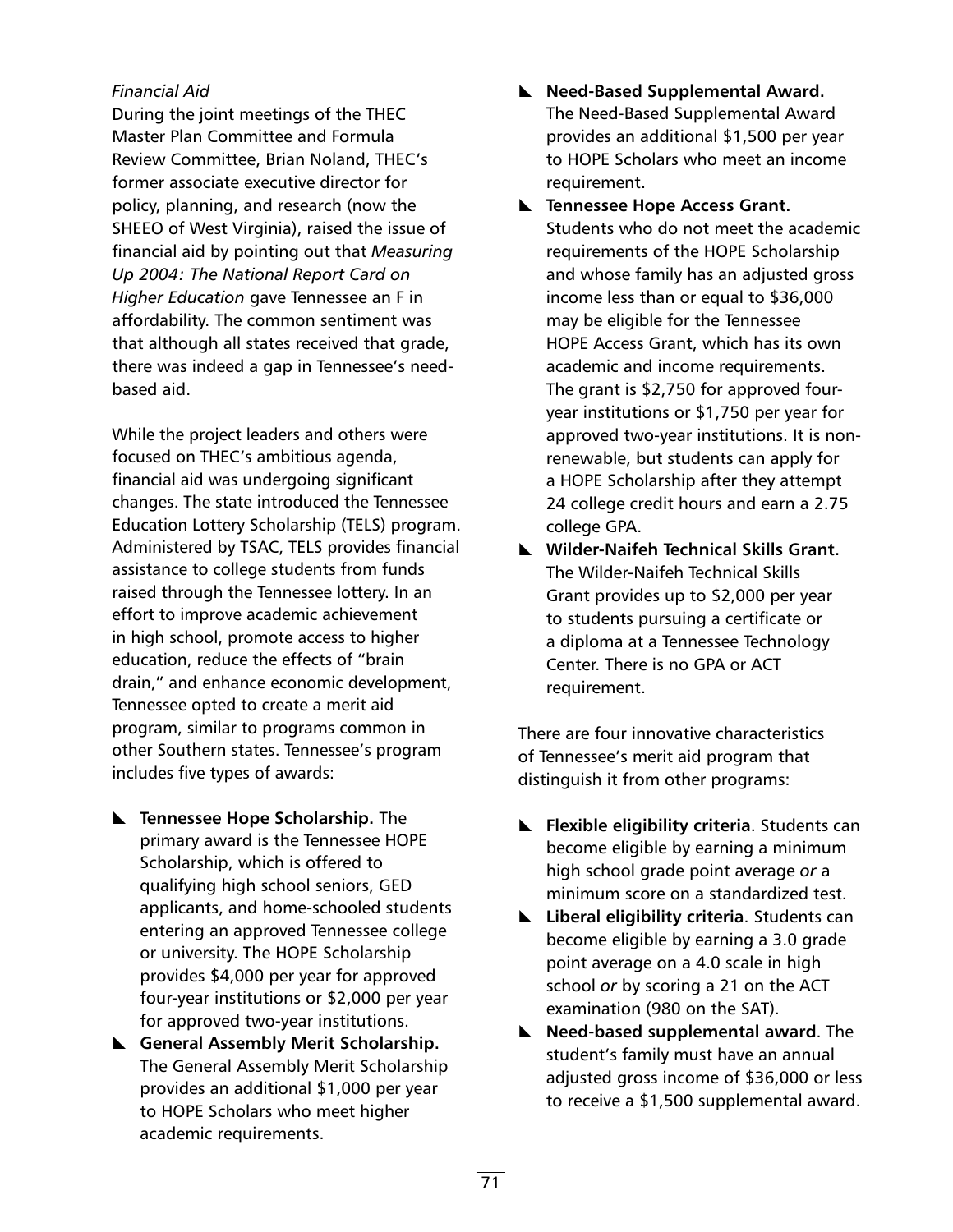*Financial Aid*

During the joint meetings of the THEC Master Plan Committee and Formula Review Committee, Brian Noland, THEC's former associate executive director for policy, planning, and research (now the SHEEO of West Virginia), raised the issue of financial aid by pointing out that *Measuring Up 2004: The National Report Card on Higher Education* gave Tennessee an F in affordability. The common sentiment was that although all states received that grade, there was indeed a gap in Tennessee's need-based aid.

While the project leaders and others were focused on THEC's ambitious agenda, financial aid was undergoing significant changes. The state introduced the Tennessee Education Lottery Scholarship (TELS) program. Administered by TSAC, TELS provides financial assistance to college students from funds raised through the Tennessee lottery. In an effort to improve academic achievement in high school, promote access to higher education, reduce the effects of "brain drain," and enhance economic development, Tennessee opted to create a merit aid program, similar to programs common in other Southern states. Tennessee's program includes five types of awards:

- **Tennessee Hope Scholarship.** The primary award is the Tennessee HOPE Scholarship, which is offered to qualifying high school seniors, GED applicants, and home-schooled students entering an approved Tennessee college or university. The HOPE Scholarship provides $4,000 per year for approved four-year institutions or $2,000 per year for approved two-year institutions.
- **General Assembly Merit Scholarship.** The General Assembly Merit Scholarship provides an additional $1,000 per year to HOPE Scholars who meet higher academic requirements.
- **Need-Based Supplemental Award.** The Need-Based Supplemental Award provides an additional $1,500 per year to HOPE Scholars who meet an income requirement.
- **Tennessee Hope Access Grant.** Students who do not meet the academic requirements of the HOPE Scholarship and whose family has an adjusted gross income less than or equal to $36,000 may be eligible for the Tennessee HOPE Access Grant, which has its own academic and income requirements. The grant is $2,750 for approved four-year institutions or $1,750 per year for approved two-year institutions. It is non-renewable, but students can apply for a HOPE Scholarship after they attempt 24 college credit hours and earn a 2.75 college GPA.
- **Wilder-Naifeh Technical Skills Grant.** The Wilder-Naifeh Technical Skills Grant provides up to $2,000 per year to students pursuing a certificate or a diploma at a Tennessee Technology Center. There is no GPA or ACT requirement.

There are four innovative characteristics of Tennessee's merit aid program that distinguish it from other programs:

- **Flexible eligibility criteria**. Students can become eligible by earning a minimum high school grade point average *or* a minimum score on a standardized test.
- **Liberal eligibility criteria**. Students can become eligible by earning a 3.0 grade point average on a 4.0 scale in high school *or* by scoring a 21 on the ACT examination (980 on the SAT).
- **Need-based supplemental award**. The student's family must have an annual adjusted gross income of $36,000 or less to receive a $1,500 supplemental award.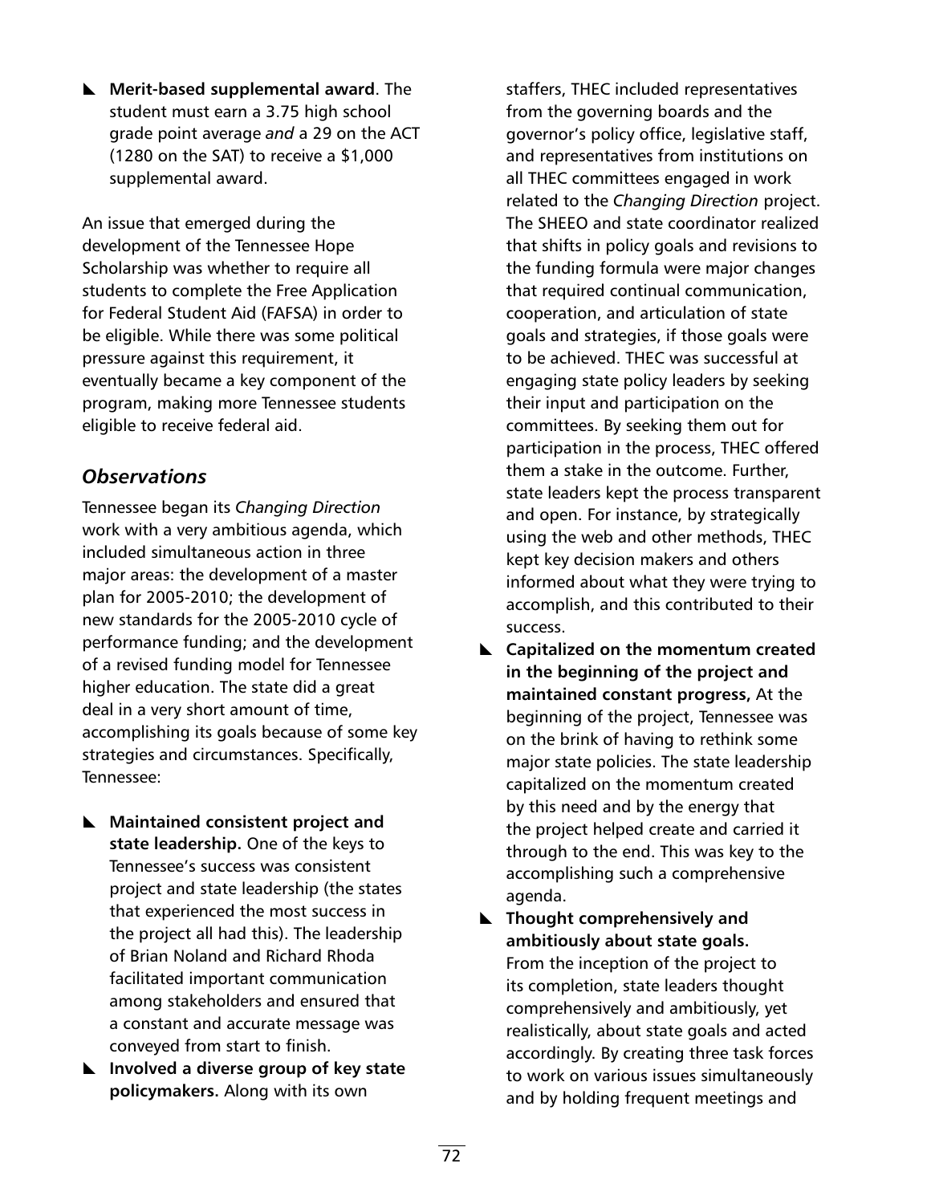- **Merit-based supplemental award**. The student must earn a 3.75 high school grade point average *and* a 29 on the ACT (1280 on the SAT) to receive a $1,000 supplemental award.

An issue that emerged during the development of the Tennessee Hope Scholarship was whether to require all students to complete the Free Application for Federal Student Aid (FAFSA) in order to be eligible. While there was some political pressure against this requirement, it eventually became a key component of the program, making more Tennessee students eligible to receive federal aid.

## *Observations*

Tennessee began its *Changing Direction* work with a very ambitious agenda, which included simultaneous action in three major areas: the development of a master plan for 2005-2010; the development of new standards for the 2005-2010 cycle of performance funding; and the development of a revised funding model for Tennessee higher education. The state did a great deal in a very short amount of time, accomplishing its goals because of some key strategies and circumstances. Specifically, Tennessee:

- **Maintained consistent project and state leadership.** One of the keys to Tennessee's success was consistent project and state leadership (the states that experienced the most success in the project all had this). The leadership of Brian Noland and Richard Rhoda facilitated important communication among stakeholders and ensured that a constant and accurate message was conveyed from start to finish.
- **Involved a diverse group of key state policymakers.** Along with its own staffers, THEC included representatives from the governing boards and the governor's policy office, legislative staff, and representatives from institutions on all THEC committees engaged in work related to the *Changing Direction* project. The SHEEO and state coordinator realized that shifts in policy goals and revisions to the funding formula were major changes that required continual communication, cooperation, and articulation of state goals and strategies, if those goals were to be achieved. THEC was successful at engaging state policy leaders by seeking their input and participation on the committees. By seeking them out for participation in the process, THEC offered them a stake in the outcome. Further, state leaders kept the process transparent and open. For instance, by strategically using the web and other methods, THEC kept key decision makers and others informed about what they were trying to accomplish, and this contributed to their success.
- **Capitalized on the momentum created in the beginning of the project and maintained constant progress,** At the beginning of the project, Tennessee was on the brink of having to rethink some major state policies. The state leadership capitalized on the momentum created by this need and by the energy that the project helped create and carried it through to the end. This was key to the accomplishing such a comprehensive agenda.
- **Thought comprehensively and ambitiously about state goals.** From the inception of the project to its completion, state leaders thought comprehensively and ambitiously, yet realistically, about state goals and acted accordingly. By creating three task forces to work on various issues simultaneously and by holding frequent meetings and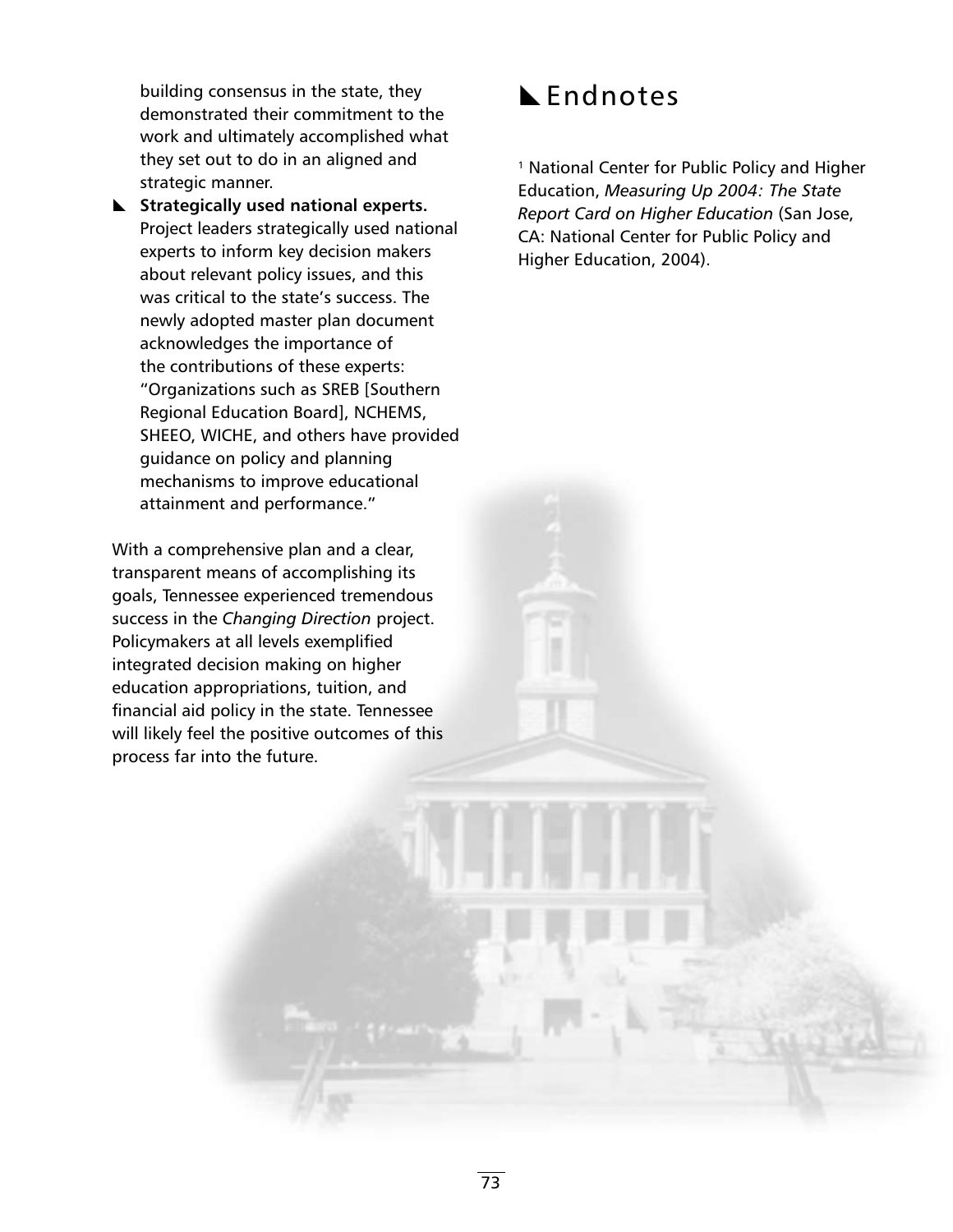building consensus in the state, they demonstrated their commitment to the work and ultimately accomplished what they set out to do in an aligned and strategic manner.

- **Strategically used national experts.** Project leaders strategically used national experts to inform key decision makers about relevant policy issues, and this was critical to the state's success. The newly adopted master plan document acknowledges the importance of the contributions of these experts: "Organizations such as SREB [Southern Regional Education Board], NCHEMS, SHEEO, WICHE, and others have provided guidance on policy and planning mechanisms to improve educational attainment and performance."

With a comprehensive plan and a clear, transparent means of accomplishing its goals, Tennessee experienced tremendous success in the *Changing Direction* project. Policymakers at all levels exemplified integrated decision making on higher education appropriations, tuition, and financial aid policy in the state. Tennessee will likely feel the positive outcomes of this process far into the future.

## Endnotes

[1] National Center for Public Policy and Higher Education, *Measuring Up 2004: The State Report Card on Higher Education* (San Jose, CA: National Center for Public Policy and Higher Education, 2004).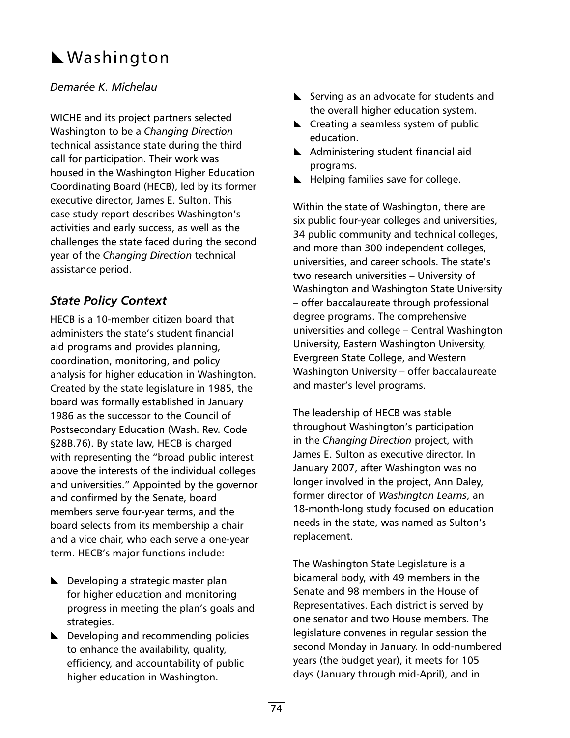# ◣Washington

*Demarée K. Michelau*

WICHE and its project partners selected Washington to be a *Changing Direction* technical assistance state during the third call for participation. Their work was housed in the Washington Higher Education Coordinating Board (HECB), led by its former executive director, James E. Sulton. This case study report describes Washington's activities and early success, as well as the challenges the state faced during the second year of the *Changing Direction* technical assistance period.

## *State Policy Context*

HECB is a 10-member citizen board that administers the state's student financial aid programs and provides planning, coordination, monitoring, and policy analysis for higher education in Washington. Created by the state legislature in 1985, the board was formally established in January 1986 as the successor to the Council of Postsecondary Education (Wash. Rev. Code §28B.76). By state law, HECB is charged with representing the "broad public interest above the interests of the individual colleges and universities." Appointed by the governor and confirmed by the Senate, board members serve four-year terms, and the board selects from its membership a chair and a vice chair, who each serve a one-year term. HECB's major functions include:

- Developing a strategic master plan for higher education and monitoring progress in meeting the plan's goals and strategies.
- Developing and recommending policies to enhance the availability, quality, efficiency, and accountability of public higher education in Washington.
- Serving as an advocate for students and the overall higher education system.
- Creating a seamless system of public education.
- Administering student financial aid programs.
- Helping families save for college.

Within the state of Washington, there are six public four-year colleges and universities, 34 public community and technical colleges, and more than 300 independent colleges, universities, and career schools. The state's two research universities – University of Washington and Washington State University – offer baccalaureate through professional degree programs. The comprehensive universities and college – Central Washington University, Eastern Washington University, Evergreen State College, and Western Washington University – offer baccalaureate and master's level programs.

The leadership of HECB was stable throughout Washington's participation in the *Changing Direction* project, with James E. Sulton as executive director. In January 2007, after Washington was no longer involved in the project, Ann Daley, former director of *Washington Learns*, an 18-month-long study focused on education needs in the state, was named as Sulton's replacement.

The Washington State Legislature is a bicameral body, with 49 members in the Senate and 98 members in the House of Representatives. Each district is served by one senator and two House members. The legislature convenes in regular session the second Monday in January. In odd-numbered years (the budget year), it meets for 105 days (January through mid-April), and in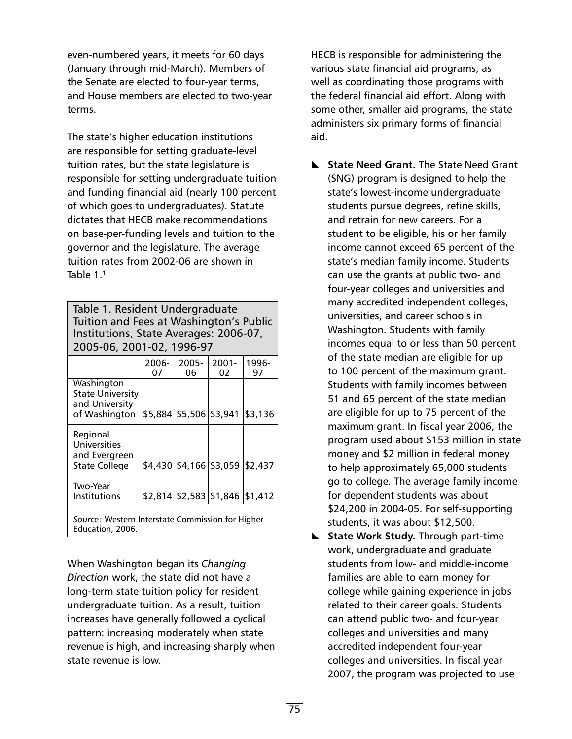even-numbered years, it meets for 60 days (January through mid-March). Members of the Senate are elected to four-year terms, and House members are elected to two-year terms.

The state's higher education institutions are responsible for setting graduate-level tuition rates, but the state legislature is responsible for setting undergraduate tuition and funding financial aid (nearly 100 percent of which goes to undergraduates). Statute dictates that HECB make recommendations on base-per-funding levels and tuition to the governor and the legislature. The average tuition rates from 2002-06 are shown in Table 1.[1]

Table 1. Resident Undergraduate Tuition and Fees at Washington's Public Institutions, State Averages: 2006-07, 2005-06, 2001-02, 1996-97

| | 2006-07 | 2005-06 | 2001-02 | 1996-97 |
|---|---|---|---|---|
| Washington State University and University of Washington | \$5,884 | \$5,506 | \$3,941 | \$3,136 |
| Regional Universities and Evergreen State College | \$4,430 | \$4,166 | \$3,059 | \$2,437 |
| Two-Year Institutions | \$2,814 | \$2,583 | \$1,846 | \$1,412 |

*Source:* Western Interstate Commission for Higher Education, 2006.

When Washington began its *Changing Direction* work, the state did not have a long-term state tuition policy for resident undergraduate tuition. As a result, tuition increases have generally followed a cyclical pattern: increasing moderately when state revenue is high, and increasing sharply when state revenue is low.

HECB is responsible for administering the various state financial aid programs, as well as coordinating those programs with the federal financial aid effort. Along with some other, smaller aid programs, the state administers six primary forms of financial aid.

- **State Need Grant.** The State Need Grant (SNG) program is designed to help the state's lowest-income undergraduate students pursue degrees, refine skills, and retrain for new careers. For a student to be eligible, his or her family income cannot exceed 65 percent of the state's median family income. Students can use the grants at public two- and four-year colleges and universities and many accredited independent colleges, universities, and career schools in Washington. Students with family incomes equal to or less than 50 percent of the state median are eligible for up to 100 percent of the maximum grant. Students with family incomes between 51 and 65 percent of the state median are eligible for up to 75 percent of the maximum grant. In fiscal year 2006, the program used about \$153 million in state money and \$2 million in federal money to help approximately 65,000 students go to college. The average family income for dependent students was about \$24,200 in 2004-05. For self-supporting students, it was about \$12,500.
- **State Work Study.** Through part-time work, undergraduate and graduate students from low- and middle-income families are able to earn money for college while gaining experience in jobs related to their career goals. Students can attend public two- and four-year colleges and universities and many accredited independent four-year colleges and universities. In fiscal year 2007, the program was projected to use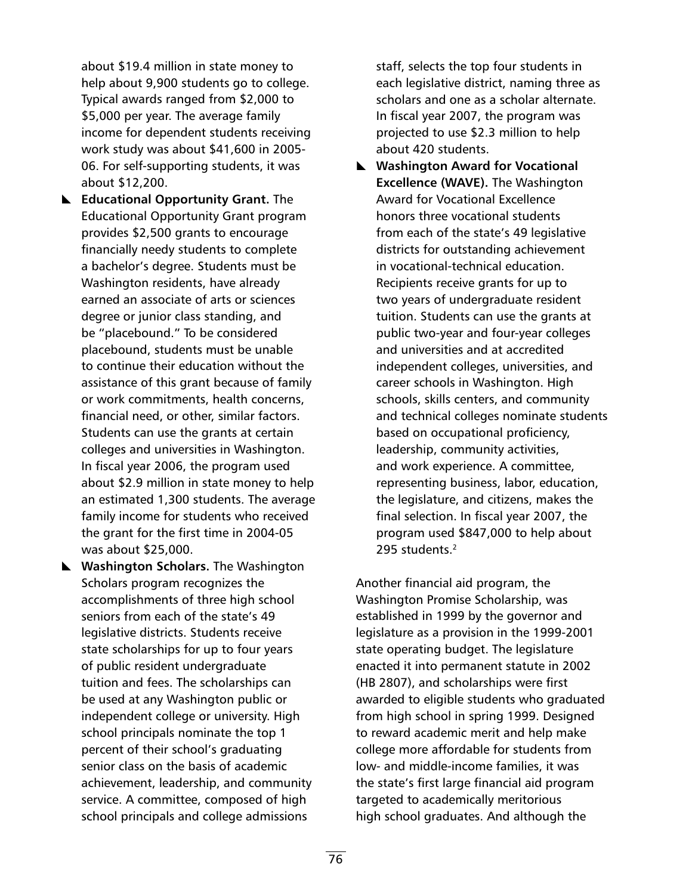about $19.4 million in state money to help about 9,900 students go to college. Typical awards ranged from $2,000 to $5,000 per year. The average family income for dependent students receiving work study was about $41,600 in 2005-06. For self-supporting students, it was about $12,200.

- **Educational Opportunity Grant.** The Educational Opportunity Grant program provides $2,500 grants to encourage financially needy students to complete a bachelor's degree. Students must be Washington residents, have already earned an associate of arts or sciences degree or junior class standing, and be "placebound." To be considered placebound, students must be unable to continue their education without the assistance of this grant because of family or work commitments, health concerns, financial need, or other, similar factors. Students can use the grants at certain colleges and universities in Washington. In fiscal year 2006, the program used about $2.9 million in state money to help an estimated 1,300 students. The average family income for students who received the grant for the first time in 2004-05 was about $25,000.
- **Washington Scholars.** The Washington Scholars program recognizes the accomplishments of three high school seniors from each of the state's 49 legislative districts. Students receive state scholarships for up to four years of public resident undergraduate tuition and fees. The scholarships can be used at any Washington public or independent college or university. High school principals nominate the top 1 percent of their school's graduating senior class on the basis of academic achievement, leadership, and community service. A committee, composed of high school principals and college admissions staff, selects the top four students in each legislative district, naming three as scholars and one as a scholar alternate. In fiscal year 2007, the program was projected to use $2.3 million to help about 420 students.
- **Washington Award for Vocational Excellence (WAVE).** The Washington Award for Vocational Excellence honors three vocational students from each of the state's 49 legislative districts for outstanding achievement in vocational-technical education. Recipients receive grants for up to two years of undergraduate resident tuition. Students can use the grants at public two-year and four-year colleges and universities and at accredited independent colleges, universities, and career schools in Washington. High schools, skills centers, and community and technical colleges nominate students based on occupational proficiency, leadership, community activities, and work experience. A committee, representing business, labor, education, the legislature, and citizens, makes the final selection. In fiscal year 2007, the program used $847,000 to help about 295 students.[2]

Another financial aid program, the Washington Promise Scholarship, was established in 1999 by the governor and legislature as a provision in the 1999-2001 state operating budget. The legislature enacted it into permanent statute in 2002 (HB 2807), and scholarships were first awarded to eligible students who graduated from high school in spring 1999. Designed to reward academic merit and help make college more affordable for students from low- and middle-income families, it was the state's first large financial aid program targeted to academically meritorious high school graduates. And although the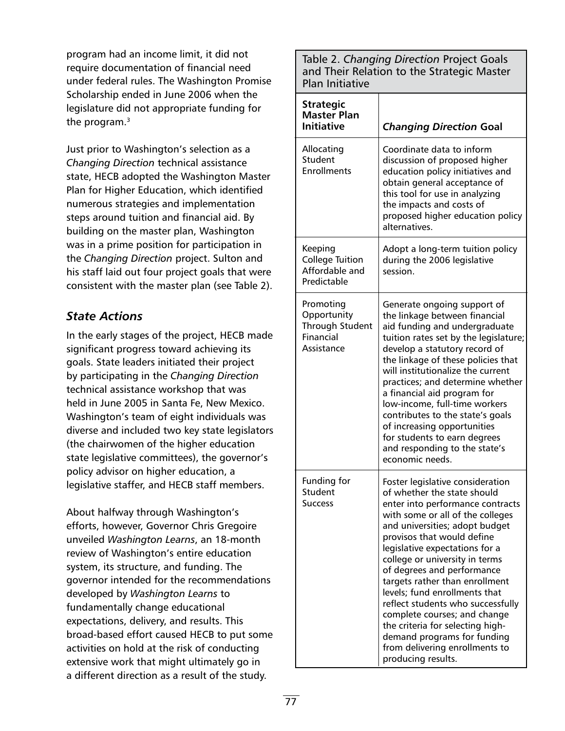program had an income limit, it did not require documentation of financial need under federal rules. The Washington Promise Scholarship ended in June 2006 when the legislature did not appropriate funding for the program.[3]

Just prior to Washington's selection as a *Changing Direction* technical assistance state, HECB adopted the Washington Master Plan for Higher Education, which identified numerous strategies and implementation steps around tuition and financial aid. By building on the master plan, Washington was in a prime position for participation in the *Changing Direction* project. Sulton and his staff laid out four project goals that were consistent with the master plan (see Table 2).

### *State Actions*

In the early stages of the project, HECB made significant progress toward achieving its goals. State leaders initiated their project by participating in the *Changing Direction* technical assistance workshop that was held in June 2005 in Santa Fe, New Mexico. Washington's team of eight individuals was diverse and included two key state legislators (the chairwomen of the higher education state legislative committees), the governor's policy advisor on higher education, a legislative staffer, and HECB staff members.

About halfway through Washington's efforts, however, Governor Chris Gregoire unveiled *Washington Learns*, an 18-month review of Washington's entire education system, its structure, and funding. The governor intended for the recommendations developed by *Washington Learns* to fundamentally change educational expectations, delivery, and results. This broad-based effort caused HECB to put some activities on hold at the risk of conducting extensive work that might ultimately go in a different direction as a result of the study.

Table 2. *Changing Direction* Project Goals and Their Relation to the Strategic Master Plan Initiative

| Strategic Master Plan Initiative | *Changing Direction* Goal |
|---|---|
| Allocating Student Enrollments | Coordinate data to inform discussion of proposed higher education policy initiatives and obtain general acceptance of this tool for use in analyzing the impacts and costs of proposed higher education policy alternatives. |
| Keeping College Tuition Affordable and Predictable | Adopt a long-term tuition policy during the 2006 legislative session. |
| Promoting Opportunity Through Student Financial Assistance | Generate ongoing support of the linkage between financial aid funding and undergraduate tuition rates set by the legislature; develop a statutory record of the linkage of these policies that will institutionalize the current practices; and determine whether a financial aid program for low-income, full-time workers contributes to the state's goals of increasing opportunities for students to earn degrees and responding to the state's economic needs. |
| Funding for Student Success | Foster legislative consideration of whether the state should enter into performance contracts with some or all of the colleges and universities; adopt budget provisos that would define legislative expectations for a college or university in terms of degrees and performance targets rather than enrollment levels; fund enrollments that reflect students who successfully complete courses; and change the criteria for selecting high-demand programs for funding from delivering enrollments to producing results. |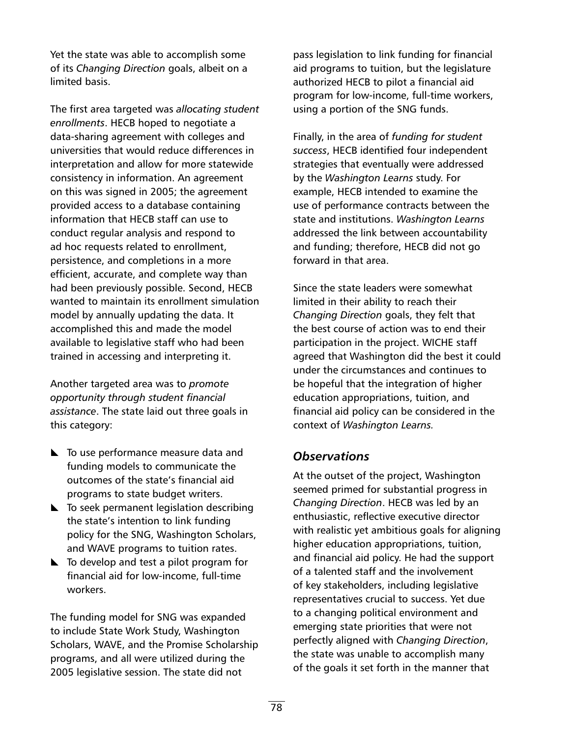Yet the state was able to accomplish some of its *Changing Direction* goals, albeit on a limited basis.

The first area targeted was *allocating student enrollments*. HECB hoped to negotiate a data-sharing agreement with colleges and universities that would reduce differences in interpretation and allow for more statewide consistency in information. An agreement on this was signed in 2005; the agreement provided access to a database containing information that HECB staff can use to conduct regular analysis and respond to ad hoc requests related to enrollment, persistence, and completions in a more efficient, accurate, and complete way than had been previously possible. Second, HECB wanted to maintain its enrollment simulation model by annually updating the data. It accomplished this and made the model available to legislative staff who had been trained in accessing and interpreting it.

Another targeted area was to *promote opportunity through student financial assistance*. The state laid out three goals in this category:

- To use performance measure data and funding models to communicate the outcomes of the state's financial aid programs to state budget writers.
- To seek permanent legislation describing the state's intention to link funding policy for the SNG, Washington Scholars, and WAVE programs to tuition rates.
- To develop and test a pilot program for financial aid for low-income, full-time workers.

The funding model for SNG was expanded to include State Work Study, Washington Scholars, WAVE, and the Promise Scholarship programs, and all were utilized during the 2005 legislative session. The state did not pass legislation to link funding for financial aid programs to tuition, but the legislature authorized HECB to pilot a financial aid program for low-income, full-time workers, using a portion of the SNG funds.

Finally, in the area of *funding for student success*, HECB identified four independent strategies that eventually were addressed by the *Washington Learns* study. For example, HECB intended to examine the use of performance contracts between the state and institutions. *Washington Learns* addressed the link between accountability and funding; therefore, HECB did not go forward in that area.

Since the state leaders were somewhat limited in their ability to reach their *Changing Direction* goals, they felt that the best course of action was to end their participation in the project. WICHE staff agreed that Washington did the best it could under the circumstances and continues to be hopeful that the integration of higher education appropriations, tuition, and financial aid policy can be considered in the context of *Washington Learns.*

## *Observations*

At the outset of the project, Washington seemed primed for substantial progress in *Changing Direction*. HECB was led by an enthusiastic, reflective executive director with realistic yet ambitious goals for aligning higher education appropriations, tuition, and financial aid policy. He had the support of a talented staff and the involvement of key stakeholders, including legislative representatives crucial to success. Yet due to a changing political environment and emerging state priorities that were not perfectly aligned with *Changing Direction*, the state was unable to accomplish many of the goals it set forth in the manner that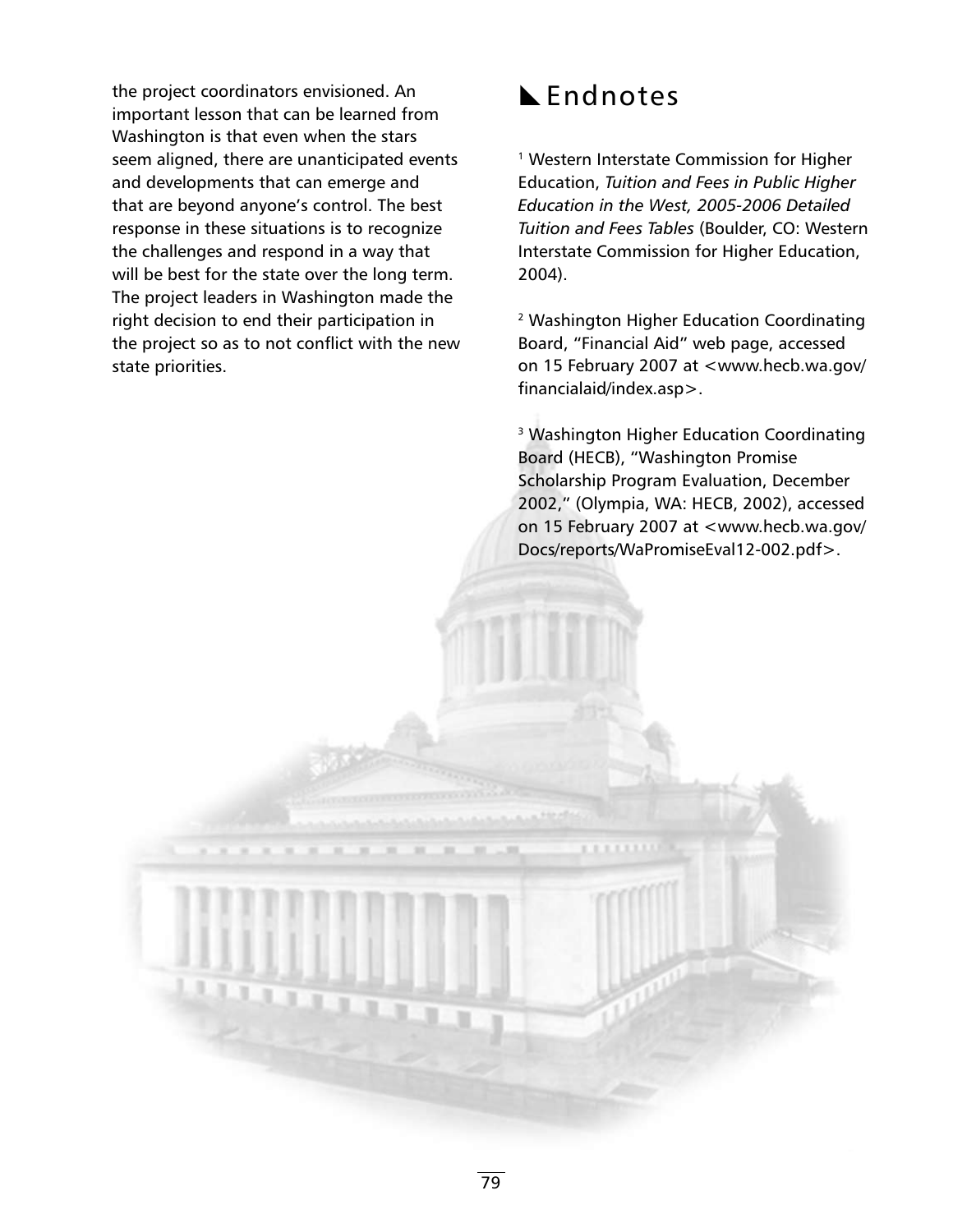the project coordinators envisioned. An important lesson that can be learned from Washington is that even when the stars seem aligned, there are unanticipated events and developments that can emerge and that are beyond anyone's control. The best response in these situations is to recognize the challenges and respond in a way that will be best for the state over the long term. The project leaders in Washington made the right decision to end their participation in the project so as to not conflict with the new state priorities.

## Endnotes

[1] Western Interstate Commission for Higher Education, *Tuition and Fees in Public Higher Education in the West, 2005-2006 Detailed Tuition and Fees Tables* (Boulder, CO: Western Interstate Commission for Higher Education, 2004).

[2] Washington Higher Education Coordinating Board, "Financial Aid" web page, accessed on 15 February 2007 at <www.hecb.wa.gov/financialaid/index.asp>.

[3] Washington Higher Education Coordinating Board (HECB), "Washington Promise Scholarship Program Evaluation, December 2002," (Olympia, WA: HECB, 2002), accessed on 15 February 2007 at <www.hecb.wa.gov/Docs/reports/WaPromiseEval12-002.pdf>.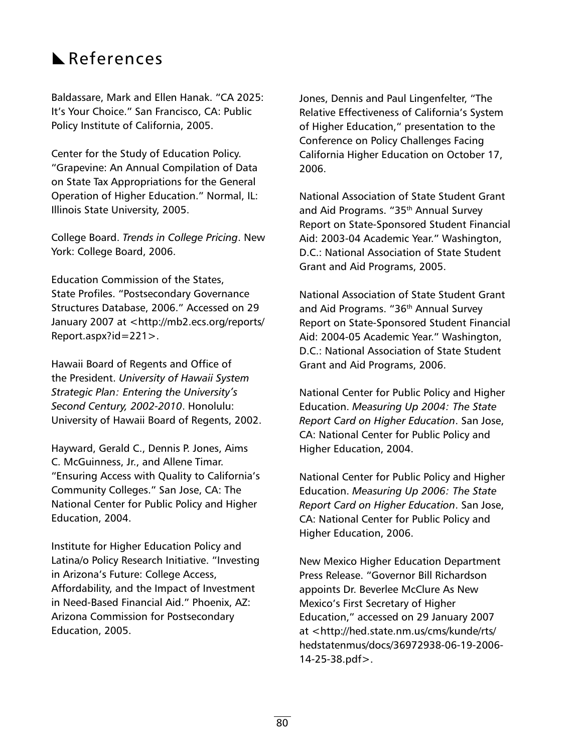# References

Baldassare, Mark and Ellen Hanak. "CA 2025: It's Your Choice." San Francisco, CA: Public Policy Institute of California, 2005.

Center for the Study of Education Policy. "Grapevine: An Annual Compilation of Data on State Tax Appropriations for the General Operation of Higher Education." Normal, IL: Illinois State University, 2005.

College Board. *Trends in College Pricing*. New York: College Board, 2006.

Education Commission of the States, State Profiles. "Postsecondary Governance Structures Database, 2006." Accessed on 29 January 2007 at <http://mb2.ecs.org/reports/Report.aspx?id=221>.

Hawaii Board of Regents and Office of the President. *University of Hawaii System Strategic Plan: Entering the University's Second Century, 2002-2010*. Honolulu: University of Hawaii Board of Regents, 2002.

Hayward, Gerald C., Dennis P. Jones, Aims C. McGuinness, Jr., and Allene Timar. "Ensuring Access with Quality to California's Community Colleges." San Jose, CA: The National Center for Public Policy and Higher Education, 2004.

Institute for Higher Education Policy and Latina/o Policy Research Initiative. "Investing in Arizona's Future: College Access, Affordability, and the Impact of Investment in Need-Based Financial Aid." Phoenix, AZ: Arizona Commission for Postsecondary Education, 2005.

Jones, Dennis and Paul Lingenfelter, "The Relative Effectiveness of California's System of Higher Education," presentation to the Conference on Policy Challenges Facing California Higher Education on October 17, 2006.

National Association of State Student Grant and Aid Programs. "35th Annual Survey Report on State-Sponsored Student Financial Aid: 2003-04 Academic Year." Washington, D.C.: National Association of State Student Grant and Aid Programs, 2005.

National Association of State Student Grant and Aid Programs. "36th Annual Survey Report on State-Sponsored Student Financial Aid: 2004-05 Academic Year." Washington, D.C.: National Association of State Student Grant and Aid Programs, 2006.

National Center for Public Policy and Higher Education. *Measuring Up 2004: The State Report Card on Higher Education*. San Jose, CA: National Center for Public Policy and Higher Education, 2004.

National Center for Public Policy and Higher Education. *Measuring Up 2006: The State Report Card on Higher Education*. San Jose, CA: National Center for Public Policy and Higher Education, 2006.

New Mexico Higher Education Department Press Release. "Governor Bill Richardson appoints Dr. Beverlee McClure As New Mexico's First Secretary of Higher Education," accessed on 29 January 2007 at <http://hed.state.nm.us/cms/kunde/rts/hedstatenmus/docs/36972938-06-19-2006-14-25-38.pdf>.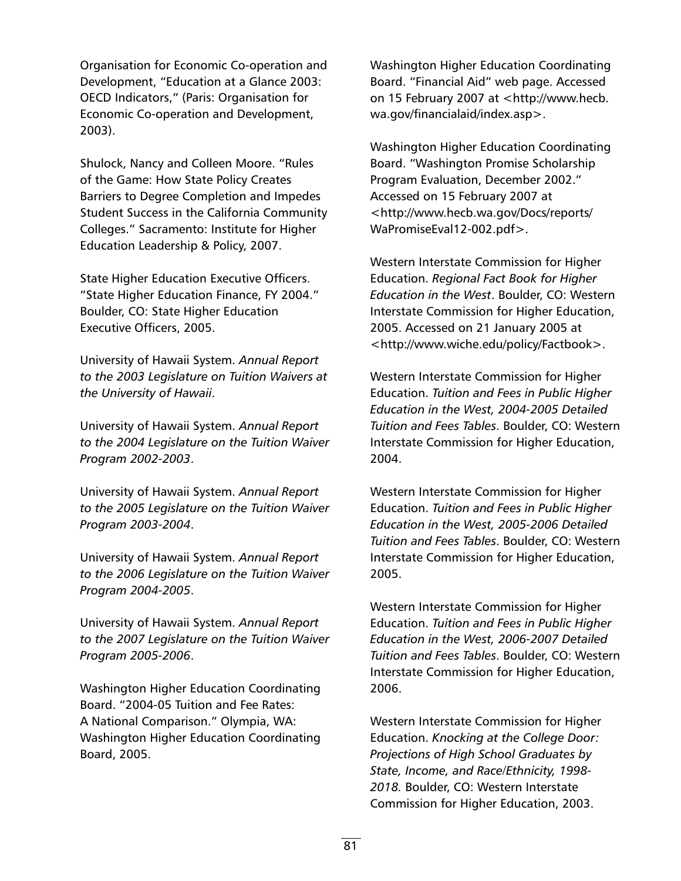Organisation for Economic Co-operation and Development, "Education at a Glance 2003: OECD Indicators," (Paris: Organisation for Economic Co-operation and Development, 2003).

Shulock, Nancy and Colleen Moore. "Rules of the Game: How State Policy Creates Barriers to Degree Completion and Impedes Student Success in the California Community Colleges." Sacramento: Institute for Higher Education Leadership & Policy, 2007.

State Higher Education Executive Officers. "State Higher Education Finance, FY 2004." Boulder, CO: State Higher Education Executive Officers, 2005.

University of Hawaii System. *Annual Report to the 2003 Legislature on Tuition Waivers at the University of Hawaii*.

University of Hawaii System. *Annual Report to the 2004 Legislature on the Tuition Waiver Program 2002-2003*.

University of Hawaii System. *Annual Report to the 2005 Legislature on the Tuition Waiver Program 2003-2004*.

University of Hawaii System. *Annual Report to the 2006 Legislature on the Tuition Waiver Program 2004-2005*.

University of Hawaii System. *Annual Report to the 2007 Legislature on the Tuition Waiver Program 2005-2006*.

Washington Higher Education Coordinating Board. "2004-05 Tuition and Fee Rates: A National Comparison." Olympia, WA: Washington Higher Education Coordinating Board, 2005.

Washington Higher Education Coordinating Board. "Financial Aid" web page. Accessed on 15 February 2007 at <http://www.hecb.wa.gov/financialaid/index.asp>.

Washington Higher Education Coordinating Board. "Washington Promise Scholarship Program Evaluation, December 2002." Accessed on 15 February 2007 at <http://www.hecb.wa.gov/Docs/reports/WaPromiseEval12-002.pdf>.

Western Interstate Commission for Higher Education. *Regional Fact Book for Higher Education in the West*. Boulder, CO: Western Interstate Commission for Higher Education, 2005. Accessed on 21 January 2005 at <http://www.wiche.edu/policy/Factbook>.

Western Interstate Commission for Higher Education. *Tuition and Fees in Public Higher Education in the West, 2004-2005 Detailed Tuition and Fees Tables*. Boulder, CO: Western Interstate Commission for Higher Education, 2004.

Western Interstate Commission for Higher Education. *Tuition and Fees in Public Higher Education in the West, 2005-2006 Detailed Tuition and Fees Tables*. Boulder, CO: Western Interstate Commission for Higher Education, 2005.

Western Interstate Commission for Higher Education. *Tuition and Fees in Public Higher Education in the West, 2006-2007 Detailed Tuition and Fees Tables*. Boulder, CO: Western Interstate Commission for Higher Education, 2006.

Western Interstate Commission for Higher Education. *Knocking at the College Door: Projections of High School Graduates by State, Income, and Race/Ethnicity, 1998-2018.* Boulder, CO: Western Interstate Commission for Higher Education, 2003.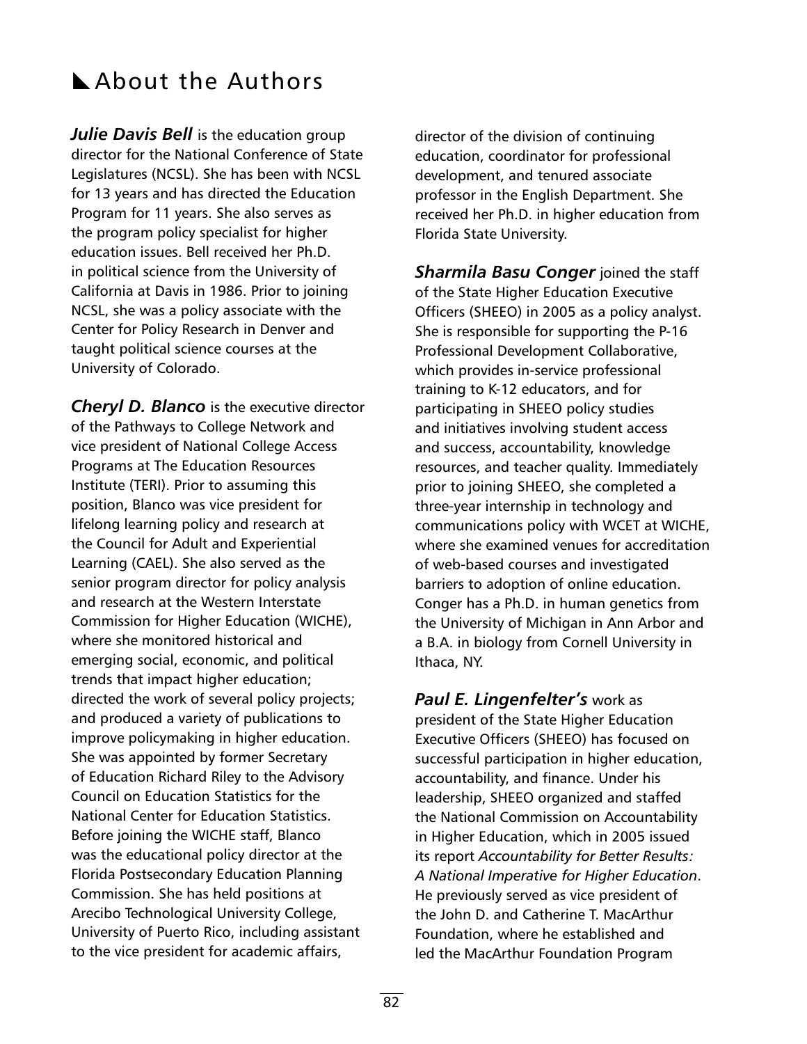# About the Authors

***Julie Davis Bell*** is the education group director for the National Conference of State Legislatures (NCSL). She has been with NCSL for 13 years and has directed the Education Program for 11 years. She also serves as the program policy specialist for higher education issues. Bell received her Ph.D. in political science from the University of California at Davis in 1986. Prior to joining NCSL, she was a policy associate with the Center for Policy Research in Denver and taught political science courses at the University of Colorado.

***Cheryl D. Blanco*** is the executive director of the Pathways to College Network and vice president of National College Access Programs at The Education Resources Institute (TERI). Prior to assuming this position, Blanco was vice president for lifelong learning policy and research at the Council for Adult and Experiential Learning (CAEL). She also served as the senior program director for policy analysis and research at the Western Interstate Commission for Higher Education (WICHE), where she monitored historical and emerging social, economic, and political trends that impact higher education; directed the work of several policy projects; and produced a variety of publications to improve policymaking in higher education. She was appointed by former Secretary of Education Richard Riley to the Advisory Council on Education Statistics for the National Center for Education Statistics. Before joining the WICHE staff, Blanco was the educational policy director at the Florida Postsecondary Education Planning Commission. She has held positions at Arecibo Technological University College, University of Puerto Rico, including assistant to the vice president for academic affairs, director of the division of continuing education, coordinator for professional development, and tenured associate professor in the English Department. She received her Ph.D. in higher education from Florida State University.

***Sharmila Basu Conger*** joined the staff of the State Higher Education Executive Officers (SHEEO) in 2005 as a policy analyst. She is responsible for supporting the P-16 Professional Development Collaborative, which provides in-service professional training to K-12 educators, and for participating in SHEEO policy studies and initiatives involving student access and success, accountability, knowledge resources, and teacher quality. Immediately prior to joining SHEEO, she completed a three-year internship in technology and communications policy with WCET at WICHE, where she examined venues for accreditation of web-based courses and investigated barriers to adoption of online education. Conger has a Ph.D. in human genetics from the University of Michigan in Ann Arbor and a B.A. in biology from Cornell University in Ithaca, NY.

***Paul E. Lingenfelter's*** work as president of the State Higher Education Executive Officers (SHEEO) has focused on successful participation in higher education, accountability, and finance. Under his leadership, SHEEO organized and staffed the National Commission on Accountability in Higher Education, which in 2005 issued its report *Accountability for Better Results: A National Imperative for Higher Education*. He previously served as vice president of the John D. and Catherine T. MacArthur Foundation, where he established and led the MacArthur Foundation Program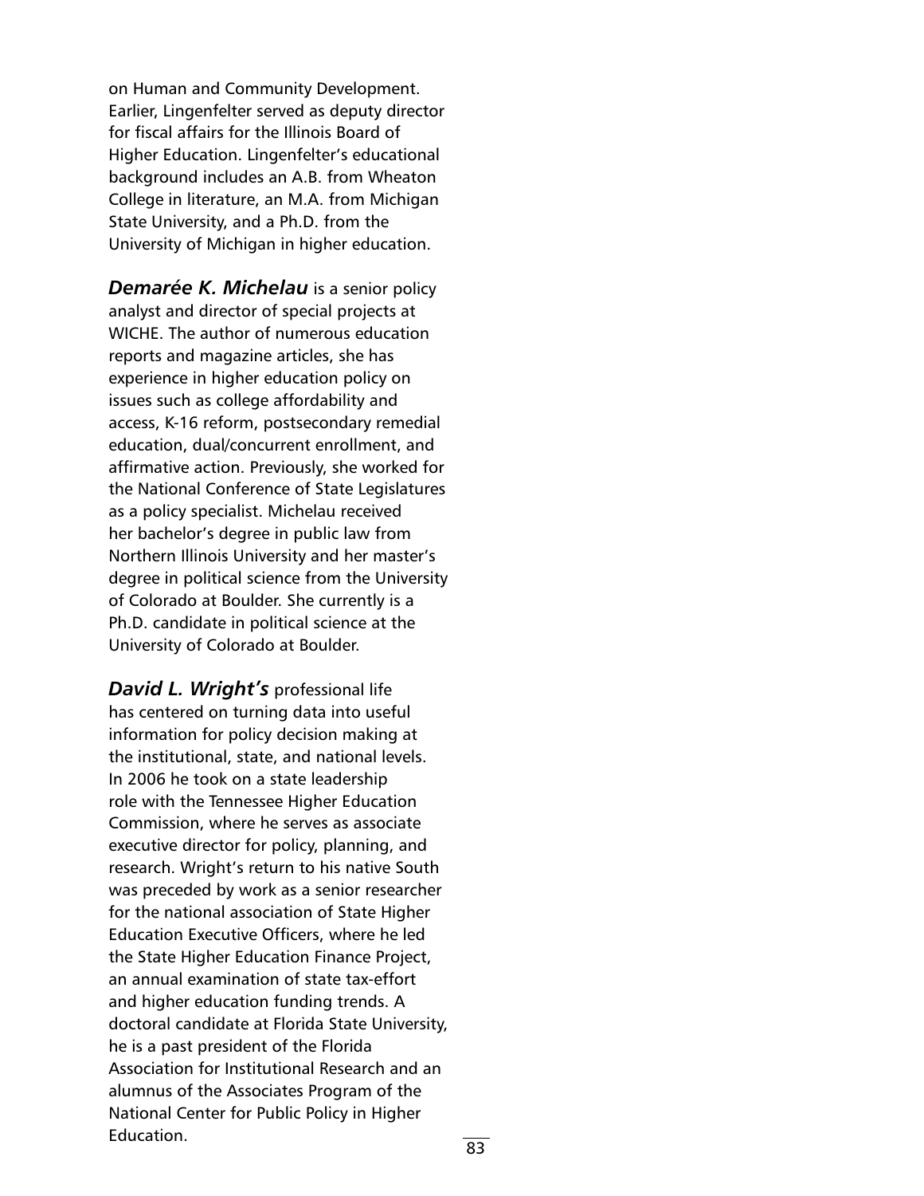on Human and Community Development. Earlier, Lingenfelter served as deputy director for fiscal affairs for the Illinois Board of Higher Education. Lingenfelter's educational background includes an A.B. from Wheaton College in literature, an M.A. from Michigan State University, and a Ph.D. from the University of Michigan in higher education.

***Demarée K. Michelau*** is a senior policy analyst and director of special projects at WICHE. The author of numerous education reports and magazine articles, she has experience in higher education policy on issues such as college affordability and access, K-16 reform, postsecondary remedial education, dual/concurrent enrollment, and affirmative action. Previously, she worked for the National Conference of State Legislatures as a policy specialist. Michelau received her bachelor's degree in public law from Northern Illinois University and her master's degree in political science from the University of Colorado at Boulder. She currently is a Ph.D. candidate in political science at the University of Colorado at Boulder.

***David L. Wright's*** professional life has centered on turning data into useful information for policy decision making at the institutional, state, and national levels. In 2006 he took on a state leadership role with the Tennessee Higher Education Commission, where he serves as associate executive director for policy, planning, and research. Wright's return to his native South was preceded by work as a senior researcher for the national association of State Higher Education Executive Officers, where he led the State Higher Education Finance Project, an annual examination of state tax-effort and higher education funding trends. A doctoral candidate at Florida State University, he is a past president of the Florida Association for Institutional Research and an alumnus of the Associates Program of the National Center for Public Policy in Higher Education.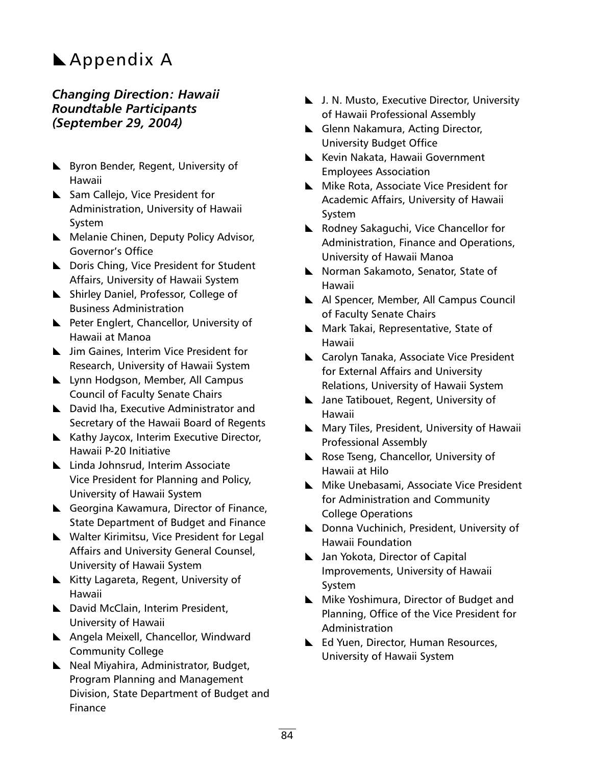# Appendix A

### *Changing Direction: Hawaii Roundtable Participants (September 29, 2004)*

- Byron Bender, Regent, University of Hawaii
- Sam Callejo, Vice President for Administration, University of Hawaii System
- Melanie Chinen, Deputy Policy Advisor, Governor's Office
- Doris Ching, Vice President for Student Affairs, University of Hawaii System
- Shirley Daniel, Professor, College of Business Administration
- Peter Englert, Chancellor, University of Hawaii at Manoa
- Jim Gaines, Interim Vice President for Research, University of Hawaii System
- Lynn Hodgson, Member, All Campus Council of Faculty Senate Chairs
- David Iha, Executive Administrator and Secretary of the Hawaii Board of Regents
- Kathy Jaycox, Interim Executive Director, Hawaii P-20 Initiative
- Linda Johnsrud, Interim Associate Vice President for Planning and Policy, University of Hawaii System
- Georgina Kawamura, Director of Finance, State Department of Budget and Finance
- Walter Kirimitsu, Vice President for Legal Affairs and University General Counsel, University of Hawaii System
- Kitty Lagareta, Regent, University of Hawaii
- David McClain, Interim President, University of Hawaii
- Angela Meixell, Chancellor, Windward Community College
- Neal Miyahira, Administrator, Budget, Program Planning and Management Division, State Department of Budget and Finance
- J. N. Musto, Executive Director, University of Hawaii Professional Assembly
- Glenn Nakamura, Acting Director, University Budget Office
- Kevin Nakata, Hawaii Government Employees Association
- Mike Rota, Associate Vice President for Academic Affairs, University of Hawaii System
- Rodney Sakaguchi, Vice Chancellor for Administration, Finance and Operations, University of Hawaii Manoa
- Norman Sakamoto, Senator, State of Hawaii
- Al Spencer, Member, All Campus Council of Faculty Senate Chairs
- Mark Takai, Representative, State of Hawaii
- Carolyn Tanaka, Associate Vice President for External Affairs and University Relations, University of Hawaii System
- Jane Tatibouet, Regent, University of Hawaii
- Mary Tiles, President, University of Hawaii Professional Assembly
- Rose Tseng, Chancellor, University of Hawaii at Hilo
- Mike Unebasami, Associate Vice President for Administration and Community College Operations
- Donna Vuchinich, President, University of Hawaii Foundation
- Jan Yokota, Director of Capital Improvements, University of Hawaii System
- Mike Yoshimura, Director of Budget and Planning, Office of the Vice President for Administration
- Ed Yuen, Director, Human Resources, University of Hawaii System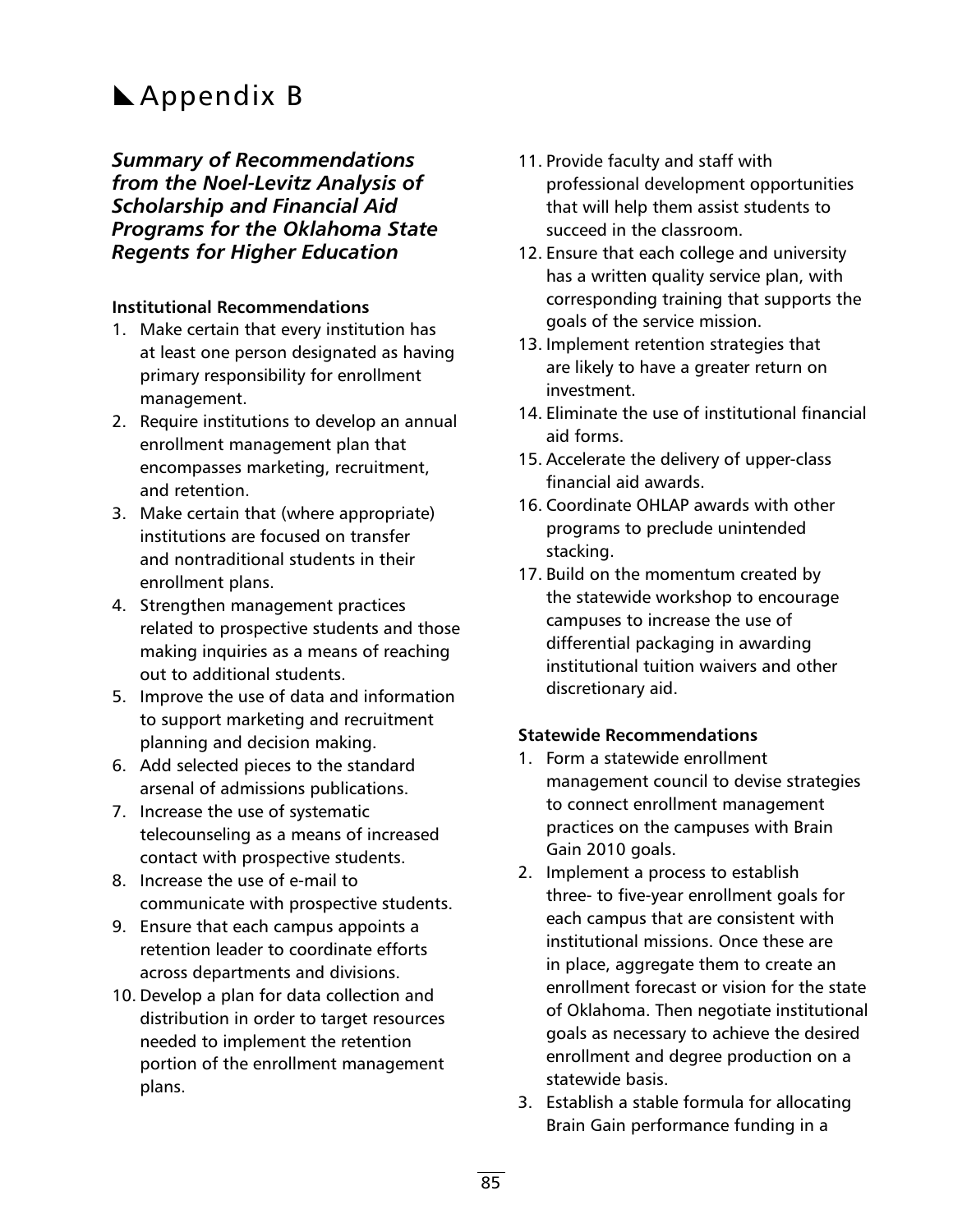# Appendix B

***Summary of Recommendations from the Noel-Levitz Analysis of Scholarship and Financial Aid Programs for the Oklahoma State Regents for Higher Education***

**Institutional Recommendations**

1. Make certain that every institution has at least one person designated as having primary responsibility for enrollment management.
2. Require institutions to develop an annual enrollment management plan that encompasses marketing, recruitment, and retention.
3. Make certain that (where appropriate) institutions are focused on transfer and nontraditional students in their enrollment plans.
4. Strengthen management practices related to prospective students and those making inquiries as a means of reaching out to additional students.
5. Improve the use of data and information to support marketing and recruitment planning and decision making.
6. Add selected pieces to the standard arsenal of admissions publications.
7. Increase the use of systematic telecounseling as a means of increased contact with prospective students.
8. Increase the use of e-mail to communicate with prospective students.
9. Ensure that each campus appoints a retention leader to coordinate efforts across departments and divisions.
10. Develop a plan for data collection and distribution in order to target resources needed to implement the retention portion of the enrollment management plans.
11. Provide faculty and staff with professional development opportunities that will help them assist students to succeed in the classroom.
12. Ensure that each college and university has a written quality service plan, with corresponding training that supports the goals of the service mission.
13. Implement retention strategies that are likely to have a greater return on investment.
14. Eliminate the use of institutional financial aid forms.
15. Accelerate the delivery of upper-class financial aid awards.
16. Coordinate OHLAP awards with other programs to preclude unintended stacking.
17. Build on the momentum created by the statewide workshop to encourage campuses to increase the use of differential packaging in awarding institutional tuition waivers and other discretionary aid.

**Statewide Recommendations**

1. Form a statewide enrollment management council to devise strategies to connect enrollment management practices on the campuses with Brain Gain 2010 goals.
2. Implement a process to establish three- to five-year enrollment goals for each campus that are consistent with institutional missions. Once these are in place, aggregate them to create an enrollment forecast or vision for the state of Oklahoma. Then negotiate institutional goals as necessary to achieve the desired enrollment and degree production on a statewide basis.
3. Establish a stable formula for allocating Brain Gain performance funding in a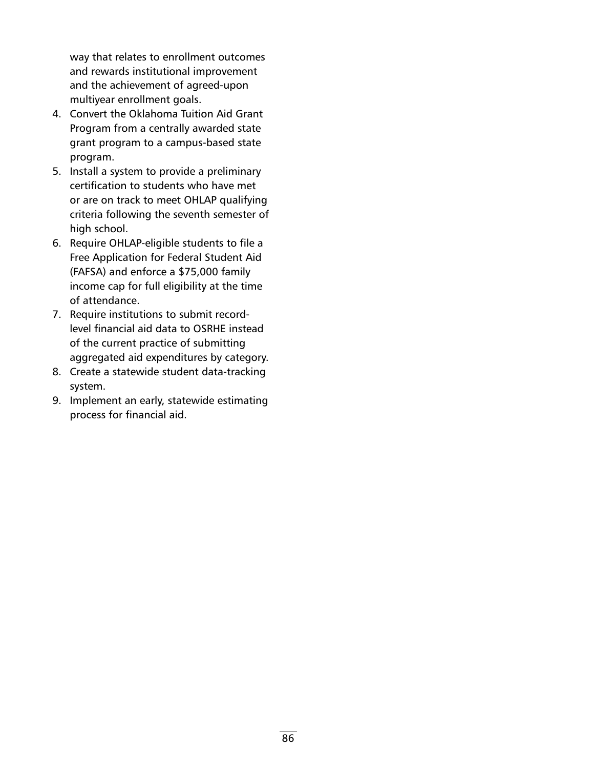way that relates to enrollment outcomes and rewards institutional improvement and the achievement of agreed-upon multiyear enrollment goals.

4. Convert the Oklahoma Tuition Aid Grant Program from a centrally awarded state grant program to a campus-based state program.
5. Install a system to provide a preliminary certification to students who have met or are on track to meet OHLAP qualifying criteria following the seventh semester of high school.
6. Require OHLAP-eligible students to file a Free Application for Federal Student Aid (FAFSA) and enforce a $75,000 family income cap for full eligibility at the time of attendance.
7. Require institutions to submit record-level financial aid data to OSRHE instead of the current practice of submitting aggregated aid expenditures by category.
8. Create a statewide student data-tracking system.
9. Implement an early, statewide estimating process for financial aid.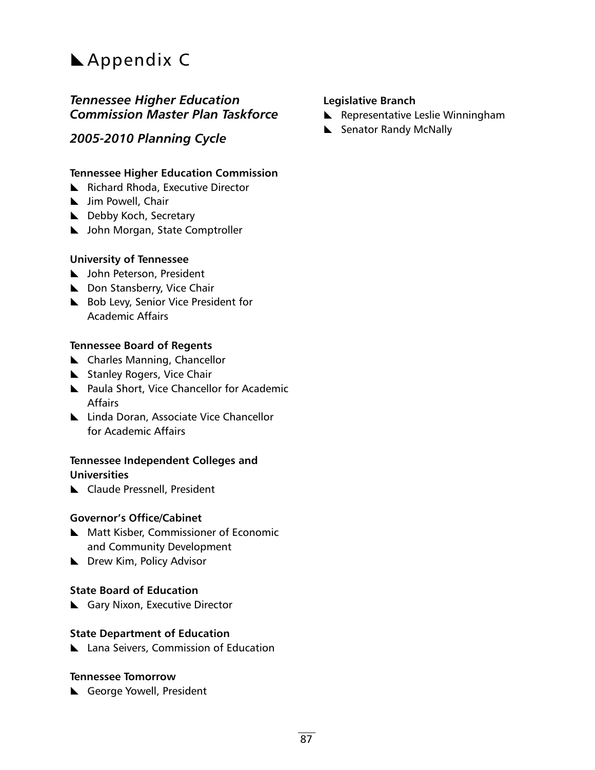# Appendix C

## *Tennessee Higher Education Commission Master Plan Taskforce*

## *2005-2010 Planning Cycle*

**Tennessee Higher Education Commission**

- Richard Rhoda, Executive Director
- Jim Powell, Chair
- Debby Koch, Secretary
- John Morgan, State Comptroller

**University of Tennessee**

- John Peterson, President
- Don Stansberry, Vice Chair
- Bob Levy, Senior Vice President for Academic Affairs

**Tennessee Board of Regents**

- Charles Manning, Chancellor
- Stanley Rogers, Vice Chair
- Paula Short, Vice Chancellor for Academic Affairs
- Linda Doran, Associate Vice Chancellor for Academic Affairs

**Tennessee Independent Colleges and Universities**

- Claude Pressnell, President

**Governor's Office/Cabinet**

- Matt Kisber, Commissioner of Economic and Community Development
- Drew Kim, Policy Advisor

**State Board of Education**

- Gary Nixon, Executive Director

**State Department of Education**

- Lana Seivers, Commission of Education

**Tennessee Tomorrow**

- George Yowell, President

**Legislative Branch**

- Representative Leslie Winningham
- Senator Randy McNally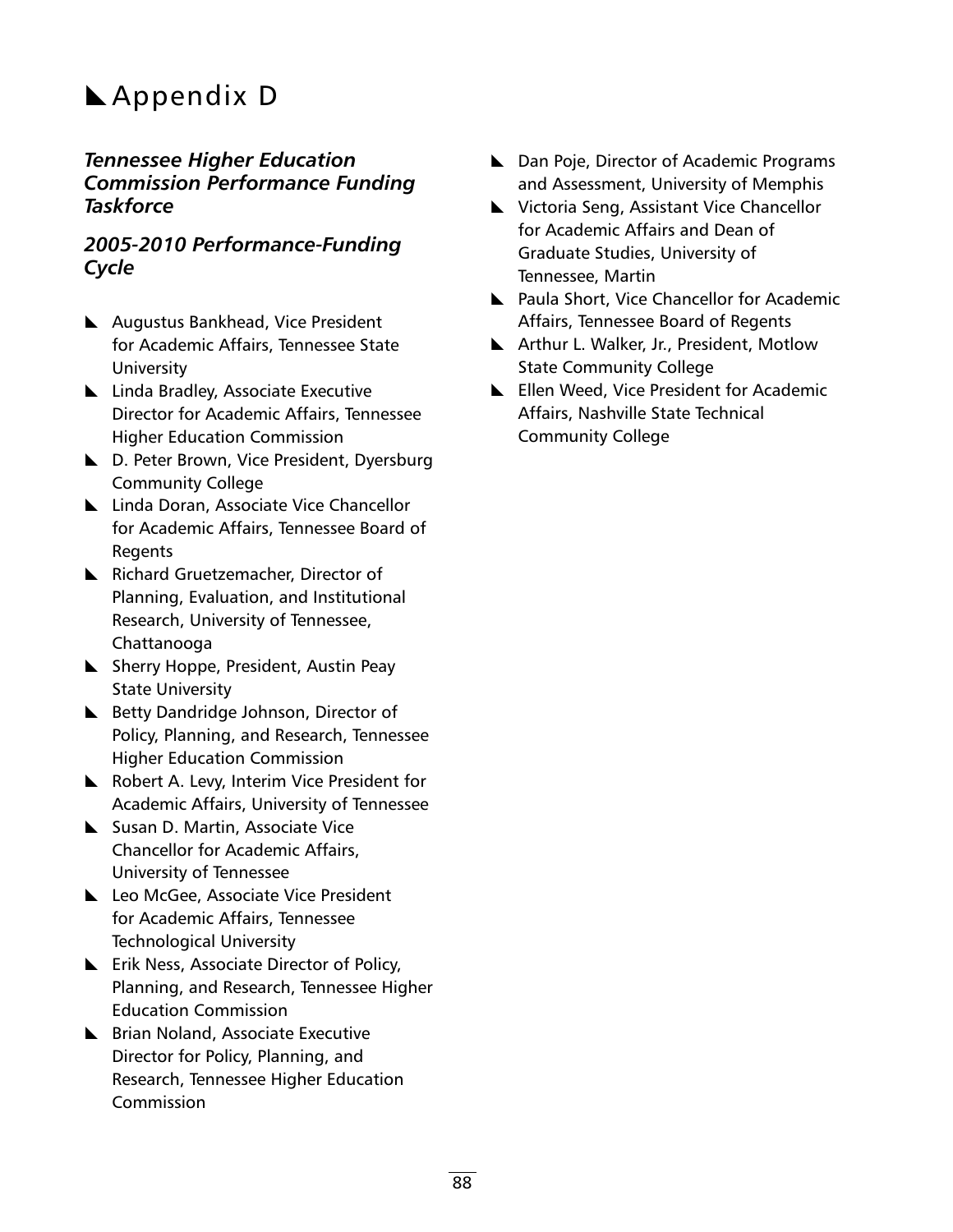# Appendix D

***Tennessee Higher Education Commission Performance Funding Taskforce***

***2005-2010 Performance-Funding Cycle***

- Augustus Bankhead, Vice President for Academic Affairs, Tennessee State University
- Linda Bradley, Associate Executive Director for Academic Affairs, Tennessee Higher Education Commission
- D. Peter Brown, Vice President, Dyersburg Community College
- Linda Doran, Associate Vice Chancellor for Academic Affairs, Tennessee Board of Regents
- Richard Gruetzemacher, Director of Planning, Evaluation, and Institutional Research, University of Tennessee, Chattanooga
- Sherry Hoppe, President, Austin Peay State University
- Betty Dandridge Johnson, Director of Policy, Planning, and Research, Tennessee Higher Education Commission
- Robert A. Levy, Interim Vice President for Academic Affairs, University of Tennessee
- Susan D. Martin, Associate Vice Chancellor for Academic Affairs, University of Tennessee
- Leo McGee, Associate Vice President for Academic Affairs, Tennessee Technological University
- Erik Ness, Associate Director of Policy, Planning, and Research, Tennessee Higher Education Commission
- Brian Noland, Associate Executive Director for Policy, Planning, and Research, Tennessee Higher Education Commission
- Dan Poje, Director of Academic Programs and Assessment, University of Memphis
- Victoria Seng, Assistant Vice Chancellor for Academic Affairs and Dean of Graduate Studies, University of Tennessee, Martin
- Paula Short, Vice Chancellor for Academic Affairs, Tennessee Board of Regents
- Arthur L. Walker, Jr., President, Motlow State Community College
- Ellen Weed, Vice President for Academic Affairs, Nashville State Technical Community College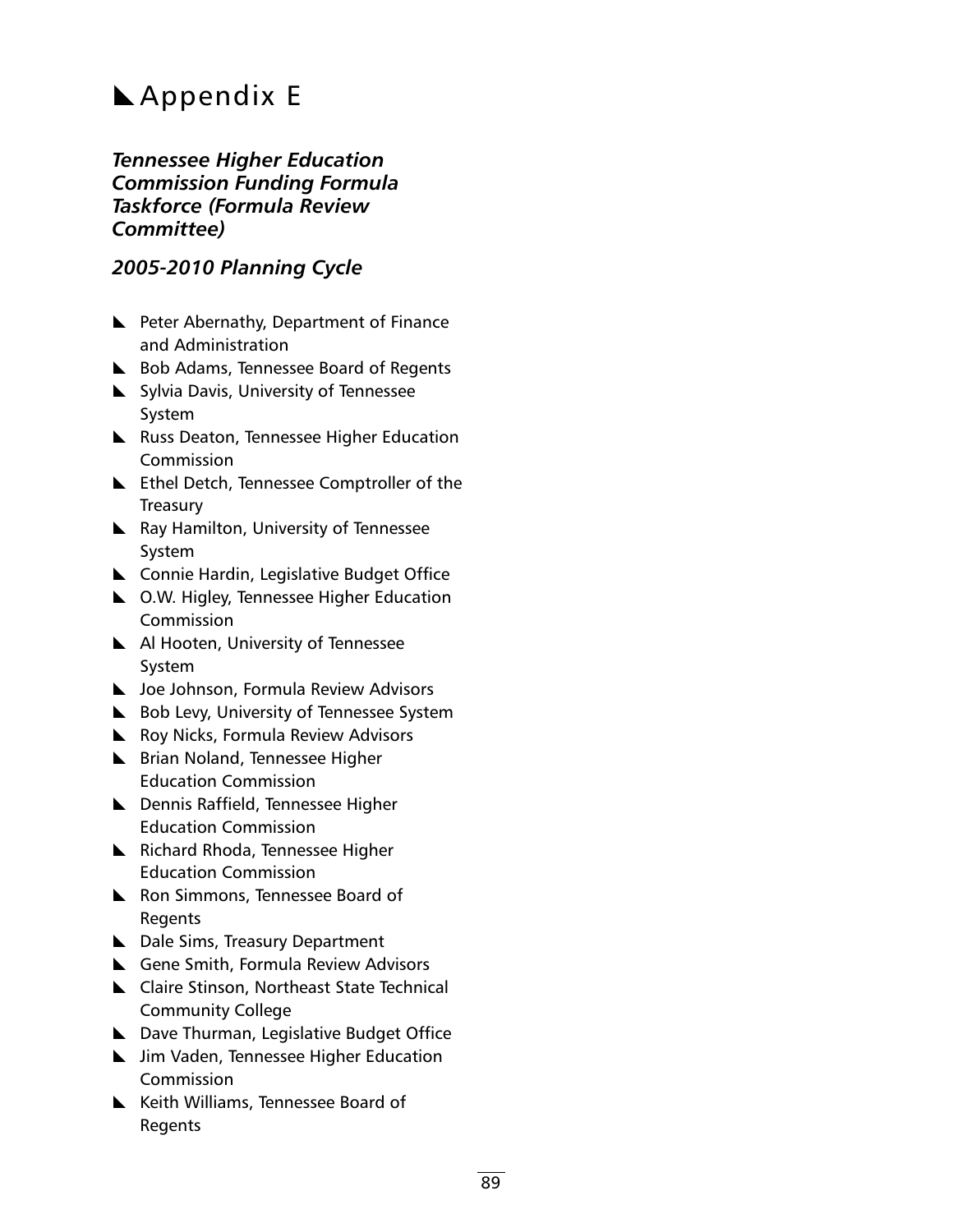# Appendix E

***Tennessee Higher Education Commission Funding Formula Taskforce (Formula Review Committee)***

***2005-2010 Planning Cycle***

- Peter Abernathy, Department of Finance and Administration
- Bob Adams, Tennessee Board of Regents
- Sylvia Davis, University of Tennessee System
- Russ Deaton, Tennessee Higher Education Commission
- Ethel Detch, Tennessee Comptroller of the Treasury
- Ray Hamilton, University of Tennessee System
- Connie Hardin, Legislative Budget Office
- O.W. Higley, Tennessee Higher Education Commission
- Al Hooten, University of Tennessee System
- Joe Johnson, Formula Review Advisors
- Bob Levy, University of Tennessee System
- Roy Nicks, Formula Review Advisors
- Brian Noland, Tennessee Higher Education Commission
- Dennis Raffield, Tennessee Higher Education Commission
- Richard Rhoda, Tennessee Higher Education Commission
- Ron Simmons, Tennessee Board of Regents
- Dale Sims, Treasury Department
- Gene Smith, Formula Review Advisors
- Claire Stinson, Northeast State Technical Community College
- Dave Thurman, Legislative Budget Office
- Jim Vaden, Tennessee Higher Education Commission
- Keith Williams, Tennessee Board of Regents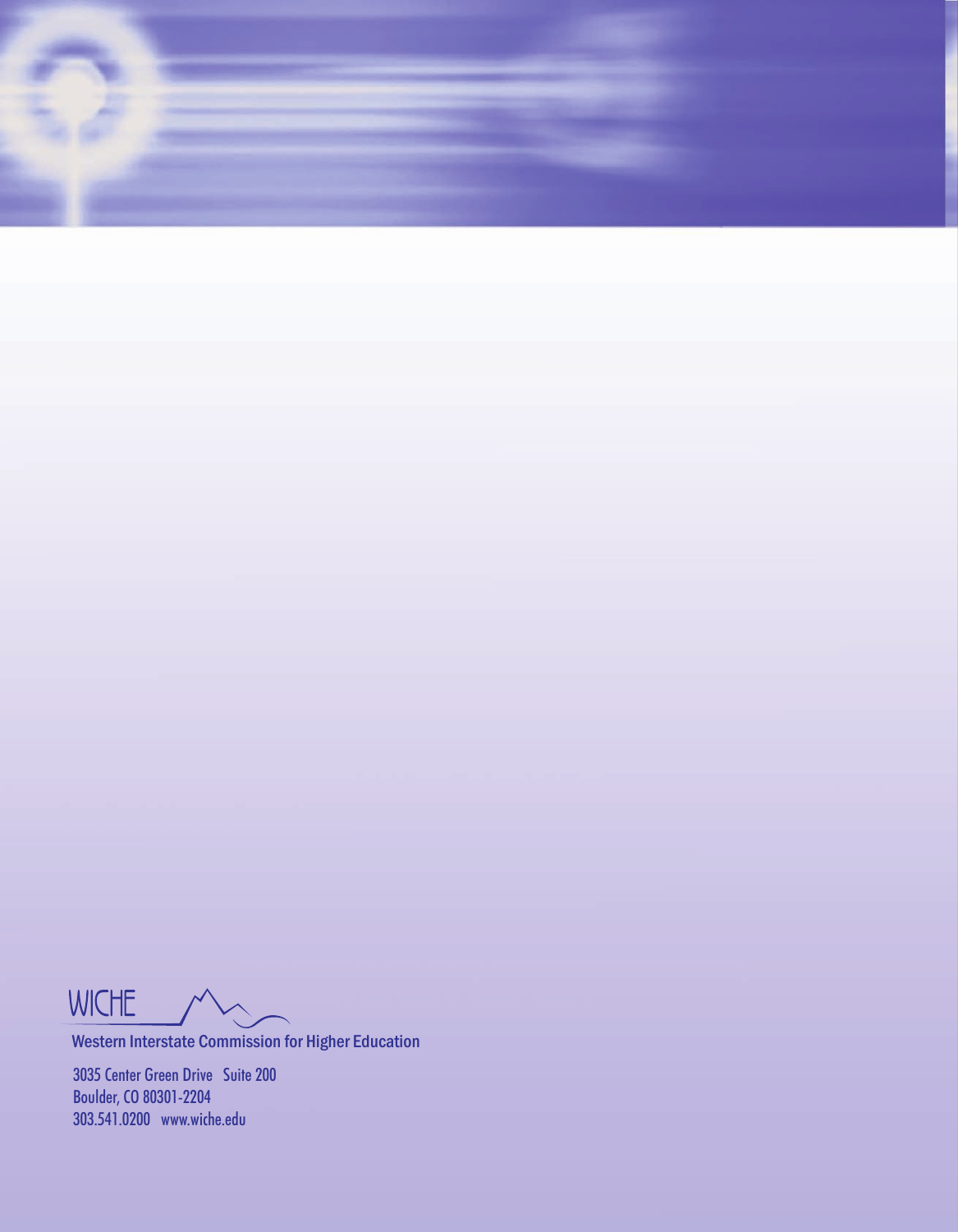WICHE

Western Interstate Commission for Higher Education

3035 Center Green Drive Suite 200
Boulder, CO 80301-2204
303.541.0200 www.wiche.edu